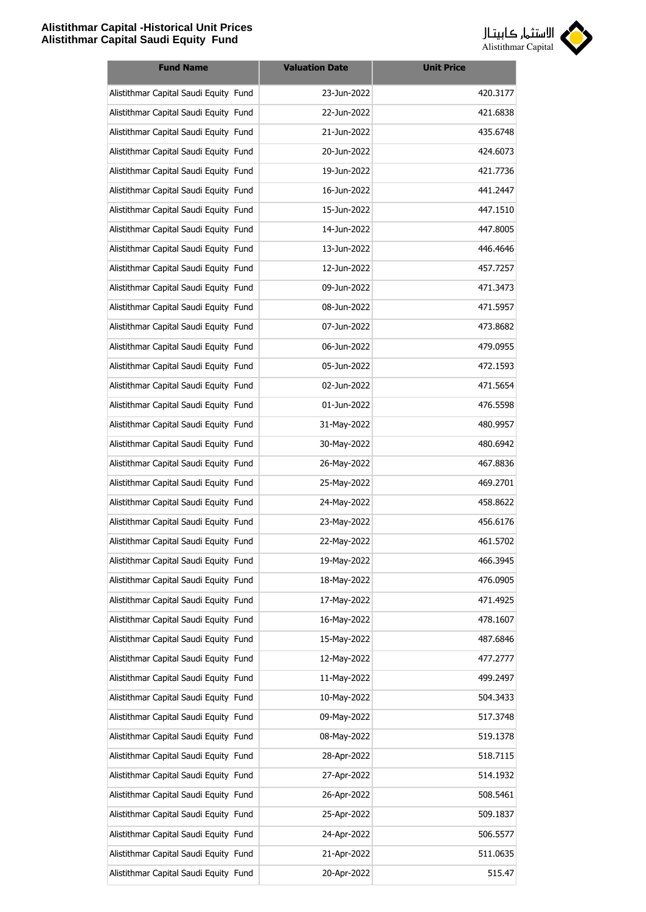# Alistithmar Capital -Historical Unit Prices
# Alistithmar Capital Saudi Equity Fund

الاستثمار كابيتال
Alistithmar Capital

| Fund Name | Valuation Date | Unit Price |
|---|---|---|
| Alistithmar Capital Saudi Equity Fund | 23-Jun-2022 | 420.3177 |
| Alistithmar Capital Saudi Equity Fund | 22-Jun-2022 | 421.6838 |
| Alistithmar Capital Saudi Equity Fund | 21-Jun-2022 | 435.6748 |
| Alistithmar Capital Saudi Equity Fund | 20-Jun-2022 | 424.6073 |
| Alistithmar Capital Saudi Equity Fund | 19-Jun-2022 | 421.7736 |
| Alistithmar Capital Saudi Equity Fund | 16-Jun-2022 | 441.2447 |
| Alistithmar Capital Saudi Equity Fund | 15-Jun-2022 | 447.1510 |
| Alistithmar Capital Saudi Equity Fund | 14-Jun-2022 | 447.8005 |
| Alistithmar Capital Saudi Equity Fund | 13-Jun-2022 | 446.4646 |
| Alistithmar Capital Saudi Equity Fund | 12-Jun-2022 | 457.7257 |
| Alistithmar Capital Saudi Equity Fund | 09-Jun-2022 | 471.3473 |
| Alistithmar Capital Saudi Equity Fund | 08-Jun-2022 | 471.5957 |
| Alistithmar Capital Saudi Equity Fund | 07-Jun-2022 | 473.8682 |
| Alistithmar Capital Saudi Equity Fund | 06-Jun-2022 | 479.0955 |
| Alistithmar Capital Saudi Equity Fund | 05-Jun-2022 | 472.1593 |
| Alistithmar Capital Saudi Equity Fund | 02-Jun-2022 | 471.5654 |
| Alistithmar Capital Saudi Equity Fund | 01-Jun-2022 | 476.5598 |
| Alistithmar Capital Saudi Equity Fund | 31-May-2022 | 480.9957 |
| Alistithmar Capital Saudi Equity Fund | 30-May-2022 | 480.6942 |
| Alistithmar Capital Saudi Equity Fund | 26-May-2022 | 467.8836 |
| Alistithmar Capital Saudi Equity Fund | 25-May-2022 | 469.2701 |
| Alistithmar Capital Saudi Equity Fund | 24-May-2022 | 458.8622 |
| Alistithmar Capital Saudi Equity Fund | 23-May-2022 | 456.6176 |
| Alistithmar Capital Saudi Equity Fund | 22-May-2022 | 461.5702 |
| Alistithmar Capital Saudi Equity Fund | 19-May-2022 | 466.3945 |
| Alistithmar Capital Saudi Equity Fund | 18-May-2022 | 476.0905 |
| Alistithmar Capital Saudi Equity Fund | 17-May-2022 | 471.4925 |
| Alistithmar Capital Saudi Equity Fund | 16-May-2022 | 478.1607 |
| Alistithmar Capital Saudi Equity Fund | 15-May-2022 | 487.6846 |
| Alistithmar Capital Saudi Equity Fund | 12-May-2022 | 477.2777 |
| Alistithmar Capital Saudi Equity Fund | 11-May-2022 | 499.2497 |
| Alistithmar Capital Saudi Equity Fund | 10-May-2022 | 504.3433 |
| Alistithmar Capital Saudi Equity Fund | 09-May-2022 | 517.3748 |
| Alistithmar Capital Saudi Equity Fund | 08-May-2022 | 519.1378 |
| Alistithmar Capital Saudi Equity Fund | 28-Apr-2022 | 518.7115 |
| Alistithmar Capital Saudi Equity Fund | 27-Apr-2022 | 514.1932 |
| Alistithmar Capital Saudi Equity Fund | 26-Apr-2022 | 508.5461 |
| Alistithmar Capital Saudi Equity Fund | 25-Apr-2022 | 509.1837 |
| Alistithmar Capital Saudi Equity Fund | 24-Apr-2022 | 506.5577 |
| Alistithmar Capital Saudi Equity Fund | 21-Apr-2022 | 511.0635 |
| Alistithmar Capital Saudi Equity Fund | 20-Apr-2022 | 515.47 |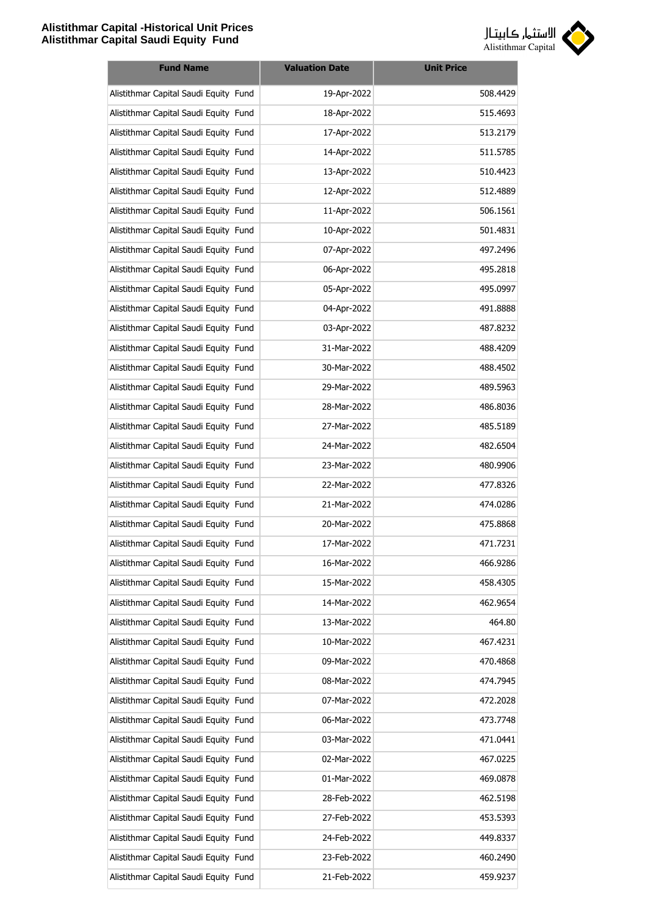| Fund Name | Valuation Date | Unit Price |
|---|---|---|
| Alistithmar Capital Saudi Equity Fund | 19-Apr-2022 | 508.4429 |
| Alistithmar Capital Saudi Equity Fund | 18-Apr-2022 | 515.4693 |
| Alistithmar Capital Saudi Equity Fund | 17-Apr-2022 | 513.2179 |
| Alistithmar Capital Saudi Equity Fund | 14-Apr-2022 | 511.5785 |
| Alistithmar Capital Saudi Equity Fund | 13-Apr-2022 | 510.4423 |
| Alistithmar Capital Saudi Equity Fund | 12-Apr-2022 | 512.4889 |
| Alistithmar Capital Saudi Equity Fund | 11-Apr-2022 | 506.1561 |
| Alistithmar Capital Saudi Equity Fund | 10-Apr-2022 | 501.4831 |
| Alistithmar Capital Saudi Equity Fund | 07-Apr-2022 | 497.2496 |
| Alistithmar Capital Saudi Equity Fund | 06-Apr-2022 | 495.2818 |
| Alistithmar Capital Saudi Equity Fund | 05-Apr-2022 | 495.0997 |
| Alistithmar Capital Saudi Equity Fund | 04-Apr-2022 | 491.8888 |
| Alistithmar Capital Saudi Equity Fund | 03-Apr-2022 | 487.8232 |
| Alistithmar Capital Saudi Equity Fund | 31-Mar-2022 | 488.4209 |
| Alistithmar Capital Saudi Equity Fund | 30-Mar-2022 | 488.4502 |
| Alistithmar Capital Saudi Equity Fund | 29-Mar-2022 | 489.5963 |
| Alistithmar Capital Saudi Equity Fund | 28-Mar-2022 | 486.8036 |
| Alistithmar Capital Saudi Equity Fund | 27-Mar-2022 | 485.5189 |
| Alistithmar Capital Saudi Equity Fund | 24-Mar-2022 | 482.6504 |
| Alistithmar Capital Saudi Equity Fund | 23-Mar-2022 | 480.9906 |
| Alistithmar Capital Saudi Equity Fund | 22-Mar-2022 | 477.8326 |
| Alistithmar Capital Saudi Equity Fund | 21-Mar-2022 | 474.0286 |
| Alistithmar Capital Saudi Equity Fund | 20-Mar-2022 | 475.8868 |
| Alistithmar Capital Saudi Equity Fund | 17-Mar-2022 | 471.7231 |
| Alistithmar Capital Saudi Equity Fund | 16-Mar-2022 | 466.9286 |
| Alistithmar Capital Saudi Equity Fund | 15-Mar-2022 | 458.4305 |
| Alistithmar Capital Saudi Equity Fund | 14-Mar-2022 | 462.9654 |
| Alistithmar Capital Saudi Equity Fund | 13-Mar-2022 | 464.80 |
| Alistithmar Capital Saudi Equity Fund | 10-Mar-2022 | 467.4231 |
| Alistithmar Capital Saudi Equity Fund | 09-Mar-2022 | 470.4868 |
| Alistithmar Capital Saudi Equity Fund | 08-Mar-2022 | 474.7945 |
| Alistithmar Capital Saudi Equity Fund | 07-Mar-2022 | 472.2028 |
| Alistithmar Capital Saudi Equity Fund | 06-Mar-2022 | 473.7748 |
| Alistithmar Capital Saudi Equity Fund | 03-Mar-2022 | 471.0441 |
| Alistithmar Capital Saudi Equity Fund | 02-Mar-2022 | 467.0225 |
| Alistithmar Capital Saudi Equity Fund | 01-Mar-2022 | 469.0878 |
| Alistithmar Capital Saudi Equity Fund | 28-Feb-2022 | 462.5198 |
| Alistithmar Capital Saudi Equity Fund | 27-Feb-2022 | 453.5393 |
| Alistithmar Capital Saudi Equity Fund | 24-Feb-2022 | 449.8337 |
| Alistithmar Capital Saudi Equity Fund | 23-Feb-2022 | 460.2490 |
| Alistithmar Capital Saudi Equity Fund | 21-Feb-2022 | 459.9237 |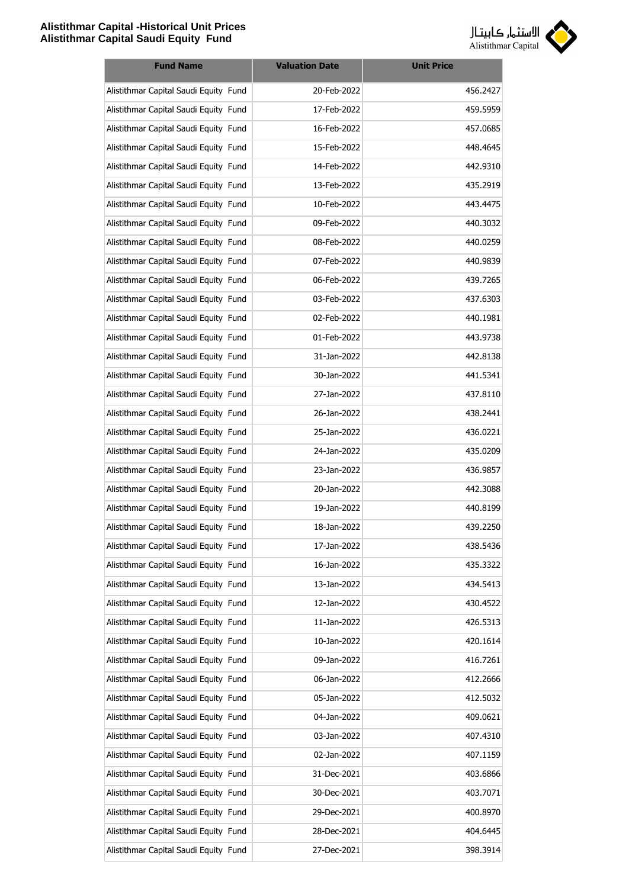| Fund Name | Valuation Date | Unit Price |
|---|---|---|
| Alistithmar Capital Saudi Equity Fund | 20-Feb-2022 | 456.2427 |
| Alistithmar Capital Saudi Equity Fund | 17-Feb-2022 | 459.5959 |
| Alistithmar Capital Saudi Equity Fund | 16-Feb-2022 | 457.0685 |
| Alistithmar Capital Saudi Equity Fund | 15-Feb-2022 | 448.4645 |
| Alistithmar Capital Saudi Equity Fund | 14-Feb-2022 | 442.9310 |
| Alistithmar Capital Saudi Equity Fund | 13-Feb-2022 | 435.2919 |
| Alistithmar Capital Saudi Equity Fund | 10-Feb-2022 | 443.4475 |
| Alistithmar Capital Saudi Equity Fund | 09-Feb-2022 | 440.3032 |
| Alistithmar Capital Saudi Equity Fund | 08-Feb-2022 | 440.0259 |
| Alistithmar Capital Saudi Equity Fund | 07-Feb-2022 | 440.9839 |
| Alistithmar Capital Saudi Equity Fund | 06-Feb-2022 | 439.7265 |
| Alistithmar Capital Saudi Equity Fund | 03-Feb-2022 | 437.6303 |
| Alistithmar Capital Saudi Equity Fund | 02-Feb-2022 | 440.1981 |
| Alistithmar Capital Saudi Equity Fund | 01-Feb-2022 | 443.9738 |
| Alistithmar Capital Saudi Equity Fund | 31-Jan-2022 | 442.8138 |
| Alistithmar Capital Saudi Equity Fund | 30-Jan-2022 | 441.5341 |
| Alistithmar Capital Saudi Equity Fund | 27-Jan-2022 | 437.8110 |
| Alistithmar Capital Saudi Equity Fund | 26-Jan-2022 | 438.2441 |
| Alistithmar Capital Saudi Equity Fund | 25-Jan-2022 | 436.0221 |
| Alistithmar Capital Saudi Equity Fund | 24-Jan-2022 | 435.0209 |
| Alistithmar Capital Saudi Equity Fund | 23-Jan-2022 | 436.9857 |
| Alistithmar Capital Saudi Equity Fund | 20-Jan-2022 | 442.3088 |
| Alistithmar Capital Saudi Equity Fund | 19-Jan-2022 | 440.8199 |
| Alistithmar Capital Saudi Equity Fund | 18-Jan-2022 | 439.2250 |
| Alistithmar Capital Saudi Equity Fund | 17-Jan-2022 | 438.5436 |
| Alistithmar Capital Saudi Equity Fund | 16-Jan-2022 | 435.3322 |
| Alistithmar Capital Saudi Equity Fund | 13-Jan-2022 | 434.5413 |
| Alistithmar Capital Saudi Equity Fund | 12-Jan-2022 | 430.4522 |
| Alistithmar Capital Saudi Equity Fund | 11-Jan-2022 | 426.5313 |
| Alistithmar Capital Saudi Equity Fund | 10-Jan-2022 | 420.1614 |
| Alistithmar Capital Saudi Equity Fund | 09-Jan-2022 | 416.7261 |
| Alistithmar Capital Saudi Equity Fund | 06-Jan-2022 | 412.2666 |
| Alistithmar Capital Saudi Equity Fund | 05-Jan-2022 | 412.5032 |
| Alistithmar Capital Saudi Equity Fund | 04-Jan-2022 | 409.0621 |
| Alistithmar Capital Saudi Equity Fund | 03-Jan-2022 | 407.4310 |
| Alistithmar Capital Saudi Equity Fund | 02-Jan-2022 | 407.1159 |
| Alistithmar Capital Saudi Equity Fund | 31-Dec-2021 | 403.6866 |
| Alistithmar Capital Saudi Equity Fund | 30-Dec-2021 | 403.7071 |
| Alistithmar Capital Saudi Equity Fund | 29-Dec-2021 | 400.8970 |
| Alistithmar Capital Saudi Equity Fund | 28-Dec-2021 | 404.6445 |
| Alistithmar Capital Saudi Equity Fund | 27-Dec-2021 | 398.3914 |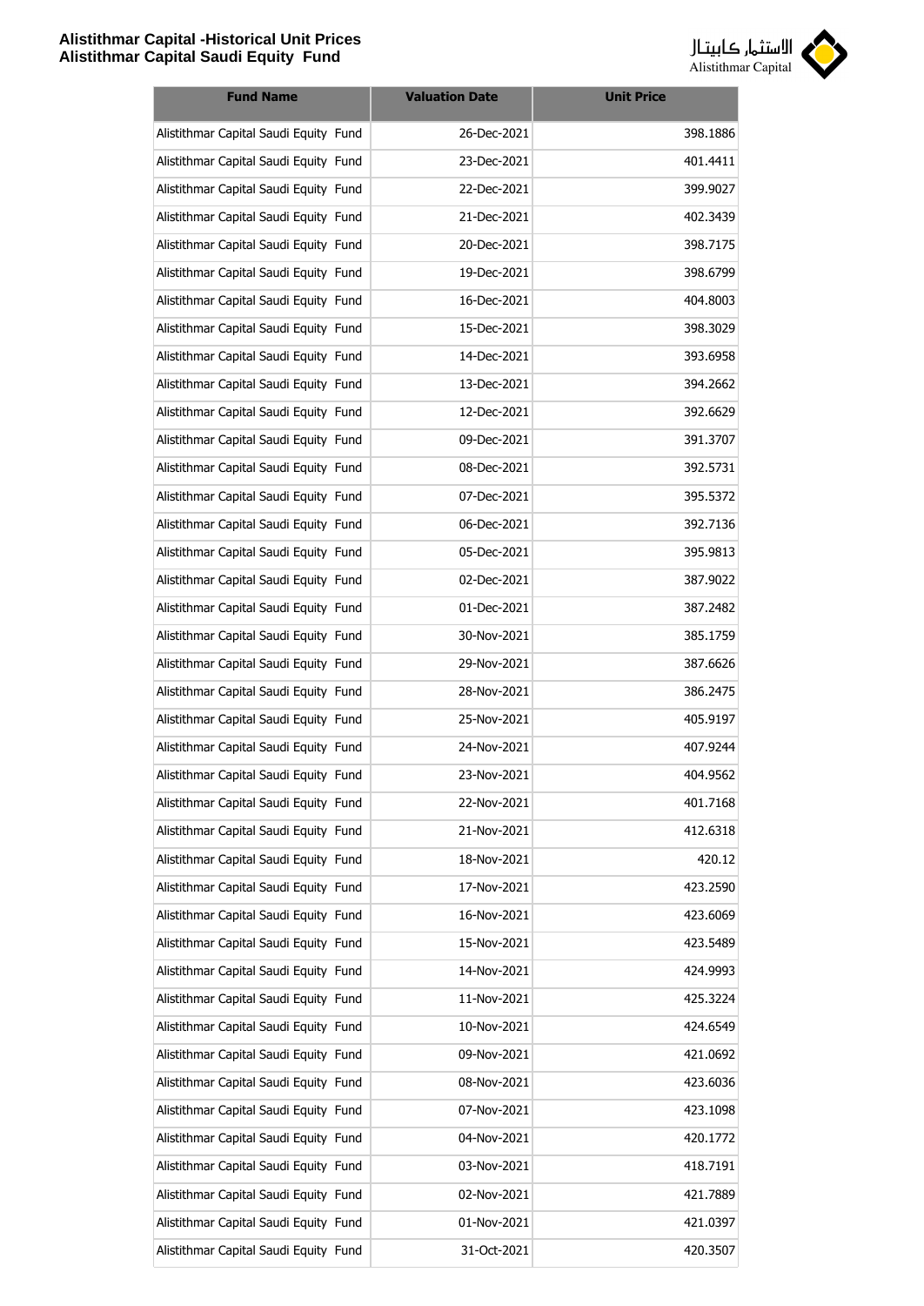| Fund Name | Valuation Date | Unit Price |
|---|---|---|
| Alistithmar Capital Saudi Equity Fund | 26-Dec-2021 | 398.1886 |
| Alistithmar Capital Saudi Equity Fund | 23-Dec-2021 | 401.4411 |
| Alistithmar Capital Saudi Equity Fund | 22-Dec-2021 | 399.9027 |
| Alistithmar Capital Saudi Equity Fund | 21-Dec-2021 | 402.3439 |
| Alistithmar Capital Saudi Equity Fund | 20-Dec-2021 | 398.7175 |
| Alistithmar Capital Saudi Equity Fund | 19-Dec-2021 | 398.6799 |
| Alistithmar Capital Saudi Equity Fund | 16-Dec-2021 | 404.8003 |
| Alistithmar Capital Saudi Equity Fund | 15-Dec-2021 | 398.3029 |
| Alistithmar Capital Saudi Equity Fund | 14-Dec-2021 | 393.6958 |
| Alistithmar Capital Saudi Equity Fund | 13-Dec-2021 | 394.2662 |
| Alistithmar Capital Saudi Equity Fund | 12-Dec-2021 | 392.6629 |
| Alistithmar Capital Saudi Equity Fund | 09-Dec-2021 | 391.3707 |
| Alistithmar Capital Saudi Equity Fund | 08-Dec-2021 | 392.5731 |
| Alistithmar Capital Saudi Equity Fund | 07-Dec-2021 | 395.5372 |
| Alistithmar Capital Saudi Equity Fund | 06-Dec-2021 | 392.7136 |
| Alistithmar Capital Saudi Equity Fund | 05-Dec-2021 | 395.9813 |
| Alistithmar Capital Saudi Equity Fund | 02-Dec-2021 | 387.9022 |
| Alistithmar Capital Saudi Equity Fund | 01-Dec-2021 | 387.2482 |
| Alistithmar Capital Saudi Equity Fund | 30-Nov-2021 | 385.1759 |
| Alistithmar Capital Saudi Equity Fund | 29-Nov-2021 | 387.6626 |
| Alistithmar Capital Saudi Equity Fund | 28-Nov-2021 | 386.2475 |
| Alistithmar Capital Saudi Equity Fund | 25-Nov-2021 | 405.9197 |
| Alistithmar Capital Saudi Equity Fund | 24-Nov-2021 | 407.9244 |
| Alistithmar Capital Saudi Equity Fund | 23-Nov-2021 | 404.9562 |
| Alistithmar Capital Saudi Equity Fund | 22-Nov-2021 | 401.7168 |
| Alistithmar Capital Saudi Equity Fund | 21-Nov-2021 | 412.6318 |
| Alistithmar Capital Saudi Equity Fund | 18-Nov-2021 | 420.12 |
| Alistithmar Capital Saudi Equity Fund | 17-Nov-2021 | 423.2590 |
| Alistithmar Capital Saudi Equity Fund | 16-Nov-2021 | 423.6069 |
| Alistithmar Capital Saudi Equity Fund | 15-Nov-2021 | 423.5489 |
| Alistithmar Capital Saudi Equity Fund | 14-Nov-2021 | 424.9993 |
| Alistithmar Capital Saudi Equity Fund | 11-Nov-2021 | 425.3224 |
| Alistithmar Capital Saudi Equity Fund | 10-Nov-2021 | 424.6549 |
| Alistithmar Capital Saudi Equity Fund | 09-Nov-2021 | 421.0692 |
| Alistithmar Capital Saudi Equity Fund | 08-Nov-2021 | 423.6036 |
| Alistithmar Capital Saudi Equity Fund | 07-Nov-2021 | 423.1098 |
| Alistithmar Capital Saudi Equity Fund | 04-Nov-2021 | 420.1772 |
| Alistithmar Capital Saudi Equity Fund | 03-Nov-2021 | 418.7191 |
| Alistithmar Capital Saudi Equity Fund | 02-Nov-2021 | 421.7889 |
| Alistithmar Capital Saudi Equity Fund | 01-Nov-2021 | 421.0397 |
| Alistithmar Capital Saudi Equity Fund | 31-Oct-2021 | 420.3507 |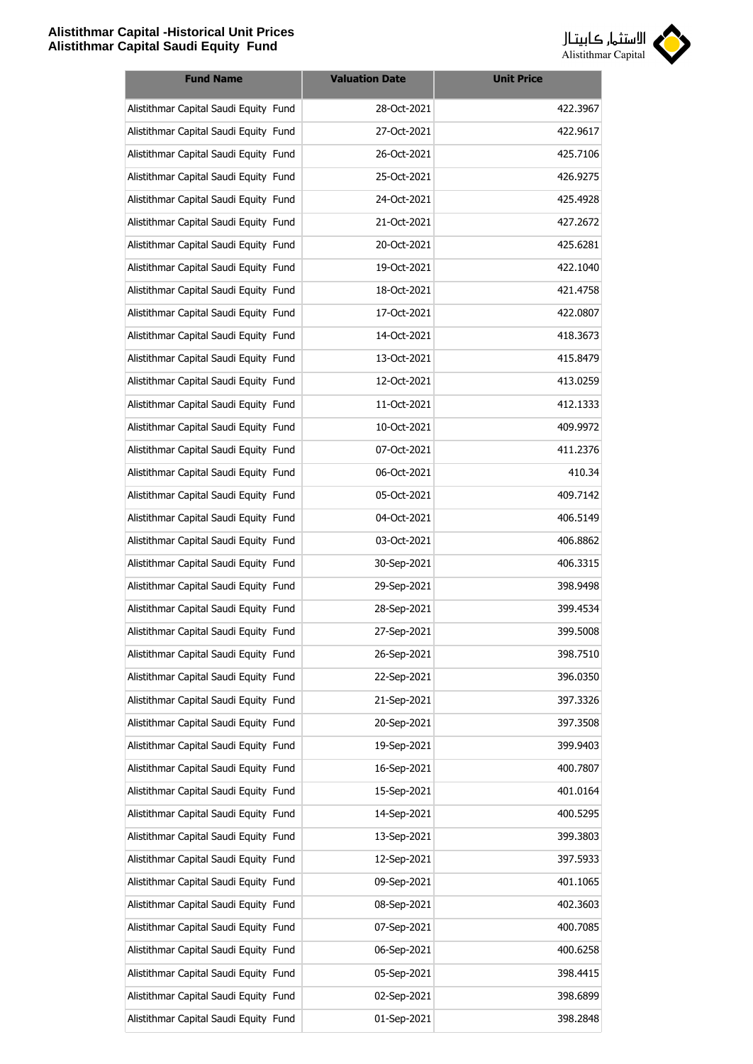| Fund Name | Valuation Date | Unit Price |
|---|---|---|
| Alistithmar Capital Saudi Equity Fund | 28-Oct-2021 | 422.3967 |
| Alistithmar Capital Saudi Equity Fund | 27-Oct-2021 | 422.9617 |
| Alistithmar Capital Saudi Equity Fund | 26-Oct-2021 | 425.7106 |
| Alistithmar Capital Saudi Equity Fund | 25-Oct-2021 | 426.9275 |
| Alistithmar Capital Saudi Equity Fund | 24-Oct-2021 | 425.4928 |
| Alistithmar Capital Saudi Equity Fund | 21-Oct-2021 | 427.2672 |
| Alistithmar Capital Saudi Equity Fund | 20-Oct-2021 | 425.6281 |
| Alistithmar Capital Saudi Equity Fund | 19-Oct-2021 | 422.1040 |
| Alistithmar Capital Saudi Equity Fund | 18-Oct-2021 | 421.4758 |
| Alistithmar Capital Saudi Equity Fund | 17-Oct-2021 | 422.0807 |
| Alistithmar Capital Saudi Equity Fund | 14-Oct-2021 | 418.3673 |
| Alistithmar Capital Saudi Equity Fund | 13-Oct-2021 | 415.8479 |
| Alistithmar Capital Saudi Equity Fund | 12-Oct-2021 | 413.0259 |
| Alistithmar Capital Saudi Equity Fund | 11-Oct-2021 | 412.1333 |
| Alistithmar Capital Saudi Equity Fund | 10-Oct-2021 | 409.9972 |
| Alistithmar Capital Saudi Equity Fund | 07-Oct-2021 | 411.2376 |
| Alistithmar Capital Saudi Equity Fund | 06-Oct-2021 | 410.34 |
| Alistithmar Capital Saudi Equity Fund | 05-Oct-2021 | 409.7142 |
| Alistithmar Capital Saudi Equity Fund | 04-Oct-2021 | 406.5149 |
| Alistithmar Capital Saudi Equity Fund | 03-Oct-2021 | 406.8862 |
| Alistithmar Capital Saudi Equity Fund | 30-Sep-2021 | 406.3315 |
| Alistithmar Capital Saudi Equity Fund | 29-Sep-2021 | 398.9498 |
| Alistithmar Capital Saudi Equity Fund | 28-Sep-2021 | 399.4534 |
| Alistithmar Capital Saudi Equity Fund | 27-Sep-2021 | 399.5008 |
| Alistithmar Capital Saudi Equity Fund | 26-Sep-2021 | 398.7510 |
| Alistithmar Capital Saudi Equity Fund | 22-Sep-2021 | 396.0350 |
| Alistithmar Capital Saudi Equity Fund | 21-Sep-2021 | 397.3326 |
| Alistithmar Capital Saudi Equity Fund | 20-Sep-2021 | 397.3508 |
| Alistithmar Capital Saudi Equity Fund | 19-Sep-2021 | 399.9403 |
| Alistithmar Capital Saudi Equity Fund | 16-Sep-2021 | 400.7807 |
| Alistithmar Capital Saudi Equity Fund | 15-Sep-2021 | 401.0164 |
| Alistithmar Capital Saudi Equity Fund | 14-Sep-2021 | 400.5295 |
| Alistithmar Capital Saudi Equity Fund | 13-Sep-2021 | 399.3803 |
| Alistithmar Capital Saudi Equity Fund | 12-Sep-2021 | 397.5933 |
| Alistithmar Capital Saudi Equity Fund | 09-Sep-2021 | 401.1065 |
| Alistithmar Capital Saudi Equity Fund | 08-Sep-2021 | 402.3603 |
| Alistithmar Capital Saudi Equity Fund | 07-Sep-2021 | 400.7085 |
| Alistithmar Capital Saudi Equity Fund | 06-Sep-2021 | 400.6258 |
| Alistithmar Capital Saudi Equity Fund | 05-Sep-2021 | 398.4415 |
| Alistithmar Capital Saudi Equity Fund | 02-Sep-2021 | 398.6899 |
| Alistithmar Capital Saudi Equity Fund | 01-Sep-2021 | 398.2848 |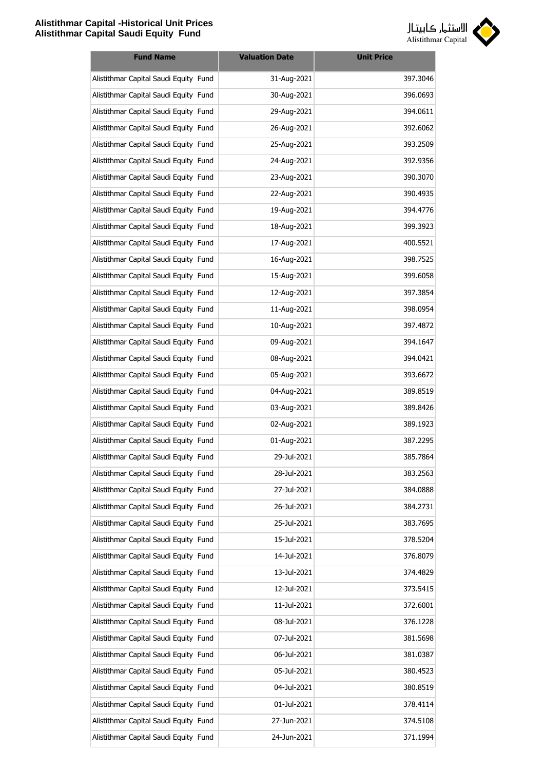| Fund Name | Valuation Date | Unit Price |
|---|---|---|
| Alistithmar Capital Saudi Equity Fund | 31-Aug-2021 | 397.3046 |
| Alistithmar Capital Saudi Equity Fund | 30-Aug-2021 | 396.0693 |
| Alistithmar Capital Saudi Equity Fund | 29-Aug-2021 | 394.0611 |
| Alistithmar Capital Saudi Equity Fund | 26-Aug-2021 | 392.6062 |
| Alistithmar Capital Saudi Equity Fund | 25-Aug-2021 | 393.2509 |
| Alistithmar Capital Saudi Equity Fund | 24-Aug-2021 | 392.9356 |
| Alistithmar Capital Saudi Equity Fund | 23-Aug-2021 | 390.3070 |
| Alistithmar Capital Saudi Equity Fund | 22-Aug-2021 | 390.4935 |
| Alistithmar Capital Saudi Equity Fund | 19-Aug-2021 | 394.4776 |
| Alistithmar Capital Saudi Equity Fund | 18-Aug-2021 | 399.3923 |
| Alistithmar Capital Saudi Equity Fund | 17-Aug-2021 | 400.5521 |
| Alistithmar Capital Saudi Equity Fund | 16-Aug-2021 | 398.7525 |
| Alistithmar Capital Saudi Equity Fund | 15-Aug-2021 | 399.6058 |
| Alistithmar Capital Saudi Equity Fund | 12-Aug-2021 | 397.3854 |
| Alistithmar Capital Saudi Equity Fund | 11-Aug-2021 | 398.0954 |
| Alistithmar Capital Saudi Equity Fund | 10-Aug-2021 | 397.4872 |
| Alistithmar Capital Saudi Equity Fund | 09-Aug-2021 | 394.1647 |
| Alistithmar Capital Saudi Equity Fund | 08-Aug-2021 | 394.0421 |
| Alistithmar Capital Saudi Equity Fund | 05-Aug-2021 | 393.6672 |
| Alistithmar Capital Saudi Equity Fund | 04-Aug-2021 | 389.8519 |
| Alistithmar Capital Saudi Equity Fund | 03-Aug-2021 | 389.8426 |
| Alistithmar Capital Saudi Equity Fund | 02-Aug-2021 | 389.1923 |
| Alistithmar Capital Saudi Equity Fund | 01-Aug-2021 | 387.2295 |
| Alistithmar Capital Saudi Equity Fund | 29-Jul-2021 | 385.7864 |
| Alistithmar Capital Saudi Equity Fund | 28-Jul-2021 | 383.2563 |
| Alistithmar Capital Saudi Equity Fund | 27-Jul-2021 | 384.0888 |
| Alistithmar Capital Saudi Equity Fund | 26-Jul-2021 | 384.2731 |
| Alistithmar Capital Saudi Equity Fund | 25-Jul-2021 | 383.7695 |
| Alistithmar Capital Saudi Equity Fund | 15-Jul-2021 | 378.5204 |
| Alistithmar Capital Saudi Equity Fund | 14-Jul-2021 | 376.8079 |
| Alistithmar Capital Saudi Equity Fund | 13-Jul-2021 | 374.4829 |
| Alistithmar Capital Saudi Equity Fund | 12-Jul-2021 | 373.5415 |
| Alistithmar Capital Saudi Equity Fund | 11-Jul-2021 | 372.6001 |
| Alistithmar Capital Saudi Equity Fund | 08-Jul-2021 | 376.1228 |
| Alistithmar Capital Saudi Equity Fund | 07-Jul-2021 | 381.5698 |
| Alistithmar Capital Saudi Equity Fund | 06-Jul-2021 | 381.0387 |
| Alistithmar Capital Saudi Equity Fund | 05-Jul-2021 | 380.4523 |
| Alistithmar Capital Saudi Equity Fund | 04-Jul-2021 | 380.8519 |
| Alistithmar Capital Saudi Equity Fund | 01-Jul-2021 | 378.4114 |
| Alistithmar Capital Saudi Equity Fund | 27-Jun-2021 | 374.5108 |
| Alistithmar Capital Saudi Equity Fund | 24-Jun-2021 | 371.1994 |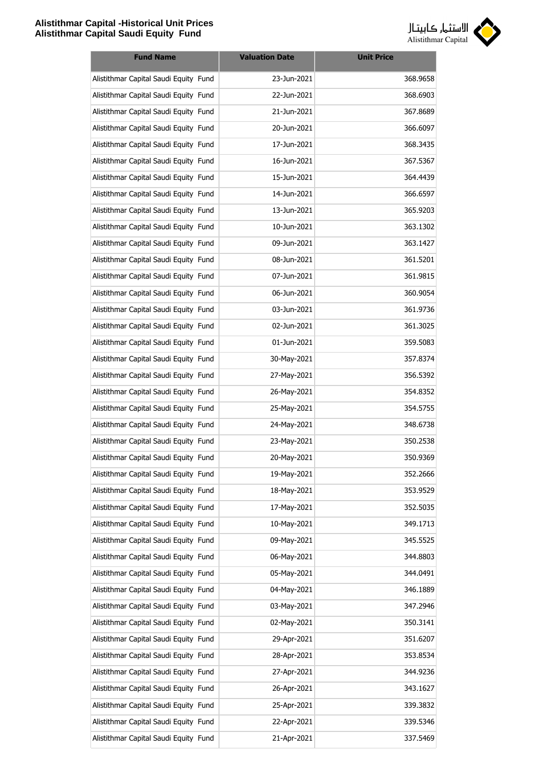| Fund Name | Valuation Date | Unit Price |
| --- | --- | --- |
| Alistithmar Capital Saudi Equity Fund | 23-Jun-2021 | 368.9658 |
| Alistithmar Capital Saudi Equity Fund | 22-Jun-2021 | 368.6903 |
| Alistithmar Capital Saudi Equity Fund | 21-Jun-2021 | 367.8689 |
| Alistithmar Capital Saudi Equity Fund | 20-Jun-2021 | 366.6097 |
| Alistithmar Capital Saudi Equity Fund | 17-Jun-2021 | 368.3435 |
| Alistithmar Capital Saudi Equity Fund | 16-Jun-2021 | 367.5367 |
| Alistithmar Capital Saudi Equity Fund | 15-Jun-2021 | 364.4439 |
| Alistithmar Capital Saudi Equity Fund | 14-Jun-2021 | 366.6597 |
| Alistithmar Capital Saudi Equity Fund | 13-Jun-2021 | 365.9203 |
| Alistithmar Capital Saudi Equity Fund | 10-Jun-2021 | 363.1302 |
| Alistithmar Capital Saudi Equity Fund | 09-Jun-2021 | 363.1427 |
| Alistithmar Capital Saudi Equity Fund | 08-Jun-2021 | 361.5201 |
| Alistithmar Capital Saudi Equity Fund | 07-Jun-2021 | 361.9815 |
| Alistithmar Capital Saudi Equity Fund | 06-Jun-2021 | 360.9054 |
| Alistithmar Capital Saudi Equity Fund | 03-Jun-2021 | 361.9736 |
| Alistithmar Capital Saudi Equity Fund | 02-Jun-2021 | 361.3025 |
| Alistithmar Capital Saudi Equity Fund | 01-Jun-2021 | 359.5083 |
| Alistithmar Capital Saudi Equity Fund | 30-May-2021 | 357.8374 |
| Alistithmar Capital Saudi Equity Fund | 27-May-2021 | 356.5392 |
| Alistithmar Capital Saudi Equity Fund | 26-May-2021 | 354.8352 |
| Alistithmar Capital Saudi Equity Fund | 25-May-2021 | 354.5755 |
| Alistithmar Capital Saudi Equity Fund | 24-May-2021 | 348.6738 |
| Alistithmar Capital Saudi Equity Fund | 23-May-2021 | 350.2538 |
| Alistithmar Capital Saudi Equity Fund | 20-May-2021 | 350.9369 |
| Alistithmar Capital Saudi Equity Fund | 19-May-2021 | 352.2666 |
| Alistithmar Capital Saudi Equity Fund | 18-May-2021 | 353.9529 |
| Alistithmar Capital Saudi Equity Fund | 17-May-2021 | 352.5035 |
| Alistithmar Capital Saudi Equity Fund | 10-May-2021 | 349.1713 |
| Alistithmar Capital Saudi Equity Fund | 09-May-2021 | 345.5525 |
| Alistithmar Capital Saudi Equity Fund | 06-May-2021 | 344.8803 |
| Alistithmar Capital Saudi Equity Fund | 05-May-2021 | 344.0491 |
| Alistithmar Capital Saudi Equity Fund | 04-May-2021 | 346.1889 |
| Alistithmar Capital Saudi Equity Fund | 03-May-2021 | 347.2946 |
| Alistithmar Capital Saudi Equity Fund | 02-May-2021 | 350.3141 |
| Alistithmar Capital Saudi Equity Fund | 29-Apr-2021 | 351.6207 |
| Alistithmar Capital Saudi Equity Fund | 28-Apr-2021 | 353.8534 |
| Alistithmar Capital Saudi Equity Fund | 27-Apr-2021 | 344.9236 |
| Alistithmar Capital Saudi Equity Fund | 26-Apr-2021 | 343.1627 |
| Alistithmar Capital Saudi Equity Fund | 25-Apr-2021 | 339.3832 |
| Alistithmar Capital Saudi Equity Fund | 22-Apr-2021 | 339.5346 |
| Alistithmar Capital Saudi Equity Fund | 21-Apr-2021 | 337.5469 |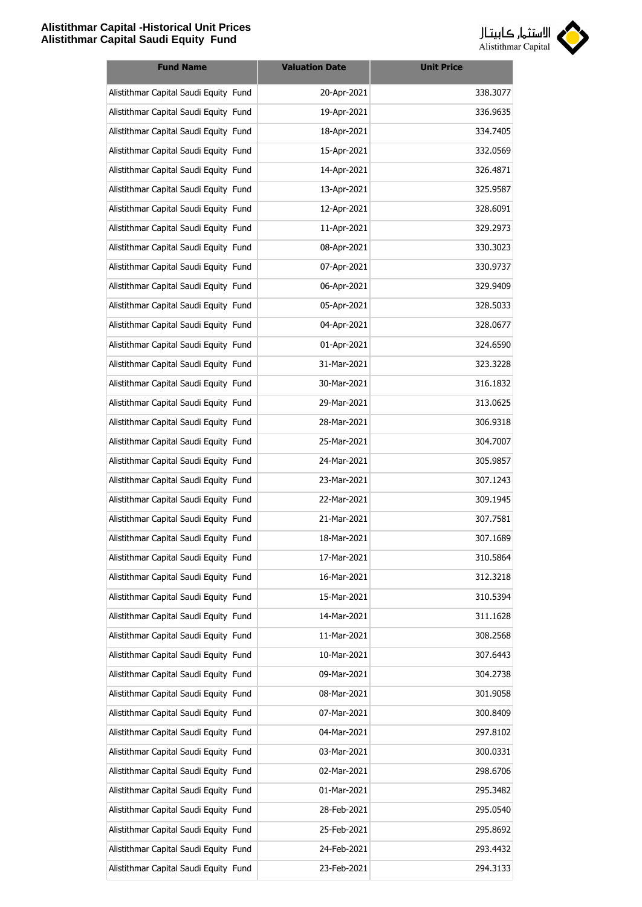| Fund Name | Valuation Date | Unit Price |
|---|---|---|
| Alistithmar Capital Saudi Equity Fund | 20-Apr-2021 | 338.3077 |
| Alistithmar Capital Saudi Equity Fund | 19-Apr-2021 | 336.9635 |
| Alistithmar Capital Saudi Equity Fund | 18-Apr-2021 | 334.7405 |
| Alistithmar Capital Saudi Equity Fund | 15-Apr-2021 | 332.0569 |
| Alistithmar Capital Saudi Equity Fund | 14-Apr-2021 | 326.4871 |
| Alistithmar Capital Saudi Equity Fund | 13-Apr-2021 | 325.9587 |
| Alistithmar Capital Saudi Equity Fund | 12-Apr-2021 | 328.6091 |
| Alistithmar Capital Saudi Equity Fund | 11-Apr-2021 | 329.2973 |
| Alistithmar Capital Saudi Equity Fund | 08-Apr-2021 | 330.3023 |
| Alistithmar Capital Saudi Equity Fund | 07-Apr-2021 | 330.9737 |
| Alistithmar Capital Saudi Equity Fund | 06-Apr-2021 | 329.9409 |
| Alistithmar Capital Saudi Equity Fund | 05-Apr-2021 | 328.5033 |
| Alistithmar Capital Saudi Equity Fund | 04-Apr-2021 | 328.0677 |
| Alistithmar Capital Saudi Equity Fund | 01-Apr-2021 | 324.6590 |
| Alistithmar Capital Saudi Equity Fund | 31-Mar-2021 | 323.3228 |
| Alistithmar Capital Saudi Equity Fund | 30-Mar-2021 | 316.1832 |
| Alistithmar Capital Saudi Equity Fund | 29-Mar-2021 | 313.0625 |
| Alistithmar Capital Saudi Equity Fund | 28-Mar-2021 | 306.9318 |
| Alistithmar Capital Saudi Equity Fund | 25-Mar-2021 | 304.7007 |
| Alistithmar Capital Saudi Equity Fund | 24-Mar-2021 | 305.9857 |
| Alistithmar Capital Saudi Equity Fund | 23-Mar-2021 | 307.1243 |
| Alistithmar Capital Saudi Equity Fund | 22-Mar-2021 | 309.1945 |
| Alistithmar Capital Saudi Equity Fund | 21-Mar-2021 | 307.7581 |
| Alistithmar Capital Saudi Equity Fund | 18-Mar-2021 | 307.1689 |
| Alistithmar Capital Saudi Equity Fund | 17-Mar-2021 | 310.5864 |
| Alistithmar Capital Saudi Equity Fund | 16-Mar-2021 | 312.3218 |
| Alistithmar Capital Saudi Equity Fund | 15-Mar-2021 | 310.5394 |
| Alistithmar Capital Saudi Equity Fund | 14-Mar-2021 | 311.1628 |
| Alistithmar Capital Saudi Equity Fund | 11-Mar-2021 | 308.2568 |
| Alistithmar Capital Saudi Equity Fund | 10-Mar-2021 | 307.6443 |
| Alistithmar Capital Saudi Equity Fund | 09-Mar-2021 | 304.2738 |
| Alistithmar Capital Saudi Equity Fund | 08-Mar-2021 | 301.9058 |
| Alistithmar Capital Saudi Equity Fund | 07-Mar-2021 | 300.8409 |
| Alistithmar Capital Saudi Equity Fund | 04-Mar-2021 | 297.8102 |
| Alistithmar Capital Saudi Equity Fund | 03-Mar-2021 | 300.0331 |
| Alistithmar Capital Saudi Equity Fund | 02-Mar-2021 | 298.6706 |
| Alistithmar Capital Saudi Equity Fund | 01-Mar-2021 | 295.3482 |
| Alistithmar Capital Saudi Equity Fund | 28-Feb-2021 | 295.0540 |
| Alistithmar Capital Saudi Equity Fund | 25-Feb-2021 | 295.8692 |
| Alistithmar Capital Saudi Equity Fund | 24-Feb-2021 | 293.4432 |
| Alistithmar Capital Saudi Equity Fund | 23-Feb-2021 | 294.3133 |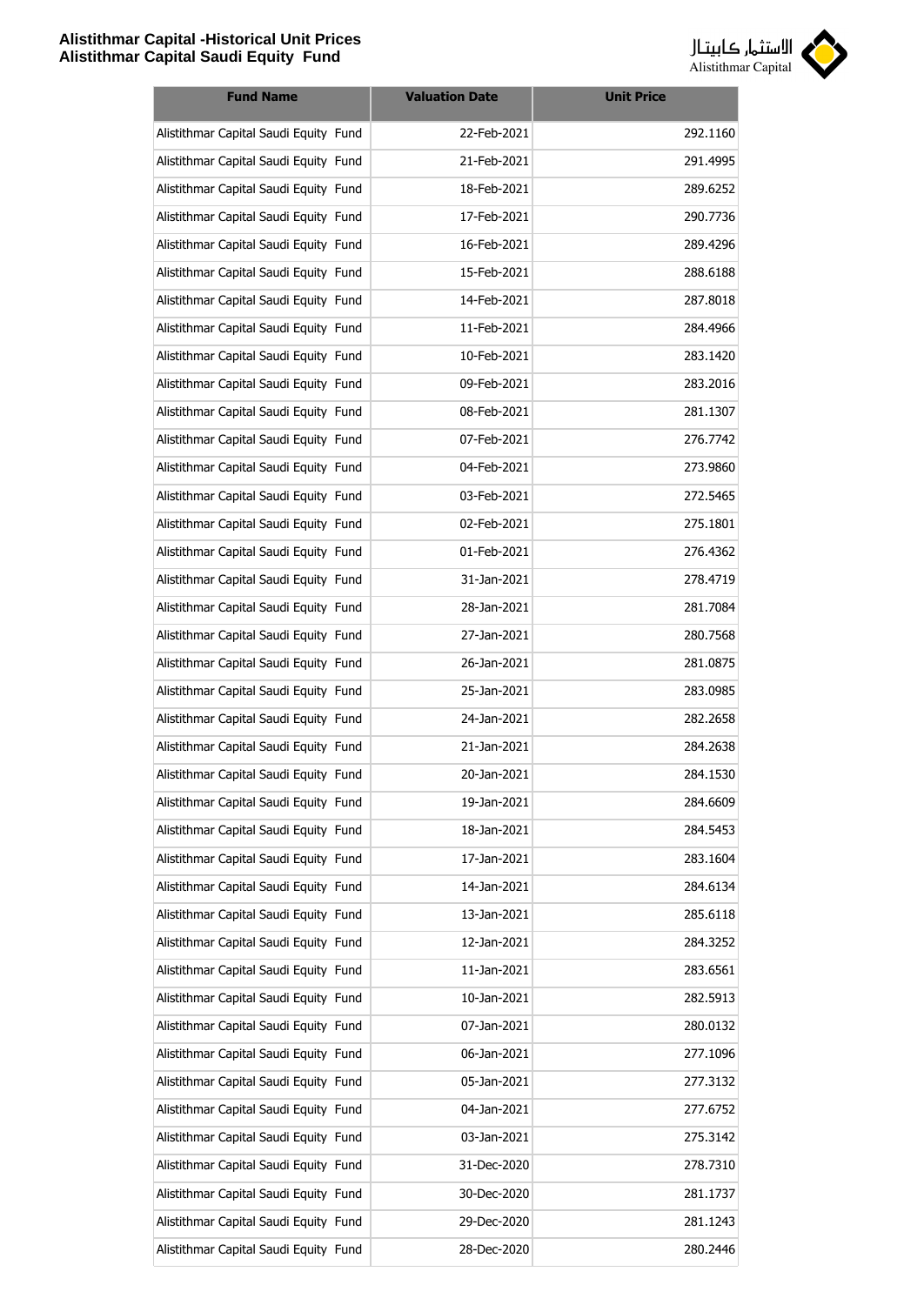| Fund Name | Valuation Date | Unit Price |
|---|---|---|
| Alistithmar Capital Saudi Equity Fund | 22-Feb-2021 | 292.1160 |
| Alistithmar Capital Saudi Equity Fund | 21-Feb-2021 | 291.4995 |
| Alistithmar Capital Saudi Equity Fund | 18-Feb-2021 | 289.6252 |
| Alistithmar Capital Saudi Equity Fund | 17-Feb-2021 | 290.7736 |
| Alistithmar Capital Saudi Equity Fund | 16-Feb-2021 | 289.4296 |
| Alistithmar Capital Saudi Equity Fund | 15-Feb-2021 | 288.6188 |
| Alistithmar Capital Saudi Equity Fund | 14-Feb-2021 | 287.8018 |
| Alistithmar Capital Saudi Equity Fund | 11-Feb-2021 | 284.4966 |
| Alistithmar Capital Saudi Equity Fund | 10-Feb-2021 | 283.1420 |
| Alistithmar Capital Saudi Equity Fund | 09-Feb-2021 | 283.2016 |
| Alistithmar Capital Saudi Equity Fund | 08-Feb-2021 | 281.1307 |
| Alistithmar Capital Saudi Equity Fund | 07-Feb-2021 | 276.7742 |
| Alistithmar Capital Saudi Equity Fund | 04-Feb-2021 | 273.9860 |
| Alistithmar Capital Saudi Equity Fund | 03-Feb-2021 | 272.5465 |
| Alistithmar Capital Saudi Equity Fund | 02-Feb-2021 | 275.1801 |
| Alistithmar Capital Saudi Equity Fund | 01-Feb-2021 | 276.4362 |
| Alistithmar Capital Saudi Equity Fund | 31-Jan-2021 | 278.4719 |
| Alistithmar Capital Saudi Equity Fund | 28-Jan-2021 | 281.7084 |
| Alistithmar Capital Saudi Equity Fund | 27-Jan-2021 | 280.7568 |
| Alistithmar Capital Saudi Equity Fund | 26-Jan-2021 | 281.0875 |
| Alistithmar Capital Saudi Equity Fund | 25-Jan-2021 | 283.0985 |
| Alistithmar Capital Saudi Equity Fund | 24-Jan-2021 | 282.2658 |
| Alistithmar Capital Saudi Equity Fund | 21-Jan-2021 | 284.2638 |
| Alistithmar Capital Saudi Equity Fund | 20-Jan-2021 | 284.1530 |
| Alistithmar Capital Saudi Equity Fund | 19-Jan-2021 | 284.6609 |
| Alistithmar Capital Saudi Equity Fund | 18-Jan-2021 | 284.5453 |
| Alistithmar Capital Saudi Equity Fund | 17-Jan-2021 | 283.1604 |
| Alistithmar Capital Saudi Equity Fund | 14-Jan-2021 | 284.6134 |
| Alistithmar Capital Saudi Equity Fund | 13-Jan-2021 | 285.6118 |
| Alistithmar Capital Saudi Equity Fund | 12-Jan-2021 | 284.3252 |
| Alistithmar Capital Saudi Equity Fund | 11-Jan-2021 | 283.6561 |
| Alistithmar Capital Saudi Equity Fund | 10-Jan-2021 | 282.5913 |
| Alistithmar Capital Saudi Equity Fund | 07-Jan-2021 | 280.0132 |
| Alistithmar Capital Saudi Equity Fund | 06-Jan-2021 | 277.1096 |
| Alistithmar Capital Saudi Equity Fund | 05-Jan-2021 | 277.3132 |
| Alistithmar Capital Saudi Equity Fund | 04-Jan-2021 | 277.6752 |
| Alistithmar Capital Saudi Equity Fund | 03-Jan-2021 | 275.3142 |
| Alistithmar Capital Saudi Equity Fund | 31-Dec-2020 | 278.7310 |
| Alistithmar Capital Saudi Equity Fund | 30-Dec-2020 | 281.1737 |
| Alistithmar Capital Saudi Equity Fund | 29-Dec-2020 | 281.1243 |
| Alistithmar Capital Saudi Equity Fund | 28-Dec-2020 | 280.2446 |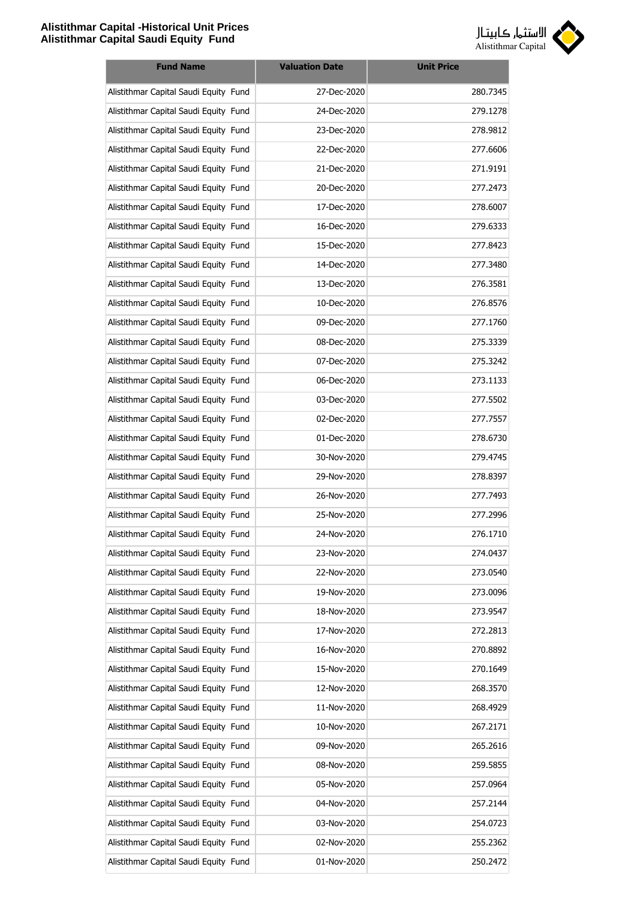| Fund Name | Valuation Date | Unit Price |
| --- | --- | --- |
| Alistithmar Capital Saudi Equity Fund | 27-Dec-2020 | 280.7345 |
| Alistithmar Capital Saudi Equity Fund | 24-Dec-2020 | 279.1278 |
| Alistithmar Capital Saudi Equity Fund | 23-Dec-2020 | 278.9812 |
| Alistithmar Capital Saudi Equity Fund | 22-Dec-2020 | 277.6606 |
| Alistithmar Capital Saudi Equity Fund | 21-Dec-2020 | 271.9191 |
| Alistithmar Capital Saudi Equity Fund | 20-Dec-2020 | 277.2473 |
| Alistithmar Capital Saudi Equity Fund | 17-Dec-2020 | 278.6007 |
| Alistithmar Capital Saudi Equity Fund | 16-Dec-2020 | 279.6333 |
| Alistithmar Capital Saudi Equity Fund | 15-Dec-2020 | 277.8423 |
| Alistithmar Capital Saudi Equity Fund | 14-Dec-2020 | 277.3480 |
| Alistithmar Capital Saudi Equity Fund | 13-Dec-2020 | 276.3581 |
| Alistithmar Capital Saudi Equity Fund | 10-Dec-2020 | 276.8576 |
| Alistithmar Capital Saudi Equity Fund | 09-Dec-2020 | 277.1760 |
| Alistithmar Capital Saudi Equity Fund | 08-Dec-2020 | 275.3339 |
| Alistithmar Capital Saudi Equity Fund | 07-Dec-2020 | 275.3242 |
| Alistithmar Capital Saudi Equity Fund | 06-Dec-2020 | 273.1133 |
| Alistithmar Capital Saudi Equity Fund | 03-Dec-2020 | 277.5502 |
| Alistithmar Capital Saudi Equity Fund | 02-Dec-2020 | 277.7557 |
| Alistithmar Capital Saudi Equity Fund | 01-Dec-2020 | 278.6730 |
| Alistithmar Capital Saudi Equity Fund | 30-Nov-2020 | 279.4745 |
| Alistithmar Capital Saudi Equity Fund | 29-Nov-2020 | 278.8397 |
| Alistithmar Capital Saudi Equity Fund | 26-Nov-2020 | 277.7493 |
| Alistithmar Capital Saudi Equity Fund | 25-Nov-2020 | 277.2996 |
| Alistithmar Capital Saudi Equity Fund | 24-Nov-2020 | 276.1710 |
| Alistithmar Capital Saudi Equity Fund | 23-Nov-2020 | 274.0437 |
| Alistithmar Capital Saudi Equity Fund | 22-Nov-2020 | 273.0540 |
| Alistithmar Capital Saudi Equity Fund | 19-Nov-2020 | 273.0096 |
| Alistithmar Capital Saudi Equity Fund | 18-Nov-2020 | 273.9547 |
| Alistithmar Capital Saudi Equity Fund | 17-Nov-2020 | 272.2813 |
| Alistithmar Capital Saudi Equity Fund | 16-Nov-2020 | 270.8892 |
| Alistithmar Capital Saudi Equity Fund | 15-Nov-2020 | 270.1649 |
| Alistithmar Capital Saudi Equity Fund | 12-Nov-2020 | 268.3570 |
| Alistithmar Capital Saudi Equity Fund | 11-Nov-2020 | 268.4929 |
| Alistithmar Capital Saudi Equity Fund | 10-Nov-2020 | 267.2171 |
| Alistithmar Capital Saudi Equity Fund | 09-Nov-2020 | 265.2616 |
| Alistithmar Capital Saudi Equity Fund | 08-Nov-2020 | 259.5855 |
| Alistithmar Capital Saudi Equity Fund | 05-Nov-2020 | 257.0964 |
| Alistithmar Capital Saudi Equity Fund | 04-Nov-2020 | 257.2144 |
| Alistithmar Capital Saudi Equity Fund | 03-Nov-2020 | 254.0723 |
| Alistithmar Capital Saudi Equity Fund | 02-Nov-2020 | 255.2362 |
| Alistithmar Capital Saudi Equity Fund | 01-Nov-2020 | 250.2472 |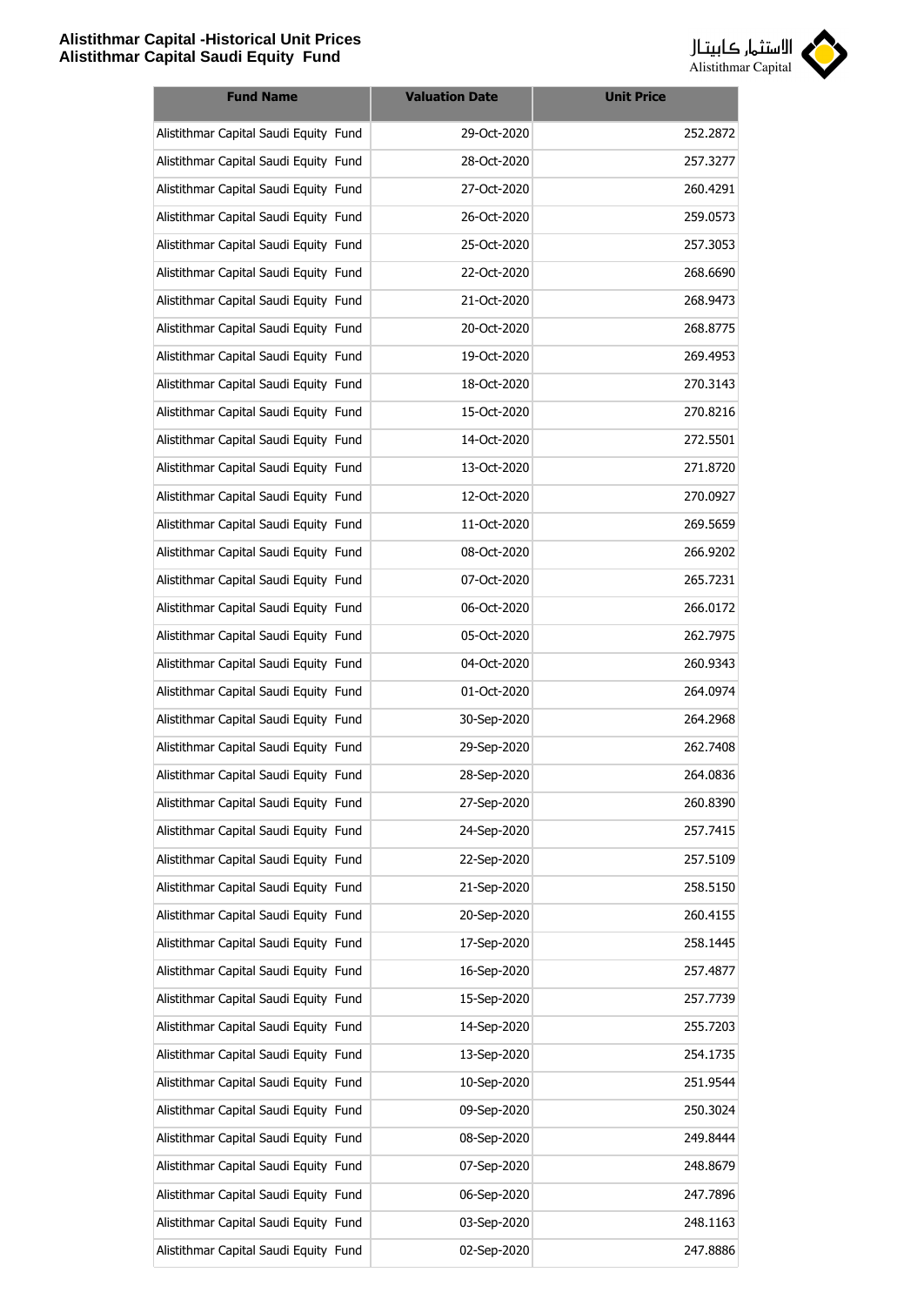| Fund Name | Valuation Date | Unit Price |
| --- | --- | --- |
| Alistithmar Capital Saudi Equity Fund | 29-Oct-2020 | 252.2872 |
| Alistithmar Capital Saudi Equity Fund | 28-Oct-2020 | 257.3277 |
| Alistithmar Capital Saudi Equity Fund | 27-Oct-2020 | 260.4291 |
| Alistithmar Capital Saudi Equity Fund | 26-Oct-2020 | 259.0573 |
| Alistithmar Capital Saudi Equity Fund | 25-Oct-2020 | 257.3053 |
| Alistithmar Capital Saudi Equity Fund | 22-Oct-2020 | 268.6690 |
| Alistithmar Capital Saudi Equity Fund | 21-Oct-2020 | 268.9473 |
| Alistithmar Capital Saudi Equity Fund | 20-Oct-2020 | 268.8775 |
| Alistithmar Capital Saudi Equity Fund | 19-Oct-2020 | 269.4953 |
| Alistithmar Capital Saudi Equity Fund | 18-Oct-2020 | 270.3143 |
| Alistithmar Capital Saudi Equity Fund | 15-Oct-2020 | 270.8216 |
| Alistithmar Capital Saudi Equity Fund | 14-Oct-2020 | 272.5501 |
| Alistithmar Capital Saudi Equity Fund | 13-Oct-2020 | 271.8720 |
| Alistithmar Capital Saudi Equity Fund | 12-Oct-2020 | 270.0927 |
| Alistithmar Capital Saudi Equity Fund | 11-Oct-2020 | 269.5659 |
| Alistithmar Capital Saudi Equity Fund | 08-Oct-2020 | 266.9202 |
| Alistithmar Capital Saudi Equity Fund | 07-Oct-2020 | 265.7231 |
| Alistithmar Capital Saudi Equity Fund | 06-Oct-2020 | 266.0172 |
| Alistithmar Capital Saudi Equity Fund | 05-Oct-2020 | 262.7975 |
| Alistithmar Capital Saudi Equity Fund | 04-Oct-2020 | 260.9343 |
| Alistithmar Capital Saudi Equity Fund | 01-Oct-2020 | 264.0974 |
| Alistithmar Capital Saudi Equity Fund | 30-Sep-2020 | 264.2968 |
| Alistithmar Capital Saudi Equity Fund | 29-Sep-2020 | 262.7408 |
| Alistithmar Capital Saudi Equity Fund | 28-Sep-2020 | 264.0836 |
| Alistithmar Capital Saudi Equity Fund | 27-Sep-2020 | 260.8390 |
| Alistithmar Capital Saudi Equity Fund | 24-Sep-2020 | 257.7415 |
| Alistithmar Capital Saudi Equity Fund | 22-Sep-2020 | 257.5109 |
| Alistithmar Capital Saudi Equity Fund | 21-Sep-2020 | 258.5150 |
| Alistithmar Capital Saudi Equity Fund | 20-Sep-2020 | 260.4155 |
| Alistithmar Capital Saudi Equity Fund | 17-Sep-2020 | 258.1445 |
| Alistithmar Capital Saudi Equity Fund | 16-Sep-2020 | 257.4877 |
| Alistithmar Capital Saudi Equity Fund | 15-Sep-2020 | 257.7739 |
| Alistithmar Capital Saudi Equity Fund | 14-Sep-2020 | 255.7203 |
| Alistithmar Capital Saudi Equity Fund | 13-Sep-2020 | 254.1735 |
| Alistithmar Capital Saudi Equity Fund | 10-Sep-2020 | 251.9544 |
| Alistithmar Capital Saudi Equity Fund | 09-Sep-2020 | 250.3024 |
| Alistithmar Capital Saudi Equity Fund | 08-Sep-2020 | 249.8444 |
| Alistithmar Capital Saudi Equity Fund | 07-Sep-2020 | 248.8679 |
| Alistithmar Capital Saudi Equity Fund | 06-Sep-2020 | 247.7896 |
| Alistithmar Capital Saudi Equity Fund | 03-Sep-2020 | 248.1163 |
| Alistithmar Capital Saudi Equity Fund | 02-Sep-2020 | 247.8886 |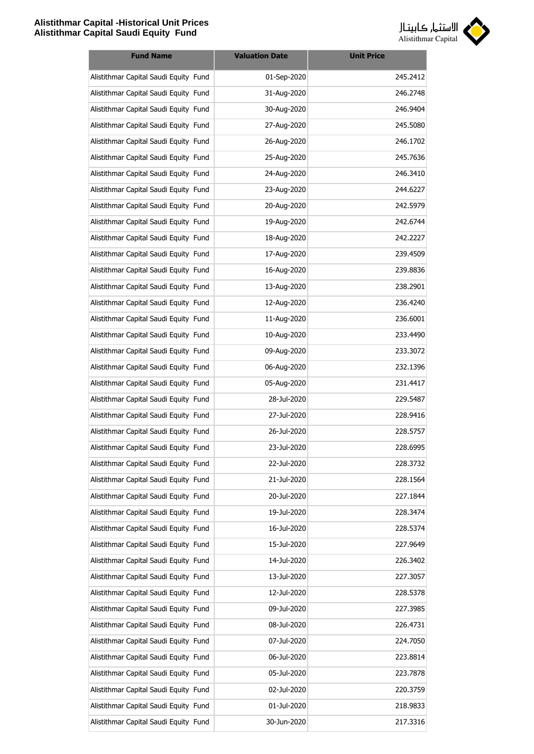| Fund Name | Valuation Date | Unit Price |
| --- | --- | --- |
| Alistithmar Capital Saudi Equity Fund | 01-Sep-2020 | 245.2412 |
| Alistithmar Capital Saudi Equity Fund | 31-Aug-2020 | 246.2748 |
| Alistithmar Capital Saudi Equity Fund | 30-Aug-2020 | 246.9404 |
| Alistithmar Capital Saudi Equity Fund | 27-Aug-2020 | 245.5080 |
| Alistithmar Capital Saudi Equity Fund | 26-Aug-2020 | 246.1702 |
| Alistithmar Capital Saudi Equity Fund | 25-Aug-2020 | 245.7636 |
| Alistithmar Capital Saudi Equity Fund | 24-Aug-2020 | 246.3410 |
| Alistithmar Capital Saudi Equity Fund | 23-Aug-2020 | 244.6227 |
| Alistithmar Capital Saudi Equity Fund | 20-Aug-2020 | 242.5979 |
| Alistithmar Capital Saudi Equity Fund | 19-Aug-2020 | 242.6744 |
| Alistithmar Capital Saudi Equity Fund | 18-Aug-2020 | 242.2227 |
| Alistithmar Capital Saudi Equity Fund | 17-Aug-2020 | 239.4509 |
| Alistithmar Capital Saudi Equity Fund | 16-Aug-2020 | 239.8836 |
| Alistithmar Capital Saudi Equity Fund | 13-Aug-2020 | 238.2901 |
| Alistithmar Capital Saudi Equity Fund | 12-Aug-2020 | 236.4240 |
| Alistithmar Capital Saudi Equity Fund | 11-Aug-2020 | 236.6001 |
| Alistithmar Capital Saudi Equity Fund | 10-Aug-2020 | 233.4490 |
| Alistithmar Capital Saudi Equity Fund | 09-Aug-2020 | 233.3072 |
| Alistithmar Capital Saudi Equity Fund | 06-Aug-2020 | 232.1396 |
| Alistithmar Capital Saudi Equity Fund | 05-Aug-2020 | 231.4417 |
| Alistithmar Capital Saudi Equity Fund | 28-Jul-2020 | 229.5487 |
| Alistithmar Capital Saudi Equity Fund | 27-Jul-2020 | 228.9416 |
| Alistithmar Capital Saudi Equity Fund | 26-Jul-2020 | 228.5757 |
| Alistithmar Capital Saudi Equity Fund | 23-Jul-2020 | 228.6995 |
| Alistithmar Capital Saudi Equity Fund | 22-Jul-2020 | 228.3732 |
| Alistithmar Capital Saudi Equity Fund | 21-Jul-2020 | 228.1564 |
| Alistithmar Capital Saudi Equity Fund | 20-Jul-2020 | 227.1844 |
| Alistithmar Capital Saudi Equity Fund | 19-Jul-2020 | 228.3474 |
| Alistithmar Capital Saudi Equity Fund | 16-Jul-2020 | 228.5374 |
| Alistithmar Capital Saudi Equity Fund | 15-Jul-2020 | 227.9649 |
| Alistithmar Capital Saudi Equity Fund | 14-Jul-2020 | 226.3402 |
| Alistithmar Capital Saudi Equity Fund | 13-Jul-2020 | 227.3057 |
| Alistithmar Capital Saudi Equity Fund | 12-Jul-2020 | 228.5378 |
| Alistithmar Capital Saudi Equity Fund | 09-Jul-2020 | 227.3985 |
| Alistithmar Capital Saudi Equity Fund | 08-Jul-2020 | 226.4731 |
| Alistithmar Capital Saudi Equity Fund | 07-Jul-2020 | 224.7050 |
| Alistithmar Capital Saudi Equity Fund | 06-Jul-2020 | 223.8814 |
| Alistithmar Capital Saudi Equity Fund | 05-Jul-2020 | 223.7878 |
| Alistithmar Capital Saudi Equity Fund | 02-Jul-2020 | 220.3759 |
| Alistithmar Capital Saudi Equity Fund | 01-Jul-2020 | 218.9833 |
| Alistithmar Capital Saudi Equity Fund | 30-Jun-2020 | 217.3316 |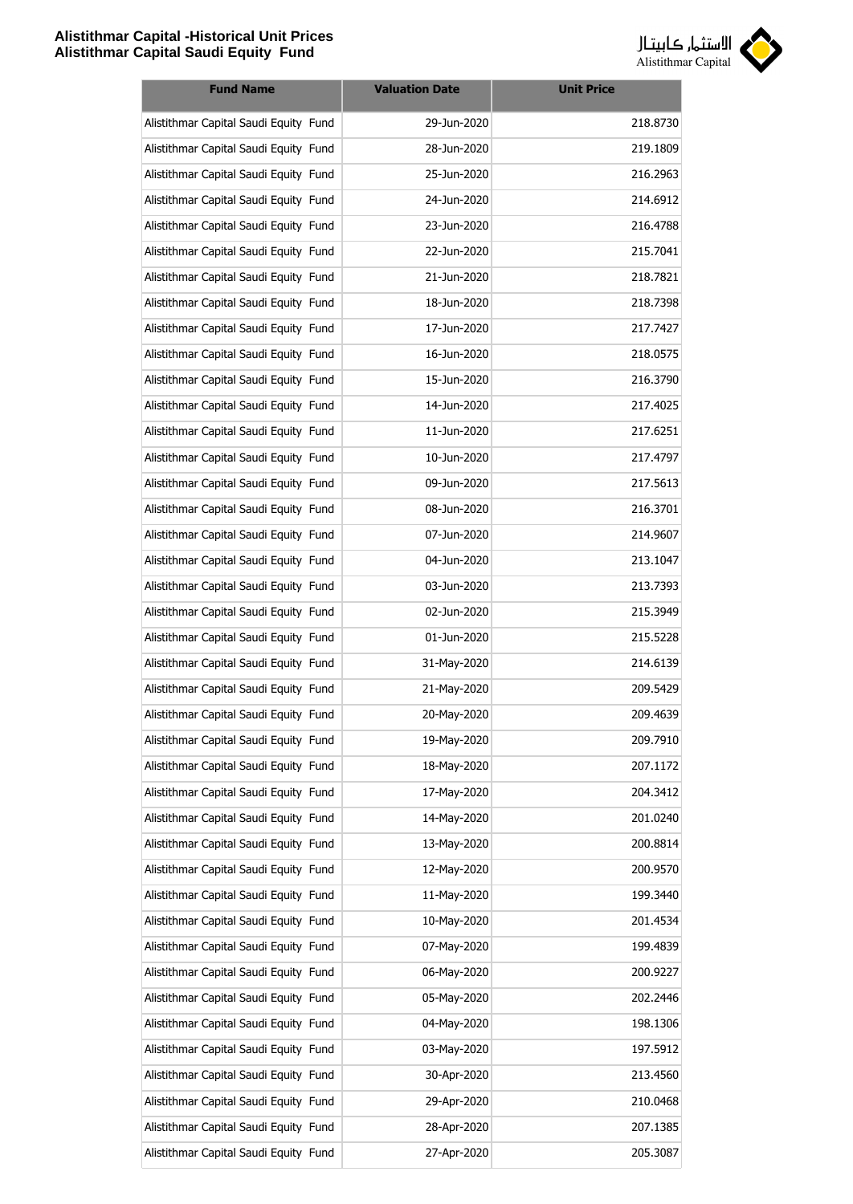| Fund Name | Valuation Date | Unit Price |
|---|---|---|
| Alistithmar Capital Saudi Equity Fund | 29-Jun-2020 | 218.8730 |
| Alistithmar Capital Saudi Equity Fund | 28-Jun-2020 | 219.1809 |
| Alistithmar Capital Saudi Equity Fund | 25-Jun-2020 | 216.2963 |
| Alistithmar Capital Saudi Equity Fund | 24-Jun-2020 | 214.6912 |
| Alistithmar Capital Saudi Equity Fund | 23-Jun-2020 | 216.4788 |
| Alistithmar Capital Saudi Equity Fund | 22-Jun-2020 | 215.7041 |
| Alistithmar Capital Saudi Equity Fund | 21-Jun-2020 | 218.7821 |
| Alistithmar Capital Saudi Equity Fund | 18-Jun-2020 | 218.7398 |
| Alistithmar Capital Saudi Equity Fund | 17-Jun-2020 | 217.7427 |
| Alistithmar Capital Saudi Equity Fund | 16-Jun-2020 | 218.0575 |
| Alistithmar Capital Saudi Equity Fund | 15-Jun-2020 | 216.3790 |
| Alistithmar Capital Saudi Equity Fund | 14-Jun-2020 | 217.4025 |
| Alistithmar Capital Saudi Equity Fund | 11-Jun-2020 | 217.6251 |
| Alistithmar Capital Saudi Equity Fund | 10-Jun-2020 | 217.4797 |
| Alistithmar Capital Saudi Equity Fund | 09-Jun-2020 | 217.5613 |
| Alistithmar Capital Saudi Equity Fund | 08-Jun-2020 | 216.3701 |
| Alistithmar Capital Saudi Equity Fund | 07-Jun-2020 | 214.9607 |
| Alistithmar Capital Saudi Equity Fund | 04-Jun-2020 | 213.1047 |
| Alistithmar Capital Saudi Equity Fund | 03-Jun-2020 | 213.7393 |
| Alistithmar Capital Saudi Equity Fund | 02-Jun-2020 | 215.3949 |
| Alistithmar Capital Saudi Equity Fund | 01-Jun-2020 | 215.5228 |
| Alistithmar Capital Saudi Equity Fund | 31-May-2020 | 214.6139 |
| Alistithmar Capital Saudi Equity Fund | 21-May-2020 | 209.5429 |
| Alistithmar Capital Saudi Equity Fund | 20-May-2020 | 209.4639 |
| Alistithmar Capital Saudi Equity Fund | 19-May-2020 | 209.7910 |
| Alistithmar Capital Saudi Equity Fund | 18-May-2020 | 207.1172 |
| Alistithmar Capital Saudi Equity Fund | 17-May-2020 | 204.3412 |
| Alistithmar Capital Saudi Equity Fund | 14-May-2020 | 201.0240 |
| Alistithmar Capital Saudi Equity Fund | 13-May-2020 | 200.8814 |
| Alistithmar Capital Saudi Equity Fund | 12-May-2020 | 200.9570 |
| Alistithmar Capital Saudi Equity Fund | 11-May-2020 | 199.3440 |
| Alistithmar Capital Saudi Equity Fund | 10-May-2020 | 201.4534 |
| Alistithmar Capital Saudi Equity Fund | 07-May-2020 | 199.4839 |
| Alistithmar Capital Saudi Equity Fund | 06-May-2020 | 200.9227 |
| Alistithmar Capital Saudi Equity Fund | 05-May-2020 | 202.2446 |
| Alistithmar Capital Saudi Equity Fund | 04-May-2020 | 198.1306 |
| Alistithmar Capital Saudi Equity Fund | 03-May-2020 | 197.5912 |
| Alistithmar Capital Saudi Equity Fund | 30-Apr-2020 | 213.4560 |
| Alistithmar Capital Saudi Equity Fund | 29-Apr-2020 | 210.0468 |
| Alistithmar Capital Saudi Equity Fund | 28-Apr-2020 | 207.1385 |
| Alistithmar Capital Saudi Equity Fund | 27-Apr-2020 | 205.3087 |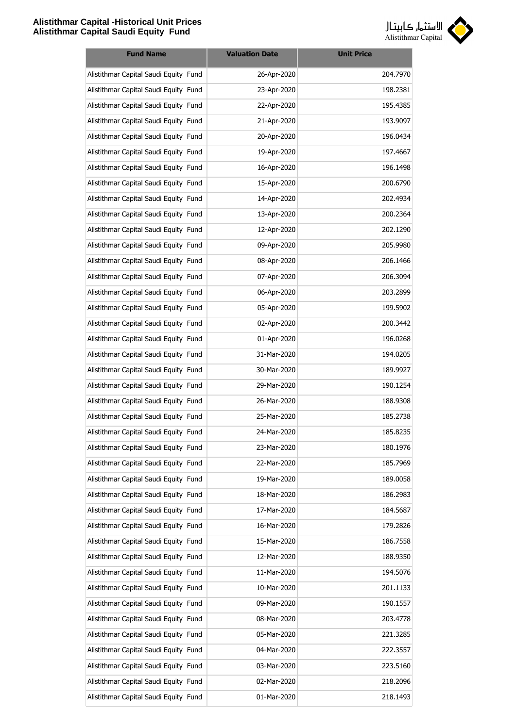| Fund Name | Valuation Date | Unit Price |
|---|---|---|
| Alistithmar Capital Saudi Equity Fund | 26-Apr-2020 | 204.7970 |
| Alistithmar Capital Saudi Equity Fund | 23-Apr-2020 | 198.2381 |
| Alistithmar Capital Saudi Equity Fund | 22-Apr-2020 | 195.4385 |
| Alistithmar Capital Saudi Equity Fund | 21-Apr-2020 | 193.9097 |
| Alistithmar Capital Saudi Equity Fund | 20-Apr-2020 | 196.0434 |
| Alistithmar Capital Saudi Equity Fund | 19-Apr-2020 | 197.4667 |
| Alistithmar Capital Saudi Equity Fund | 16-Apr-2020 | 196.1498 |
| Alistithmar Capital Saudi Equity Fund | 15-Apr-2020 | 200.6790 |
| Alistithmar Capital Saudi Equity Fund | 14-Apr-2020 | 202.4934 |
| Alistithmar Capital Saudi Equity Fund | 13-Apr-2020 | 200.2364 |
| Alistithmar Capital Saudi Equity Fund | 12-Apr-2020 | 202.1290 |
| Alistithmar Capital Saudi Equity Fund | 09-Apr-2020 | 205.9980 |
| Alistithmar Capital Saudi Equity Fund | 08-Apr-2020 | 206.1466 |
| Alistithmar Capital Saudi Equity Fund | 07-Apr-2020 | 206.3094 |
| Alistithmar Capital Saudi Equity Fund | 06-Apr-2020 | 203.2899 |
| Alistithmar Capital Saudi Equity Fund | 05-Apr-2020 | 199.5902 |
| Alistithmar Capital Saudi Equity Fund | 02-Apr-2020 | 200.3442 |
| Alistithmar Capital Saudi Equity Fund | 01-Apr-2020 | 196.0268 |
| Alistithmar Capital Saudi Equity Fund | 31-Mar-2020 | 194.0205 |
| Alistithmar Capital Saudi Equity Fund | 30-Mar-2020 | 189.9927 |
| Alistithmar Capital Saudi Equity Fund | 29-Mar-2020 | 190.1254 |
| Alistithmar Capital Saudi Equity Fund | 26-Mar-2020 | 188.9308 |
| Alistithmar Capital Saudi Equity Fund | 25-Mar-2020 | 185.2738 |
| Alistithmar Capital Saudi Equity Fund | 24-Mar-2020 | 185.8235 |
| Alistithmar Capital Saudi Equity Fund | 23-Mar-2020 | 180.1976 |
| Alistithmar Capital Saudi Equity Fund | 22-Mar-2020 | 185.7969 |
| Alistithmar Capital Saudi Equity Fund | 19-Mar-2020 | 189.0058 |
| Alistithmar Capital Saudi Equity Fund | 18-Mar-2020 | 186.2983 |
| Alistithmar Capital Saudi Equity Fund | 17-Mar-2020 | 184.5687 |
| Alistithmar Capital Saudi Equity Fund | 16-Mar-2020 | 179.2826 |
| Alistithmar Capital Saudi Equity Fund | 15-Mar-2020 | 186.7558 |
| Alistithmar Capital Saudi Equity Fund | 12-Mar-2020 | 188.9350 |
| Alistithmar Capital Saudi Equity Fund | 11-Mar-2020 | 194.5076 |
| Alistithmar Capital Saudi Equity Fund | 10-Mar-2020 | 201.1133 |
| Alistithmar Capital Saudi Equity Fund | 09-Mar-2020 | 190.1557 |
| Alistithmar Capital Saudi Equity Fund | 08-Mar-2020 | 203.4778 |
| Alistithmar Capital Saudi Equity Fund | 05-Mar-2020 | 221.3285 |
| Alistithmar Capital Saudi Equity Fund | 04-Mar-2020 | 222.3557 |
| Alistithmar Capital Saudi Equity Fund | 03-Mar-2020 | 223.5160 |
| Alistithmar Capital Saudi Equity Fund | 02-Mar-2020 | 218.2096 |
| Alistithmar Capital Saudi Equity Fund | 01-Mar-2020 | 218.1493 |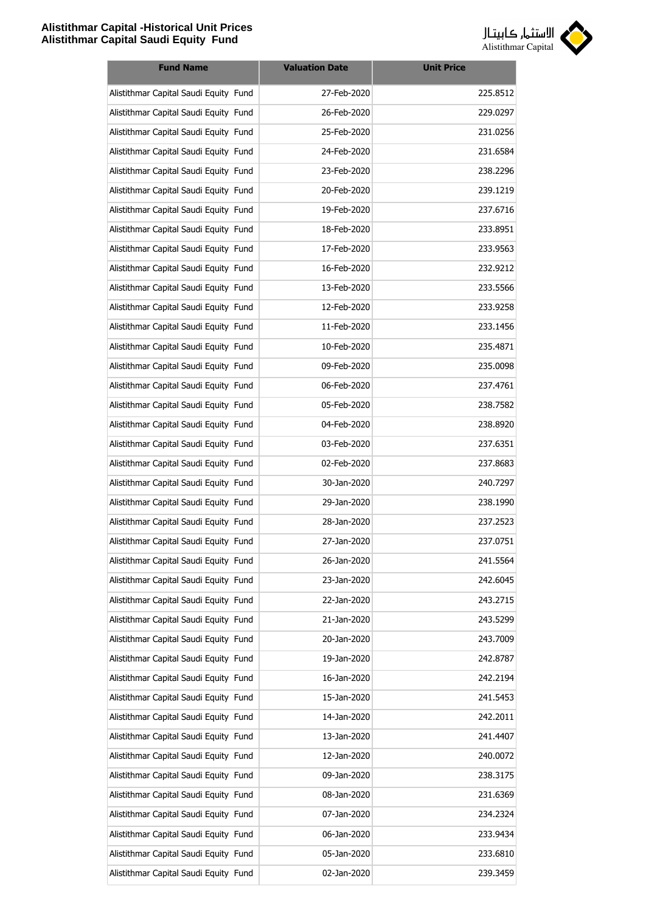| Fund Name | Valuation Date | Unit Price |
|---|---|---|
| Alistithmar Capital Saudi Equity Fund | 27-Feb-2020 | 225.8512 |
| Alistithmar Capital Saudi Equity Fund | 26-Feb-2020 | 229.0297 |
| Alistithmar Capital Saudi Equity Fund | 25-Feb-2020 | 231.0256 |
| Alistithmar Capital Saudi Equity Fund | 24-Feb-2020 | 231.6584 |
| Alistithmar Capital Saudi Equity Fund | 23-Feb-2020 | 238.2296 |
| Alistithmar Capital Saudi Equity Fund | 20-Feb-2020 | 239.1219 |
| Alistithmar Capital Saudi Equity Fund | 19-Feb-2020 | 237.6716 |
| Alistithmar Capital Saudi Equity Fund | 18-Feb-2020 | 233.8951 |
| Alistithmar Capital Saudi Equity Fund | 17-Feb-2020 | 233.9563 |
| Alistithmar Capital Saudi Equity Fund | 16-Feb-2020 | 232.9212 |
| Alistithmar Capital Saudi Equity Fund | 13-Feb-2020 | 233.5566 |
| Alistithmar Capital Saudi Equity Fund | 12-Feb-2020 | 233.9258 |
| Alistithmar Capital Saudi Equity Fund | 11-Feb-2020 | 233.1456 |
| Alistithmar Capital Saudi Equity Fund | 10-Feb-2020 | 235.4871 |
| Alistithmar Capital Saudi Equity Fund | 09-Feb-2020 | 235.0098 |
| Alistithmar Capital Saudi Equity Fund | 06-Feb-2020 | 237.4761 |
| Alistithmar Capital Saudi Equity Fund | 05-Feb-2020 | 238.7582 |
| Alistithmar Capital Saudi Equity Fund | 04-Feb-2020 | 238.8920 |
| Alistithmar Capital Saudi Equity Fund | 03-Feb-2020 | 237.6351 |
| Alistithmar Capital Saudi Equity Fund | 02-Feb-2020 | 237.8683 |
| Alistithmar Capital Saudi Equity Fund | 30-Jan-2020 | 240.7297 |
| Alistithmar Capital Saudi Equity Fund | 29-Jan-2020 | 238.1990 |
| Alistithmar Capital Saudi Equity Fund | 28-Jan-2020 | 237.2523 |
| Alistithmar Capital Saudi Equity Fund | 27-Jan-2020 | 237.0751 |
| Alistithmar Capital Saudi Equity Fund | 26-Jan-2020 | 241.5564 |
| Alistithmar Capital Saudi Equity Fund | 23-Jan-2020 | 242.6045 |
| Alistithmar Capital Saudi Equity Fund | 22-Jan-2020 | 243.2715 |
| Alistithmar Capital Saudi Equity Fund | 21-Jan-2020 | 243.5299 |
| Alistithmar Capital Saudi Equity Fund | 20-Jan-2020 | 243.7009 |
| Alistithmar Capital Saudi Equity Fund | 19-Jan-2020 | 242.8787 |
| Alistithmar Capital Saudi Equity Fund | 16-Jan-2020 | 242.2194 |
| Alistithmar Capital Saudi Equity Fund | 15-Jan-2020 | 241.5453 |
| Alistithmar Capital Saudi Equity Fund | 14-Jan-2020 | 242.2011 |
| Alistithmar Capital Saudi Equity Fund | 13-Jan-2020 | 241.4407 |
| Alistithmar Capital Saudi Equity Fund | 12-Jan-2020 | 240.0072 |
| Alistithmar Capital Saudi Equity Fund | 09-Jan-2020 | 238.3175 |
| Alistithmar Capital Saudi Equity Fund | 08-Jan-2020 | 231.6369 |
| Alistithmar Capital Saudi Equity Fund | 07-Jan-2020 | 234.2324 |
| Alistithmar Capital Saudi Equity Fund | 06-Jan-2020 | 233.9434 |
| Alistithmar Capital Saudi Equity Fund | 05-Jan-2020 | 233.6810 |
| Alistithmar Capital Saudi Equity Fund | 02-Jan-2020 | 239.3459 |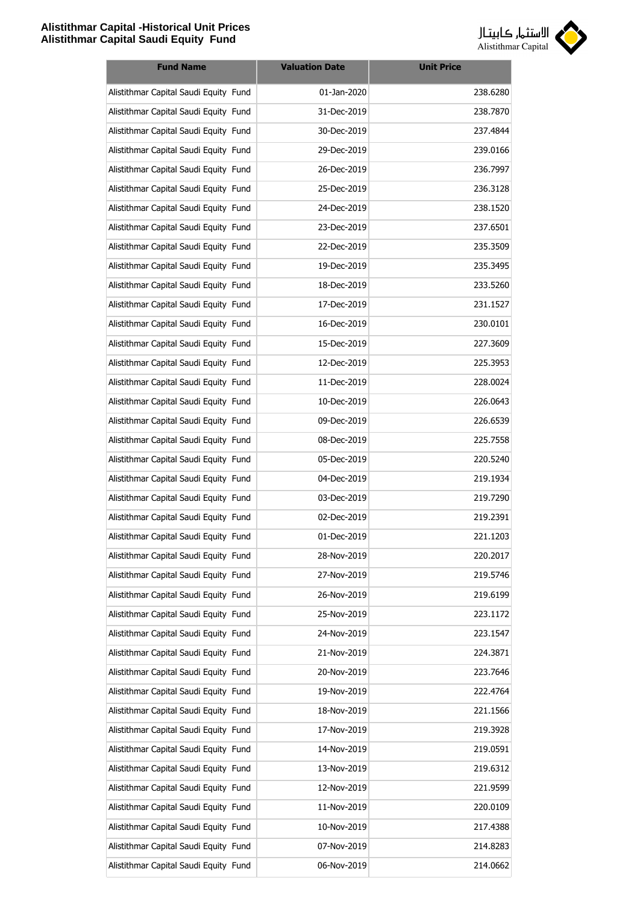| Fund Name | Valuation Date | Unit Price |
|---|---|---|
| Alistithmar Capital Saudi Equity Fund | 01-Jan-2020 | 238.6280 |
| Alistithmar Capital Saudi Equity Fund | 31-Dec-2019 | 238.7870 |
| Alistithmar Capital Saudi Equity Fund | 30-Dec-2019 | 237.4844 |
| Alistithmar Capital Saudi Equity Fund | 29-Dec-2019 | 239.0166 |
| Alistithmar Capital Saudi Equity Fund | 26-Dec-2019 | 236.7997 |
| Alistithmar Capital Saudi Equity Fund | 25-Dec-2019 | 236.3128 |
| Alistithmar Capital Saudi Equity Fund | 24-Dec-2019 | 238.1520 |
| Alistithmar Capital Saudi Equity Fund | 23-Dec-2019 | 237.6501 |
| Alistithmar Capital Saudi Equity Fund | 22-Dec-2019 | 235.3509 |
| Alistithmar Capital Saudi Equity Fund | 19-Dec-2019 | 235.3495 |
| Alistithmar Capital Saudi Equity Fund | 18-Dec-2019 | 233.5260 |
| Alistithmar Capital Saudi Equity Fund | 17-Dec-2019 | 231.1527 |
| Alistithmar Capital Saudi Equity Fund | 16-Dec-2019 | 230.0101 |
| Alistithmar Capital Saudi Equity Fund | 15-Dec-2019 | 227.3609 |
| Alistithmar Capital Saudi Equity Fund | 12-Dec-2019 | 225.3953 |
| Alistithmar Capital Saudi Equity Fund | 11-Dec-2019 | 228.0024 |
| Alistithmar Capital Saudi Equity Fund | 10-Dec-2019 | 226.0643 |
| Alistithmar Capital Saudi Equity Fund | 09-Dec-2019 | 226.6539 |
| Alistithmar Capital Saudi Equity Fund | 08-Dec-2019 | 225.7558 |
| Alistithmar Capital Saudi Equity Fund | 05-Dec-2019 | 220.5240 |
| Alistithmar Capital Saudi Equity Fund | 04-Dec-2019 | 219.1934 |
| Alistithmar Capital Saudi Equity Fund | 03-Dec-2019 | 219.7290 |
| Alistithmar Capital Saudi Equity Fund | 02-Dec-2019 | 219.2391 |
| Alistithmar Capital Saudi Equity Fund | 01-Dec-2019 | 221.1203 |
| Alistithmar Capital Saudi Equity Fund | 28-Nov-2019 | 220.2017 |
| Alistithmar Capital Saudi Equity Fund | 27-Nov-2019 | 219.5746 |
| Alistithmar Capital Saudi Equity Fund | 26-Nov-2019 | 219.6199 |
| Alistithmar Capital Saudi Equity Fund | 25-Nov-2019 | 223.1172 |
| Alistithmar Capital Saudi Equity Fund | 24-Nov-2019 | 223.1547 |
| Alistithmar Capital Saudi Equity Fund | 21-Nov-2019 | 224.3871 |
| Alistithmar Capital Saudi Equity Fund | 20-Nov-2019 | 223.7646 |
| Alistithmar Capital Saudi Equity Fund | 19-Nov-2019 | 222.4764 |
| Alistithmar Capital Saudi Equity Fund | 18-Nov-2019 | 221.1566 |
| Alistithmar Capital Saudi Equity Fund | 17-Nov-2019 | 219.3928 |
| Alistithmar Capital Saudi Equity Fund | 14-Nov-2019 | 219.0591 |
| Alistithmar Capital Saudi Equity Fund | 13-Nov-2019 | 219.6312 |
| Alistithmar Capital Saudi Equity Fund | 12-Nov-2019 | 221.9599 |
| Alistithmar Capital Saudi Equity Fund | 11-Nov-2019 | 220.0109 |
| Alistithmar Capital Saudi Equity Fund | 10-Nov-2019 | 217.4388 |
| Alistithmar Capital Saudi Equity Fund | 07-Nov-2019 | 214.8283 |
| Alistithmar Capital Saudi Equity Fund | 06-Nov-2019 | 214.0662 |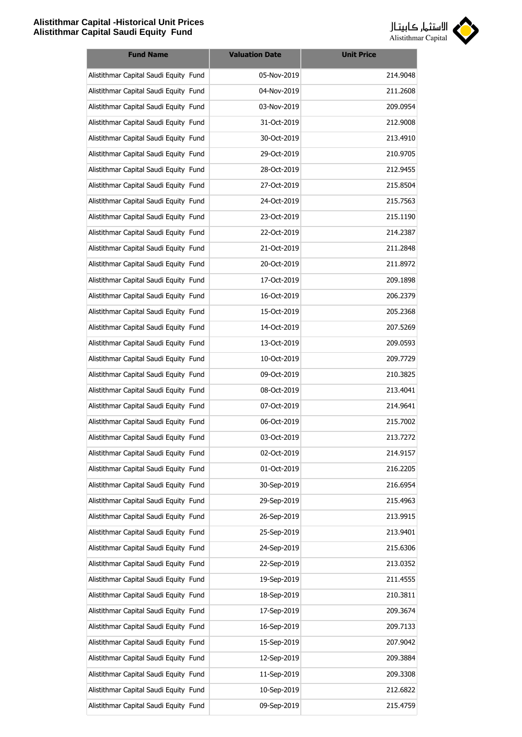| Fund Name | Valuation Date | Unit Price |
|---|---|---|
| Alistithmar Capital Saudi Equity Fund | 05-Nov-2019 | 214.9048 |
| Alistithmar Capital Saudi Equity Fund | 04-Nov-2019 | 211.2608 |
| Alistithmar Capital Saudi Equity Fund | 03-Nov-2019 | 209.0954 |
| Alistithmar Capital Saudi Equity Fund | 31-Oct-2019 | 212.9008 |
| Alistithmar Capital Saudi Equity Fund | 30-Oct-2019 | 213.4910 |
| Alistithmar Capital Saudi Equity Fund | 29-Oct-2019 | 210.9705 |
| Alistithmar Capital Saudi Equity Fund | 28-Oct-2019 | 212.9455 |
| Alistithmar Capital Saudi Equity Fund | 27-Oct-2019 | 215.8504 |
| Alistithmar Capital Saudi Equity Fund | 24-Oct-2019 | 215.7563 |
| Alistithmar Capital Saudi Equity Fund | 23-Oct-2019 | 215.1190 |
| Alistithmar Capital Saudi Equity Fund | 22-Oct-2019 | 214.2387 |
| Alistithmar Capital Saudi Equity Fund | 21-Oct-2019 | 211.2848 |
| Alistithmar Capital Saudi Equity Fund | 20-Oct-2019 | 211.8972 |
| Alistithmar Capital Saudi Equity Fund | 17-Oct-2019 | 209.1898 |
| Alistithmar Capital Saudi Equity Fund | 16-Oct-2019 | 206.2379 |
| Alistithmar Capital Saudi Equity Fund | 15-Oct-2019 | 205.2368 |
| Alistithmar Capital Saudi Equity Fund | 14-Oct-2019 | 207.5269 |
| Alistithmar Capital Saudi Equity Fund | 13-Oct-2019 | 209.0593 |
| Alistithmar Capital Saudi Equity Fund | 10-Oct-2019 | 209.7729 |
| Alistithmar Capital Saudi Equity Fund | 09-Oct-2019 | 210.3825 |
| Alistithmar Capital Saudi Equity Fund | 08-Oct-2019 | 213.4041 |
| Alistithmar Capital Saudi Equity Fund | 07-Oct-2019 | 214.9641 |
| Alistithmar Capital Saudi Equity Fund | 06-Oct-2019 | 215.7002 |
| Alistithmar Capital Saudi Equity Fund | 03-Oct-2019 | 213.7272 |
| Alistithmar Capital Saudi Equity Fund | 02-Oct-2019 | 214.9157 |
| Alistithmar Capital Saudi Equity Fund | 01-Oct-2019 | 216.2205 |
| Alistithmar Capital Saudi Equity Fund | 30-Sep-2019 | 216.6954 |
| Alistithmar Capital Saudi Equity Fund | 29-Sep-2019 | 215.4963 |
| Alistithmar Capital Saudi Equity Fund | 26-Sep-2019 | 213.9915 |
| Alistithmar Capital Saudi Equity Fund | 25-Sep-2019 | 213.9401 |
| Alistithmar Capital Saudi Equity Fund | 24-Sep-2019 | 215.6306 |
| Alistithmar Capital Saudi Equity Fund | 22-Sep-2019 | 213.0352 |
| Alistithmar Capital Saudi Equity Fund | 19-Sep-2019 | 211.4555 |
| Alistithmar Capital Saudi Equity Fund | 18-Sep-2019 | 210.3811 |
| Alistithmar Capital Saudi Equity Fund | 17-Sep-2019 | 209.3674 |
| Alistithmar Capital Saudi Equity Fund | 16-Sep-2019 | 209.7133 |
| Alistithmar Capital Saudi Equity Fund | 15-Sep-2019 | 207.9042 |
| Alistithmar Capital Saudi Equity Fund | 12-Sep-2019 | 209.3884 |
| Alistithmar Capital Saudi Equity Fund | 11-Sep-2019 | 209.3308 |
| Alistithmar Capital Saudi Equity Fund | 10-Sep-2019 | 212.6822 |
| Alistithmar Capital Saudi Equity Fund | 09-Sep-2019 | 215.4759 |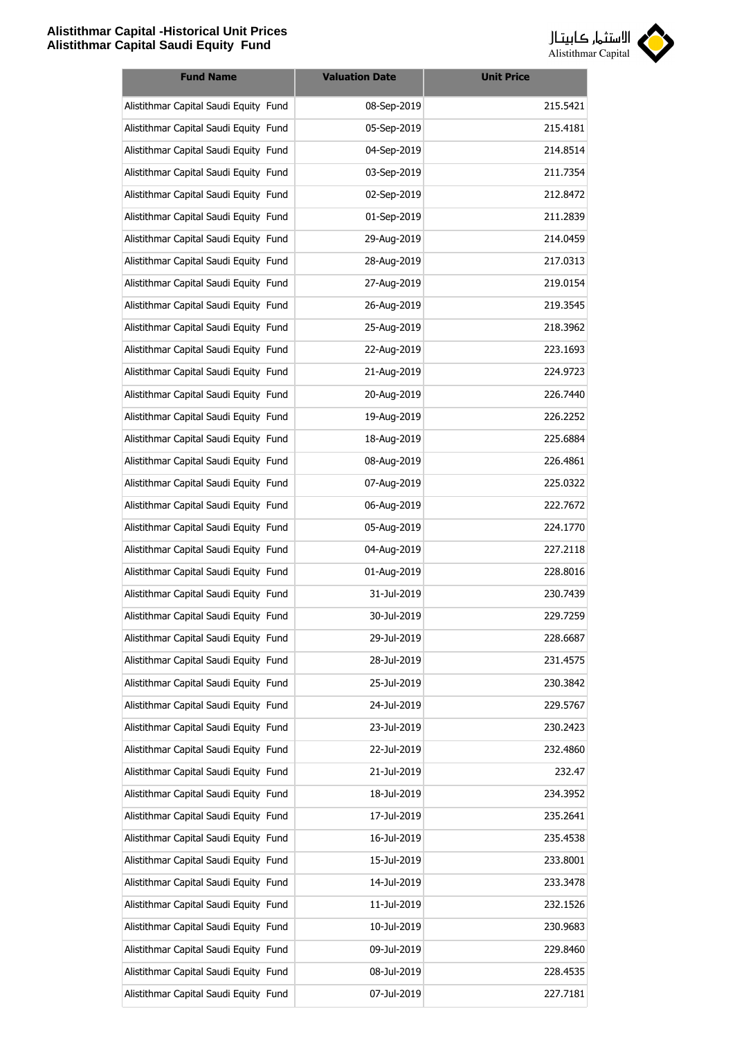| Fund Name | Valuation Date | Unit Price |
|---|---|---|
| Alistithmar Capital Saudi Equity Fund | 08-Sep-2019 | 215.5421 |
| Alistithmar Capital Saudi Equity Fund | 05-Sep-2019 | 215.4181 |
| Alistithmar Capital Saudi Equity Fund | 04-Sep-2019 | 214.8514 |
| Alistithmar Capital Saudi Equity Fund | 03-Sep-2019 | 211.7354 |
| Alistithmar Capital Saudi Equity Fund | 02-Sep-2019 | 212.8472 |
| Alistithmar Capital Saudi Equity Fund | 01-Sep-2019 | 211.2839 |
| Alistithmar Capital Saudi Equity Fund | 29-Aug-2019 | 214.0459 |
| Alistithmar Capital Saudi Equity Fund | 28-Aug-2019 | 217.0313 |
| Alistithmar Capital Saudi Equity Fund | 27-Aug-2019 | 219.0154 |
| Alistithmar Capital Saudi Equity Fund | 26-Aug-2019 | 219.3545 |
| Alistithmar Capital Saudi Equity Fund | 25-Aug-2019 | 218.3962 |
| Alistithmar Capital Saudi Equity Fund | 22-Aug-2019 | 223.1693 |
| Alistithmar Capital Saudi Equity Fund | 21-Aug-2019 | 224.9723 |
| Alistithmar Capital Saudi Equity Fund | 20-Aug-2019 | 226.7440 |
| Alistithmar Capital Saudi Equity Fund | 19-Aug-2019 | 226.2252 |
| Alistithmar Capital Saudi Equity Fund | 18-Aug-2019 | 225.6884 |
| Alistithmar Capital Saudi Equity Fund | 08-Aug-2019 | 226.4861 |
| Alistithmar Capital Saudi Equity Fund | 07-Aug-2019 | 225.0322 |
| Alistithmar Capital Saudi Equity Fund | 06-Aug-2019 | 222.7672 |
| Alistithmar Capital Saudi Equity Fund | 05-Aug-2019 | 224.1770 |
| Alistithmar Capital Saudi Equity Fund | 04-Aug-2019 | 227.2118 |
| Alistithmar Capital Saudi Equity Fund | 01-Aug-2019 | 228.8016 |
| Alistithmar Capital Saudi Equity Fund | 31-Jul-2019 | 230.7439 |
| Alistithmar Capital Saudi Equity Fund | 30-Jul-2019 | 229.7259 |
| Alistithmar Capital Saudi Equity Fund | 29-Jul-2019 | 228.6687 |
| Alistithmar Capital Saudi Equity Fund | 28-Jul-2019 | 231.4575 |
| Alistithmar Capital Saudi Equity Fund | 25-Jul-2019 | 230.3842 |
| Alistithmar Capital Saudi Equity Fund | 24-Jul-2019 | 229.5767 |
| Alistithmar Capital Saudi Equity Fund | 23-Jul-2019 | 230.2423 |
| Alistithmar Capital Saudi Equity Fund | 22-Jul-2019 | 232.4860 |
| Alistithmar Capital Saudi Equity Fund | 21-Jul-2019 | 232.47 |
| Alistithmar Capital Saudi Equity Fund | 18-Jul-2019 | 234.3952 |
| Alistithmar Capital Saudi Equity Fund | 17-Jul-2019 | 235.2641 |
| Alistithmar Capital Saudi Equity Fund | 16-Jul-2019 | 235.4538 |
| Alistithmar Capital Saudi Equity Fund | 15-Jul-2019 | 233.8001 |
| Alistithmar Capital Saudi Equity Fund | 14-Jul-2019 | 233.3478 |
| Alistithmar Capital Saudi Equity Fund | 11-Jul-2019 | 232.1526 |
| Alistithmar Capital Saudi Equity Fund | 10-Jul-2019 | 230.9683 |
| Alistithmar Capital Saudi Equity Fund | 09-Jul-2019 | 229.8460 |
| Alistithmar Capital Saudi Equity Fund | 08-Jul-2019 | 228.4535 |
| Alistithmar Capital Saudi Equity Fund | 07-Jul-2019 | 227.7181 |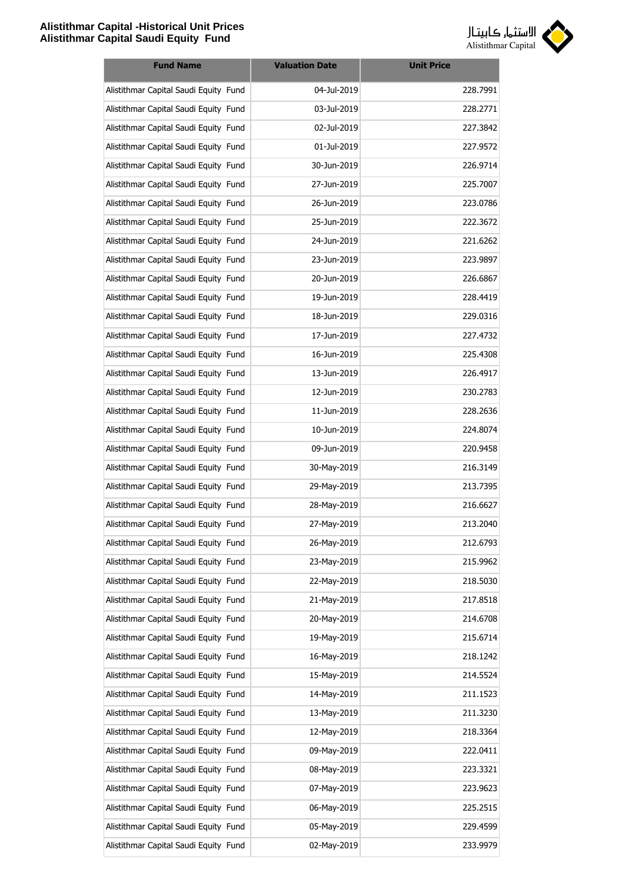| Fund Name | Valuation Date | Unit Price |
|---|---|---|
| Alistithmar Capital Saudi Equity Fund | 04-Jul-2019 | 228.7991 |
| Alistithmar Capital Saudi Equity Fund | 03-Jul-2019 | 228.2771 |
| Alistithmar Capital Saudi Equity Fund | 02-Jul-2019 | 227.3842 |
| Alistithmar Capital Saudi Equity Fund | 01-Jul-2019 | 227.9572 |
| Alistithmar Capital Saudi Equity Fund | 30-Jun-2019 | 226.9714 |
| Alistithmar Capital Saudi Equity Fund | 27-Jun-2019 | 225.7007 |
| Alistithmar Capital Saudi Equity Fund | 26-Jun-2019 | 223.0786 |
| Alistithmar Capital Saudi Equity Fund | 25-Jun-2019 | 222.3672 |
| Alistithmar Capital Saudi Equity Fund | 24-Jun-2019 | 221.6262 |
| Alistithmar Capital Saudi Equity Fund | 23-Jun-2019 | 223.9897 |
| Alistithmar Capital Saudi Equity Fund | 20-Jun-2019 | 226.6867 |
| Alistithmar Capital Saudi Equity Fund | 19-Jun-2019 | 228.4419 |
| Alistithmar Capital Saudi Equity Fund | 18-Jun-2019 | 229.0316 |
| Alistithmar Capital Saudi Equity Fund | 17-Jun-2019 | 227.4732 |
| Alistithmar Capital Saudi Equity Fund | 16-Jun-2019 | 225.4308 |
| Alistithmar Capital Saudi Equity Fund | 13-Jun-2019 | 226.4917 |
| Alistithmar Capital Saudi Equity Fund | 12-Jun-2019 | 230.2783 |
| Alistithmar Capital Saudi Equity Fund | 11-Jun-2019 | 228.2636 |
| Alistithmar Capital Saudi Equity Fund | 10-Jun-2019 | 224.8074 |
| Alistithmar Capital Saudi Equity Fund | 09-Jun-2019 | 220.9458 |
| Alistithmar Capital Saudi Equity Fund | 30-May-2019 | 216.3149 |
| Alistithmar Capital Saudi Equity Fund | 29-May-2019 | 213.7395 |
| Alistithmar Capital Saudi Equity Fund | 28-May-2019 | 216.6627 |
| Alistithmar Capital Saudi Equity Fund | 27-May-2019 | 213.2040 |
| Alistithmar Capital Saudi Equity Fund | 26-May-2019 | 212.6793 |
| Alistithmar Capital Saudi Equity Fund | 23-May-2019 | 215.9962 |
| Alistithmar Capital Saudi Equity Fund | 22-May-2019 | 218.5030 |
| Alistithmar Capital Saudi Equity Fund | 21-May-2019 | 217.8518 |
| Alistithmar Capital Saudi Equity Fund | 20-May-2019 | 214.6708 |
| Alistithmar Capital Saudi Equity Fund | 19-May-2019 | 215.6714 |
| Alistithmar Capital Saudi Equity Fund | 16-May-2019 | 218.1242 |
| Alistithmar Capital Saudi Equity Fund | 15-May-2019 | 214.5524 |
| Alistithmar Capital Saudi Equity Fund | 14-May-2019 | 211.1523 |
| Alistithmar Capital Saudi Equity Fund | 13-May-2019 | 211.3230 |
| Alistithmar Capital Saudi Equity Fund | 12-May-2019 | 218.3364 |
| Alistithmar Capital Saudi Equity Fund | 09-May-2019 | 222.0411 |
| Alistithmar Capital Saudi Equity Fund | 08-May-2019 | 223.3321 |
| Alistithmar Capital Saudi Equity Fund | 07-May-2019 | 223.9623 |
| Alistithmar Capital Saudi Equity Fund | 06-May-2019 | 225.2515 |
| Alistithmar Capital Saudi Equity Fund | 05-May-2019 | 229.4599 |
| Alistithmar Capital Saudi Equity Fund | 02-May-2019 | 233.9979 |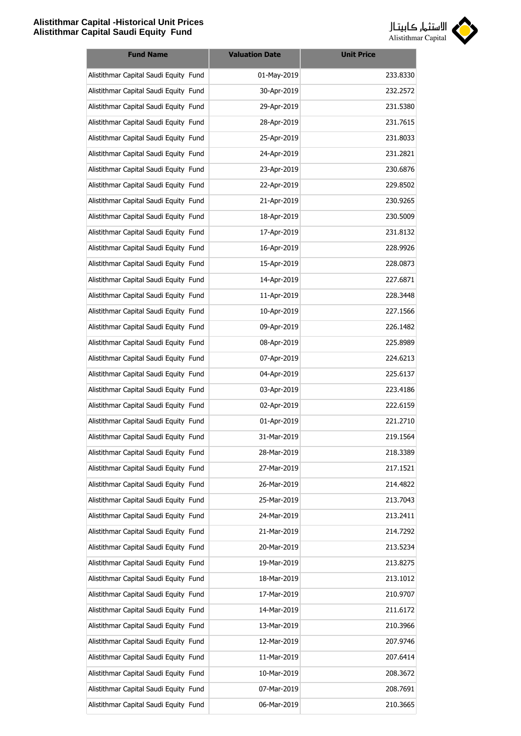| Fund Name | Valuation Date | Unit Price |
|---|---|---|
| Alistithmar Capital Saudi Equity Fund | 01-May-2019 | 233.8330 |
| Alistithmar Capital Saudi Equity Fund | 30-Apr-2019 | 232.2572 |
| Alistithmar Capital Saudi Equity Fund | 29-Apr-2019 | 231.5380 |
| Alistithmar Capital Saudi Equity Fund | 28-Apr-2019 | 231.7615 |
| Alistithmar Capital Saudi Equity Fund | 25-Apr-2019 | 231.8033 |
| Alistithmar Capital Saudi Equity Fund | 24-Apr-2019 | 231.2821 |
| Alistithmar Capital Saudi Equity Fund | 23-Apr-2019 | 230.6876 |
| Alistithmar Capital Saudi Equity Fund | 22-Apr-2019 | 229.8502 |
| Alistithmar Capital Saudi Equity Fund | 21-Apr-2019 | 230.9265 |
| Alistithmar Capital Saudi Equity Fund | 18-Apr-2019 | 230.5009 |
| Alistithmar Capital Saudi Equity Fund | 17-Apr-2019 | 231.8132 |
| Alistithmar Capital Saudi Equity Fund | 16-Apr-2019 | 228.9926 |
| Alistithmar Capital Saudi Equity Fund | 15-Apr-2019 | 228.0873 |
| Alistithmar Capital Saudi Equity Fund | 14-Apr-2019 | 227.6871 |
| Alistithmar Capital Saudi Equity Fund | 11-Apr-2019 | 228.3448 |
| Alistithmar Capital Saudi Equity Fund | 10-Apr-2019 | 227.1566 |
| Alistithmar Capital Saudi Equity Fund | 09-Apr-2019 | 226.1482 |
| Alistithmar Capital Saudi Equity Fund | 08-Apr-2019 | 225.8989 |
| Alistithmar Capital Saudi Equity Fund | 07-Apr-2019 | 224.6213 |
| Alistithmar Capital Saudi Equity Fund | 04-Apr-2019 | 225.6137 |
| Alistithmar Capital Saudi Equity Fund | 03-Apr-2019 | 223.4186 |
| Alistithmar Capital Saudi Equity Fund | 02-Apr-2019 | 222.6159 |
| Alistithmar Capital Saudi Equity Fund | 01-Apr-2019 | 221.2710 |
| Alistithmar Capital Saudi Equity Fund | 31-Mar-2019 | 219.1564 |
| Alistithmar Capital Saudi Equity Fund | 28-Mar-2019 | 218.3389 |
| Alistithmar Capital Saudi Equity Fund | 27-Mar-2019 | 217.1521 |
| Alistithmar Capital Saudi Equity Fund | 26-Mar-2019 | 214.4822 |
| Alistithmar Capital Saudi Equity Fund | 25-Mar-2019 | 213.7043 |
| Alistithmar Capital Saudi Equity Fund | 24-Mar-2019 | 213.2411 |
| Alistithmar Capital Saudi Equity Fund | 21-Mar-2019 | 214.7292 |
| Alistithmar Capital Saudi Equity Fund | 20-Mar-2019 | 213.5234 |
| Alistithmar Capital Saudi Equity Fund | 19-Mar-2019 | 213.8275 |
| Alistithmar Capital Saudi Equity Fund | 18-Mar-2019 | 213.1012 |
| Alistithmar Capital Saudi Equity Fund | 17-Mar-2019 | 210.9707 |
| Alistithmar Capital Saudi Equity Fund | 14-Mar-2019 | 211.6172 |
| Alistithmar Capital Saudi Equity Fund | 13-Mar-2019 | 210.3966 |
| Alistithmar Capital Saudi Equity Fund | 12-Mar-2019 | 207.9746 |
| Alistithmar Capital Saudi Equity Fund | 11-Mar-2019 | 207.6414 |
| Alistithmar Capital Saudi Equity Fund | 10-Mar-2019 | 208.3672 |
| Alistithmar Capital Saudi Equity Fund | 07-Mar-2019 | 208.7691 |
| Alistithmar Capital Saudi Equity Fund | 06-Mar-2019 | 210.3665 |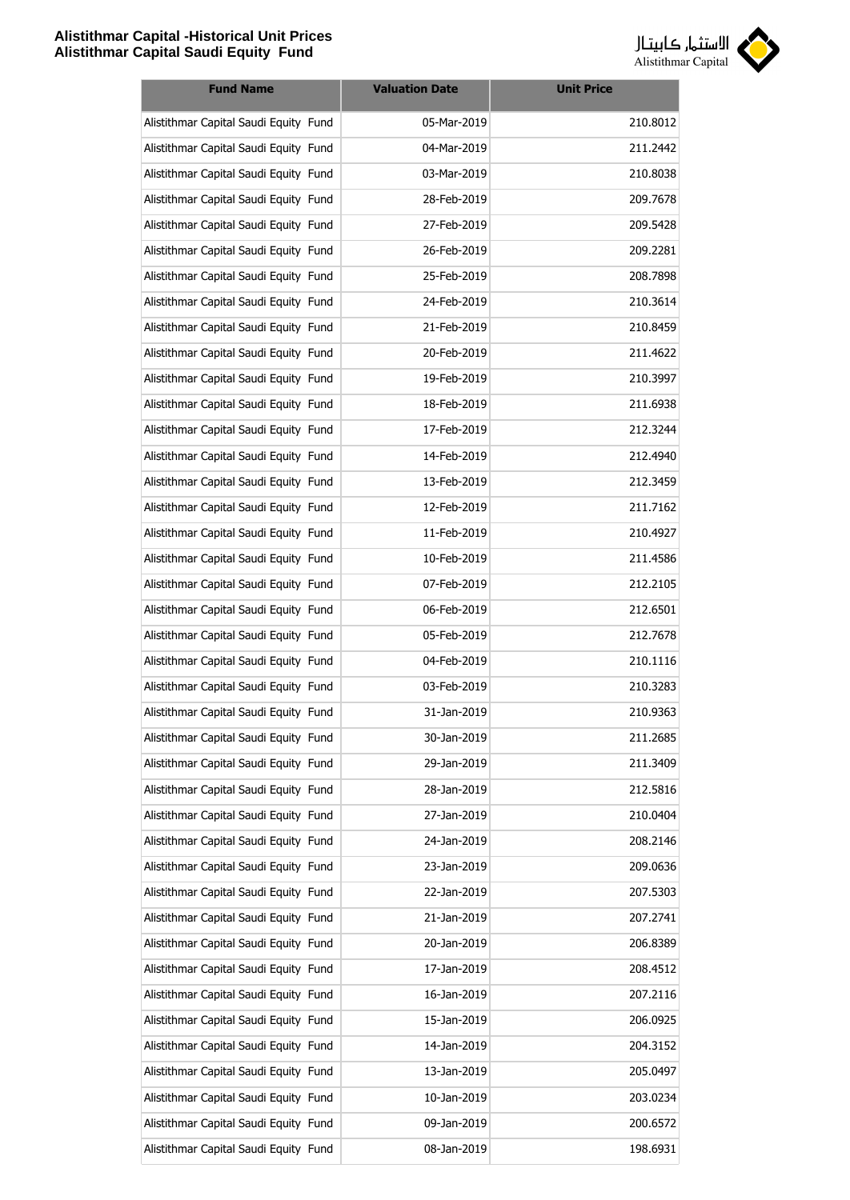| Fund Name | Valuation Date | Unit Price |
|---|---|---|
| Alistithmar Capital Saudi Equity Fund | 05-Mar-2019 | 210.8012 |
| Alistithmar Capital Saudi Equity Fund | 04-Mar-2019 | 211.2442 |
| Alistithmar Capital Saudi Equity Fund | 03-Mar-2019 | 210.8038 |
| Alistithmar Capital Saudi Equity Fund | 28-Feb-2019 | 209.7678 |
| Alistithmar Capital Saudi Equity Fund | 27-Feb-2019 | 209.5428 |
| Alistithmar Capital Saudi Equity Fund | 26-Feb-2019 | 209.2281 |
| Alistithmar Capital Saudi Equity Fund | 25-Feb-2019 | 208.7898 |
| Alistithmar Capital Saudi Equity Fund | 24-Feb-2019 | 210.3614 |
| Alistithmar Capital Saudi Equity Fund | 21-Feb-2019 | 210.8459 |
| Alistithmar Capital Saudi Equity Fund | 20-Feb-2019 | 211.4622 |
| Alistithmar Capital Saudi Equity Fund | 19-Feb-2019 | 210.3997 |
| Alistithmar Capital Saudi Equity Fund | 18-Feb-2019 | 211.6938 |
| Alistithmar Capital Saudi Equity Fund | 17-Feb-2019 | 212.3244 |
| Alistithmar Capital Saudi Equity Fund | 14-Feb-2019 | 212.4940 |
| Alistithmar Capital Saudi Equity Fund | 13-Feb-2019 | 212.3459 |
| Alistithmar Capital Saudi Equity Fund | 12-Feb-2019 | 211.7162 |
| Alistithmar Capital Saudi Equity Fund | 11-Feb-2019 | 210.4927 |
| Alistithmar Capital Saudi Equity Fund | 10-Feb-2019 | 211.4586 |
| Alistithmar Capital Saudi Equity Fund | 07-Feb-2019 | 212.2105 |
| Alistithmar Capital Saudi Equity Fund | 06-Feb-2019 | 212.6501 |
| Alistithmar Capital Saudi Equity Fund | 05-Feb-2019 | 212.7678 |
| Alistithmar Capital Saudi Equity Fund | 04-Feb-2019 | 210.1116 |
| Alistithmar Capital Saudi Equity Fund | 03-Feb-2019 | 210.3283 |
| Alistithmar Capital Saudi Equity Fund | 31-Jan-2019 | 210.9363 |
| Alistithmar Capital Saudi Equity Fund | 30-Jan-2019 | 211.2685 |
| Alistithmar Capital Saudi Equity Fund | 29-Jan-2019 | 211.3409 |
| Alistithmar Capital Saudi Equity Fund | 28-Jan-2019 | 212.5816 |
| Alistithmar Capital Saudi Equity Fund | 27-Jan-2019 | 210.0404 |
| Alistithmar Capital Saudi Equity Fund | 24-Jan-2019 | 208.2146 |
| Alistithmar Capital Saudi Equity Fund | 23-Jan-2019 | 209.0636 |
| Alistithmar Capital Saudi Equity Fund | 22-Jan-2019 | 207.5303 |
| Alistithmar Capital Saudi Equity Fund | 21-Jan-2019 | 207.2741 |
| Alistithmar Capital Saudi Equity Fund | 20-Jan-2019 | 206.8389 |
| Alistithmar Capital Saudi Equity Fund | 17-Jan-2019 | 208.4512 |
| Alistithmar Capital Saudi Equity Fund | 16-Jan-2019 | 207.2116 |
| Alistithmar Capital Saudi Equity Fund | 15-Jan-2019 | 206.0925 |
| Alistithmar Capital Saudi Equity Fund | 14-Jan-2019 | 204.3152 |
| Alistithmar Capital Saudi Equity Fund | 13-Jan-2019 | 205.0497 |
| Alistithmar Capital Saudi Equity Fund | 10-Jan-2019 | 203.0234 |
| Alistithmar Capital Saudi Equity Fund | 09-Jan-2019 | 200.6572 |
| Alistithmar Capital Saudi Equity Fund | 08-Jan-2019 | 198.6931 |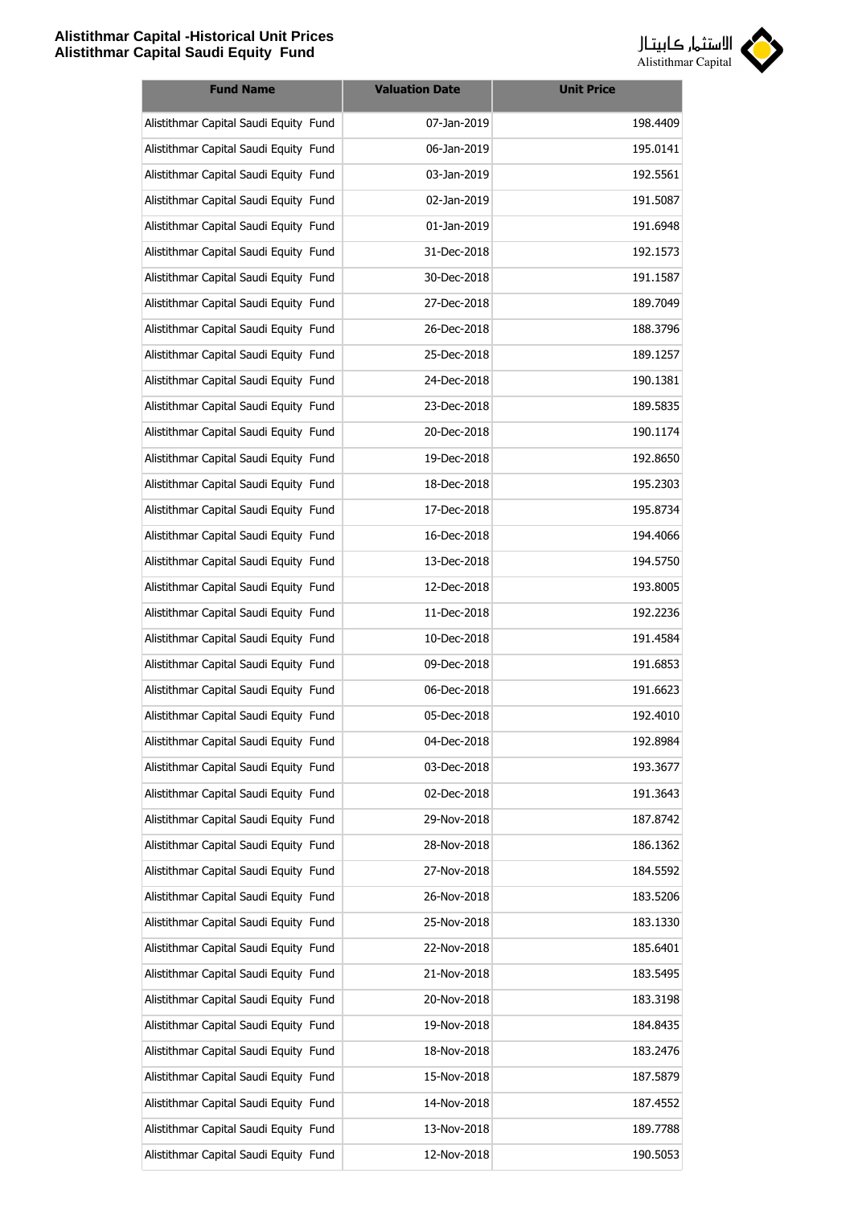| Fund Name | Valuation Date | Unit Price |
| --- | --- | --- |
| Alistithmar Capital Saudi Equity Fund | 07-Jan-2019 | 198.4409 |
| Alistithmar Capital Saudi Equity Fund | 06-Jan-2019 | 195.0141 |
| Alistithmar Capital Saudi Equity Fund | 03-Jan-2019 | 192.5561 |
| Alistithmar Capital Saudi Equity Fund | 02-Jan-2019 | 191.5087 |
| Alistithmar Capital Saudi Equity Fund | 01-Jan-2019 | 191.6948 |
| Alistithmar Capital Saudi Equity Fund | 31-Dec-2018 | 192.1573 |
| Alistithmar Capital Saudi Equity Fund | 30-Dec-2018 | 191.1587 |
| Alistithmar Capital Saudi Equity Fund | 27-Dec-2018 | 189.7049 |
| Alistithmar Capital Saudi Equity Fund | 26-Dec-2018 | 188.3796 |
| Alistithmar Capital Saudi Equity Fund | 25-Dec-2018 | 189.1257 |
| Alistithmar Capital Saudi Equity Fund | 24-Dec-2018 | 190.1381 |
| Alistithmar Capital Saudi Equity Fund | 23-Dec-2018 | 189.5835 |
| Alistithmar Capital Saudi Equity Fund | 20-Dec-2018 | 190.1174 |
| Alistithmar Capital Saudi Equity Fund | 19-Dec-2018 | 192.8650 |
| Alistithmar Capital Saudi Equity Fund | 18-Dec-2018 | 195.2303 |
| Alistithmar Capital Saudi Equity Fund | 17-Dec-2018 | 195.8734 |
| Alistithmar Capital Saudi Equity Fund | 16-Dec-2018 | 194.4066 |
| Alistithmar Capital Saudi Equity Fund | 13-Dec-2018 | 194.5750 |
| Alistithmar Capital Saudi Equity Fund | 12-Dec-2018 | 193.8005 |
| Alistithmar Capital Saudi Equity Fund | 11-Dec-2018 | 192.2236 |
| Alistithmar Capital Saudi Equity Fund | 10-Dec-2018 | 191.4584 |
| Alistithmar Capital Saudi Equity Fund | 09-Dec-2018 | 191.6853 |
| Alistithmar Capital Saudi Equity Fund | 06-Dec-2018 | 191.6623 |
| Alistithmar Capital Saudi Equity Fund | 05-Dec-2018 | 192.4010 |
| Alistithmar Capital Saudi Equity Fund | 04-Dec-2018 | 192.8984 |
| Alistithmar Capital Saudi Equity Fund | 03-Dec-2018 | 193.3677 |
| Alistithmar Capital Saudi Equity Fund | 02-Dec-2018 | 191.3643 |
| Alistithmar Capital Saudi Equity Fund | 29-Nov-2018 | 187.8742 |
| Alistithmar Capital Saudi Equity Fund | 28-Nov-2018 | 186.1362 |
| Alistithmar Capital Saudi Equity Fund | 27-Nov-2018 | 184.5592 |
| Alistithmar Capital Saudi Equity Fund | 26-Nov-2018 | 183.5206 |
| Alistithmar Capital Saudi Equity Fund | 25-Nov-2018 | 183.1330 |
| Alistithmar Capital Saudi Equity Fund | 22-Nov-2018 | 185.6401 |
| Alistithmar Capital Saudi Equity Fund | 21-Nov-2018 | 183.5495 |
| Alistithmar Capital Saudi Equity Fund | 20-Nov-2018 | 183.3198 |
| Alistithmar Capital Saudi Equity Fund | 19-Nov-2018 | 184.8435 |
| Alistithmar Capital Saudi Equity Fund | 18-Nov-2018 | 183.2476 |
| Alistithmar Capital Saudi Equity Fund | 15-Nov-2018 | 187.5879 |
| Alistithmar Capital Saudi Equity Fund | 14-Nov-2018 | 187.4552 |
| Alistithmar Capital Saudi Equity Fund | 13-Nov-2018 | 189.7788 |
| Alistithmar Capital Saudi Equity Fund | 12-Nov-2018 | 190.5053 |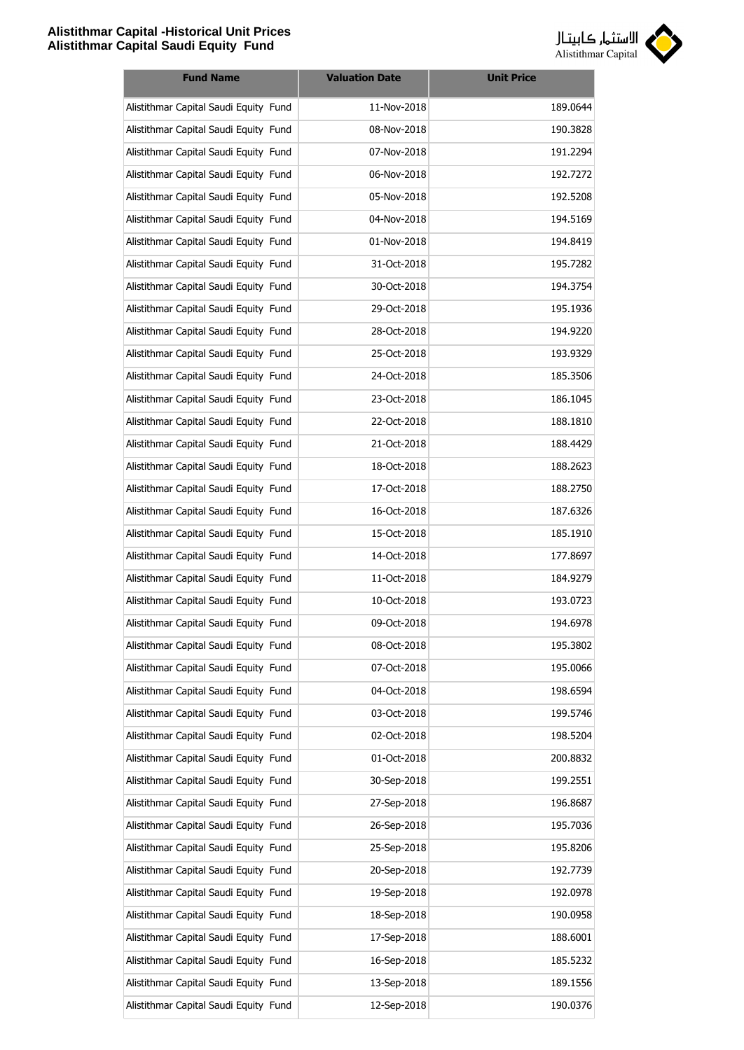| Fund Name | Valuation Date | Unit Price |
|---|---|---|
| Alistithmar Capital Saudi Equity Fund | 11-Nov-2018 | 189.0644 |
| Alistithmar Capital Saudi Equity Fund | 08-Nov-2018 | 190.3828 |
| Alistithmar Capital Saudi Equity Fund | 07-Nov-2018 | 191.2294 |
| Alistithmar Capital Saudi Equity Fund | 06-Nov-2018 | 192.7272 |
| Alistithmar Capital Saudi Equity Fund | 05-Nov-2018 | 192.5208 |
| Alistithmar Capital Saudi Equity Fund | 04-Nov-2018 | 194.5169 |
| Alistithmar Capital Saudi Equity Fund | 01-Nov-2018 | 194.8419 |
| Alistithmar Capital Saudi Equity Fund | 31-Oct-2018 | 195.7282 |
| Alistithmar Capital Saudi Equity Fund | 30-Oct-2018 | 194.3754 |
| Alistithmar Capital Saudi Equity Fund | 29-Oct-2018 | 195.1936 |
| Alistithmar Capital Saudi Equity Fund | 28-Oct-2018 | 194.9220 |
| Alistithmar Capital Saudi Equity Fund | 25-Oct-2018 | 193.9329 |
| Alistithmar Capital Saudi Equity Fund | 24-Oct-2018 | 185.3506 |
| Alistithmar Capital Saudi Equity Fund | 23-Oct-2018 | 186.1045 |
| Alistithmar Capital Saudi Equity Fund | 22-Oct-2018 | 188.1810 |
| Alistithmar Capital Saudi Equity Fund | 21-Oct-2018 | 188.4429 |
| Alistithmar Capital Saudi Equity Fund | 18-Oct-2018 | 188.2623 |
| Alistithmar Capital Saudi Equity Fund | 17-Oct-2018 | 188.2750 |
| Alistithmar Capital Saudi Equity Fund | 16-Oct-2018 | 187.6326 |
| Alistithmar Capital Saudi Equity Fund | 15-Oct-2018 | 185.1910 |
| Alistithmar Capital Saudi Equity Fund | 14-Oct-2018 | 177.8697 |
| Alistithmar Capital Saudi Equity Fund | 11-Oct-2018 | 184.9279 |
| Alistithmar Capital Saudi Equity Fund | 10-Oct-2018 | 193.0723 |
| Alistithmar Capital Saudi Equity Fund | 09-Oct-2018 | 194.6978 |
| Alistithmar Capital Saudi Equity Fund | 08-Oct-2018 | 195.3802 |
| Alistithmar Capital Saudi Equity Fund | 07-Oct-2018 | 195.0066 |
| Alistithmar Capital Saudi Equity Fund | 04-Oct-2018 | 198.6594 |
| Alistithmar Capital Saudi Equity Fund | 03-Oct-2018 | 199.5746 |
| Alistithmar Capital Saudi Equity Fund | 02-Oct-2018 | 198.5204 |
| Alistithmar Capital Saudi Equity Fund | 01-Oct-2018 | 200.8832 |
| Alistithmar Capital Saudi Equity Fund | 30-Sep-2018 | 199.2551 |
| Alistithmar Capital Saudi Equity Fund | 27-Sep-2018 | 196.8687 |
| Alistithmar Capital Saudi Equity Fund | 26-Sep-2018 | 195.7036 |
| Alistithmar Capital Saudi Equity Fund | 25-Sep-2018 | 195.8206 |
| Alistithmar Capital Saudi Equity Fund | 20-Sep-2018 | 192.7739 |
| Alistithmar Capital Saudi Equity Fund | 19-Sep-2018 | 192.0978 |
| Alistithmar Capital Saudi Equity Fund | 18-Sep-2018 | 190.0958 |
| Alistithmar Capital Saudi Equity Fund | 17-Sep-2018 | 188.6001 |
| Alistithmar Capital Saudi Equity Fund | 16-Sep-2018 | 185.5232 |
| Alistithmar Capital Saudi Equity Fund | 13-Sep-2018 | 189.1556 |
| Alistithmar Capital Saudi Equity Fund | 12-Sep-2018 | 190.0376 |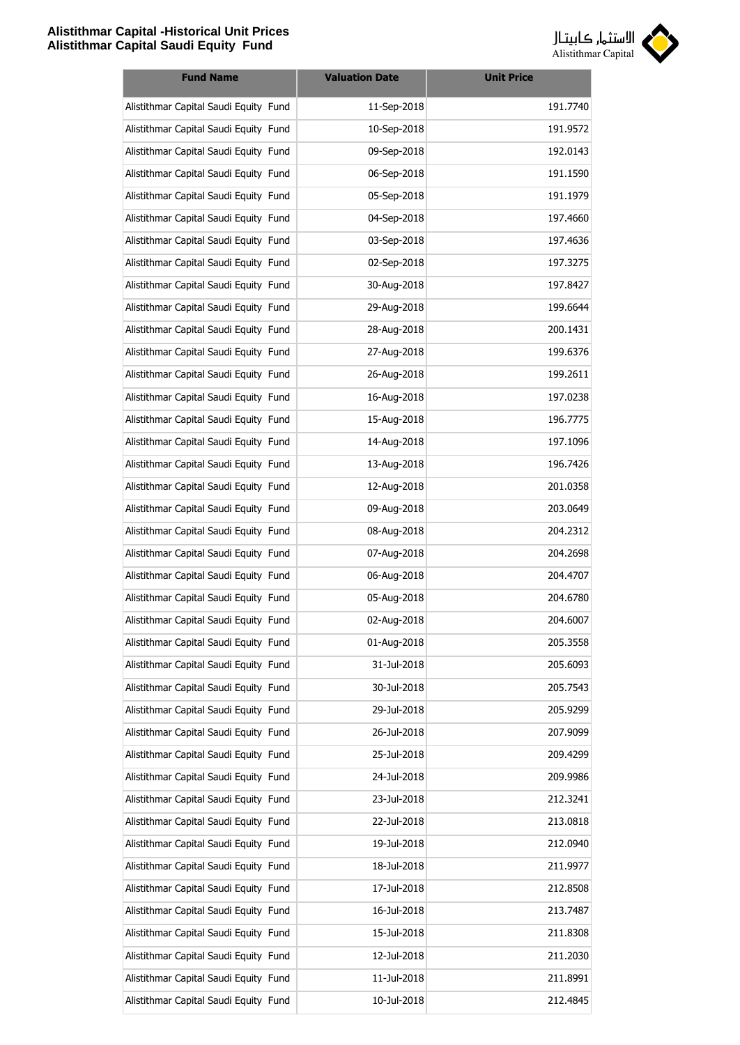| Fund Name | Valuation Date | Unit Price |
|---|---|---|
| Alistithmar Capital Saudi Equity Fund | 11-Sep-2018 | 191.7740 |
| Alistithmar Capital Saudi Equity Fund | 10-Sep-2018 | 191.9572 |
| Alistithmar Capital Saudi Equity Fund | 09-Sep-2018 | 192.0143 |
| Alistithmar Capital Saudi Equity Fund | 06-Sep-2018 | 191.1590 |
| Alistithmar Capital Saudi Equity Fund | 05-Sep-2018 | 191.1979 |
| Alistithmar Capital Saudi Equity Fund | 04-Sep-2018 | 197.4660 |
| Alistithmar Capital Saudi Equity Fund | 03-Sep-2018 | 197.4636 |
| Alistithmar Capital Saudi Equity Fund | 02-Sep-2018 | 197.3275 |
| Alistithmar Capital Saudi Equity Fund | 30-Aug-2018 | 197.8427 |
| Alistithmar Capital Saudi Equity Fund | 29-Aug-2018 | 199.6644 |
| Alistithmar Capital Saudi Equity Fund | 28-Aug-2018 | 200.1431 |
| Alistithmar Capital Saudi Equity Fund | 27-Aug-2018 | 199.6376 |
| Alistithmar Capital Saudi Equity Fund | 26-Aug-2018 | 199.2611 |
| Alistithmar Capital Saudi Equity Fund | 16-Aug-2018 | 197.0238 |
| Alistithmar Capital Saudi Equity Fund | 15-Aug-2018 | 196.7775 |
| Alistithmar Capital Saudi Equity Fund | 14-Aug-2018 | 197.1096 |
| Alistithmar Capital Saudi Equity Fund | 13-Aug-2018 | 196.7426 |
| Alistithmar Capital Saudi Equity Fund | 12-Aug-2018 | 201.0358 |
| Alistithmar Capital Saudi Equity Fund | 09-Aug-2018 | 203.0649 |
| Alistithmar Capital Saudi Equity Fund | 08-Aug-2018 | 204.2312 |
| Alistithmar Capital Saudi Equity Fund | 07-Aug-2018 | 204.2698 |
| Alistithmar Capital Saudi Equity Fund | 06-Aug-2018 | 204.4707 |
| Alistithmar Capital Saudi Equity Fund | 05-Aug-2018 | 204.6780 |
| Alistithmar Capital Saudi Equity Fund | 02-Aug-2018 | 204.6007 |
| Alistithmar Capital Saudi Equity Fund | 01-Aug-2018 | 205.3558 |
| Alistithmar Capital Saudi Equity Fund | 31-Jul-2018 | 205.6093 |
| Alistithmar Capital Saudi Equity Fund | 30-Jul-2018 | 205.7543 |
| Alistithmar Capital Saudi Equity Fund | 29-Jul-2018 | 205.9299 |
| Alistithmar Capital Saudi Equity Fund | 26-Jul-2018 | 207.9099 |
| Alistithmar Capital Saudi Equity Fund | 25-Jul-2018 | 209.4299 |
| Alistithmar Capital Saudi Equity Fund | 24-Jul-2018 | 209.9986 |
| Alistithmar Capital Saudi Equity Fund | 23-Jul-2018 | 212.3241 |
| Alistithmar Capital Saudi Equity Fund | 22-Jul-2018 | 213.0818 |
| Alistithmar Capital Saudi Equity Fund | 19-Jul-2018 | 212.0940 |
| Alistithmar Capital Saudi Equity Fund | 18-Jul-2018 | 211.9977 |
| Alistithmar Capital Saudi Equity Fund | 17-Jul-2018 | 212.8508 |
| Alistithmar Capital Saudi Equity Fund | 16-Jul-2018 | 213.7487 |
| Alistithmar Capital Saudi Equity Fund | 15-Jul-2018 | 211.8308 |
| Alistithmar Capital Saudi Equity Fund | 12-Jul-2018 | 211.2030 |
| Alistithmar Capital Saudi Equity Fund | 11-Jul-2018 | 211.8991 |
| Alistithmar Capital Saudi Equity Fund | 10-Jul-2018 | 212.4845 |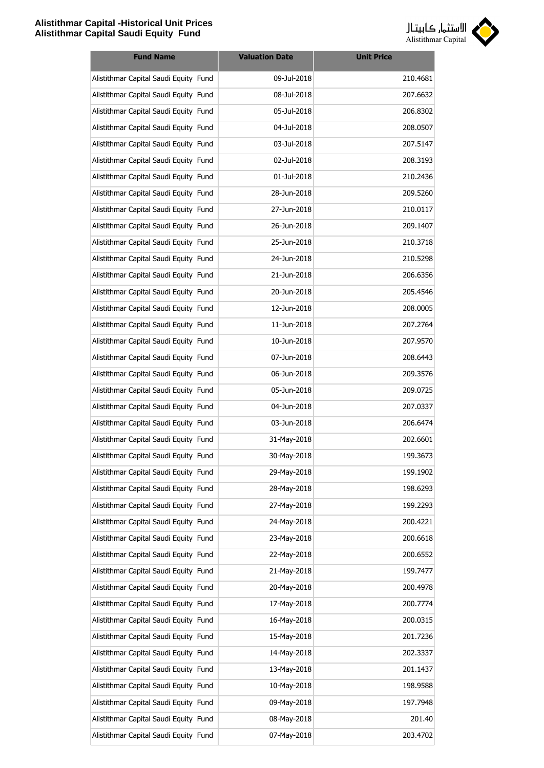| Fund Name | Valuation Date | Unit Price |
|---|---|---|
| Alistithmar Capital Saudi Equity Fund | 09-Jul-2018 | 210.4681 |
| Alistithmar Capital Saudi Equity Fund | 08-Jul-2018 | 207.6632 |
| Alistithmar Capital Saudi Equity Fund | 05-Jul-2018 | 206.8302 |
| Alistithmar Capital Saudi Equity Fund | 04-Jul-2018 | 208.0507 |
| Alistithmar Capital Saudi Equity Fund | 03-Jul-2018 | 207.5147 |
| Alistithmar Capital Saudi Equity Fund | 02-Jul-2018 | 208.3193 |
| Alistithmar Capital Saudi Equity Fund | 01-Jul-2018 | 210.2436 |
| Alistithmar Capital Saudi Equity Fund | 28-Jun-2018 | 209.5260 |
| Alistithmar Capital Saudi Equity Fund | 27-Jun-2018 | 210.0117 |
| Alistithmar Capital Saudi Equity Fund | 26-Jun-2018 | 209.1407 |
| Alistithmar Capital Saudi Equity Fund | 25-Jun-2018 | 210.3718 |
| Alistithmar Capital Saudi Equity Fund | 24-Jun-2018 | 210.5298 |
| Alistithmar Capital Saudi Equity Fund | 21-Jun-2018 | 206.6356 |
| Alistithmar Capital Saudi Equity Fund | 20-Jun-2018 | 205.4546 |
| Alistithmar Capital Saudi Equity Fund | 12-Jun-2018 | 208.0005 |
| Alistithmar Capital Saudi Equity Fund | 11-Jun-2018 | 207.2764 |
| Alistithmar Capital Saudi Equity Fund | 10-Jun-2018 | 207.9570 |
| Alistithmar Capital Saudi Equity Fund | 07-Jun-2018 | 208.6443 |
| Alistithmar Capital Saudi Equity Fund | 06-Jun-2018 | 209.3576 |
| Alistithmar Capital Saudi Equity Fund | 05-Jun-2018 | 209.0725 |
| Alistithmar Capital Saudi Equity Fund | 04-Jun-2018 | 207.0337 |
| Alistithmar Capital Saudi Equity Fund | 03-Jun-2018 | 206.6474 |
| Alistithmar Capital Saudi Equity Fund | 31-May-2018 | 202.6601 |
| Alistithmar Capital Saudi Equity Fund | 30-May-2018 | 199.3673 |
| Alistithmar Capital Saudi Equity Fund | 29-May-2018 | 199.1902 |
| Alistithmar Capital Saudi Equity Fund | 28-May-2018 | 198.6293 |
| Alistithmar Capital Saudi Equity Fund | 27-May-2018 | 199.2293 |
| Alistithmar Capital Saudi Equity Fund | 24-May-2018 | 200.4221 |
| Alistithmar Capital Saudi Equity Fund | 23-May-2018 | 200.6618 |
| Alistithmar Capital Saudi Equity Fund | 22-May-2018 | 200.6552 |
| Alistithmar Capital Saudi Equity Fund | 21-May-2018 | 199.7477 |
| Alistithmar Capital Saudi Equity Fund | 20-May-2018 | 200.4978 |
| Alistithmar Capital Saudi Equity Fund | 17-May-2018 | 200.7774 |
| Alistithmar Capital Saudi Equity Fund | 16-May-2018 | 200.0315 |
| Alistithmar Capital Saudi Equity Fund | 15-May-2018 | 201.7236 |
| Alistithmar Capital Saudi Equity Fund | 14-May-2018 | 202.3337 |
| Alistithmar Capital Saudi Equity Fund | 13-May-2018 | 201.1437 |
| Alistithmar Capital Saudi Equity Fund | 10-May-2018 | 198.9588 |
| Alistithmar Capital Saudi Equity Fund | 09-May-2018 | 197.7948 |
| Alistithmar Capital Saudi Equity Fund | 08-May-2018 | 201.40 |
| Alistithmar Capital Saudi Equity Fund | 07-May-2018 | 203.4702 |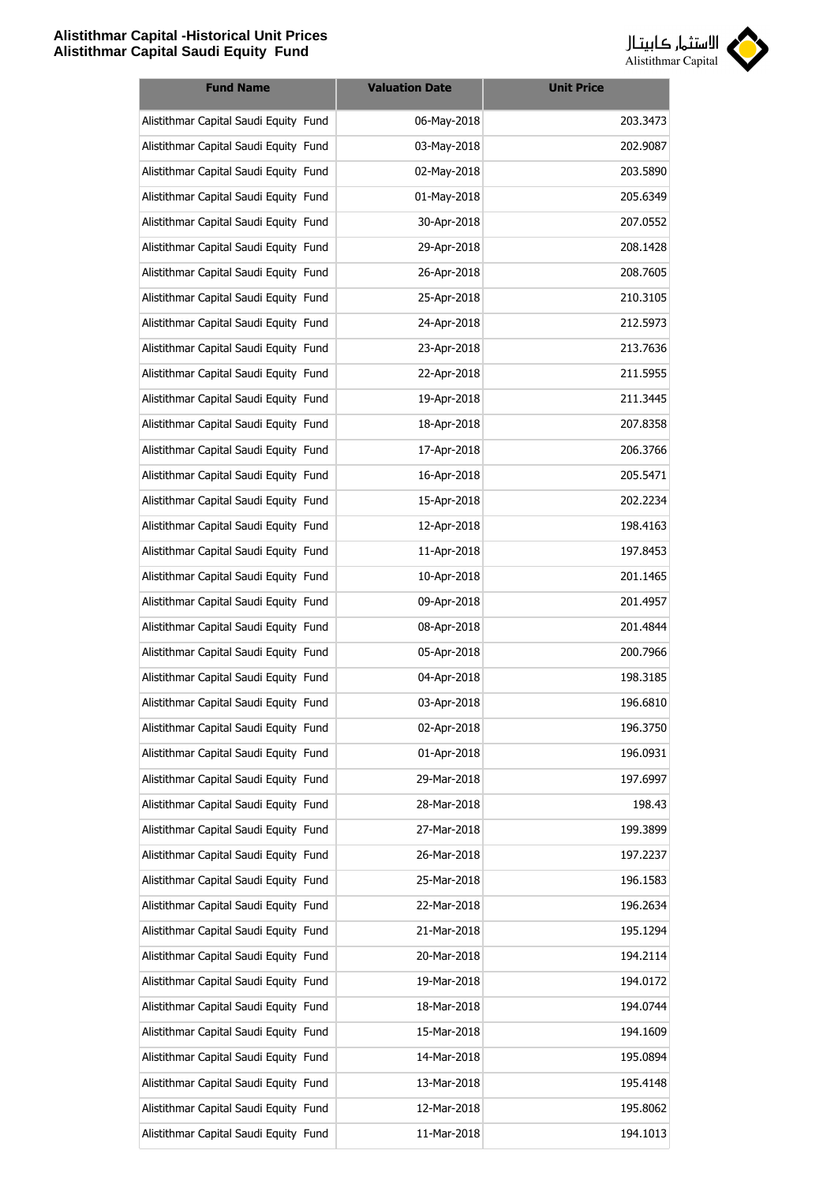| Fund Name | Valuation Date | Unit Price |
|---|---|---|
| Alistithmar Capital Saudi Equity Fund | 06-May-2018 | 203.3473 |
| Alistithmar Capital Saudi Equity Fund | 03-May-2018 | 202.9087 |
| Alistithmar Capital Saudi Equity Fund | 02-May-2018 | 203.5890 |
| Alistithmar Capital Saudi Equity Fund | 01-May-2018 | 205.6349 |
| Alistithmar Capital Saudi Equity Fund | 30-Apr-2018 | 207.0552 |
| Alistithmar Capital Saudi Equity Fund | 29-Apr-2018 | 208.1428 |
| Alistithmar Capital Saudi Equity Fund | 26-Apr-2018 | 208.7605 |
| Alistithmar Capital Saudi Equity Fund | 25-Apr-2018 | 210.3105 |
| Alistithmar Capital Saudi Equity Fund | 24-Apr-2018 | 212.5973 |
| Alistithmar Capital Saudi Equity Fund | 23-Apr-2018 | 213.7636 |
| Alistithmar Capital Saudi Equity Fund | 22-Apr-2018 | 211.5955 |
| Alistithmar Capital Saudi Equity Fund | 19-Apr-2018 | 211.3445 |
| Alistithmar Capital Saudi Equity Fund | 18-Apr-2018 | 207.8358 |
| Alistithmar Capital Saudi Equity Fund | 17-Apr-2018 | 206.3766 |
| Alistithmar Capital Saudi Equity Fund | 16-Apr-2018 | 205.5471 |
| Alistithmar Capital Saudi Equity Fund | 15-Apr-2018 | 202.2234 |
| Alistithmar Capital Saudi Equity Fund | 12-Apr-2018 | 198.4163 |
| Alistithmar Capital Saudi Equity Fund | 11-Apr-2018 | 197.8453 |
| Alistithmar Capital Saudi Equity Fund | 10-Apr-2018 | 201.1465 |
| Alistithmar Capital Saudi Equity Fund | 09-Apr-2018 | 201.4957 |
| Alistithmar Capital Saudi Equity Fund | 08-Apr-2018 | 201.4844 |
| Alistithmar Capital Saudi Equity Fund | 05-Apr-2018 | 200.7966 |
| Alistithmar Capital Saudi Equity Fund | 04-Apr-2018 | 198.3185 |
| Alistithmar Capital Saudi Equity Fund | 03-Apr-2018 | 196.6810 |
| Alistithmar Capital Saudi Equity Fund | 02-Apr-2018 | 196.3750 |
| Alistithmar Capital Saudi Equity Fund | 01-Apr-2018 | 196.0931 |
| Alistithmar Capital Saudi Equity Fund | 29-Mar-2018 | 197.6997 |
| Alistithmar Capital Saudi Equity Fund | 28-Mar-2018 | 198.43 |
| Alistithmar Capital Saudi Equity Fund | 27-Mar-2018 | 199.3899 |
| Alistithmar Capital Saudi Equity Fund | 26-Mar-2018 | 197.2237 |
| Alistithmar Capital Saudi Equity Fund | 25-Mar-2018 | 196.1583 |
| Alistithmar Capital Saudi Equity Fund | 22-Mar-2018 | 196.2634 |
| Alistithmar Capital Saudi Equity Fund | 21-Mar-2018 | 195.1294 |
| Alistithmar Capital Saudi Equity Fund | 20-Mar-2018 | 194.2114 |
| Alistithmar Capital Saudi Equity Fund | 19-Mar-2018 | 194.0172 |
| Alistithmar Capital Saudi Equity Fund | 18-Mar-2018 | 194.0744 |
| Alistithmar Capital Saudi Equity Fund | 15-Mar-2018 | 194.1609 |
| Alistithmar Capital Saudi Equity Fund | 14-Mar-2018 | 195.0894 |
| Alistithmar Capital Saudi Equity Fund | 13-Mar-2018 | 195.4148 |
| Alistithmar Capital Saudi Equity Fund | 12-Mar-2018 | 195.8062 |
| Alistithmar Capital Saudi Equity Fund | 11-Mar-2018 | 194.1013 |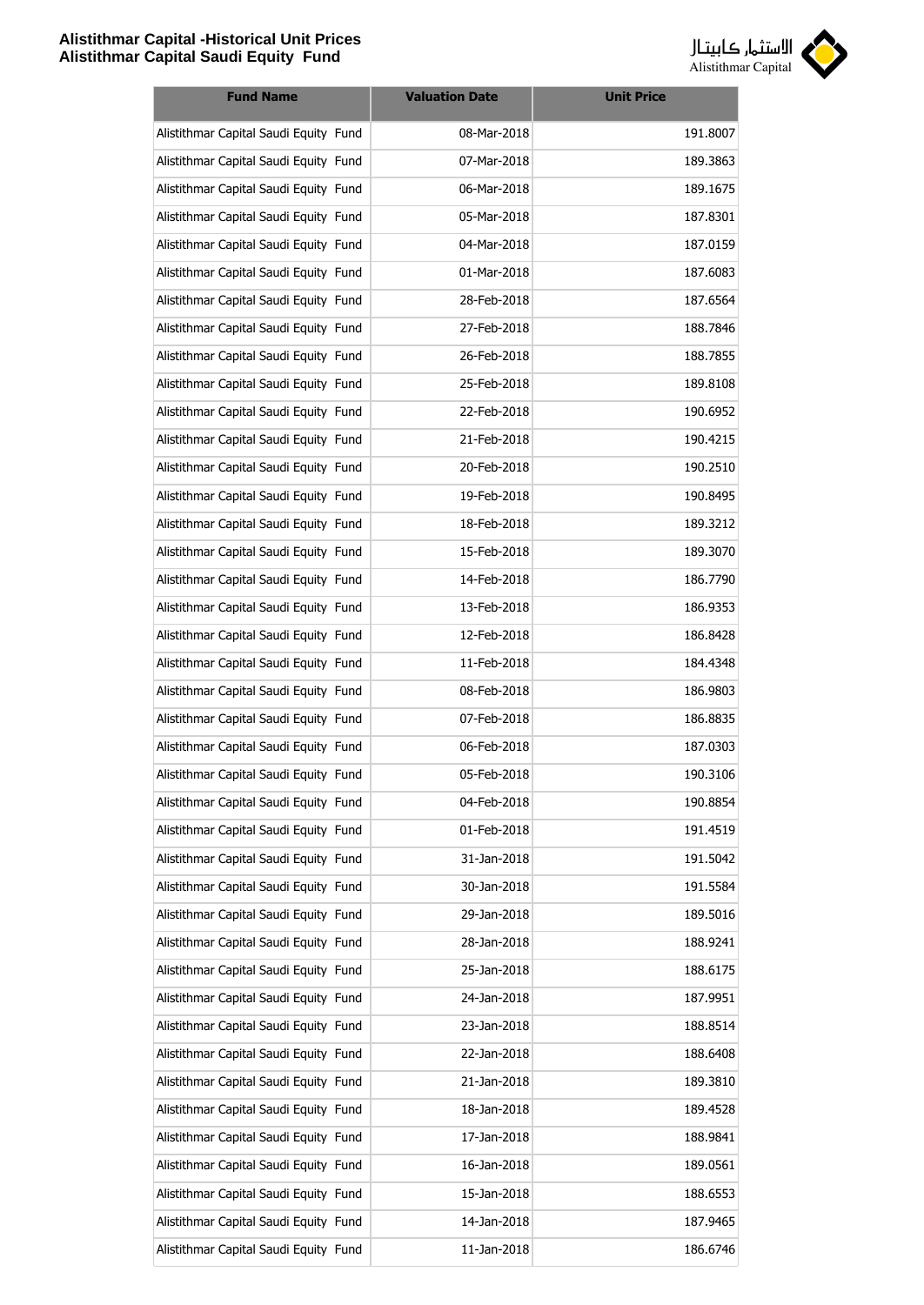| Fund Name | Valuation Date | Unit Price |
|---|---|---|
| Alistithmar Capital Saudi Equity Fund | 08-Mar-2018 | 191.8007 |
| Alistithmar Capital Saudi Equity Fund | 07-Mar-2018 | 189.3863 |
| Alistithmar Capital Saudi Equity Fund | 06-Mar-2018 | 189.1675 |
| Alistithmar Capital Saudi Equity Fund | 05-Mar-2018 | 187.8301 |
| Alistithmar Capital Saudi Equity Fund | 04-Mar-2018 | 187.0159 |
| Alistithmar Capital Saudi Equity Fund | 01-Mar-2018 | 187.6083 |
| Alistithmar Capital Saudi Equity Fund | 28-Feb-2018 | 187.6564 |
| Alistithmar Capital Saudi Equity Fund | 27-Feb-2018 | 188.7846 |
| Alistithmar Capital Saudi Equity Fund | 26-Feb-2018 | 188.7855 |
| Alistithmar Capital Saudi Equity Fund | 25-Feb-2018 | 189.8108 |
| Alistithmar Capital Saudi Equity Fund | 22-Feb-2018 | 190.6952 |
| Alistithmar Capital Saudi Equity Fund | 21-Feb-2018 | 190.4215 |
| Alistithmar Capital Saudi Equity Fund | 20-Feb-2018 | 190.2510 |
| Alistithmar Capital Saudi Equity Fund | 19-Feb-2018 | 190.8495 |
| Alistithmar Capital Saudi Equity Fund | 18-Feb-2018 | 189.3212 |
| Alistithmar Capital Saudi Equity Fund | 15-Feb-2018 | 189.3070 |
| Alistithmar Capital Saudi Equity Fund | 14-Feb-2018 | 186.7790 |
| Alistithmar Capital Saudi Equity Fund | 13-Feb-2018 | 186.9353 |
| Alistithmar Capital Saudi Equity Fund | 12-Feb-2018 | 186.8428 |
| Alistithmar Capital Saudi Equity Fund | 11-Feb-2018 | 184.4348 |
| Alistithmar Capital Saudi Equity Fund | 08-Feb-2018 | 186.9803 |
| Alistithmar Capital Saudi Equity Fund | 07-Feb-2018 | 186.8835 |
| Alistithmar Capital Saudi Equity Fund | 06-Feb-2018 | 187.0303 |
| Alistithmar Capital Saudi Equity Fund | 05-Feb-2018 | 190.3106 |
| Alistithmar Capital Saudi Equity Fund | 04-Feb-2018 | 190.8854 |
| Alistithmar Capital Saudi Equity Fund | 01-Feb-2018 | 191.4519 |
| Alistithmar Capital Saudi Equity Fund | 31-Jan-2018 | 191.5042 |
| Alistithmar Capital Saudi Equity Fund | 30-Jan-2018 | 191.5584 |
| Alistithmar Capital Saudi Equity Fund | 29-Jan-2018 | 189.5016 |
| Alistithmar Capital Saudi Equity Fund | 28-Jan-2018 | 188.9241 |
| Alistithmar Capital Saudi Equity Fund | 25-Jan-2018 | 188.6175 |
| Alistithmar Capital Saudi Equity Fund | 24-Jan-2018 | 187.9951 |
| Alistithmar Capital Saudi Equity Fund | 23-Jan-2018 | 188.8514 |
| Alistithmar Capital Saudi Equity Fund | 22-Jan-2018 | 188.6408 |
| Alistithmar Capital Saudi Equity Fund | 21-Jan-2018 | 189.3810 |
| Alistithmar Capital Saudi Equity Fund | 18-Jan-2018 | 189.4528 |
| Alistithmar Capital Saudi Equity Fund | 17-Jan-2018 | 188.9841 |
| Alistithmar Capital Saudi Equity Fund | 16-Jan-2018 | 189.0561 |
| Alistithmar Capital Saudi Equity Fund | 15-Jan-2018 | 188.6553 |
| Alistithmar Capital Saudi Equity Fund | 14-Jan-2018 | 187.9465 |
| Alistithmar Capital Saudi Equity Fund | 11-Jan-2018 | 186.6746 |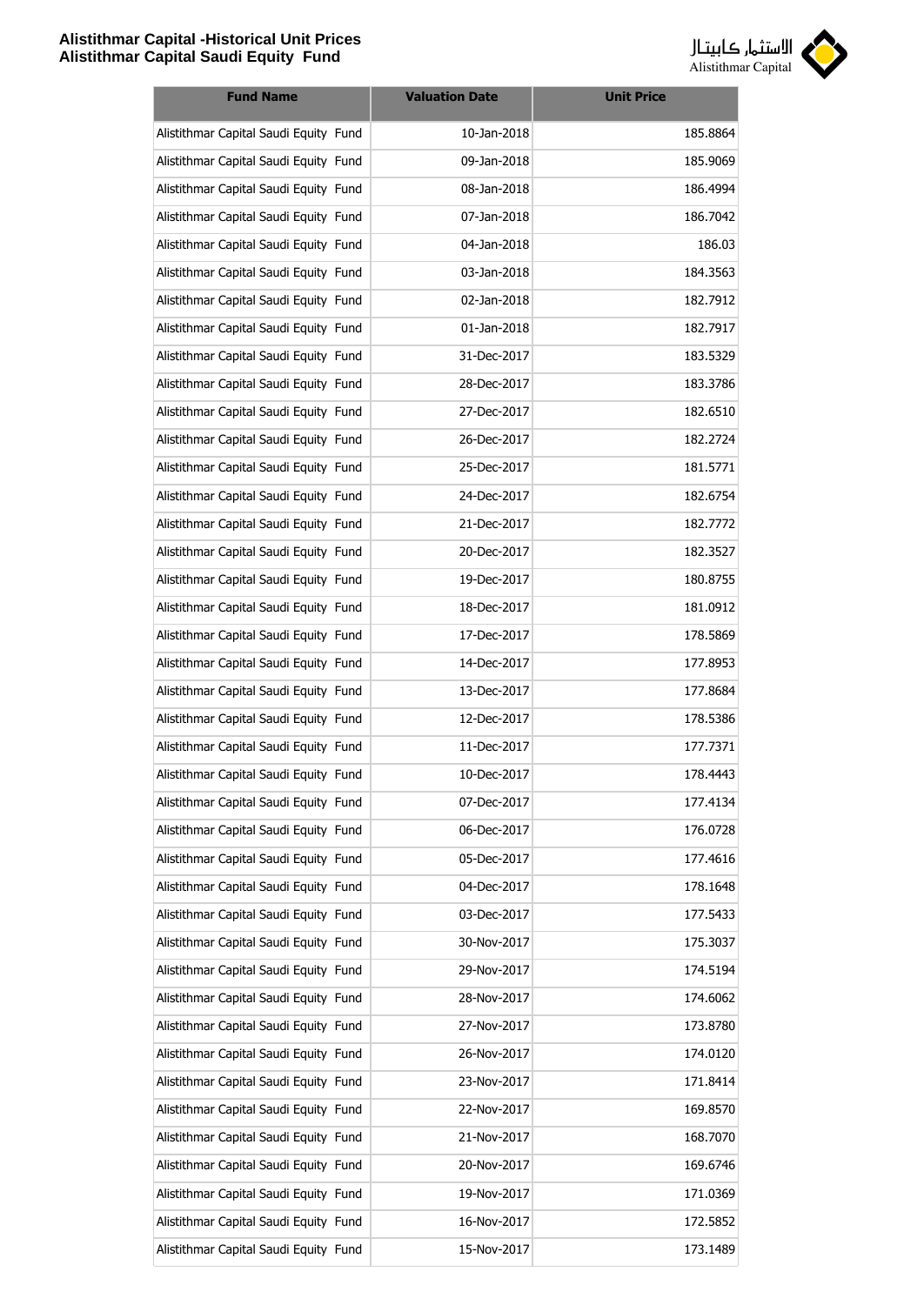| Fund Name | Valuation Date | Unit Price |
|---|---|---|
| Alistithmar Capital Saudi Equity Fund | 10-Jan-2018 | 185.8864 |
| Alistithmar Capital Saudi Equity Fund | 09-Jan-2018 | 185.9069 |
| Alistithmar Capital Saudi Equity Fund | 08-Jan-2018 | 186.4994 |
| Alistithmar Capital Saudi Equity Fund | 07-Jan-2018 | 186.7042 |
| Alistithmar Capital Saudi Equity Fund | 04-Jan-2018 | 186.03 |
| Alistithmar Capital Saudi Equity Fund | 03-Jan-2018 | 184.3563 |
| Alistithmar Capital Saudi Equity Fund | 02-Jan-2018 | 182.7912 |
| Alistithmar Capital Saudi Equity Fund | 01-Jan-2018 | 182.7917 |
| Alistithmar Capital Saudi Equity Fund | 31-Dec-2017 | 183.5329 |
| Alistithmar Capital Saudi Equity Fund | 28-Dec-2017 | 183.3786 |
| Alistithmar Capital Saudi Equity Fund | 27-Dec-2017 | 182.6510 |
| Alistithmar Capital Saudi Equity Fund | 26-Dec-2017 | 182.2724 |
| Alistithmar Capital Saudi Equity Fund | 25-Dec-2017 | 181.5771 |
| Alistithmar Capital Saudi Equity Fund | 24-Dec-2017 | 182.6754 |
| Alistithmar Capital Saudi Equity Fund | 21-Dec-2017 | 182.7772 |
| Alistithmar Capital Saudi Equity Fund | 20-Dec-2017 | 182.3527 |
| Alistithmar Capital Saudi Equity Fund | 19-Dec-2017 | 180.8755 |
| Alistithmar Capital Saudi Equity Fund | 18-Dec-2017 | 181.0912 |
| Alistithmar Capital Saudi Equity Fund | 17-Dec-2017 | 178.5869 |
| Alistithmar Capital Saudi Equity Fund | 14-Dec-2017 | 177.8953 |
| Alistithmar Capital Saudi Equity Fund | 13-Dec-2017 | 177.8684 |
| Alistithmar Capital Saudi Equity Fund | 12-Dec-2017 | 178.5386 |
| Alistithmar Capital Saudi Equity Fund | 11-Dec-2017 | 177.7371 |
| Alistithmar Capital Saudi Equity Fund | 10-Dec-2017 | 178.4443 |
| Alistithmar Capital Saudi Equity Fund | 07-Dec-2017 | 177.4134 |
| Alistithmar Capital Saudi Equity Fund | 06-Dec-2017 | 176.0728 |
| Alistithmar Capital Saudi Equity Fund | 05-Dec-2017 | 177.4616 |
| Alistithmar Capital Saudi Equity Fund | 04-Dec-2017 | 178.1648 |
| Alistithmar Capital Saudi Equity Fund | 03-Dec-2017 | 177.5433 |
| Alistithmar Capital Saudi Equity Fund | 30-Nov-2017 | 175.3037 |
| Alistithmar Capital Saudi Equity Fund | 29-Nov-2017 | 174.5194 |
| Alistithmar Capital Saudi Equity Fund | 28-Nov-2017 | 174.6062 |
| Alistithmar Capital Saudi Equity Fund | 27-Nov-2017 | 173.8780 |
| Alistithmar Capital Saudi Equity Fund | 26-Nov-2017 | 174.0120 |
| Alistithmar Capital Saudi Equity Fund | 23-Nov-2017 | 171.8414 |
| Alistithmar Capital Saudi Equity Fund | 22-Nov-2017 | 169.8570 |
| Alistithmar Capital Saudi Equity Fund | 21-Nov-2017 | 168.7070 |
| Alistithmar Capital Saudi Equity Fund | 20-Nov-2017 | 169.6746 |
| Alistithmar Capital Saudi Equity Fund | 19-Nov-2017 | 171.0369 |
| Alistithmar Capital Saudi Equity Fund | 16-Nov-2017 | 172.5852 |
| Alistithmar Capital Saudi Equity Fund | 15-Nov-2017 | 173.1489 |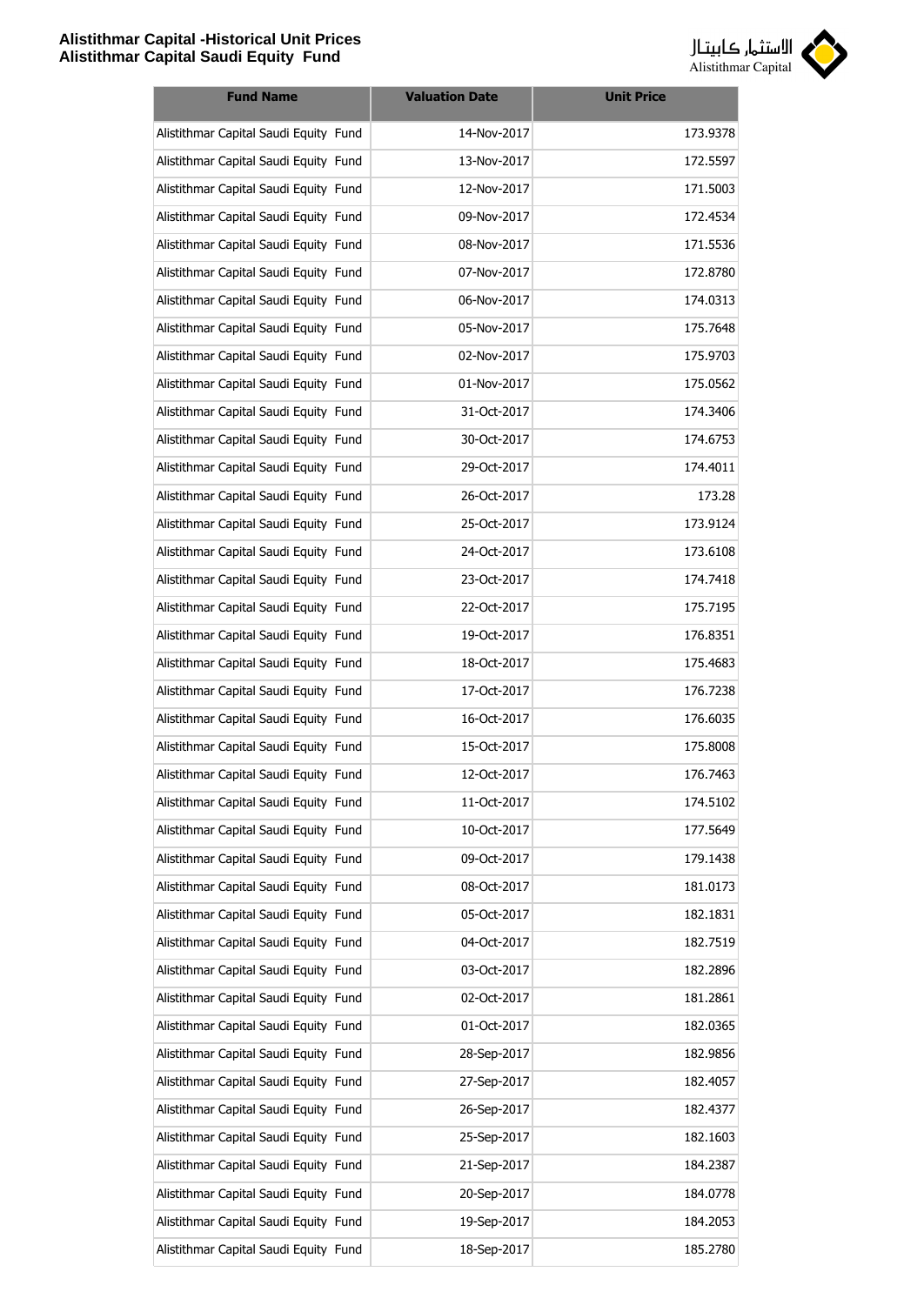| Fund Name | Valuation Date | Unit Price |
|---|---|---|
| Alistithmar Capital Saudi Equity Fund | 14-Nov-2017 | 173.9378 |
| Alistithmar Capital Saudi Equity Fund | 13-Nov-2017 | 172.5597 |
| Alistithmar Capital Saudi Equity Fund | 12-Nov-2017 | 171.5003 |
| Alistithmar Capital Saudi Equity Fund | 09-Nov-2017 | 172.4534 |
| Alistithmar Capital Saudi Equity Fund | 08-Nov-2017 | 171.5536 |
| Alistithmar Capital Saudi Equity Fund | 07-Nov-2017 | 172.8780 |
| Alistithmar Capital Saudi Equity Fund | 06-Nov-2017 | 174.0313 |
| Alistithmar Capital Saudi Equity Fund | 05-Nov-2017 | 175.7648 |
| Alistithmar Capital Saudi Equity Fund | 02-Nov-2017 | 175.9703 |
| Alistithmar Capital Saudi Equity Fund | 01-Nov-2017 | 175.0562 |
| Alistithmar Capital Saudi Equity Fund | 31-Oct-2017 | 174.3406 |
| Alistithmar Capital Saudi Equity Fund | 30-Oct-2017 | 174.6753 |
| Alistithmar Capital Saudi Equity Fund | 29-Oct-2017 | 174.4011 |
| Alistithmar Capital Saudi Equity Fund | 26-Oct-2017 | 173.28 |
| Alistithmar Capital Saudi Equity Fund | 25-Oct-2017 | 173.9124 |
| Alistithmar Capital Saudi Equity Fund | 24-Oct-2017 | 173.6108 |
| Alistithmar Capital Saudi Equity Fund | 23-Oct-2017 | 174.7418 |
| Alistithmar Capital Saudi Equity Fund | 22-Oct-2017 | 175.7195 |
| Alistithmar Capital Saudi Equity Fund | 19-Oct-2017 | 176.8351 |
| Alistithmar Capital Saudi Equity Fund | 18-Oct-2017 | 175.4683 |
| Alistithmar Capital Saudi Equity Fund | 17-Oct-2017 | 176.7238 |
| Alistithmar Capital Saudi Equity Fund | 16-Oct-2017 | 176.6035 |
| Alistithmar Capital Saudi Equity Fund | 15-Oct-2017 | 175.8008 |
| Alistithmar Capital Saudi Equity Fund | 12-Oct-2017 | 176.7463 |
| Alistithmar Capital Saudi Equity Fund | 11-Oct-2017 | 174.5102 |
| Alistithmar Capital Saudi Equity Fund | 10-Oct-2017 | 177.5649 |
| Alistithmar Capital Saudi Equity Fund | 09-Oct-2017 | 179.1438 |
| Alistithmar Capital Saudi Equity Fund | 08-Oct-2017 | 181.0173 |
| Alistithmar Capital Saudi Equity Fund | 05-Oct-2017 | 182.1831 |
| Alistithmar Capital Saudi Equity Fund | 04-Oct-2017 | 182.7519 |
| Alistithmar Capital Saudi Equity Fund | 03-Oct-2017 | 182.2896 |
| Alistithmar Capital Saudi Equity Fund | 02-Oct-2017 | 181.2861 |
| Alistithmar Capital Saudi Equity Fund | 01-Oct-2017 | 182.0365 |
| Alistithmar Capital Saudi Equity Fund | 28-Sep-2017 | 182.9856 |
| Alistithmar Capital Saudi Equity Fund | 27-Sep-2017 | 182.4057 |
| Alistithmar Capital Saudi Equity Fund | 26-Sep-2017 | 182.4377 |
| Alistithmar Capital Saudi Equity Fund | 25-Sep-2017 | 182.1603 |
| Alistithmar Capital Saudi Equity Fund | 21-Sep-2017 | 184.2387 |
| Alistithmar Capital Saudi Equity Fund | 20-Sep-2017 | 184.0778 |
| Alistithmar Capital Saudi Equity Fund | 19-Sep-2017 | 184.2053 |
| Alistithmar Capital Saudi Equity Fund | 18-Sep-2017 | 185.2780 |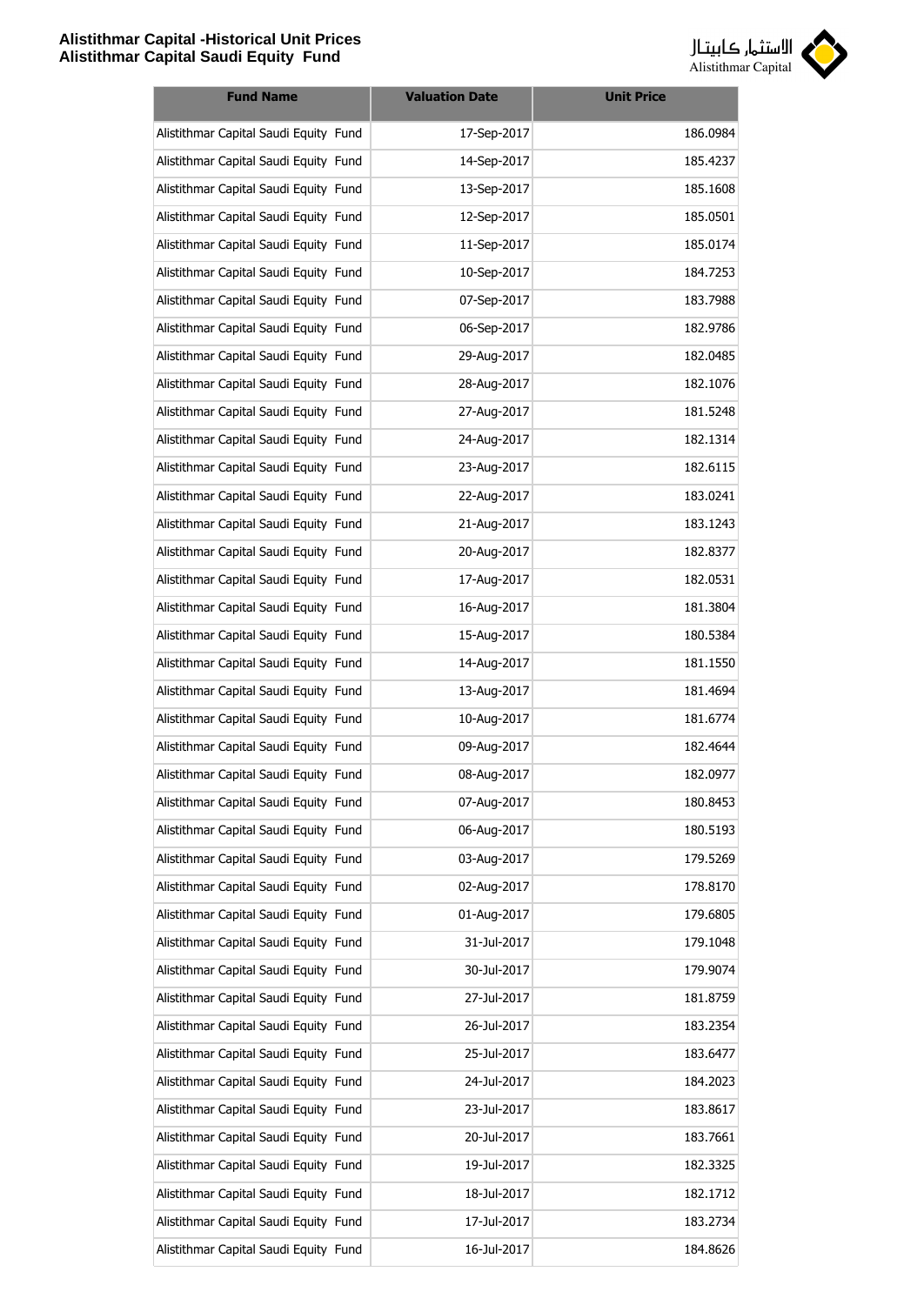| Fund Name | Valuation Date | Unit Price |
| --- | --- | --- |
| Alistithmar Capital Saudi Equity Fund | 17-Sep-2017 | 186.0984 |
| Alistithmar Capital Saudi Equity Fund | 14-Sep-2017 | 185.4237 |
| Alistithmar Capital Saudi Equity Fund | 13-Sep-2017 | 185.1608 |
| Alistithmar Capital Saudi Equity Fund | 12-Sep-2017 | 185.0501 |
| Alistithmar Capital Saudi Equity Fund | 11-Sep-2017 | 185.0174 |
| Alistithmar Capital Saudi Equity Fund | 10-Sep-2017 | 184.7253 |
| Alistithmar Capital Saudi Equity Fund | 07-Sep-2017 | 183.7988 |
| Alistithmar Capital Saudi Equity Fund | 06-Sep-2017 | 182.9786 |
| Alistithmar Capital Saudi Equity Fund | 29-Aug-2017 | 182.0485 |
| Alistithmar Capital Saudi Equity Fund | 28-Aug-2017 | 182.1076 |
| Alistithmar Capital Saudi Equity Fund | 27-Aug-2017 | 181.5248 |
| Alistithmar Capital Saudi Equity Fund | 24-Aug-2017 | 182.1314 |
| Alistithmar Capital Saudi Equity Fund | 23-Aug-2017 | 182.6115 |
| Alistithmar Capital Saudi Equity Fund | 22-Aug-2017 | 183.0241 |
| Alistithmar Capital Saudi Equity Fund | 21-Aug-2017 | 183.1243 |
| Alistithmar Capital Saudi Equity Fund | 20-Aug-2017 | 182.8377 |
| Alistithmar Capital Saudi Equity Fund | 17-Aug-2017 | 182.0531 |
| Alistithmar Capital Saudi Equity Fund | 16-Aug-2017 | 181.3804 |
| Alistithmar Capital Saudi Equity Fund | 15-Aug-2017 | 180.5384 |
| Alistithmar Capital Saudi Equity Fund | 14-Aug-2017 | 181.1550 |
| Alistithmar Capital Saudi Equity Fund | 13-Aug-2017 | 181.4694 |
| Alistithmar Capital Saudi Equity Fund | 10-Aug-2017 | 181.6774 |
| Alistithmar Capital Saudi Equity Fund | 09-Aug-2017 | 182.4644 |
| Alistithmar Capital Saudi Equity Fund | 08-Aug-2017 | 182.0977 |
| Alistithmar Capital Saudi Equity Fund | 07-Aug-2017 | 180.8453 |
| Alistithmar Capital Saudi Equity Fund | 06-Aug-2017 | 180.5193 |
| Alistithmar Capital Saudi Equity Fund | 03-Aug-2017 | 179.5269 |
| Alistithmar Capital Saudi Equity Fund | 02-Aug-2017 | 178.8170 |
| Alistithmar Capital Saudi Equity Fund | 01-Aug-2017 | 179.6805 |
| Alistithmar Capital Saudi Equity Fund | 31-Jul-2017 | 179.1048 |
| Alistithmar Capital Saudi Equity Fund | 30-Jul-2017 | 179.9074 |
| Alistithmar Capital Saudi Equity Fund | 27-Jul-2017 | 181.8759 |
| Alistithmar Capital Saudi Equity Fund | 26-Jul-2017 | 183.2354 |
| Alistithmar Capital Saudi Equity Fund | 25-Jul-2017 | 183.6477 |
| Alistithmar Capital Saudi Equity Fund | 24-Jul-2017 | 184.2023 |
| Alistithmar Capital Saudi Equity Fund | 23-Jul-2017 | 183.8617 |
| Alistithmar Capital Saudi Equity Fund | 20-Jul-2017 | 183.7661 |
| Alistithmar Capital Saudi Equity Fund | 19-Jul-2017 | 182.3325 |
| Alistithmar Capital Saudi Equity Fund | 18-Jul-2017 | 182.1712 |
| Alistithmar Capital Saudi Equity Fund | 17-Jul-2017 | 183.2734 |
| Alistithmar Capital Saudi Equity Fund | 16-Jul-2017 | 184.8626 |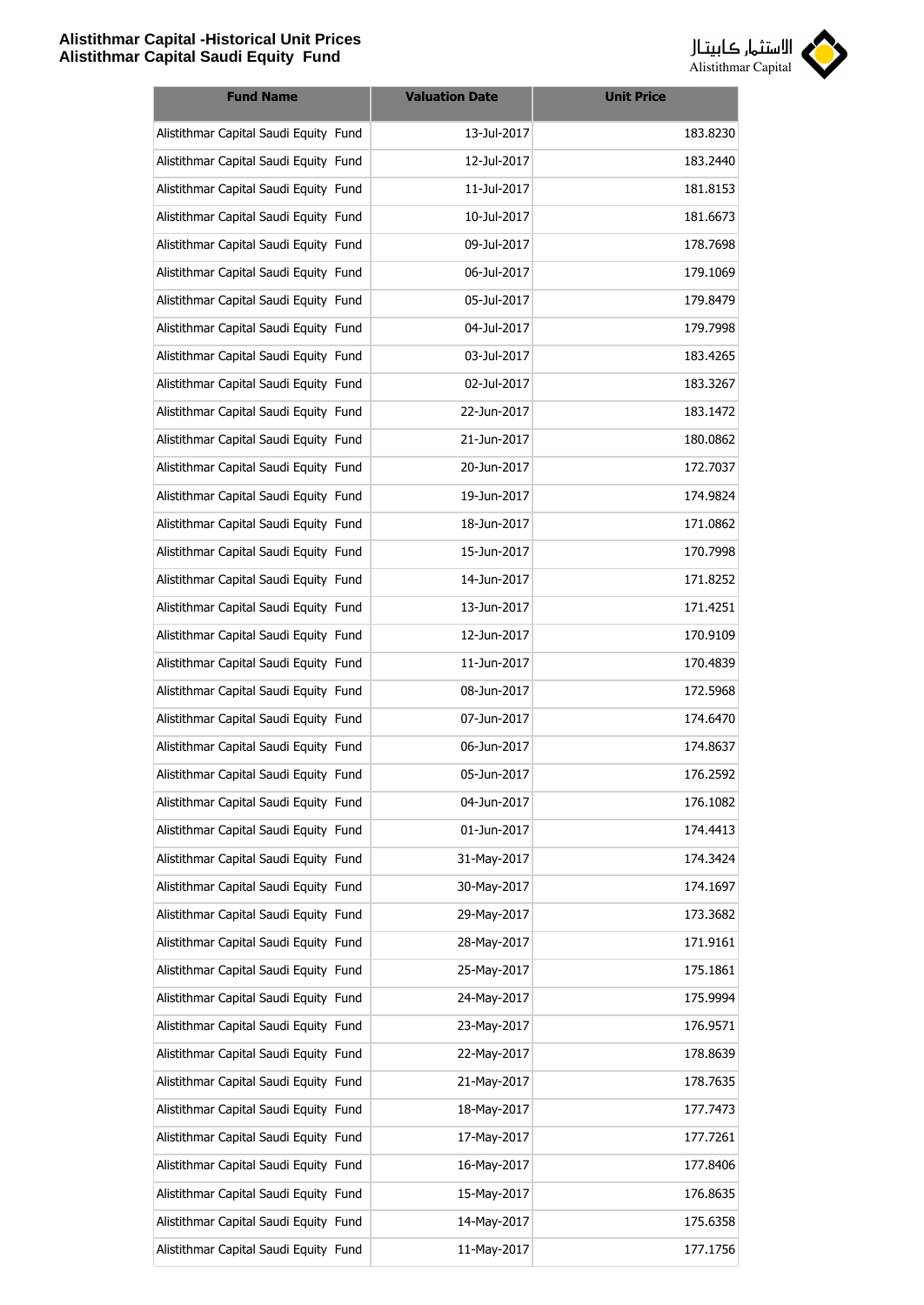| Fund Name | Valuation Date | Unit Price |
|---|---|---|
| Alistithmar Capital Saudi Equity Fund | 13-Jul-2017 | 183.8230 |
| Alistithmar Capital Saudi Equity Fund | 12-Jul-2017 | 183.2440 |
| Alistithmar Capital Saudi Equity Fund | 11-Jul-2017 | 181.8153 |
| Alistithmar Capital Saudi Equity Fund | 10-Jul-2017 | 181.6673 |
| Alistithmar Capital Saudi Equity Fund | 09-Jul-2017 | 178.7698 |
| Alistithmar Capital Saudi Equity Fund | 06-Jul-2017 | 179.1069 |
| Alistithmar Capital Saudi Equity Fund | 05-Jul-2017 | 179.8479 |
| Alistithmar Capital Saudi Equity Fund | 04-Jul-2017 | 179.7998 |
| Alistithmar Capital Saudi Equity Fund | 03-Jul-2017 | 183.4265 |
| Alistithmar Capital Saudi Equity Fund | 02-Jul-2017 | 183.3267 |
| Alistithmar Capital Saudi Equity Fund | 22-Jun-2017 | 183.1472 |
| Alistithmar Capital Saudi Equity Fund | 21-Jun-2017 | 180.0862 |
| Alistithmar Capital Saudi Equity Fund | 20-Jun-2017 | 172.7037 |
| Alistithmar Capital Saudi Equity Fund | 19-Jun-2017 | 174.9824 |
| Alistithmar Capital Saudi Equity Fund | 18-Jun-2017 | 171.0862 |
| Alistithmar Capital Saudi Equity Fund | 15-Jun-2017 | 170.7998 |
| Alistithmar Capital Saudi Equity Fund | 14-Jun-2017 | 171.8252 |
| Alistithmar Capital Saudi Equity Fund | 13-Jun-2017 | 171.4251 |
| Alistithmar Capital Saudi Equity Fund | 12-Jun-2017 | 170.9109 |
| Alistithmar Capital Saudi Equity Fund | 11-Jun-2017 | 170.4839 |
| Alistithmar Capital Saudi Equity Fund | 08-Jun-2017 | 172.5968 |
| Alistithmar Capital Saudi Equity Fund | 07-Jun-2017 | 174.6470 |
| Alistithmar Capital Saudi Equity Fund | 06-Jun-2017 | 174.8637 |
| Alistithmar Capital Saudi Equity Fund | 05-Jun-2017 | 176.2592 |
| Alistithmar Capital Saudi Equity Fund | 04-Jun-2017 | 176.1082 |
| Alistithmar Capital Saudi Equity Fund | 01-Jun-2017 | 174.4413 |
| Alistithmar Capital Saudi Equity Fund | 31-May-2017 | 174.3424 |
| Alistithmar Capital Saudi Equity Fund | 30-May-2017 | 174.1697 |
| Alistithmar Capital Saudi Equity Fund | 29-May-2017 | 173.3682 |
| Alistithmar Capital Saudi Equity Fund | 28-May-2017 | 171.9161 |
| Alistithmar Capital Saudi Equity Fund | 25-May-2017 | 175.1861 |
| Alistithmar Capital Saudi Equity Fund | 24-May-2017 | 175.9994 |
| Alistithmar Capital Saudi Equity Fund | 23-May-2017 | 176.9571 |
| Alistithmar Capital Saudi Equity Fund | 22-May-2017 | 178.8639 |
| Alistithmar Capital Saudi Equity Fund | 21-May-2017 | 178.7635 |
| Alistithmar Capital Saudi Equity Fund | 18-May-2017 | 177.7473 |
| Alistithmar Capital Saudi Equity Fund | 17-May-2017 | 177.7261 |
| Alistithmar Capital Saudi Equity Fund | 16-May-2017 | 177.8406 |
| Alistithmar Capital Saudi Equity Fund | 15-May-2017 | 176.8635 |
| Alistithmar Capital Saudi Equity Fund | 14-May-2017 | 175.6358 |
| Alistithmar Capital Saudi Equity Fund | 11-May-2017 | 177.1756 |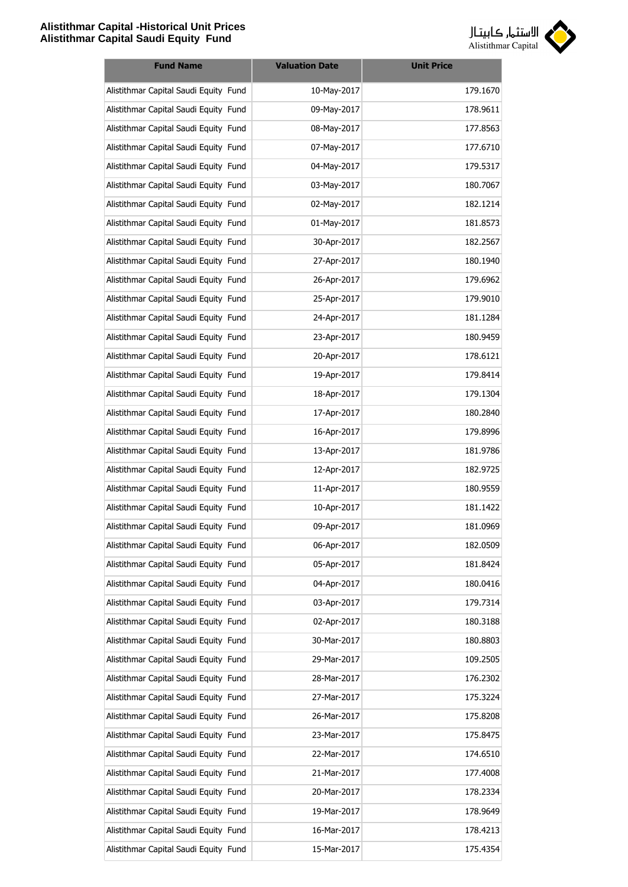| Fund Name | Valuation Date | Unit Price |
|---|---|---|
| Alistithmar Capital Saudi Equity Fund | 10-May-2017 | 179.1670 |
| Alistithmar Capital Saudi Equity Fund | 09-May-2017 | 178.9611 |
| Alistithmar Capital Saudi Equity Fund | 08-May-2017 | 177.8563 |
| Alistithmar Capital Saudi Equity Fund | 07-May-2017 | 177.6710 |
| Alistithmar Capital Saudi Equity Fund | 04-May-2017 | 179.5317 |
| Alistithmar Capital Saudi Equity Fund | 03-May-2017 | 180.7067 |
| Alistithmar Capital Saudi Equity Fund | 02-May-2017 | 182.1214 |
| Alistithmar Capital Saudi Equity Fund | 01-May-2017 | 181.8573 |
| Alistithmar Capital Saudi Equity Fund | 30-Apr-2017 | 182.2567 |
| Alistithmar Capital Saudi Equity Fund | 27-Apr-2017 | 180.1940 |
| Alistithmar Capital Saudi Equity Fund | 26-Apr-2017 | 179.6962 |
| Alistithmar Capital Saudi Equity Fund | 25-Apr-2017 | 179.9010 |
| Alistithmar Capital Saudi Equity Fund | 24-Apr-2017 | 181.1284 |
| Alistithmar Capital Saudi Equity Fund | 23-Apr-2017 | 180.9459 |
| Alistithmar Capital Saudi Equity Fund | 20-Apr-2017 | 178.6121 |
| Alistithmar Capital Saudi Equity Fund | 19-Apr-2017 | 179.8414 |
| Alistithmar Capital Saudi Equity Fund | 18-Apr-2017 | 179.1304 |
| Alistithmar Capital Saudi Equity Fund | 17-Apr-2017 | 180.2840 |
| Alistithmar Capital Saudi Equity Fund | 16-Apr-2017 | 179.8996 |
| Alistithmar Capital Saudi Equity Fund | 13-Apr-2017 | 181.9786 |
| Alistithmar Capital Saudi Equity Fund | 12-Apr-2017 | 182.9725 |
| Alistithmar Capital Saudi Equity Fund | 11-Apr-2017 | 180.9559 |
| Alistithmar Capital Saudi Equity Fund | 10-Apr-2017 | 181.1422 |
| Alistithmar Capital Saudi Equity Fund | 09-Apr-2017 | 181.0969 |
| Alistithmar Capital Saudi Equity Fund | 06-Apr-2017 | 182.0509 |
| Alistithmar Capital Saudi Equity Fund | 05-Apr-2017 | 181.8424 |
| Alistithmar Capital Saudi Equity Fund | 04-Apr-2017 | 180.0416 |
| Alistithmar Capital Saudi Equity Fund | 03-Apr-2017 | 179.7314 |
| Alistithmar Capital Saudi Equity Fund | 02-Apr-2017 | 180.3188 |
| Alistithmar Capital Saudi Equity Fund | 30-Mar-2017 | 180.8803 |
| Alistithmar Capital Saudi Equity Fund | 29-Mar-2017 | 109.2505 |
| Alistithmar Capital Saudi Equity Fund | 28-Mar-2017 | 176.2302 |
| Alistithmar Capital Saudi Equity Fund | 27-Mar-2017 | 175.3224 |
| Alistithmar Capital Saudi Equity Fund | 26-Mar-2017 | 175.8208 |
| Alistithmar Capital Saudi Equity Fund | 23-Mar-2017 | 175.8475 |
| Alistithmar Capital Saudi Equity Fund | 22-Mar-2017 | 174.6510 |
| Alistithmar Capital Saudi Equity Fund | 21-Mar-2017 | 177.4008 |
| Alistithmar Capital Saudi Equity Fund | 20-Mar-2017 | 178.2334 |
| Alistithmar Capital Saudi Equity Fund | 19-Mar-2017 | 178.9649 |
| Alistithmar Capital Saudi Equity Fund | 16-Mar-2017 | 178.4213 |
| Alistithmar Capital Saudi Equity Fund | 15-Mar-2017 | 175.4354 |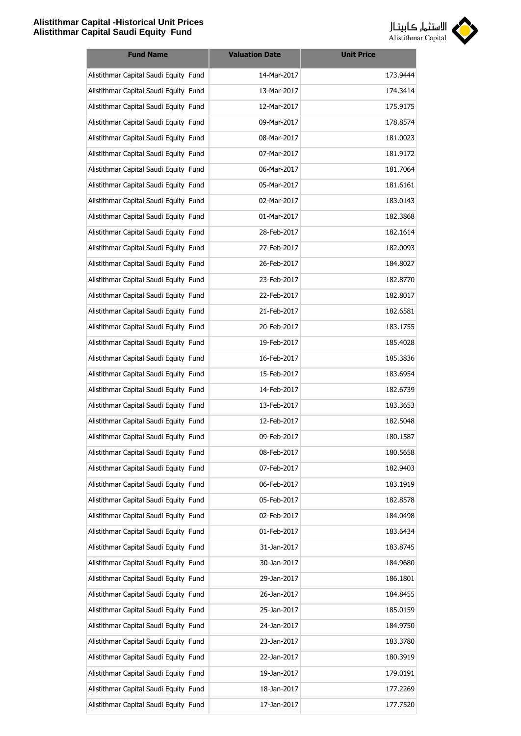| Fund Name | Valuation Date | Unit Price |
|---|---|---|
| Alistithmar Capital Saudi Equity Fund | 14-Mar-2017 | 173.9444 |
| Alistithmar Capital Saudi Equity Fund | 13-Mar-2017 | 174.3414 |
| Alistithmar Capital Saudi Equity Fund | 12-Mar-2017 | 175.9175 |
| Alistithmar Capital Saudi Equity Fund | 09-Mar-2017 | 178.8574 |
| Alistithmar Capital Saudi Equity Fund | 08-Mar-2017 | 181.0023 |
| Alistithmar Capital Saudi Equity Fund | 07-Mar-2017 | 181.9172 |
| Alistithmar Capital Saudi Equity Fund | 06-Mar-2017 | 181.7064 |
| Alistithmar Capital Saudi Equity Fund | 05-Mar-2017 | 181.6161 |
| Alistithmar Capital Saudi Equity Fund | 02-Mar-2017 | 183.0143 |
| Alistithmar Capital Saudi Equity Fund | 01-Mar-2017 | 182.3868 |
| Alistithmar Capital Saudi Equity Fund | 28-Feb-2017 | 182.1614 |
| Alistithmar Capital Saudi Equity Fund | 27-Feb-2017 | 182.0093 |
| Alistithmar Capital Saudi Equity Fund | 26-Feb-2017 | 184.8027 |
| Alistithmar Capital Saudi Equity Fund | 23-Feb-2017 | 182.8770 |
| Alistithmar Capital Saudi Equity Fund | 22-Feb-2017 | 182.8017 |
| Alistithmar Capital Saudi Equity Fund | 21-Feb-2017 | 182.6581 |
| Alistithmar Capital Saudi Equity Fund | 20-Feb-2017 | 183.1755 |
| Alistithmar Capital Saudi Equity Fund | 19-Feb-2017 | 185.4028 |
| Alistithmar Capital Saudi Equity Fund | 16-Feb-2017 | 185.3836 |
| Alistithmar Capital Saudi Equity Fund | 15-Feb-2017 | 183.6954 |
| Alistithmar Capital Saudi Equity Fund | 14-Feb-2017 | 182.6739 |
| Alistithmar Capital Saudi Equity Fund | 13-Feb-2017 | 183.3653 |
| Alistithmar Capital Saudi Equity Fund | 12-Feb-2017 | 182.5048 |
| Alistithmar Capital Saudi Equity Fund | 09-Feb-2017 | 180.1587 |
| Alistithmar Capital Saudi Equity Fund | 08-Feb-2017 | 180.5658 |
| Alistithmar Capital Saudi Equity Fund | 07-Feb-2017 | 182.9403 |
| Alistithmar Capital Saudi Equity Fund | 06-Feb-2017 | 183.1919 |
| Alistithmar Capital Saudi Equity Fund | 05-Feb-2017 | 182.8578 |
| Alistithmar Capital Saudi Equity Fund | 02-Feb-2017 | 184.0498 |
| Alistithmar Capital Saudi Equity Fund | 01-Feb-2017 | 183.6434 |
| Alistithmar Capital Saudi Equity Fund | 31-Jan-2017 | 183.8745 |
| Alistithmar Capital Saudi Equity Fund | 30-Jan-2017 | 184.9680 |
| Alistithmar Capital Saudi Equity Fund | 29-Jan-2017 | 186.1801 |
| Alistithmar Capital Saudi Equity Fund | 26-Jan-2017 | 184.8455 |
| Alistithmar Capital Saudi Equity Fund | 25-Jan-2017 | 185.0159 |
| Alistithmar Capital Saudi Equity Fund | 24-Jan-2017 | 184.9750 |
| Alistithmar Capital Saudi Equity Fund | 23-Jan-2017 | 183.3780 |
| Alistithmar Capital Saudi Equity Fund | 22-Jan-2017 | 180.3919 |
| Alistithmar Capital Saudi Equity Fund | 19-Jan-2017 | 179.0191 |
| Alistithmar Capital Saudi Equity Fund | 18-Jan-2017 | 177.2269 |
| Alistithmar Capital Saudi Equity Fund | 17-Jan-2017 | 177.7520 |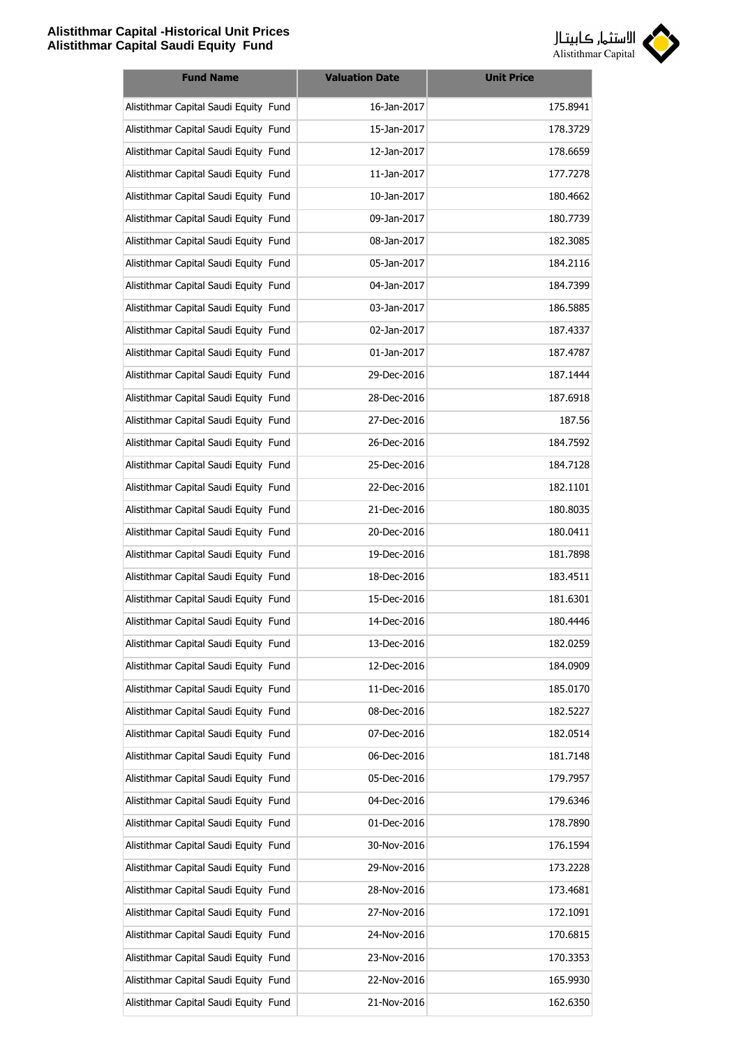| Fund Name | Valuation Date | Unit Price |
|---|---|---|
| Alistithmar Capital Saudi Equity Fund | 16-Jan-2017 | 175.8941 |
| Alistithmar Capital Saudi Equity Fund | 15-Jan-2017 | 178.3729 |
| Alistithmar Capital Saudi Equity Fund | 12-Jan-2017 | 178.6659 |
| Alistithmar Capital Saudi Equity Fund | 11-Jan-2017 | 177.7278 |
| Alistithmar Capital Saudi Equity Fund | 10-Jan-2017 | 180.4662 |
| Alistithmar Capital Saudi Equity Fund | 09-Jan-2017 | 180.7739 |
| Alistithmar Capital Saudi Equity Fund | 08-Jan-2017 | 182.3085 |
| Alistithmar Capital Saudi Equity Fund | 05-Jan-2017 | 184.2116 |
| Alistithmar Capital Saudi Equity Fund | 04-Jan-2017 | 184.7399 |
| Alistithmar Capital Saudi Equity Fund | 03-Jan-2017 | 186.5885 |
| Alistithmar Capital Saudi Equity Fund | 02-Jan-2017 | 187.4337 |
| Alistithmar Capital Saudi Equity Fund | 01-Jan-2017 | 187.4787 |
| Alistithmar Capital Saudi Equity Fund | 29-Dec-2016 | 187.1444 |
| Alistithmar Capital Saudi Equity Fund | 28-Dec-2016 | 187.6918 |
| Alistithmar Capital Saudi Equity Fund | 27-Dec-2016 | 187.56 |
| Alistithmar Capital Saudi Equity Fund | 26-Dec-2016 | 184.7592 |
| Alistithmar Capital Saudi Equity Fund | 25-Dec-2016 | 184.7128 |
| Alistithmar Capital Saudi Equity Fund | 22-Dec-2016 | 182.1101 |
| Alistithmar Capital Saudi Equity Fund | 21-Dec-2016 | 180.8035 |
| Alistithmar Capital Saudi Equity Fund | 20-Dec-2016 | 180.0411 |
| Alistithmar Capital Saudi Equity Fund | 19-Dec-2016 | 181.7898 |
| Alistithmar Capital Saudi Equity Fund | 18-Dec-2016 | 183.4511 |
| Alistithmar Capital Saudi Equity Fund | 15-Dec-2016 | 181.6301 |
| Alistithmar Capital Saudi Equity Fund | 14-Dec-2016 | 180.4446 |
| Alistithmar Capital Saudi Equity Fund | 13-Dec-2016 | 182.0259 |
| Alistithmar Capital Saudi Equity Fund | 12-Dec-2016 | 184.0909 |
| Alistithmar Capital Saudi Equity Fund | 11-Dec-2016 | 185.0170 |
| Alistithmar Capital Saudi Equity Fund | 08-Dec-2016 | 182.5227 |
| Alistithmar Capital Saudi Equity Fund | 07-Dec-2016 | 182.0514 |
| Alistithmar Capital Saudi Equity Fund | 06-Dec-2016 | 181.7148 |
| Alistithmar Capital Saudi Equity Fund | 05-Dec-2016 | 179.7957 |
| Alistithmar Capital Saudi Equity Fund | 04-Dec-2016 | 179.6346 |
| Alistithmar Capital Saudi Equity Fund | 01-Dec-2016 | 178.7890 |
| Alistithmar Capital Saudi Equity Fund | 30-Nov-2016 | 176.1594 |
| Alistithmar Capital Saudi Equity Fund | 29-Nov-2016 | 173.2228 |
| Alistithmar Capital Saudi Equity Fund | 28-Nov-2016 | 173.4681 |
| Alistithmar Capital Saudi Equity Fund | 27-Nov-2016 | 172.1091 |
| Alistithmar Capital Saudi Equity Fund | 24-Nov-2016 | 170.6815 |
| Alistithmar Capital Saudi Equity Fund | 23-Nov-2016 | 170.3353 |
| Alistithmar Capital Saudi Equity Fund | 22-Nov-2016 | 165.9930 |
| Alistithmar Capital Saudi Equity Fund | 21-Nov-2016 | 162.6350 |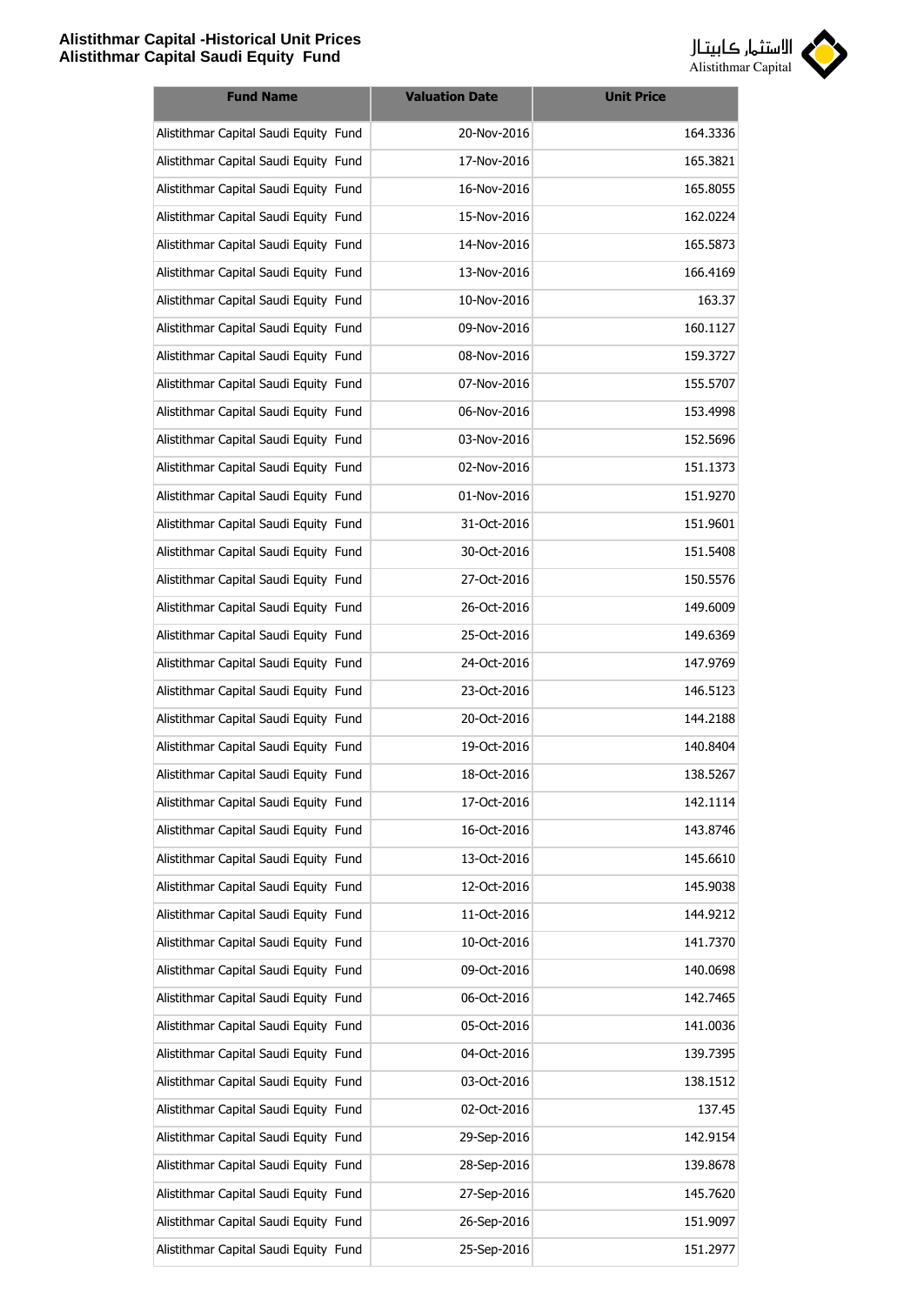| Fund Name | Valuation Date | Unit Price |
|---|---|---|
| Alistithmar Capital Saudi Equity Fund | 20-Nov-2016 | 164.3336 |
| Alistithmar Capital Saudi Equity Fund | 17-Nov-2016 | 165.3821 |
| Alistithmar Capital Saudi Equity Fund | 16-Nov-2016 | 165.8055 |
| Alistithmar Capital Saudi Equity Fund | 15-Nov-2016 | 162.0224 |
| Alistithmar Capital Saudi Equity Fund | 14-Nov-2016 | 165.5873 |
| Alistithmar Capital Saudi Equity Fund | 13-Nov-2016 | 166.4169 |
| Alistithmar Capital Saudi Equity Fund | 10-Nov-2016 | 163.37 |
| Alistithmar Capital Saudi Equity Fund | 09-Nov-2016 | 160.1127 |
| Alistithmar Capital Saudi Equity Fund | 08-Nov-2016 | 159.3727 |
| Alistithmar Capital Saudi Equity Fund | 07-Nov-2016 | 155.5707 |
| Alistithmar Capital Saudi Equity Fund | 06-Nov-2016 | 153.4998 |
| Alistithmar Capital Saudi Equity Fund | 03-Nov-2016 | 152.5696 |
| Alistithmar Capital Saudi Equity Fund | 02-Nov-2016 | 151.1373 |
| Alistithmar Capital Saudi Equity Fund | 01-Nov-2016 | 151.9270 |
| Alistithmar Capital Saudi Equity Fund | 31-Oct-2016 | 151.9601 |
| Alistithmar Capital Saudi Equity Fund | 30-Oct-2016 | 151.5408 |
| Alistithmar Capital Saudi Equity Fund | 27-Oct-2016 | 150.5576 |
| Alistithmar Capital Saudi Equity Fund | 26-Oct-2016 | 149.6009 |
| Alistithmar Capital Saudi Equity Fund | 25-Oct-2016 | 149.6369 |
| Alistithmar Capital Saudi Equity Fund | 24-Oct-2016 | 147.9769 |
| Alistithmar Capital Saudi Equity Fund | 23-Oct-2016 | 146.5123 |
| Alistithmar Capital Saudi Equity Fund | 20-Oct-2016 | 144.2188 |
| Alistithmar Capital Saudi Equity Fund | 19-Oct-2016 | 140.8404 |
| Alistithmar Capital Saudi Equity Fund | 18-Oct-2016 | 138.5267 |
| Alistithmar Capital Saudi Equity Fund | 17-Oct-2016 | 142.1114 |
| Alistithmar Capital Saudi Equity Fund | 16-Oct-2016 | 143.8746 |
| Alistithmar Capital Saudi Equity Fund | 13-Oct-2016 | 145.6610 |
| Alistithmar Capital Saudi Equity Fund | 12-Oct-2016 | 145.9038 |
| Alistithmar Capital Saudi Equity Fund | 11-Oct-2016 | 144.9212 |
| Alistithmar Capital Saudi Equity Fund | 10-Oct-2016 | 141.7370 |
| Alistithmar Capital Saudi Equity Fund | 09-Oct-2016 | 140.0698 |
| Alistithmar Capital Saudi Equity Fund | 06-Oct-2016 | 142.7465 |
| Alistithmar Capital Saudi Equity Fund | 05-Oct-2016 | 141.0036 |
| Alistithmar Capital Saudi Equity Fund | 04-Oct-2016 | 139.7395 |
| Alistithmar Capital Saudi Equity Fund | 03-Oct-2016 | 138.1512 |
| Alistithmar Capital Saudi Equity Fund | 02-Oct-2016 | 137.45 |
| Alistithmar Capital Saudi Equity Fund | 29-Sep-2016 | 142.9154 |
| Alistithmar Capital Saudi Equity Fund | 28-Sep-2016 | 139.8678 |
| Alistithmar Capital Saudi Equity Fund | 27-Sep-2016 | 145.7620 |
| Alistithmar Capital Saudi Equity Fund | 26-Sep-2016 | 151.9097 |
| Alistithmar Capital Saudi Equity Fund | 25-Sep-2016 | 151.2977 |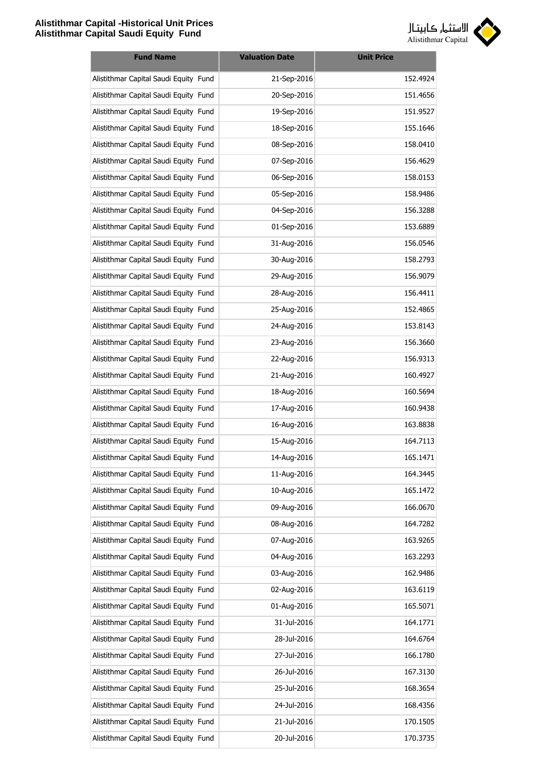| Fund Name | Valuation Date | Unit Price |
|---|---|---|
| Alistithmar Capital Saudi Equity Fund | 21-Sep-2016 | 152.4924 |
| Alistithmar Capital Saudi Equity Fund | 20-Sep-2016 | 151.4656 |
| Alistithmar Capital Saudi Equity Fund | 19-Sep-2016 | 151.9527 |
| Alistithmar Capital Saudi Equity Fund | 18-Sep-2016 | 155.1646 |
| Alistithmar Capital Saudi Equity Fund | 08-Sep-2016 | 158.0410 |
| Alistithmar Capital Saudi Equity Fund | 07-Sep-2016 | 156.4629 |
| Alistithmar Capital Saudi Equity Fund | 06-Sep-2016 | 158.0153 |
| Alistithmar Capital Saudi Equity Fund | 05-Sep-2016 | 158.9486 |
| Alistithmar Capital Saudi Equity Fund | 04-Sep-2016 | 156.3288 |
| Alistithmar Capital Saudi Equity Fund | 01-Sep-2016 | 153.6889 |
| Alistithmar Capital Saudi Equity Fund | 31-Aug-2016 | 156.0546 |
| Alistithmar Capital Saudi Equity Fund | 30-Aug-2016 | 158.2793 |
| Alistithmar Capital Saudi Equity Fund | 29-Aug-2016 | 156.9079 |
| Alistithmar Capital Saudi Equity Fund | 28-Aug-2016 | 156.4411 |
| Alistithmar Capital Saudi Equity Fund | 25-Aug-2016 | 152.4865 |
| Alistithmar Capital Saudi Equity Fund | 24-Aug-2016 | 153.8143 |
| Alistithmar Capital Saudi Equity Fund | 23-Aug-2016 | 156.3660 |
| Alistithmar Capital Saudi Equity Fund | 22-Aug-2016 | 156.9313 |
| Alistithmar Capital Saudi Equity Fund | 21-Aug-2016 | 160.4927 |
| Alistithmar Capital Saudi Equity Fund | 18-Aug-2016 | 160.5694 |
| Alistithmar Capital Saudi Equity Fund | 17-Aug-2016 | 160.9438 |
| Alistithmar Capital Saudi Equity Fund | 16-Aug-2016 | 163.8838 |
| Alistithmar Capital Saudi Equity Fund | 15-Aug-2016 | 164.7113 |
| Alistithmar Capital Saudi Equity Fund | 14-Aug-2016 | 165.1471 |
| Alistithmar Capital Saudi Equity Fund | 11-Aug-2016 | 164.3445 |
| Alistithmar Capital Saudi Equity Fund | 10-Aug-2016 | 165.1472 |
| Alistithmar Capital Saudi Equity Fund | 09-Aug-2016 | 166.0670 |
| Alistithmar Capital Saudi Equity Fund | 08-Aug-2016 | 164.7282 |
| Alistithmar Capital Saudi Equity Fund | 07-Aug-2016 | 163.9265 |
| Alistithmar Capital Saudi Equity Fund | 04-Aug-2016 | 163.2293 |
| Alistithmar Capital Saudi Equity Fund | 03-Aug-2016 | 162.9486 |
| Alistithmar Capital Saudi Equity Fund | 02-Aug-2016 | 163.6119 |
| Alistithmar Capital Saudi Equity Fund | 01-Aug-2016 | 165.5071 |
| Alistithmar Capital Saudi Equity Fund | 31-Jul-2016 | 164.1771 |
| Alistithmar Capital Saudi Equity Fund | 28-Jul-2016 | 164.6764 |
| Alistithmar Capital Saudi Equity Fund | 27-Jul-2016 | 166.1780 |
| Alistithmar Capital Saudi Equity Fund | 26-Jul-2016 | 167.3130 |
| Alistithmar Capital Saudi Equity Fund | 25-Jul-2016 | 168.3654 |
| Alistithmar Capital Saudi Equity Fund | 24-Jul-2016 | 168.4356 |
| Alistithmar Capital Saudi Equity Fund | 21-Jul-2016 | 170.1505 |
| Alistithmar Capital Saudi Equity Fund | 20-Jul-2016 | 170.3735 |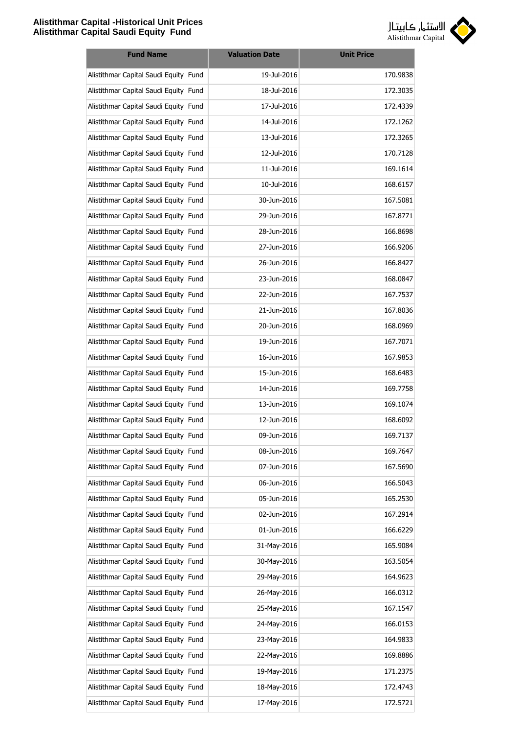| Fund Name | Valuation Date | Unit Price |
|---|---|---|
| Alistithmar Capital Saudi Equity Fund | 19-Jul-2016 | 170.9838 |
| Alistithmar Capital Saudi Equity Fund | 18-Jul-2016 | 172.3035 |
| Alistithmar Capital Saudi Equity Fund | 17-Jul-2016 | 172.4339 |
| Alistithmar Capital Saudi Equity Fund | 14-Jul-2016 | 172.1262 |
| Alistithmar Capital Saudi Equity Fund | 13-Jul-2016 | 172.3265 |
| Alistithmar Capital Saudi Equity Fund | 12-Jul-2016 | 170.7128 |
| Alistithmar Capital Saudi Equity Fund | 11-Jul-2016 | 169.1614 |
| Alistithmar Capital Saudi Equity Fund | 10-Jul-2016 | 168.6157 |
| Alistithmar Capital Saudi Equity Fund | 30-Jun-2016 | 167.5081 |
| Alistithmar Capital Saudi Equity Fund | 29-Jun-2016 | 167.8771 |
| Alistithmar Capital Saudi Equity Fund | 28-Jun-2016 | 166.8698 |
| Alistithmar Capital Saudi Equity Fund | 27-Jun-2016 | 166.9206 |
| Alistithmar Capital Saudi Equity Fund | 26-Jun-2016 | 166.8427 |
| Alistithmar Capital Saudi Equity Fund | 23-Jun-2016 | 168.0847 |
| Alistithmar Capital Saudi Equity Fund | 22-Jun-2016 | 167.7537 |
| Alistithmar Capital Saudi Equity Fund | 21-Jun-2016 | 167.8036 |
| Alistithmar Capital Saudi Equity Fund | 20-Jun-2016 | 168.0969 |
| Alistithmar Capital Saudi Equity Fund | 19-Jun-2016 | 167.7071 |
| Alistithmar Capital Saudi Equity Fund | 16-Jun-2016 | 167.9853 |
| Alistithmar Capital Saudi Equity Fund | 15-Jun-2016 | 168.6483 |
| Alistithmar Capital Saudi Equity Fund | 14-Jun-2016 | 169.7758 |
| Alistithmar Capital Saudi Equity Fund | 13-Jun-2016 | 169.1074 |
| Alistithmar Capital Saudi Equity Fund | 12-Jun-2016 | 168.6092 |
| Alistithmar Capital Saudi Equity Fund | 09-Jun-2016 | 169.7137 |
| Alistithmar Capital Saudi Equity Fund | 08-Jun-2016 | 169.7647 |
| Alistithmar Capital Saudi Equity Fund | 07-Jun-2016 | 167.5690 |
| Alistithmar Capital Saudi Equity Fund | 06-Jun-2016 | 166.5043 |
| Alistithmar Capital Saudi Equity Fund | 05-Jun-2016 | 165.2530 |
| Alistithmar Capital Saudi Equity Fund | 02-Jun-2016 | 167.2914 |
| Alistithmar Capital Saudi Equity Fund | 01-Jun-2016 | 166.6229 |
| Alistithmar Capital Saudi Equity Fund | 31-May-2016 | 165.9084 |
| Alistithmar Capital Saudi Equity Fund | 30-May-2016 | 163.5054 |
| Alistithmar Capital Saudi Equity Fund | 29-May-2016 | 164.9623 |
| Alistithmar Capital Saudi Equity Fund | 26-May-2016 | 166.0312 |
| Alistithmar Capital Saudi Equity Fund | 25-May-2016 | 167.1547 |
| Alistithmar Capital Saudi Equity Fund | 24-May-2016 | 166.0153 |
| Alistithmar Capital Saudi Equity Fund | 23-May-2016 | 164.9833 |
| Alistithmar Capital Saudi Equity Fund | 22-May-2016 | 169.8886 |
| Alistithmar Capital Saudi Equity Fund | 19-May-2016 | 171.2375 |
| Alistithmar Capital Saudi Equity Fund | 18-May-2016 | 172.4743 |
| Alistithmar Capital Saudi Equity Fund | 17-May-2016 | 172.5721 |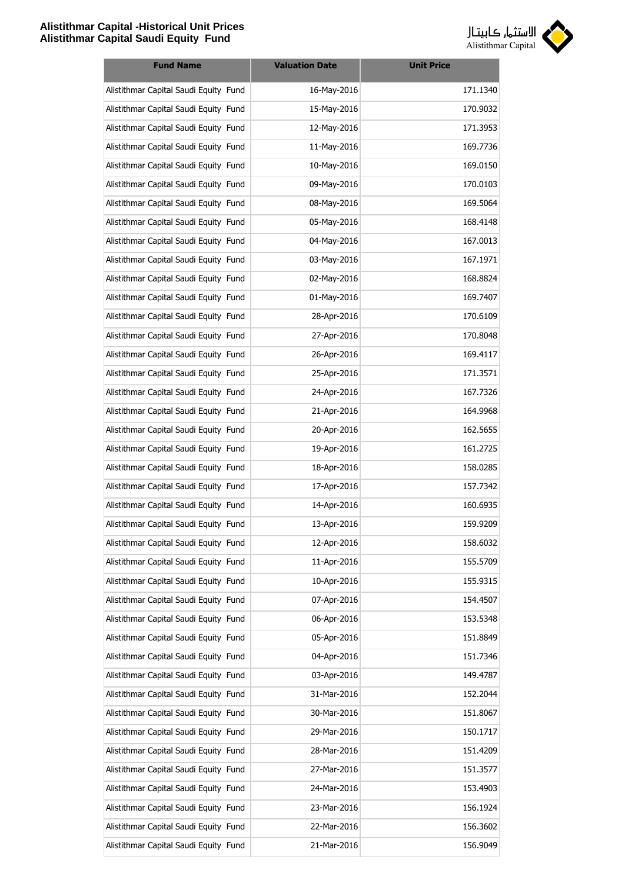| Fund Name | Valuation Date | Unit Price |
|---|---|---|
| Alistithmar Capital Saudi Equity Fund | 16-May-2016 | 171.1340 |
| Alistithmar Capital Saudi Equity Fund | 15-May-2016 | 170.9032 |
| Alistithmar Capital Saudi Equity Fund | 12-May-2016 | 171.3953 |
| Alistithmar Capital Saudi Equity Fund | 11-May-2016 | 169.7736 |
| Alistithmar Capital Saudi Equity Fund | 10-May-2016 | 169.0150 |
| Alistithmar Capital Saudi Equity Fund | 09-May-2016 | 170.0103 |
| Alistithmar Capital Saudi Equity Fund | 08-May-2016 | 169.5064 |
| Alistithmar Capital Saudi Equity Fund | 05-May-2016 | 168.4148 |
| Alistithmar Capital Saudi Equity Fund | 04-May-2016 | 167.0013 |
| Alistithmar Capital Saudi Equity Fund | 03-May-2016 | 167.1971 |
| Alistithmar Capital Saudi Equity Fund | 02-May-2016 | 168.8824 |
| Alistithmar Capital Saudi Equity Fund | 01-May-2016 | 169.7407 |
| Alistithmar Capital Saudi Equity Fund | 28-Apr-2016 | 170.6109 |
| Alistithmar Capital Saudi Equity Fund | 27-Apr-2016 | 170.8048 |
| Alistithmar Capital Saudi Equity Fund | 26-Apr-2016 | 169.4117 |
| Alistithmar Capital Saudi Equity Fund | 25-Apr-2016 | 171.3571 |
| Alistithmar Capital Saudi Equity Fund | 24-Apr-2016 | 167.7326 |
| Alistithmar Capital Saudi Equity Fund | 21-Apr-2016 | 164.9968 |
| Alistithmar Capital Saudi Equity Fund | 20-Apr-2016 | 162.5655 |
| Alistithmar Capital Saudi Equity Fund | 19-Apr-2016 | 161.2725 |
| Alistithmar Capital Saudi Equity Fund | 18-Apr-2016 | 158.0285 |
| Alistithmar Capital Saudi Equity Fund | 17-Apr-2016 | 157.7342 |
| Alistithmar Capital Saudi Equity Fund | 14-Apr-2016 | 160.6935 |
| Alistithmar Capital Saudi Equity Fund | 13-Apr-2016 | 159.9209 |
| Alistithmar Capital Saudi Equity Fund | 12-Apr-2016 | 158.6032 |
| Alistithmar Capital Saudi Equity Fund | 11-Apr-2016 | 155.5709 |
| Alistithmar Capital Saudi Equity Fund | 10-Apr-2016 | 155.9315 |
| Alistithmar Capital Saudi Equity Fund | 07-Apr-2016 | 154.4507 |
| Alistithmar Capital Saudi Equity Fund | 06-Apr-2016 | 153.5348 |
| Alistithmar Capital Saudi Equity Fund | 05-Apr-2016 | 151.8849 |
| Alistithmar Capital Saudi Equity Fund | 04-Apr-2016 | 151.7346 |
| Alistithmar Capital Saudi Equity Fund | 03-Apr-2016 | 149.4787 |
| Alistithmar Capital Saudi Equity Fund | 31-Mar-2016 | 152.2044 |
| Alistithmar Capital Saudi Equity Fund | 30-Mar-2016 | 151.8067 |
| Alistithmar Capital Saudi Equity Fund | 29-Mar-2016 | 150.1717 |
| Alistithmar Capital Saudi Equity Fund | 28-Mar-2016 | 151.4209 |
| Alistithmar Capital Saudi Equity Fund | 27-Mar-2016 | 151.3577 |
| Alistithmar Capital Saudi Equity Fund | 24-Mar-2016 | 153.4903 |
| Alistithmar Capital Saudi Equity Fund | 23-Mar-2016 | 156.1924 |
| Alistithmar Capital Saudi Equity Fund | 22-Mar-2016 | 156.3602 |
| Alistithmar Capital Saudi Equity Fund | 21-Mar-2016 | 156.9049 |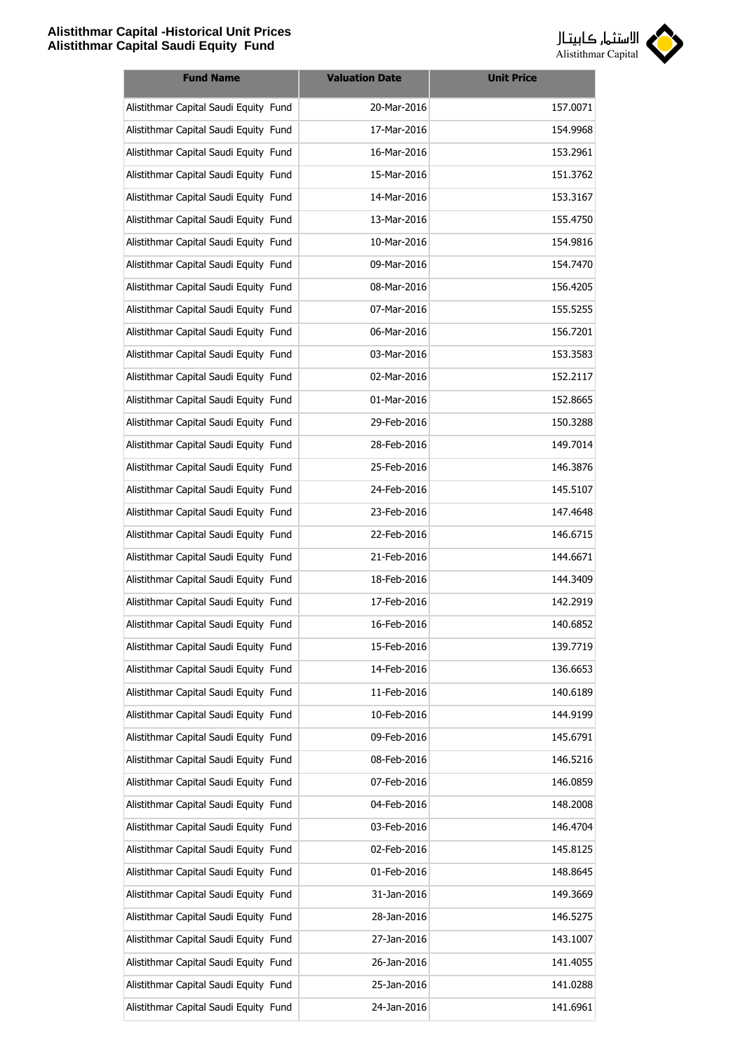| Fund Name | Valuation Date | Unit Price |
|---|---|---|
| Alistithmar Capital Saudi Equity Fund | 20-Mar-2016 | 157.0071 |
| Alistithmar Capital Saudi Equity Fund | 17-Mar-2016 | 154.9968 |
| Alistithmar Capital Saudi Equity Fund | 16-Mar-2016 | 153.2961 |
| Alistithmar Capital Saudi Equity Fund | 15-Mar-2016 | 151.3762 |
| Alistithmar Capital Saudi Equity Fund | 14-Mar-2016 | 153.3167 |
| Alistithmar Capital Saudi Equity Fund | 13-Mar-2016 | 155.4750 |
| Alistithmar Capital Saudi Equity Fund | 10-Mar-2016 | 154.9816 |
| Alistithmar Capital Saudi Equity Fund | 09-Mar-2016 | 154.7470 |
| Alistithmar Capital Saudi Equity Fund | 08-Mar-2016 | 156.4205 |
| Alistithmar Capital Saudi Equity Fund | 07-Mar-2016 | 155.5255 |
| Alistithmar Capital Saudi Equity Fund | 06-Mar-2016 | 156.7201 |
| Alistithmar Capital Saudi Equity Fund | 03-Mar-2016 | 153.3583 |
| Alistithmar Capital Saudi Equity Fund | 02-Mar-2016 | 152.2117 |
| Alistithmar Capital Saudi Equity Fund | 01-Mar-2016 | 152.8665 |
| Alistithmar Capital Saudi Equity Fund | 29-Feb-2016 | 150.3288 |
| Alistithmar Capital Saudi Equity Fund | 28-Feb-2016 | 149.7014 |
| Alistithmar Capital Saudi Equity Fund | 25-Feb-2016 | 146.3876 |
| Alistithmar Capital Saudi Equity Fund | 24-Feb-2016 | 145.5107 |
| Alistithmar Capital Saudi Equity Fund | 23-Feb-2016 | 147.4648 |
| Alistithmar Capital Saudi Equity Fund | 22-Feb-2016 | 146.6715 |
| Alistithmar Capital Saudi Equity Fund | 21-Feb-2016 | 144.6671 |
| Alistithmar Capital Saudi Equity Fund | 18-Feb-2016 | 144.3409 |
| Alistithmar Capital Saudi Equity Fund | 17-Feb-2016 | 142.2919 |
| Alistithmar Capital Saudi Equity Fund | 16-Feb-2016 | 140.6852 |
| Alistithmar Capital Saudi Equity Fund | 15-Feb-2016 | 139.7719 |
| Alistithmar Capital Saudi Equity Fund | 14-Feb-2016 | 136.6653 |
| Alistithmar Capital Saudi Equity Fund | 11-Feb-2016 | 140.6189 |
| Alistithmar Capital Saudi Equity Fund | 10-Feb-2016 | 144.9199 |
| Alistithmar Capital Saudi Equity Fund | 09-Feb-2016 | 145.6791 |
| Alistithmar Capital Saudi Equity Fund | 08-Feb-2016 | 146.5216 |
| Alistithmar Capital Saudi Equity Fund | 07-Feb-2016 | 146.0859 |
| Alistithmar Capital Saudi Equity Fund | 04-Feb-2016 | 148.2008 |
| Alistithmar Capital Saudi Equity Fund | 03-Feb-2016 | 146.4704 |
| Alistithmar Capital Saudi Equity Fund | 02-Feb-2016 | 145.8125 |
| Alistithmar Capital Saudi Equity Fund | 01-Feb-2016 | 148.8645 |
| Alistithmar Capital Saudi Equity Fund | 31-Jan-2016 | 149.3669 |
| Alistithmar Capital Saudi Equity Fund | 28-Jan-2016 | 146.5275 |
| Alistithmar Capital Saudi Equity Fund | 27-Jan-2016 | 143.1007 |
| Alistithmar Capital Saudi Equity Fund | 26-Jan-2016 | 141.4055 |
| Alistithmar Capital Saudi Equity Fund | 25-Jan-2016 | 141.0288 |
| Alistithmar Capital Saudi Equity Fund | 24-Jan-2016 | 141.6961 |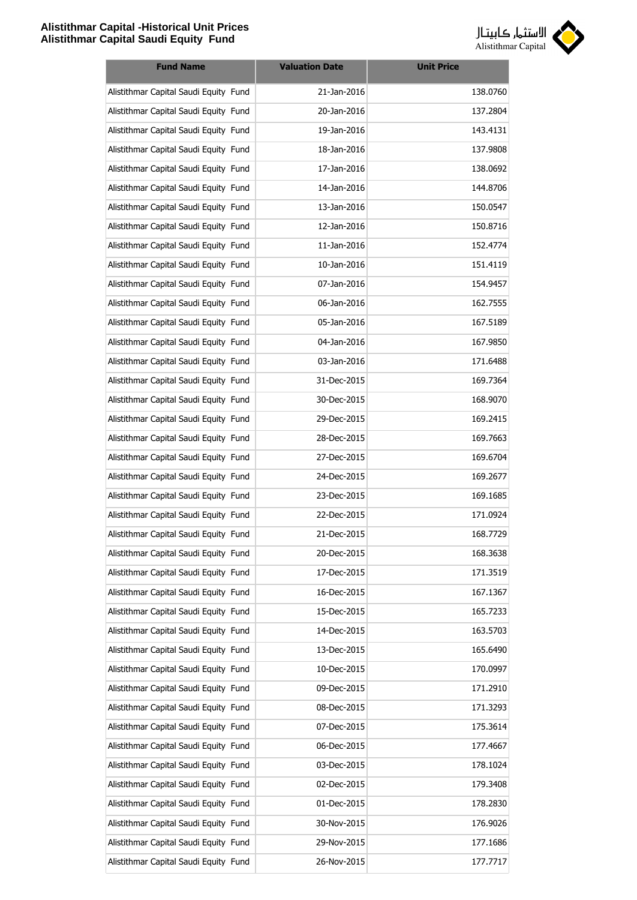| Fund Name | Valuation Date | Unit Price |
|---|---|---|
| Alistithmar Capital Saudi Equity Fund | 21-Jan-2016 | 138.0760 |
| Alistithmar Capital Saudi Equity Fund | 20-Jan-2016 | 137.2804 |
| Alistithmar Capital Saudi Equity Fund | 19-Jan-2016 | 143.4131 |
| Alistithmar Capital Saudi Equity Fund | 18-Jan-2016 | 137.9808 |
| Alistithmar Capital Saudi Equity Fund | 17-Jan-2016 | 138.0692 |
| Alistithmar Capital Saudi Equity Fund | 14-Jan-2016 | 144.8706 |
| Alistithmar Capital Saudi Equity Fund | 13-Jan-2016 | 150.0547 |
| Alistithmar Capital Saudi Equity Fund | 12-Jan-2016 | 150.8716 |
| Alistithmar Capital Saudi Equity Fund | 11-Jan-2016 | 152.4774 |
| Alistithmar Capital Saudi Equity Fund | 10-Jan-2016 | 151.4119 |
| Alistithmar Capital Saudi Equity Fund | 07-Jan-2016 | 154.9457 |
| Alistithmar Capital Saudi Equity Fund | 06-Jan-2016 | 162.7555 |
| Alistithmar Capital Saudi Equity Fund | 05-Jan-2016 | 167.5189 |
| Alistithmar Capital Saudi Equity Fund | 04-Jan-2016 | 167.9850 |
| Alistithmar Capital Saudi Equity Fund | 03-Jan-2016 | 171.6488 |
| Alistithmar Capital Saudi Equity Fund | 31-Dec-2015 | 169.7364 |
| Alistithmar Capital Saudi Equity Fund | 30-Dec-2015 | 168.9070 |
| Alistithmar Capital Saudi Equity Fund | 29-Dec-2015 | 169.2415 |
| Alistithmar Capital Saudi Equity Fund | 28-Dec-2015 | 169.7663 |
| Alistithmar Capital Saudi Equity Fund | 27-Dec-2015 | 169.6704 |
| Alistithmar Capital Saudi Equity Fund | 24-Dec-2015 | 169.2677 |
| Alistithmar Capital Saudi Equity Fund | 23-Dec-2015 | 169.1685 |
| Alistithmar Capital Saudi Equity Fund | 22-Dec-2015 | 171.0924 |
| Alistithmar Capital Saudi Equity Fund | 21-Dec-2015 | 168.7729 |
| Alistithmar Capital Saudi Equity Fund | 20-Dec-2015 | 168.3638 |
| Alistithmar Capital Saudi Equity Fund | 17-Dec-2015 | 171.3519 |
| Alistithmar Capital Saudi Equity Fund | 16-Dec-2015 | 167.1367 |
| Alistithmar Capital Saudi Equity Fund | 15-Dec-2015 | 165.7233 |
| Alistithmar Capital Saudi Equity Fund | 14-Dec-2015 | 163.5703 |
| Alistithmar Capital Saudi Equity Fund | 13-Dec-2015 | 165.6490 |
| Alistithmar Capital Saudi Equity Fund | 10-Dec-2015 | 170.0997 |
| Alistithmar Capital Saudi Equity Fund | 09-Dec-2015 | 171.2910 |
| Alistithmar Capital Saudi Equity Fund | 08-Dec-2015 | 171.3293 |
| Alistithmar Capital Saudi Equity Fund | 07-Dec-2015 | 175.3614 |
| Alistithmar Capital Saudi Equity Fund | 06-Dec-2015 | 177.4667 |
| Alistithmar Capital Saudi Equity Fund | 03-Dec-2015 | 178.1024 |
| Alistithmar Capital Saudi Equity Fund | 02-Dec-2015 | 179.3408 |
| Alistithmar Capital Saudi Equity Fund | 01-Dec-2015 | 178.2830 |
| Alistithmar Capital Saudi Equity Fund | 30-Nov-2015 | 176.9026 |
| Alistithmar Capital Saudi Equity Fund | 29-Nov-2015 | 177.1686 |
| Alistithmar Capital Saudi Equity Fund | 26-Nov-2015 | 177.7717 |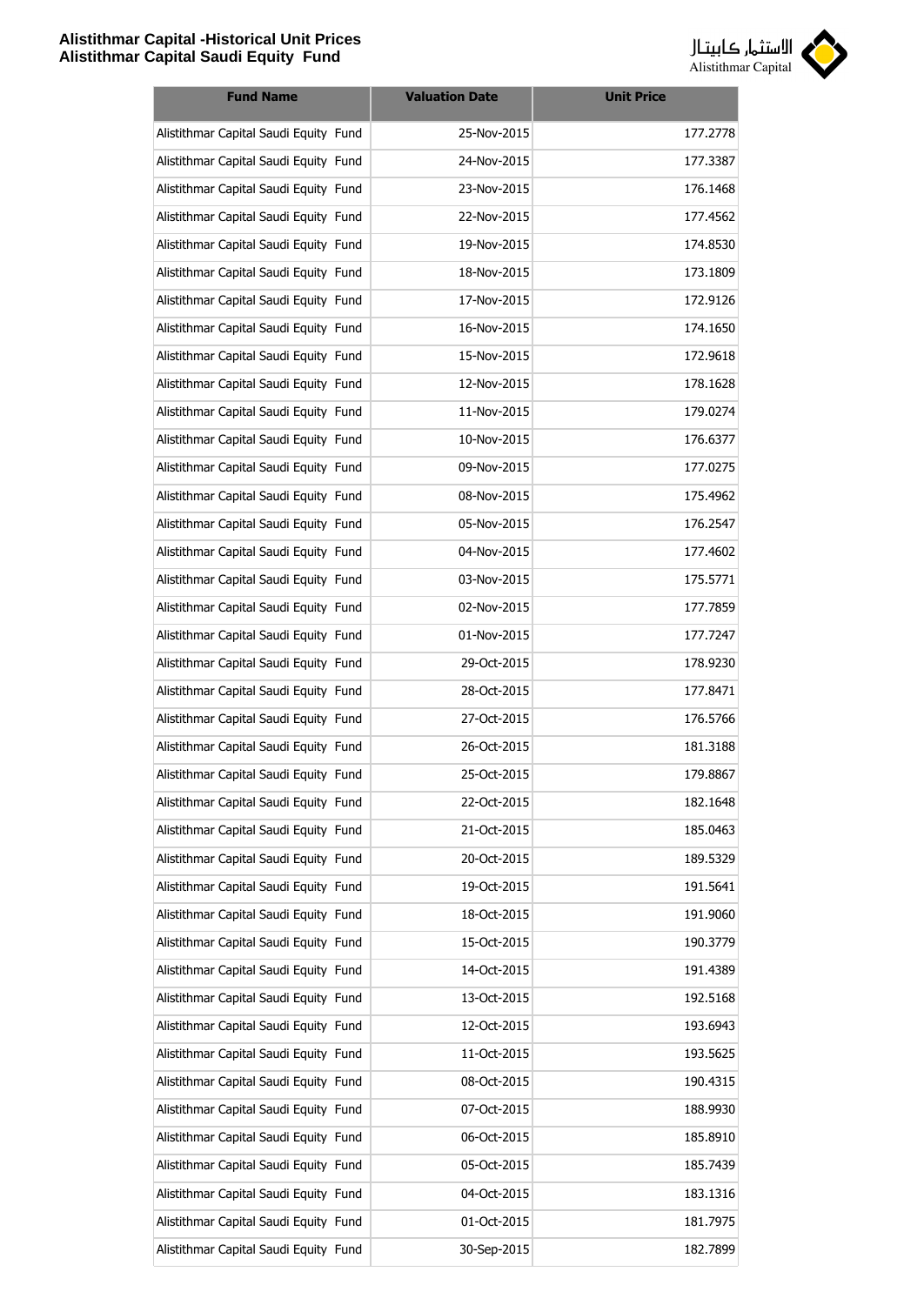| Fund Name | Valuation Date | Unit Price |
| --- | --- | --- |
| Alistithmar Capital Saudi Equity Fund | 25-Nov-2015 | 177.2778 |
| Alistithmar Capital Saudi Equity Fund | 24-Nov-2015 | 177.3387 |
| Alistithmar Capital Saudi Equity Fund | 23-Nov-2015 | 176.1468 |
| Alistithmar Capital Saudi Equity Fund | 22-Nov-2015 | 177.4562 |
| Alistithmar Capital Saudi Equity Fund | 19-Nov-2015 | 174.8530 |
| Alistithmar Capital Saudi Equity Fund | 18-Nov-2015 | 173.1809 |
| Alistithmar Capital Saudi Equity Fund | 17-Nov-2015 | 172.9126 |
| Alistithmar Capital Saudi Equity Fund | 16-Nov-2015 | 174.1650 |
| Alistithmar Capital Saudi Equity Fund | 15-Nov-2015 | 172.9618 |
| Alistithmar Capital Saudi Equity Fund | 12-Nov-2015 | 178.1628 |
| Alistithmar Capital Saudi Equity Fund | 11-Nov-2015 | 179.0274 |
| Alistithmar Capital Saudi Equity Fund | 10-Nov-2015 | 176.6377 |
| Alistithmar Capital Saudi Equity Fund | 09-Nov-2015 | 177.0275 |
| Alistithmar Capital Saudi Equity Fund | 08-Nov-2015 | 175.4962 |
| Alistithmar Capital Saudi Equity Fund | 05-Nov-2015 | 176.2547 |
| Alistithmar Capital Saudi Equity Fund | 04-Nov-2015 | 177.4602 |
| Alistithmar Capital Saudi Equity Fund | 03-Nov-2015 | 175.5771 |
| Alistithmar Capital Saudi Equity Fund | 02-Nov-2015 | 177.7859 |
| Alistithmar Capital Saudi Equity Fund | 01-Nov-2015 | 177.7247 |
| Alistithmar Capital Saudi Equity Fund | 29-Oct-2015 | 178.9230 |
| Alistithmar Capital Saudi Equity Fund | 28-Oct-2015 | 177.8471 |
| Alistithmar Capital Saudi Equity Fund | 27-Oct-2015 | 176.5766 |
| Alistithmar Capital Saudi Equity Fund | 26-Oct-2015 | 181.3188 |
| Alistithmar Capital Saudi Equity Fund | 25-Oct-2015 | 179.8867 |
| Alistithmar Capital Saudi Equity Fund | 22-Oct-2015 | 182.1648 |
| Alistithmar Capital Saudi Equity Fund | 21-Oct-2015 | 185.0463 |
| Alistithmar Capital Saudi Equity Fund | 20-Oct-2015 | 189.5329 |
| Alistithmar Capital Saudi Equity Fund | 19-Oct-2015 | 191.5641 |
| Alistithmar Capital Saudi Equity Fund | 18-Oct-2015 | 191.9060 |
| Alistithmar Capital Saudi Equity Fund | 15-Oct-2015 | 190.3779 |
| Alistithmar Capital Saudi Equity Fund | 14-Oct-2015 | 191.4389 |
| Alistithmar Capital Saudi Equity Fund | 13-Oct-2015 | 192.5168 |
| Alistithmar Capital Saudi Equity Fund | 12-Oct-2015 | 193.6943 |
| Alistithmar Capital Saudi Equity Fund | 11-Oct-2015 | 193.5625 |
| Alistithmar Capital Saudi Equity Fund | 08-Oct-2015 | 190.4315 |
| Alistithmar Capital Saudi Equity Fund | 07-Oct-2015 | 188.9930 |
| Alistithmar Capital Saudi Equity Fund | 06-Oct-2015 | 185.8910 |
| Alistithmar Capital Saudi Equity Fund | 05-Oct-2015 | 185.7439 |
| Alistithmar Capital Saudi Equity Fund | 04-Oct-2015 | 183.1316 |
| Alistithmar Capital Saudi Equity Fund | 01-Oct-2015 | 181.7975 |
| Alistithmar Capital Saudi Equity Fund | 30-Sep-2015 | 182.7899 |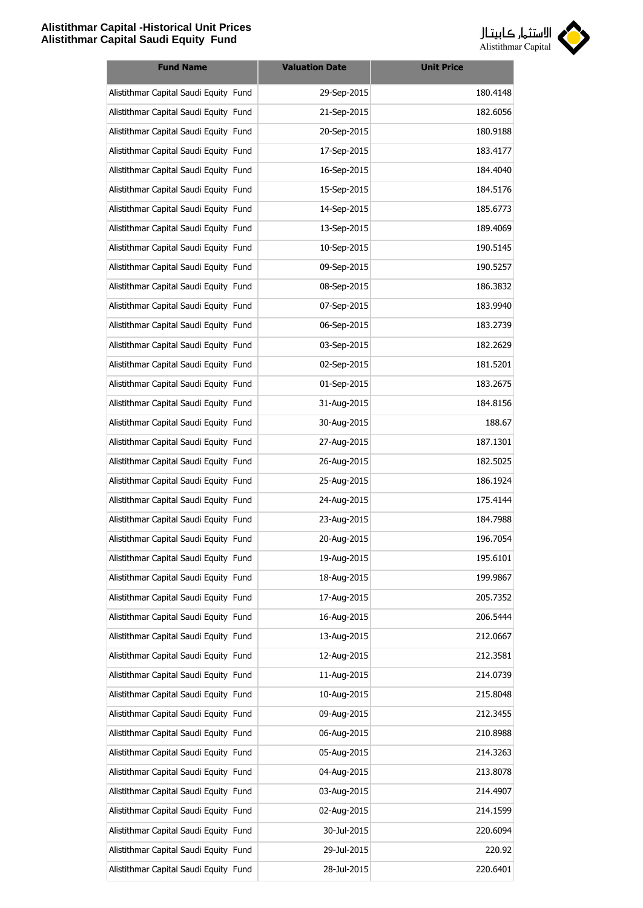| Fund Name | Valuation Date | Unit Price |
|---|---|---|
| Alistithmar Capital Saudi Equity Fund | 29-Sep-2015 | 180.4148 |
| Alistithmar Capital Saudi Equity Fund | 21-Sep-2015 | 182.6056 |
| Alistithmar Capital Saudi Equity Fund | 20-Sep-2015 | 180.9188 |
| Alistithmar Capital Saudi Equity Fund | 17-Sep-2015 | 183.4177 |
| Alistithmar Capital Saudi Equity Fund | 16-Sep-2015 | 184.4040 |
| Alistithmar Capital Saudi Equity Fund | 15-Sep-2015 | 184.5176 |
| Alistithmar Capital Saudi Equity Fund | 14-Sep-2015 | 185.6773 |
| Alistithmar Capital Saudi Equity Fund | 13-Sep-2015 | 189.4069 |
| Alistithmar Capital Saudi Equity Fund | 10-Sep-2015 | 190.5145 |
| Alistithmar Capital Saudi Equity Fund | 09-Sep-2015 | 190.5257 |
| Alistithmar Capital Saudi Equity Fund | 08-Sep-2015 | 186.3832 |
| Alistithmar Capital Saudi Equity Fund | 07-Sep-2015 | 183.9940 |
| Alistithmar Capital Saudi Equity Fund | 06-Sep-2015 | 183.2739 |
| Alistithmar Capital Saudi Equity Fund | 03-Sep-2015 | 182.2629 |
| Alistithmar Capital Saudi Equity Fund | 02-Sep-2015 | 181.5201 |
| Alistithmar Capital Saudi Equity Fund | 01-Sep-2015 | 183.2675 |
| Alistithmar Capital Saudi Equity Fund | 31-Aug-2015 | 184.8156 |
| Alistithmar Capital Saudi Equity Fund | 30-Aug-2015 | 188.67 |
| Alistithmar Capital Saudi Equity Fund | 27-Aug-2015 | 187.1301 |
| Alistithmar Capital Saudi Equity Fund | 26-Aug-2015 | 182.5025 |
| Alistithmar Capital Saudi Equity Fund | 25-Aug-2015 | 186.1924 |
| Alistithmar Capital Saudi Equity Fund | 24-Aug-2015 | 175.4144 |
| Alistithmar Capital Saudi Equity Fund | 23-Aug-2015 | 184.7988 |
| Alistithmar Capital Saudi Equity Fund | 20-Aug-2015 | 196.7054 |
| Alistithmar Capital Saudi Equity Fund | 19-Aug-2015 | 195.6101 |
| Alistithmar Capital Saudi Equity Fund | 18-Aug-2015 | 199.9867 |
| Alistithmar Capital Saudi Equity Fund | 17-Aug-2015 | 205.7352 |
| Alistithmar Capital Saudi Equity Fund | 16-Aug-2015 | 206.5444 |
| Alistithmar Capital Saudi Equity Fund | 13-Aug-2015 | 212.0667 |
| Alistithmar Capital Saudi Equity Fund | 12-Aug-2015 | 212.3581 |
| Alistithmar Capital Saudi Equity Fund | 11-Aug-2015 | 214.0739 |
| Alistithmar Capital Saudi Equity Fund | 10-Aug-2015 | 215.8048 |
| Alistithmar Capital Saudi Equity Fund | 09-Aug-2015 | 212.3455 |
| Alistithmar Capital Saudi Equity Fund | 06-Aug-2015 | 210.8988 |
| Alistithmar Capital Saudi Equity Fund | 05-Aug-2015 | 214.3263 |
| Alistithmar Capital Saudi Equity Fund | 04-Aug-2015 | 213.8078 |
| Alistithmar Capital Saudi Equity Fund | 03-Aug-2015 | 214.4907 |
| Alistithmar Capital Saudi Equity Fund | 02-Aug-2015 | 214.1599 |
| Alistithmar Capital Saudi Equity Fund | 30-Jul-2015 | 220.6094 |
| Alistithmar Capital Saudi Equity Fund | 29-Jul-2015 | 220.92 |
| Alistithmar Capital Saudi Equity Fund | 28-Jul-2015 | 220.6401 |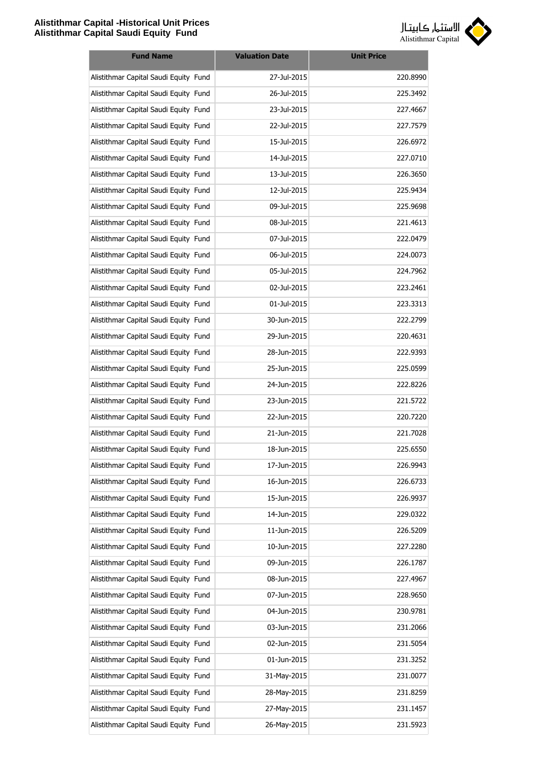| Fund Name | Valuation Date | Unit Price |
|---|---|---|
| Alistithmar Capital Saudi Equity Fund | 27-Jul-2015 | 220.8990 |
| Alistithmar Capital Saudi Equity Fund | 26-Jul-2015 | 225.3492 |
| Alistithmar Capital Saudi Equity Fund | 23-Jul-2015 | 227.4667 |
| Alistithmar Capital Saudi Equity Fund | 22-Jul-2015 | 227.7579 |
| Alistithmar Capital Saudi Equity Fund | 15-Jul-2015 | 226.6972 |
| Alistithmar Capital Saudi Equity Fund | 14-Jul-2015 | 227.0710 |
| Alistithmar Capital Saudi Equity Fund | 13-Jul-2015 | 226.3650 |
| Alistithmar Capital Saudi Equity Fund | 12-Jul-2015 | 225.9434 |
| Alistithmar Capital Saudi Equity Fund | 09-Jul-2015 | 225.9698 |
| Alistithmar Capital Saudi Equity Fund | 08-Jul-2015 | 221.4613 |
| Alistithmar Capital Saudi Equity Fund | 07-Jul-2015 | 222.0479 |
| Alistithmar Capital Saudi Equity Fund | 06-Jul-2015 | 224.0073 |
| Alistithmar Capital Saudi Equity Fund | 05-Jul-2015 | 224.7962 |
| Alistithmar Capital Saudi Equity Fund | 02-Jul-2015 | 223.2461 |
| Alistithmar Capital Saudi Equity Fund | 01-Jul-2015 | 223.3313 |
| Alistithmar Capital Saudi Equity Fund | 30-Jun-2015 | 222.2799 |
| Alistithmar Capital Saudi Equity Fund | 29-Jun-2015 | 220.4631 |
| Alistithmar Capital Saudi Equity Fund | 28-Jun-2015 | 222.9393 |
| Alistithmar Capital Saudi Equity Fund | 25-Jun-2015 | 225.0599 |
| Alistithmar Capital Saudi Equity Fund | 24-Jun-2015 | 222.8226 |
| Alistithmar Capital Saudi Equity Fund | 23-Jun-2015 | 221.5722 |
| Alistithmar Capital Saudi Equity Fund | 22-Jun-2015 | 220.7220 |
| Alistithmar Capital Saudi Equity Fund | 21-Jun-2015 | 221.7028 |
| Alistithmar Capital Saudi Equity Fund | 18-Jun-2015 | 225.6550 |
| Alistithmar Capital Saudi Equity Fund | 17-Jun-2015 | 226.9943 |
| Alistithmar Capital Saudi Equity Fund | 16-Jun-2015 | 226.6733 |
| Alistithmar Capital Saudi Equity Fund | 15-Jun-2015 | 226.9937 |
| Alistithmar Capital Saudi Equity Fund | 14-Jun-2015 | 229.0322 |
| Alistithmar Capital Saudi Equity Fund | 11-Jun-2015 | 226.5209 |
| Alistithmar Capital Saudi Equity Fund | 10-Jun-2015 | 227.2280 |
| Alistithmar Capital Saudi Equity Fund | 09-Jun-2015 | 226.1787 |
| Alistithmar Capital Saudi Equity Fund | 08-Jun-2015 | 227.4967 |
| Alistithmar Capital Saudi Equity Fund | 07-Jun-2015 | 228.9650 |
| Alistithmar Capital Saudi Equity Fund | 04-Jun-2015 | 230.9781 |
| Alistithmar Capital Saudi Equity Fund | 03-Jun-2015 | 231.2066 |
| Alistithmar Capital Saudi Equity Fund | 02-Jun-2015 | 231.5054 |
| Alistithmar Capital Saudi Equity Fund | 01-Jun-2015 | 231.3252 |
| Alistithmar Capital Saudi Equity Fund | 31-May-2015 | 231.0077 |
| Alistithmar Capital Saudi Equity Fund | 28-May-2015 | 231.8259 |
| Alistithmar Capital Saudi Equity Fund | 27-May-2015 | 231.1457 |
| Alistithmar Capital Saudi Equity Fund | 26-May-2015 | 231.5923 |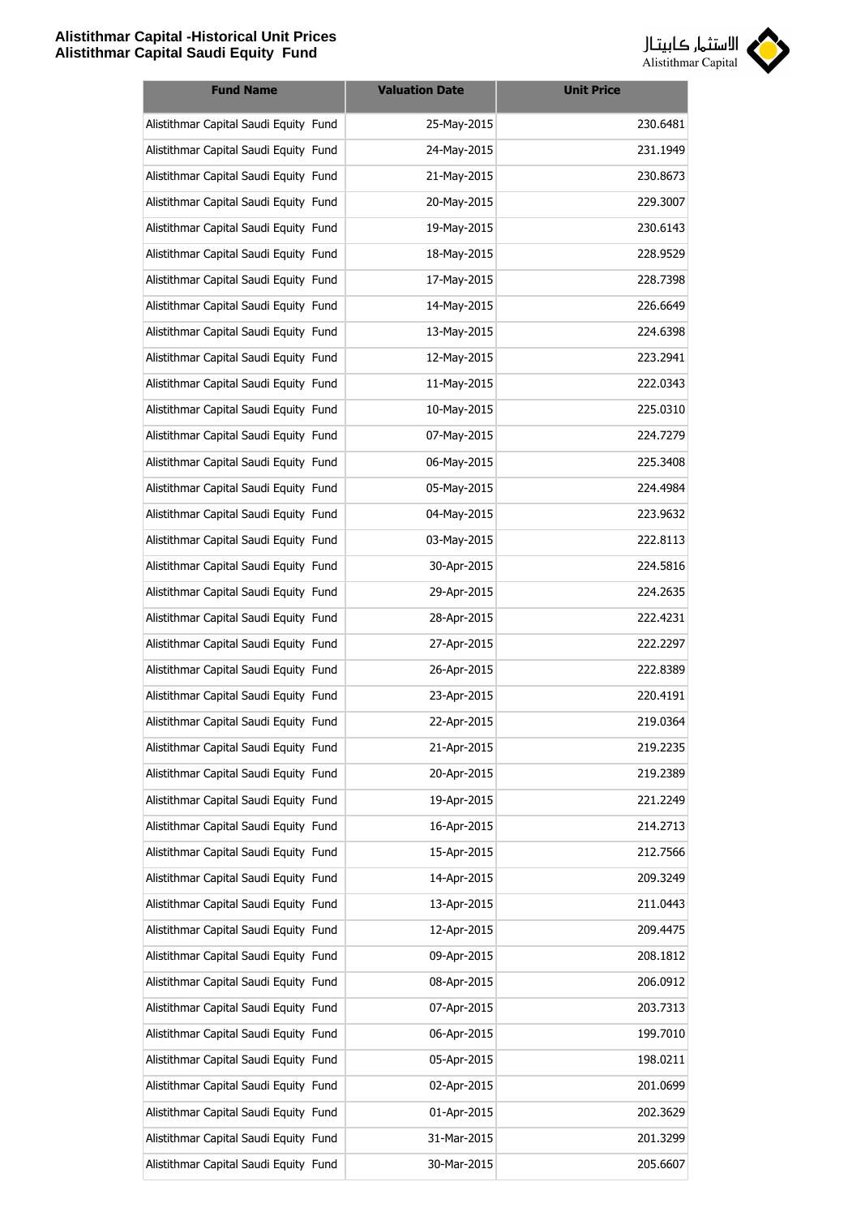| Fund Name | Valuation Date | Unit Price |
|---|---|---|
| Alistithmar Capital Saudi Equity Fund | 25-May-2015 | 230.6481 |
| Alistithmar Capital Saudi Equity Fund | 24-May-2015 | 231.1949 |
| Alistithmar Capital Saudi Equity Fund | 21-May-2015 | 230.8673 |
| Alistithmar Capital Saudi Equity Fund | 20-May-2015 | 229.3007 |
| Alistithmar Capital Saudi Equity Fund | 19-May-2015 | 230.6143 |
| Alistithmar Capital Saudi Equity Fund | 18-May-2015 | 228.9529 |
| Alistithmar Capital Saudi Equity Fund | 17-May-2015 | 228.7398 |
| Alistithmar Capital Saudi Equity Fund | 14-May-2015 | 226.6649 |
| Alistithmar Capital Saudi Equity Fund | 13-May-2015 | 224.6398 |
| Alistithmar Capital Saudi Equity Fund | 12-May-2015 | 223.2941 |
| Alistithmar Capital Saudi Equity Fund | 11-May-2015 | 222.0343 |
| Alistithmar Capital Saudi Equity Fund | 10-May-2015 | 225.0310 |
| Alistithmar Capital Saudi Equity Fund | 07-May-2015 | 224.7279 |
| Alistithmar Capital Saudi Equity Fund | 06-May-2015 | 225.3408 |
| Alistithmar Capital Saudi Equity Fund | 05-May-2015 | 224.4984 |
| Alistithmar Capital Saudi Equity Fund | 04-May-2015 | 223.9632 |
| Alistithmar Capital Saudi Equity Fund | 03-May-2015 | 222.8113 |
| Alistithmar Capital Saudi Equity Fund | 30-Apr-2015 | 224.5816 |
| Alistithmar Capital Saudi Equity Fund | 29-Apr-2015 | 224.2635 |
| Alistithmar Capital Saudi Equity Fund | 28-Apr-2015 | 222.4231 |
| Alistithmar Capital Saudi Equity Fund | 27-Apr-2015 | 222.2297 |
| Alistithmar Capital Saudi Equity Fund | 26-Apr-2015 | 222.8389 |
| Alistithmar Capital Saudi Equity Fund | 23-Apr-2015 | 220.4191 |
| Alistithmar Capital Saudi Equity Fund | 22-Apr-2015 | 219.0364 |
| Alistithmar Capital Saudi Equity Fund | 21-Apr-2015 | 219.2235 |
| Alistithmar Capital Saudi Equity Fund | 20-Apr-2015 | 219.2389 |
| Alistithmar Capital Saudi Equity Fund | 19-Apr-2015 | 221.2249 |
| Alistithmar Capital Saudi Equity Fund | 16-Apr-2015 | 214.2713 |
| Alistithmar Capital Saudi Equity Fund | 15-Apr-2015 | 212.7566 |
| Alistithmar Capital Saudi Equity Fund | 14-Apr-2015 | 209.3249 |
| Alistithmar Capital Saudi Equity Fund | 13-Apr-2015 | 211.0443 |
| Alistithmar Capital Saudi Equity Fund | 12-Apr-2015 | 209.4475 |
| Alistithmar Capital Saudi Equity Fund | 09-Apr-2015 | 208.1812 |
| Alistithmar Capital Saudi Equity Fund | 08-Apr-2015 | 206.0912 |
| Alistithmar Capital Saudi Equity Fund | 07-Apr-2015 | 203.7313 |
| Alistithmar Capital Saudi Equity Fund | 06-Apr-2015 | 199.7010 |
| Alistithmar Capital Saudi Equity Fund | 05-Apr-2015 | 198.0211 |
| Alistithmar Capital Saudi Equity Fund | 02-Apr-2015 | 201.0699 |
| Alistithmar Capital Saudi Equity Fund | 01-Apr-2015 | 202.3629 |
| Alistithmar Capital Saudi Equity Fund | 31-Mar-2015 | 201.3299 |
| Alistithmar Capital Saudi Equity Fund | 30-Mar-2015 | 205.6607 |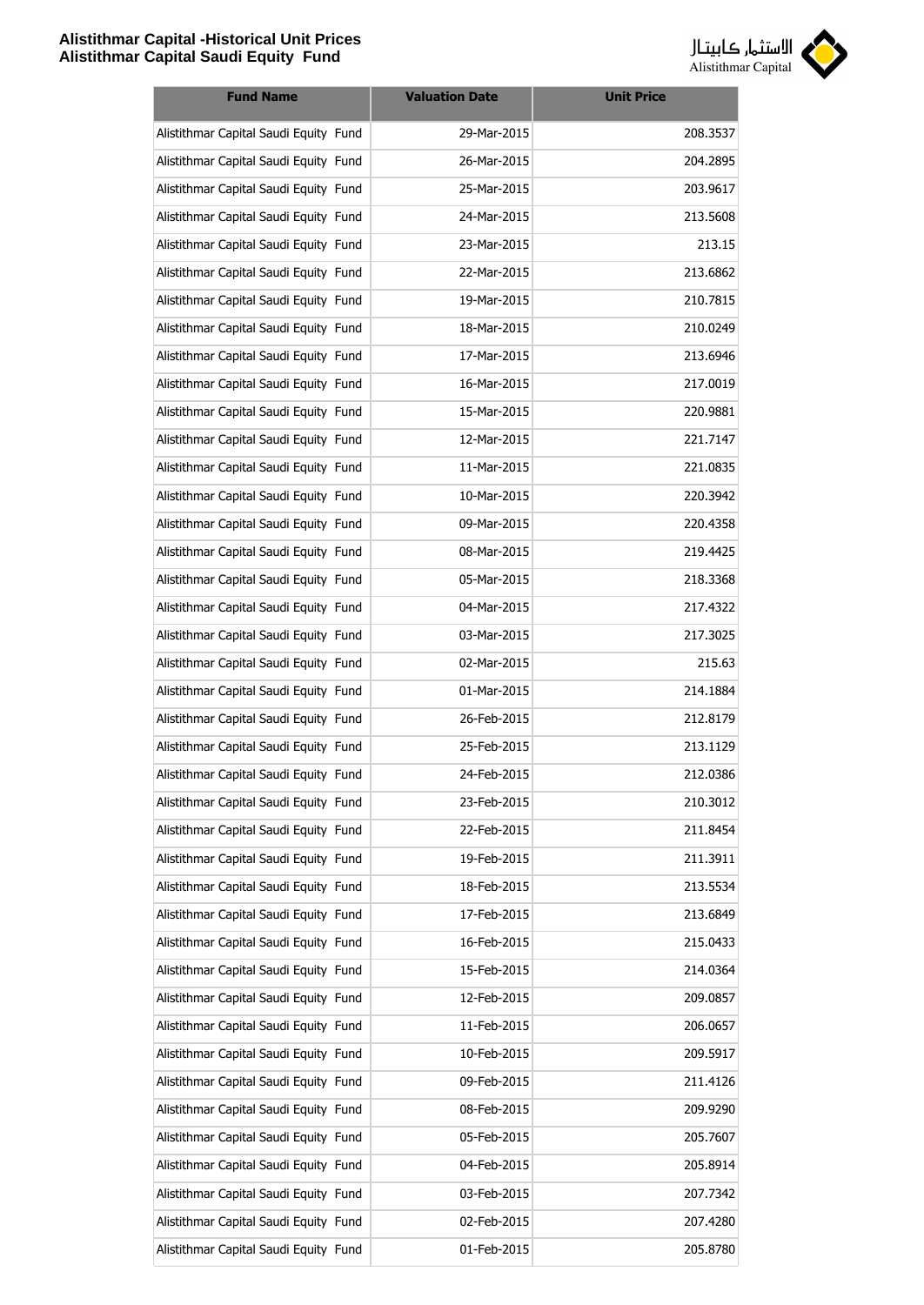| Fund Name | Valuation Date | Unit Price |
|---|---|---|
| Alistithmar Capital Saudi Equity Fund | 29-Mar-2015 | 208.3537 |
| Alistithmar Capital Saudi Equity Fund | 26-Mar-2015 | 204.2895 |
| Alistithmar Capital Saudi Equity Fund | 25-Mar-2015 | 203.9617 |
| Alistithmar Capital Saudi Equity Fund | 24-Mar-2015 | 213.5608 |
| Alistithmar Capital Saudi Equity Fund | 23-Mar-2015 | 213.15 |
| Alistithmar Capital Saudi Equity Fund | 22-Mar-2015 | 213.6862 |
| Alistithmar Capital Saudi Equity Fund | 19-Mar-2015 | 210.7815 |
| Alistithmar Capital Saudi Equity Fund | 18-Mar-2015 | 210.0249 |
| Alistithmar Capital Saudi Equity Fund | 17-Mar-2015 | 213.6946 |
| Alistithmar Capital Saudi Equity Fund | 16-Mar-2015 | 217.0019 |
| Alistithmar Capital Saudi Equity Fund | 15-Mar-2015 | 220.9881 |
| Alistithmar Capital Saudi Equity Fund | 12-Mar-2015 | 221.7147 |
| Alistithmar Capital Saudi Equity Fund | 11-Mar-2015 | 221.0835 |
| Alistithmar Capital Saudi Equity Fund | 10-Mar-2015 | 220.3942 |
| Alistithmar Capital Saudi Equity Fund | 09-Mar-2015 | 220.4358 |
| Alistithmar Capital Saudi Equity Fund | 08-Mar-2015 | 219.4425 |
| Alistithmar Capital Saudi Equity Fund | 05-Mar-2015 | 218.3368 |
| Alistithmar Capital Saudi Equity Fund | 04-Mar-2015 | 217.4322 |
| Alistithmar Capital Saudi Equity Fund | 03-Mar-2015 | 217.3025 |
| Alistithmar Capital Saudi Equity Fund | 02-Mar-2015 | 215.63 |
| Alistithmar Capital Saudi Equity Fund | 01-Mar-2015 | 214.1884 |
| Alistithmar Capital Saudi Equity Fund | 26-Feb-2015 | 212.8179 |
| Alistithmar Capital Saudi Equity Fund | 25-Feb-2015 | 213.1129 |
| Alistithmar Capital Saudi Equity Fund | 24-Feb-2015 | 212.0386 |
| Alistithmar Capital Saudi Equity Fund | 23-Feb-2015 | 210.3012 |
| Alistithmar Capital Saudi Equity Fund | 22-Feb-2015 | 211.8454 |
| Alistithmar Capital Saudi Equity Fund | 19-Feb-2015 | 211.3911 |
| Alistithmar Capital Saudi Equity Fund | 18-Feb-2015 | 213.5534 |
| Alistithmar Capital Saudi Equity Fund | 17-Feb-2015 | 213.6849 |
| Alistithmar Capital Saudi Equity Fund | 16-Feb-2015 | 215.0433 |
| Alistithmar Capital Saudi Equity Fund | 15-Feb-2015 | 214.0364 |
| Alistithmar Capital Saudi Equity Fund | 12-Feb-2015 | 209.0857 |
| Alistithmar Capital Saudi Equity Fund | 11-Feb-2015 | 206.0657 |
| Alistithmar Capital Saudi Equity Fund | 10-Feb-2015 | 209.5917 |
| Alistithmar Capital Saudi Equity Fund | 09-Feb-2015 | 211.4126 |
| Alistithmar Capital Saudi Equity Fund | 08-Feb-2015 | 209.9290 |
| Alistithmar Capital Saudi Equity Fund | 05-Feb-2015 | 205.7607 |
| Alistithmar Capital Saudi Equity Fund | 04-Feb-2015 | 205.8914 |
| Alistithmar Capital Saudi Equity Fund | 03-Feb-2015 | 207.7342 |
| Alistithmar Capital Saudi Equity Fund | 02-Feb-2015 | 207.4280 |
| Alistithmar Capital Saudi Equity Fund | 01-Feb-2015 | 205.8780 |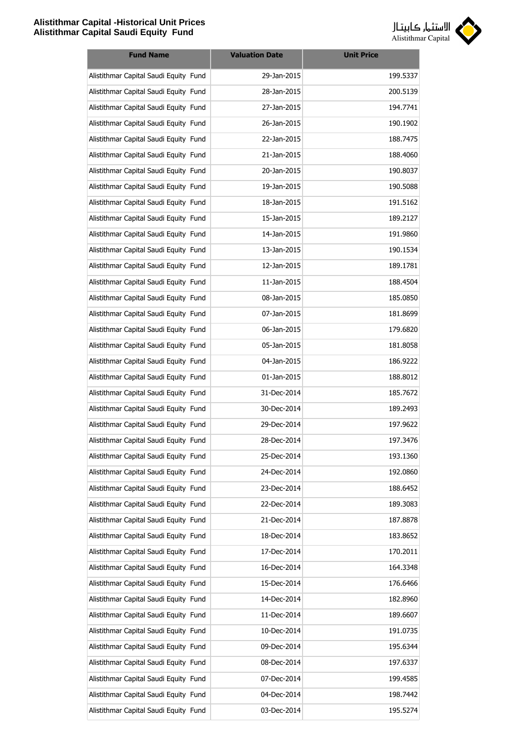| Fund Name | Valuation Date | Unit Price |
|---|---|---|
| Alistithmar Capital Saudi Equity Fund | 29-Jan-2015 | 199.5337 |
| Alistithmar Capital Saudi Equity Fund | 28-Jan-2015 | 200.5139 |
| Alistithmar Capital Saudi Equity Fund | 27-Jan-2015 | 194.7741 |
| Alistithmar Capital Saudi Equity Fund | 26-Jan-2015 | 190.1902 |
| Alistithmar Capital Saudi Equity Fund | 22-Jan-2015 | 188.7475 |
| Alistithmar Capital Saudi Equity Fund | 21-Jan-2015 | 188.4060 |
| Alistithmar Capital Saudi Equity Fund | 20-Jan-2015 | 190.8037 |
| Alistithmar Capital Saudi Equity Fund | 19-Jan-2015 | 190.5088 |
| Alistithmar Capital Saudi Equity Fund | 18-Jan-2015 | 191.5162 |
| Alistithmar Capital Saudi Equity Fund | 15-Jan-2015 | 189.2127 |
| Alistithmar Capital Saudi Equity Fund | 14-Jan-2015 | 191.9860 |
| Alistithmar Capital Saudi Equity Fund | 13-Jan-2015 | 190.1534 |
| Alistithmar Capital Saudi Equity Fund | 12-Jan-2015 | 189.1781 |
| Alistithmar Capital Saudi Equity Fund | 11-Jan-2015 | 188.4504 |
| Alistithmar Capital Saudi Equity Fund | 08-Jan-2015 | 185.0850 |
| Alistithmar Capital Saudi Equity Fund | 07-Jan-2015 | 181.8699 |
| Alistithmar Capital Saudi Equity Fund | 06-Jan-2015 | 179.6820 |
| Alistithmar Capital Saudi Equity Fund | 05-Jan-2015 | 181.8058 |
| Alistithmar Capital Saudi Equity Fund | 04-Jan-2015 | 186.9222 |
| Alistithmar Capital Saudi Equity Fund | 01-Jan-2015 | 188.8012 |
| Alistithmar Capital Saudi Equity Fund | 31-Dec-2014 | 185.7672 |
| Alistithmar Capital Saudi Equity Fund | 30-Dec-2014 | 189.2493 |
| Alistithmar Capital Saudi Equity Fund | 29-Dec-2014 | 197.9622 |
| Alistithmar Capital Saudi Equity Fund | 28-Dec-2014 | 197.3476 |
| Alistithmar Capital Saudi Equity Fund | 25-Dec-2014 | 193.1360 |
| Alistithmar Capital Saudi Equity Fund | 24-Dec-2014 | 192.0860 |
| Alistithmar Capital Saudi Equity Fund | 23-Dec-2014 | 188.6452 |
| Alistithmar Capital Saudi Equity Fund | 22-Dec-2014 | 189.3083 |
| Alistithmar Capital Saudi Equity Fund | 21-Dec-2014 | 187.8878 |
| Alistithmar Capital Saudi Equity Fund | 18-Dec-2014 | 183.8652 |
| Alistithmar Capital Saudi Equity Fund | 17-Dec-2014 | 170.2011 |
| Alistithmar Capital Saudi Equity Fund | 16-Dec-2014 | 164.3348 |
| Alistithmar Capital Saudi Equity Fund | 15-Dec-2014 | 176.6466 |
| Alistithmar Capital Saudi Equity Fund | 14-Dec-2014 | 182.8960 |
| Alistithmar Capital Saudi Equity Fund | 11-Dec-2014 | 189.6607 |
| Alistithmar Capital Saudi Equity Fund | 10-Dec-2014 | 191.0735 |
| Alistithmar Capital Saudi Equity Fund | 09-Dec-2014 | 195.6344 |
| Alistithmar Capital Saudi Equity Fund | 08-Dec-2014 | 197.6337 |
| Alistithmar Capital Saudi Equity Fund | 07-Dec-2014 | 199.4585 |
| Alistithmar Capital Saudi Equity Fund | 04-Dec-2014 | 198.7442 |
| Alistithmar Capital Saudi Equity Fund | 03-Dec-2014 | 195.5274 |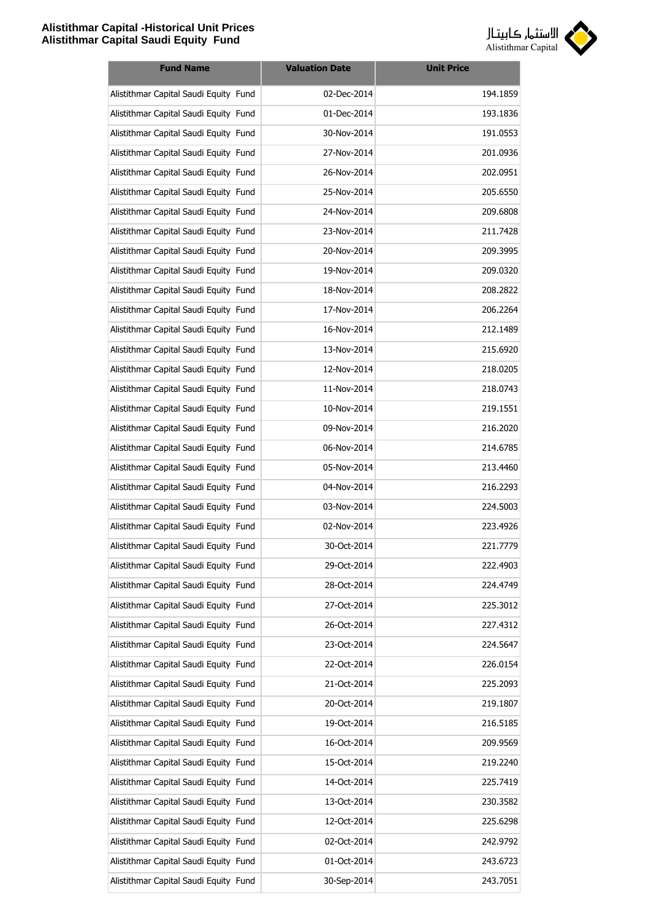# Alistithmar Capital -Historical Unit Prices
## Alistithmar Capital Saudi Equity Fund

| Fund Name | Valuation Date | Unit Price |
| --- | --- | --- |
| Alistithmar Capital Saudi Equity Fund | 02-Dec-2014 | 194.1859 |
| Alistithmar Capital Saudi Equity Fund | 01-Dec-2014 | 193.1836 |
| Alistithmar Capital Saudi Equity Fund | 30-Nov-2014 | 191.0553 |
| Alistithmar Capital Saudi Equity Fund | 27-Nov-2014 | 201.0936 |
| Alistithmar Capital Saudi Equity Fund | 26-Nov-2014 | 202.0951 |
| Alistithmar Capital Saudi Equity Fund | 25-Nov-2014 | 205.6550 |
| Alistithmar Capital Saudi Equity Fund | 24-Nov-2014 | 209.6808 |
| Alistithmar Capital Saudi Equity Fund | 23-Nov-2014 | 211.7428 |
| Alistithmar Capital Saudi Equity Fund | 20-Nov-2014 | 209.3995 |
| Alistithmar Capital Saudi Equity Fund | 19-Nov-2014 | 209.0320 |
| Alistithmar Capital Saudi Equity Fund | 18-Nov-2014 | 208.2822 |
| Alistithmar Capital Saudi Equity Fund | 17-Nov-2014 | 206.2264 |
| Alistithmar Capital Saudi Equity Fund | 16-Nov-2014 | 212.1489 |
| Alistithmar Capital Saudi Equity Fund | 13-Nov-2014 | 215.6920 |
| Alistithmar Capital Saudi Equity Fund | 12-Nov-2014 | 218.0205 |
| Alistithmar Capital Saudi Equity Fund | 11-Nov-2014 | 218.0743 |
| Alistithmar Capital Saudi Equity Fund | 10-Nov-2014 | 219.1551 |
| Alistithmar Capital Saudi Equity Fund | 09-Nov-2014 | 216.2020 |
| Alistithmar Capital Saudi Equity Fund | 06-Nov-2014 | 214.6785 |
| Alistithmar Capital Saudi Equity Fund | 05-Nov-2014 | 213.4460 |
| Alistithmar Capital Saudi Equity Fund | 04-Nov-2014 | 216.2293 |
| Alistithmar Capital Saudi Equity Fund | 03-Nov-2014 | 224.5003 |
| Alistithmar Capital Saudi Equity Fund | 02-Nov-2014 | 223.4926 |
| Alistithmar Capital Saudi Equity Fund | 30-Oct-2014 | 221.7779 |
| Alistithmar Capital Saudi Equity Fund | 29-Oct-2014 | 222.4903 |
| Alistithmar Capital Saudi Equity Fund | 28-Oct-2014 | 224.4749 |
| Alistithmar Capital Saudi Equity Fund | 27-Oct-2014 | 225.3012 |
| Alistithmar Capital Saudi Equity Fund | 26-Oct-2014 | 227.4312 |
| Alistithmar Capital Saudi Equity Fund | 23-Oct-2014 | 224.5647 |
| Alistithmar Capital Saudi Equity Fund | 22-Oct-2014 | 226.0154 |
| Alistithmar Capital Saudi Equity Fund | 21-Oct-2014 | 225.2093 |
| Alistithmar Capital Saudi Equity Fund | 20-Oct-2014 | 219.1807 |
| Alistithmar Capital Saudi Equity Fund | 19-Oct-2014 | 216.5185 |
| Alistithmar Capital Saudi Equity Fund | 16-Oct-2014 | 209.9569 |
| Alistithmar Capital Saudi Equity Fund | 15-Oct-2014 | 219.2240 |
| Alistithmar Capital Saudi Equity Fund | 14-Oct-2014 | 225.7419 |
| Alistithmar Capital Saudi Equity Fund | 13-Oct-2014 | 230.3582 |
| Alistithmar Capital Saudi Equity Fund | 12-Oct-2014 | 225.6298 |
| Alistithmar Capital Saudi Equity Fund | 02-Oct-2014 | 242.9792 |
| Alistithmar Capital Saudi Equity Fund | 01-Oct-2014 | 243.6723 |
| Alistithmar Capital Saudi Equity Fund | 30-Sep-2014 | 243.7051 |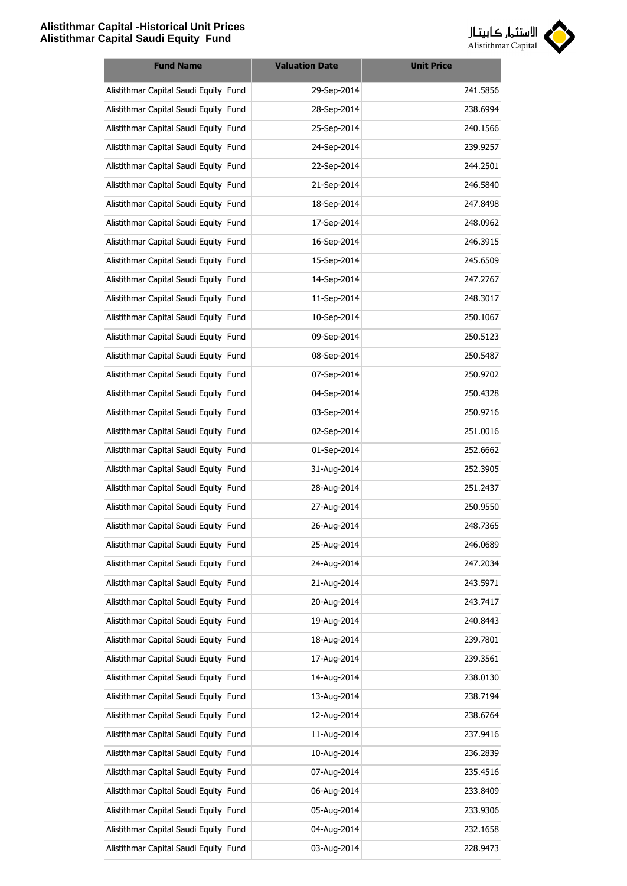| Fund Name | Valuation Date | Unit Price |
|---|---|---|
| Alistithmar Capital Saudi Equity Fund | 29-Sep-2014 | 241.5856 |
| Alistithmar Capital Saudi Equity Fund | 28-Sep-2014 | 238.6994 |
| Alistithmar Capital Saudi Equity Fund | 25-Sep-2014 | 240.1566 |
| Alistithmar Capital Saudi Equity Fund | 24-Sep-2014 | 239.9257 |
| Alistithmar Capital Saudi Equity Fund | 22-Sep-2014 | 244.2501 |
| Alistithmar Capital Saudi Equity Fund | 21-Sep-2014 | 246.5840 |
| Alistithmar Capital Saudi Equity Fund | 18-Sep-2014 | 247.8498 |
| Alistithmar Capital Saudi Equity Fund | 17-Sep-2014 | 248.0962 |
| Alistithmar Capital Saudi Equity Fund | 16-Sep-2014 | 246.3915 |
| Alistithmar Capital Saudi Equity Fund | 15-Sep-2014 | 245.6509 |
| Alistithmar Capital Saudi Equity Fund | 14-Sep-2014 | 247.2767 |
| Alistithmar Capital Saudi Equity Fund | 11-Sep-2014 | 248.3017 |
| Alistithmar Capital Saudi Equity Fund | 10-Sep-2014 | 250.1067 |
| Alistithmar Capital Saudi Equity Fund | 09-Sep-2014 | 250.5123 |
| Alistithmar Capital Saudi Equity Fund | 08-Sep-2014 | 250.5487 |
| Alistithmar Capital Saudi Equity Fund | 07-Sep-2014 | 250.9702 |
| Alistithmar Capital Saudi Equity Fund | 04-Sep-2014 | 250.4328 |
| Alistithmar Capital Saudi Equity Fund | 03-Sep-2014 | 250.9716 |
| Alistithmar Capital Saudi Equity Fund | 02-Sep-2014 | 251.0016 |
| Alistithmar Capital Saudi Equity Fund | 01-Sep-2014 | 252.6662 |
| Alistithmar Capital Saudi Equity Fund | 31-Aug-2014 | 252.3905 |
| Alistithmar Capital Saudi Equity Fund | 28-Aug-2014 | 251.2437 |
| Alistithmar Capital Saudi Equity Fund | 27-Aug-2014 | 250.9550 |
| Alistithmar Capital Saudi Equity Fund | 26-Aug-2014 | 248.7365 |
| Alistithmar Capital Saudi Equity Fund | 25-Aug-2014 | 246.0689 |
| Alistithmar Capital Saudi Equity Fund | 24-Aug-2014 | 247.2034 |
| Alistithmar Capital Saudi Equity Fund | 21-Aug-2014 | 243.5971 |
| Alistithmar Capital Saudi Equity Fund | 20-Aug-2014 | 243.7417 |
| Alistithmar Capital Saudi Equity Fund | 19-Aug-2014 | 240.8443 |
| Alistithmar Capital Saudi Equity Fund | 18-Aug-2014 | 239.7801 |
| Alistithmar Capital Saudi Equity Fund | 17-Aug-2014 | 239.3561 |
| Alistithmar Capital Saudi Equity Fund | 14-Aug-2014 | 238.0130 |
| Alistithmar Capital Saudi Equity Fund | 13-Aug-2014 | 238.7194 |
| Alistithmar Capital Saudi Equity Fund | 12-Aug-2014 | 238.6764 |
| Alistithmar Capital Saudi Equity Fund | 11-Aug-2014 | 237.9416 |
| Alistithmar Capital Saudi Equity Fund | 10-Aug-2014 | 236.2839 |
| Alistithmar Capital Saudi Equity Fund | 07-Aug-2014 | 235.4516 |
| Alistithmar Capital Saudi Equity Fund | 06-Aug-2014 | 233.8409 |
| Alistithmar Capital Saudi Equity Fund | 05-Aug-2014 | 233.9306 |
| Alistithmar Capital Saudi Equity Fund | 04-Aug-2014 | 232.1658 |
| Alistithmar Capital Saudi Equity Fund | 03-Aug-2014 | 228.9473 |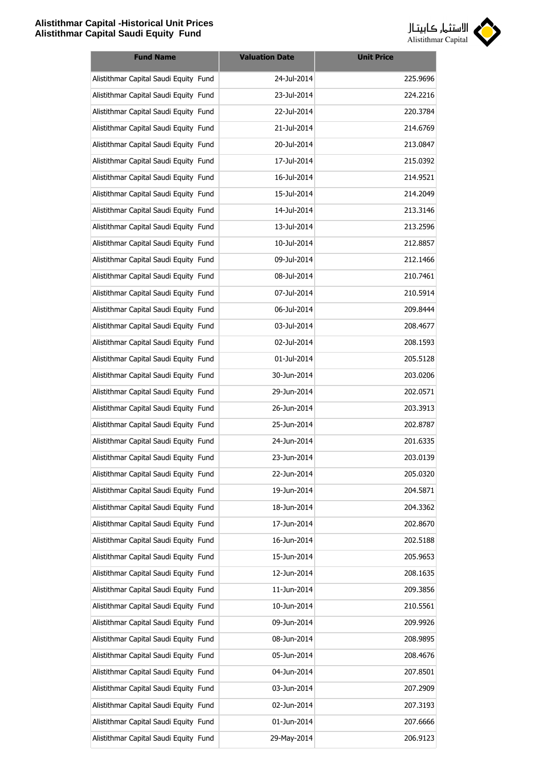| Fund Name | Valuation Date | Unit Price |
|---|---|---|
| Alistithmar Capital Saudi Equity Fund | 24-Jul-2014 | 225.9696 |
| Alistithmar Capital Saudi Equity Fund | 23-Jul-2014 | 224.2216 |
| Alistithmar Capital Saudi Equity Fund | 22-Jul-2014 | 220.3784 |
| Alistithmar Capital Saudi Equity Fund | 21-Jul-2014 | 214.6769 |
| Alistithmar Capital Saudi Equity Fund | 20-Jul-2014 | 213.0847 |
| Alistithmar Capital Saudi Equity Fund | 17-Jul-2014 | 215.0392 |
| Alistithmar Capital Saudi Equity Fund | 16-Jul-2014 | 214.9521 |
| Alistithmar Capital Saudi Equity Fund | 15-Jul-2014 | 214.2049 |
| Alistithmar Capital Saudi Equity Fund | 14-Jul-2014 | 213.3146 |
| Alistithmar Capital Saudi Equity Fund | 13-Jul-2014 | 213.2596 |
| Alistithmar Capital Saudi Equity Fund | 10-Jul-2014 | 212.8857 |
| Alistithmar Capital Saudi Equity Fund | 09-Jul-2014 | 212.1466 |
| Alistithmar Capital Saudi Equity Fund | 08-Jul-2014 | 210.7461 |
| Alistithmar Capital Saudi Equity Fund | 07-Jul-2014 | 210.5914 |
| Alistithmar Capital Saudi Equity Fund | 06-Jul-2014 | 209.8444 |
| Alistithmar Capital Saudi Equity Fund | 03-Jul-2014 | 208.4677 |
| Alistithmar Capital Saudi Equity Fund | 02-Jul-2014 | 208.1593 |
| Alistithmar Capital Saudi Equity Fund | 01-Jul-2014 | 205.5128 |
| Alistithmar Capital Saudi Equity Fund | 30-Jun-2014 | 203.0206 |
| Alistithmar Capital Saudi Equity Fund | 29-Jun-2014 | 202.0571 |
| Alistithmar Capital Saudi Equity Fund | 26-Jun-2014 | 203.3913 |
| Alistithmar Capital Saudi Equity Fund | 25-Jun-2014 | 202.8787 |
| Alistithmar Capital Saudi Equity Fund | 24-Jun-2014 | 201.6335 |
| Alistithmar Capital Saudi Equity Fund | 23-Jun-2014 | 203.0139 |
| Alistithmar Capital Saudi Equity Fund | 22-Jun-2014 | 205.0320 |
| Alistithmar Capital Saudi Equity Fund | 19-Jun-2014 | 204.5871 |
| Alistithmar Capital Saudi Equity Fund | 18-Jun-2014 | 204.3362 |
| Alistithmar Capital Saudi Equity Fund | 17-Jun-2014 | 202.8670 |
| Alistithmar Capital Saudi Equity Fund | 16-Jun-2014 | 202.5188 |
| Alistithmar Capital Saudi Equity Fund | 15-Jun-2014 | 205.9653 |
| Alistithmar Capital Saudi Equity Fund | 12-Jun-2014 | 208.1635 |
| Alistithmar Capital Saudi Equity Fund | 11-Jun-2014 | 209.3856 |
| Alistithmar Capital Saudi Equity Fund | 10-Jun-2014 | 210.5561 |
| Alistithmar Capital Saudi Equity Fund | 09-Jun-2014 | 209.9926 |
| Alistithmar Capital Saudi Equity Fund | 08-Jun-2014 | 208.9895 |
| Alistithmar Capital Saudi Equity Fund | 05-Jun-2014 | 208.4676 |
| Alistithmar Capital Saudi Equity Fund | 04-Jun-2014 | 207.8501 |
| Alistithmar Capital Saudi Equity Fund | 03-Jun-2014 | 207.2909 |
| Alistithmar Capital Saudi Equity Fund | 02-Jun-2014 | 207.3193 |
| Alistithmar Capital Saudi Equity Fund | 01-Jun-2014 | 207.6666 |
| Alistithmar Capital Saudi Equity Fund | 29-May-2014 | 206.9123 |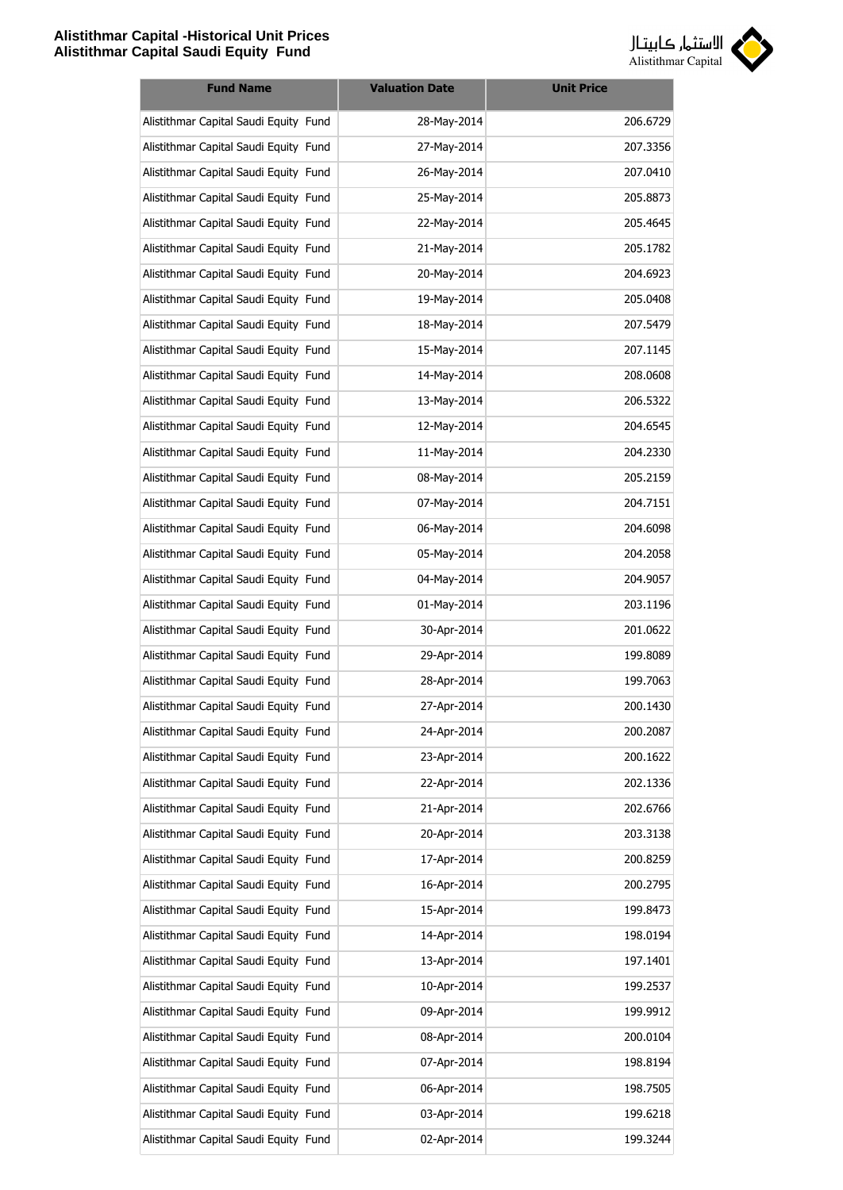| Fund Name | Valuation Date | Unit Price |
|---|---|---|
| Alistithmar Capital Saudi Equity Fund | 28-May-2014 | 206.6729 |
| Alistithmar Capital Saudi Equity Fund | 27-May-2014 | 207.3356 |
| Alistithmar Capital Saudi Equity Fund | 26-May-2014 | 207.0410 |
| Alistithmar Capital Saudi Equity Fund | 25-May-2014 | 205.8873 |
| Alistithmar Capital Saudi Equity Fund | 22-May-2014 | 205.4645 |
| Alistithmar Capital Saudi Equity Fund | 21-May-2014 | 205.1782 |
| Alistithmar Capital Saudi Equity Fund | 20-May-2014 | 204.6923 |
| Alistithmar Capital Saudi Equity Fund | 19-May-2014 | 205.0408 |
| Alistithmar Capital Saudi Equity Fund | 18-May-2014 | 207.5479 |
| Alistithmar Capital Saudi Equity Fund | 15-May-2014 | 207.1145 |
| Alistithmar Capital Saudi Equity Fund | 14-May-2014 | 208.0608 |
| Alistithmar Capital Saudi Equity Fund | 13-May-2014 | 206.5322 |
| Alistithmar Capital Saudi Equity Fund | 12-May-2014 | 204.6545 |
| Alistithmar Capital Saudi Equity Fund | 11-May-2014 | 204.2330 |
| Alistithmar Capital Saudi Equity Fund | 08-May-2014 | 205.2159 |
| Alistithmar Capital Saudi Equity Fund | 07-May-2014 | 204.7151 |
| Alistithmar Capital Saudi Equity Fund | 06-May-2014 | 204.6098 |
| Alistithmar Capital Saudi Equity Fund | 05-May-2014 | 204.2058 |
| Alistithmar Capital Saudi Equity Fund | 04-May-2014 | 204.9057 |
| Alistithmar Capital Saudi Equity Fund | 01-May-2014 | 203.1196 |
| Alistithmar Capital Saudi Equity Fund | 30-Apr-2014 | 201.0622 |
| Alistithmar Capital Saudi Equity Fund | 29-Apr-2014 | 199.8089 |
| Alistithmar Capital Saudi Equity Fund | 28-Apr-2014 | 199.7063 |
| Alistithmar Capital Saudi Equity Fund | 27-Apr-2014 | 200.1430 |
| Alistithmar Capital Saudi Equity Fund | 24-Apr-2014 | 200.2087 |
| Alistithmar Capital Saudi Equity Fund | 23-Apr-2014 | 200.1622 |
| Alistithmar Capital Saudi Equity Fund | 22-Apr-2014 | 202.1336 |
| Alistithmar Capital Saudi Equity Fund | 21-Apr-2014 | 202.6766 |
| Alistithmar Capital Saudi Equity Fund | 20-Apr-2014 | 203.3138 |
| Alistithmar Capital Saudi Equity Fund | 17-Apr-2014 | 200.8259 |
| Alistithmar Capital Saudi Equity Fund | 16-Apr-2014 | 200.2795 |
| Alistithmar Capital Saudi Equity Fund | 15-Apr-2014 | 199.8473 |
| Alistithmar Capital Saudi Equity Fund | 14-Apr-2014 | 198.0194 |
| Alistithmar Capital Saudi Equity Fund | 13-Apr-2014 | 197.1401 |
| Alistithmar Capital Saudi Equity Fund | 10-Apr-2014 | 199.2537 |
| Alistithmar Capital Saudi Equity Fund | 09-Apr-2014 | 199.9912 |
| Alistithmar Capital Saudi Equity Fund | 08-Apr-2014 | 200.0104 |
| Alistithmar Capital Saudi Equity Fund | 07-Apr-2014 | 198.8194 |
| Alistithmar Capital Saudi Equity Fund | 06-Apr-2014 | 198.7505 |
| Alistithmar Capital Saudi Equity Fund | 03-Apr-2014 | 199.6218 |
| Alistithmar Capital Saudi Equity Fund | 02-Apr-2014 | 199.3244 |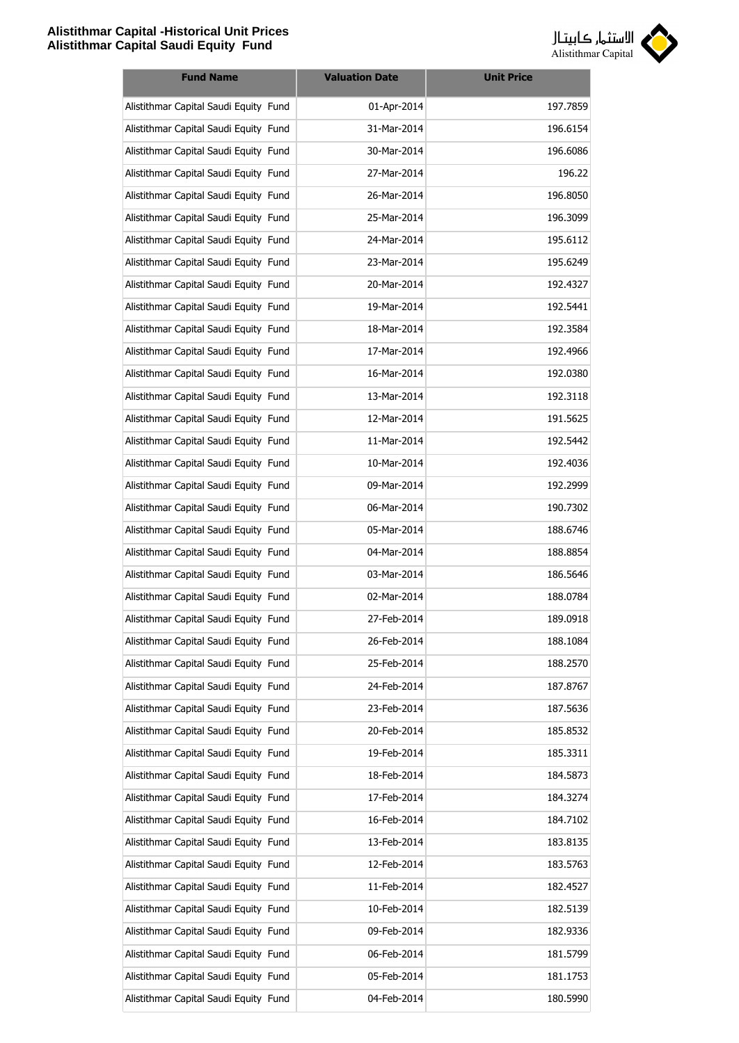# Alistithmar Capital -Historical Unit Prices
## Alistithmar Capital Saudi Equity Fund

| Fund Name | Valuation Date | Unit Price |
|---|---|---|
| Alistithmar Capital Saudi Equity Fund | 01-Apr-2014 | 197.7859 |
| Alistithmar Capital Saudi Equity Fund | 31-Mar-2014 | 196.6154 |
| Alistithmar Capital Saudi Equity Fund | 30-Mar-2014 | 196.6086 |
| Alistithmar Capital Saudi Equity Fund | 27-Mar-2014 | 196.22 |
| Alistithmar Capital Saudi Equity Fund | 26-Mar-2014 | 196.8050 |
| Alistithmar Capital Saudi Equity Fund | 25-Mar-2014 | 196.3099 |
| Alistithmar Capital Saudi Equity Fund | 24-Mar-2014 | 195.6112 |
| Alistithmar Capital Saudi Equity Fund | 23-Mar-2014 | 195.6249 |
| Alistithmar Capital Saudi Equity Fund | 20-Mar-2014 | 192.4327 |
| Alistithmar Capital Saudi Equity Fund | 19-Mar-2014 | 192.5441 |
| Alistithmar Capital Saudi Equity Fund | 18-Mar-2014 | 192.3584 |
| Alistithmar Capital Saudi Equity Fund | 17-Mar-2014 | 192.4966 |
| Alistithmar Capital Saudi Equity Fund | 16-Mar-2014 | 192.0380 |
| Alistithmar Capital Saudi Equity Fund | 13-Mar-2014 | 192.3118 |
| Alistithmar Capital Saudi Equity Fund | 12-Mar-2014 | 191.5625 |
| Alistithmar Capital Saudi Equity Fund | 11-Mar-2014 | 192.5442 |
| Alistithmar Capital Saudi Equity Fund | 10-Mar-2014 | 192.4036 |
| Alistithmar Capital Saudi Equity Fund | 09-Mar-2014 | 192.2999 |
| Alistithmar Capital Saudi Equity Fund | 06-Mar-2014 | 190.7302 |
| Alistithmar Capital Saudi Equity Fund | 05-Mar-2014 | 188.6746 |
| Alistithmar Capital Saudi Equity Fund | 04-Mar-2014 | 188.8854 |
| Alistithmar Capital Saudi Equity Fund | 03-Mar-2014 | 186.5646 |
| Alistithmar Capital Saudi Equity Fund | 02-Mar-2014 | 188.0784 |
| Alistithmar Capital Saudi Equity Fund | 27-Feb-2014 | 189.0918 |
| Alistithmar Capital Saudi Equity Fund | 26-Feb-2014 | 188.1084 |
| Alistithmar Capital Saudi Equity Fund | 25-Feb-2014 | 188.2570 |
| Alistithmar Capital Saudi Equity Fund | 24-Feb-2014 | 187.8767 |
| Alistithmar Capital Saudi Equity Fund | 23-Feb-2014 | 187.5636 |
| Alistithmar Capital Saudi Equity Fund | 20-Feb-2014 | 185.8532 |
| Alistithmar Capital Saudi Equity Fund | 19-Feb-2014 | 185.3311 |
| Alistithmar Capital Saudi Equity Fund | 18-Feb-2014 | 184.5873 |
| Alistithmar Capital Saudi Equity Fund | 17-Feb-2014 | 184.3274 |
| Alistithmar Capital Saudi Equity Fund | 16-Feb-2014 | 184.7102 |
| Alistithmar Capital Saudi Equity Fund | 13-Feb-2014 | 183.8135 |
| Alistithmar Capital Saudi Equity Fund | 12-Feb-2014 | 183.5763 |
| Alistithmar Capital Saudi Equity Fund | 11-Feb-2014 | 182.4527 |
| Alistithmar Capital Saudi Equity Fund | 10-Feb-2014 | 182.5139 |
| Alistithmar Capital Saudi Equity Fund | 09-Feb-2014 | 182.9336 |
| Alistithmar Capital Saudi Equity Fund | 06-Feb-2014 | 181.5799 |
| Alistithmar Capital Saudi Equity Fund | 05-Feb-2014 | 181.1753 |
| Alistithmar Capital Saudi Equity Fund | 04-Feb-2014 | 180.5990 |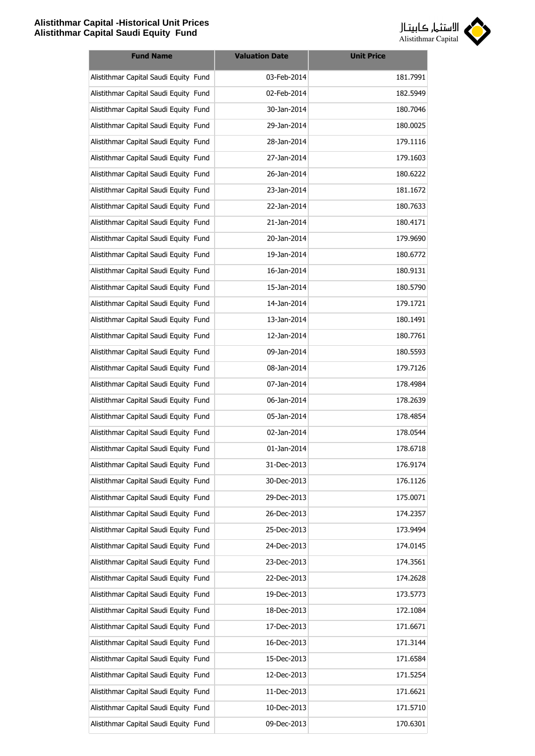# Alistithmar Capital -Historical Unit Prices
# Alistithmar Capital Saudi Equity Fund

| Fund Name | Valuation Date | Unit Price |
|---|---|---|
| Alistithmar Capital Saudi Equity Fund | 03-Feb-2014 | 181.7991 |
| Alistithmar Capital Saudi Equity Fund | 02-Feb-2014 | 182.5949 |
| Alistithmar Capital Saudi Equity Fund | 30-Jan-2014 | 180.7046 |
| Alistithmar Capital Saudi Equity Fund | 29-Jan-2014 | 180.0025 |
| Alistithmar Capital Saudi Equity Fund | 28-Jan-2014 | 179.1116 |
| Alistithmar Capital Saudi Equity Fund | 27-Jan-2014 | 179.1603 |
| Alistithmar Capital Saudi Equity Fund | 26-Jan-2014 | 180.6222 |
| Alistithmar Capital Saudi Equity Fund | 23-Jan-2014 | 181.1672 |
| Alistithmar Capital Saudi Equity Fund | 22-Jan-2014 | 180.7633 |
| Alistithmar Capital Saudi Equity Fund | 21-Jan-2014 | 180.4171 |
| Alistithmar Capital Saudi Equity Fund | 20-Jan-2014 | 179.9690 |
| Alistithmar Capital Saudi Equity Fund | 19-Jan-2014 | 180.6772 |
| Alistithmar Capital Saudi Equity Fund | 16-Jan-2014 | 180.9131 |
| Alistithmar Capital Saudi Equity Fund | 15-Jan-2014 | 180.5790 |
| Alistithmar Capital Saudi Equity Fund | 14-Jan-2014 | 179.1721 |
| Alistithmar Capital Saudi Equity Fund | 13-Jan-2014 | 180.1491 |
| Alistithmar Capital Saudi Equity Fund | 12-Jan-2014 | 180.7761 |
| Alistithmar Capital Saudi Equity Fund | 09-Jan-2014 | 180.5593 |
| Alistithmar Capital Saudi Equity Fund | 08-Jan-2014 | 179.7126 |
| Alistithmar Capital Saudi Equity Fund | 07-Jan-2014 | 178.4984 |
| Alistithmar Capital Saudi Equity Fund | 06-Jan-2014 | 178.2639 |
| Alistithmar Capital Saudi Equity Fund | 05-Jan-2014 | 178.4854 |
| Alistithmar Capital Saudi Equity Fund | 02-Jan-2014 | 178.0544 |
| Alistithmar Capital Saudi Equity Fund | 01-Jan-2014 | 178.6718 |
| Alistithmar Capital Saudi Equity Fund | 31-Dec-2013 | 176.9174 |
| Alistithmar Capital Saudi Equity Fund | 30-Dec-2013 | 176.1126 |
| Alistithmar Capital Saudi Equity Fund | 29-Dec-2013 | 175.0071 |
| Alistithmar Capital Saudi Equity Fund | 26-Dec-2013 | 174.2357 |
| Alistithmar Capital Saudi Equity Fund | 25-Dec-2013 | 173.9494 |
| Alistithmar Capital Saudi Equity Fund | 24-Dec-2013 | 174.0145 |
| Alistithmar Capital Saudi Equity Fund | 23-Dec-2013 | 174.3561 |
| Alistithmar Capital Saudi Equity Fund | 22-Dec-2013 | 174.2628 |
| Alistithmar Capital Saudi Equity Fund | 19-Dec-2013 | 173.5773 |
| Alistithmar Capital Saudi Equity Fund | 18-Dec-2013 | 172.1084 |
| Alistithmar Capital Saudi Equity Fund | 17-Dec-2013 | 171.6671 |
| Alistithmar Capital Saudi Equity Fund | 16-Dec-2013 | 171.3144 |
| Alistithmar Capital Saudi Equity Fund | 15-Dec-2013 | 171.6584 |
| Alistithmar Capital Saudi Equity Fund | 12-Dec-2013 | 171.5254 |
| Alistithmar Capital Saudi Equity Fund | 11-Dec-2013 | 171.6621 |
| Alistithmar Capital Saudi Equity Fund | 10-Dec-2013 | 171.5710 |
| Alistithmar Capital Saudi Equity Fund | 09-Dec-2013 | 170.6301 |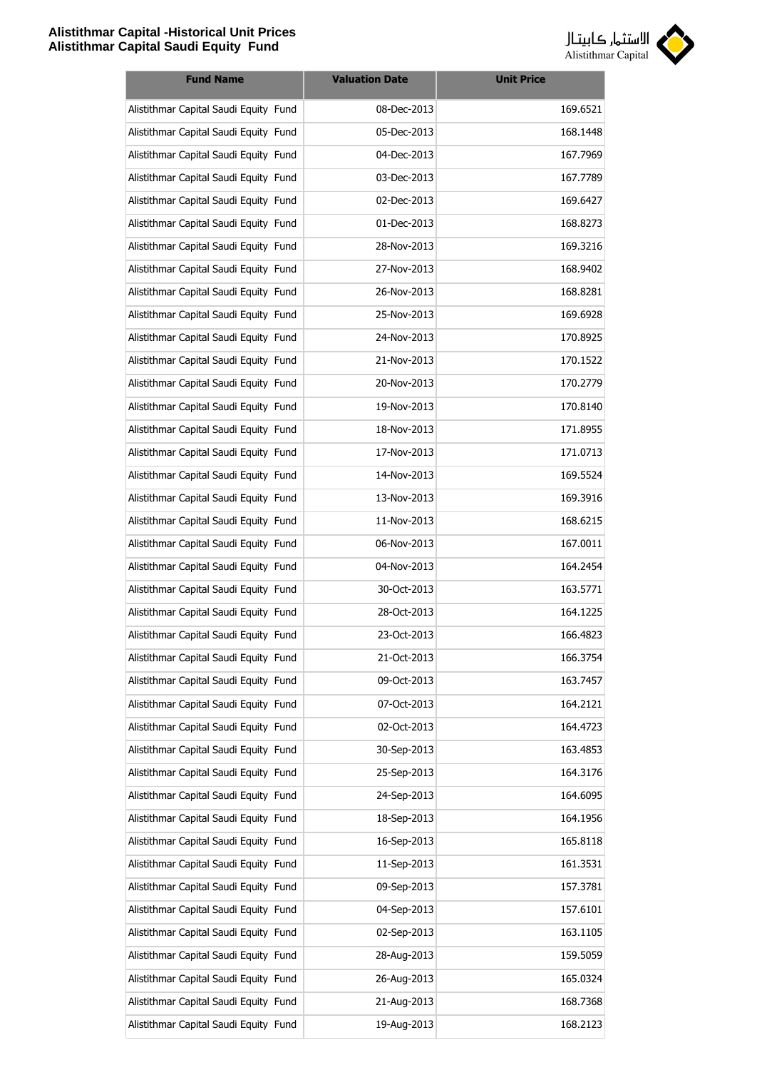# Alistithmar Capital -Historical Unit Prices
## Alistithmar Capital Saudi Equity Fund

| Fund Name | Valuation Date | Unit Price |
|---|---|---|
| Alistithmar Capital Saudi Equity Fund | 08-Dec-2013 | 169.6521 |
| Alistithmar Capital Saudi Equity Fund | 05-Dec-2013 | 168.1448 |
| Alistithmar Capital Saudi Equity Fund | 04-Dec-2013 | 167.7969 |
| Alistithmar Capital Saudi Equity Fund | 03-Dec-2013 | 167.7789 |
| Alistithmar Capital Saudi Equity Fund | 02-Dec-2013 | 169.6427 |
| Alistithmar Capital Saudi Equity Fund | 01-Dec-2013 | 168.8273 |
| Alistithmar Capital Saudi Equity Fund | 28-Nov-2013 | 169.3216 |
| Alistithmar Capital Saudi Equity Fund | 27-Nov-2013 | 168.9402 |
| Alistithmar Capital Saudi Equity Fund | 26-Nov-2013 | 168.8281 |
| Alistithmar Capital Saudi Equity Fund | 25-Nov-2013 | 169.6928 |
| Alistithmar Capital Saudi Equity Fund | 24-Nov-2013 | 170.8925 |
| Alistithmar Capital Saudi Equity Fund | 21-Nov-2013 | 170.1522 |
| Alistithmar Capital Saudi Equity Fund | 20-Nov-2013 | 170.2779 |
| Alistithmar Capital Saudi Equity Fund | 19-Nov-2013 | 170.8140 |
| Alistithmar Capital Saudi Equity Fund | 18-Nov-2013 | 171.8955 |
| Alistithmar Capital Saudi Equity Fund | 17-Nov-2013 | 171.0713 |
| Alistithmar Capital Saudi Equity Fund | 14-Nov-2013 | 169.5524 |
| Alistithmar Capital Saudi Equity Fund | 13-Nov-2013 | 169.3916 |
| Alistithmar Capital Saudi Equity Fund | 11-Nov-2013 | 168.6215 |
| Alistithmar Capital Saudi Equity Fund | 06-Nov-2013 | 167.0011 |
| Alistithmar Capital Saudi Equity Fund | 04-Nov-2013 | 164.2454 |
| Alistithmar Capital Saudi Equity Fund | 30-Oct-2013 | 163.5771 |
| Alistithmar Capital Saudi Equity Fund | 28-Oct-2013 | 164.1225 |
| Alistithmar Capital Saudi Equity Fund | 23-Oct-2013 | 166.4823 |
| Alistithmar Capital Saudi Equity Fund | 21-Oct-2013 | 166.3754 |
| Alistithmar Capital Saudi Equity Fund | 09-Oct-2013 | 163.7457 |
| Alistithmar Capital Saudi Equity Fund | 07-Oct-2013 | 164.2121 |
| Alistithmar Capital Saudi Equity Fund | 02-Oct-2013 | 164.4723 |
| Alistithmar Capital Saudi Equity Fund | 30-Sep-2013 | 163.4853 |
| Alistithmar Capital Saudi Equity Fund | 25-Sep-2013 | 164.3176 |
| Alistithmar Capital Saudi Equity Fund | 24-Sep-2013 | 164.6095 |
| Alistithmar Capital Saudi Equity Fund | 18-Sep-2013 | 164.1956 |
| Alistithmar Capital Saudi Equity Fund | 16-Sep-2013 | 165.8118 |
| Alistithmar Capital Saudi Equity Fund | 11-Sep-2013 | 161.3531 |
| Alistithmar Capital Saudi Equity Fund | 09-Sep-2013 | 157.3781 |
| Alistithmar Capital Saudi Equity Fund | 04-Sep-2013 | 157.6101 |
| Alistithmar Capital Saudi Equity Fund | 02-Sep-2013 | 163.1105 |
| Alistithmar Capital Saudi Equity Fund | 28-Aug-2013 | 159.5059 |
| Alistithmar Capital Saudi Equity Fund | 26-Aug-2013 | 165.0324 |
| Alistithmar Capital Saudi Equity Fund | 21-Aug-2013 | 168.7368 |
| Alistithmar Capital Saudi Equity Fund | 19-Aug-2013 | 168.2123 |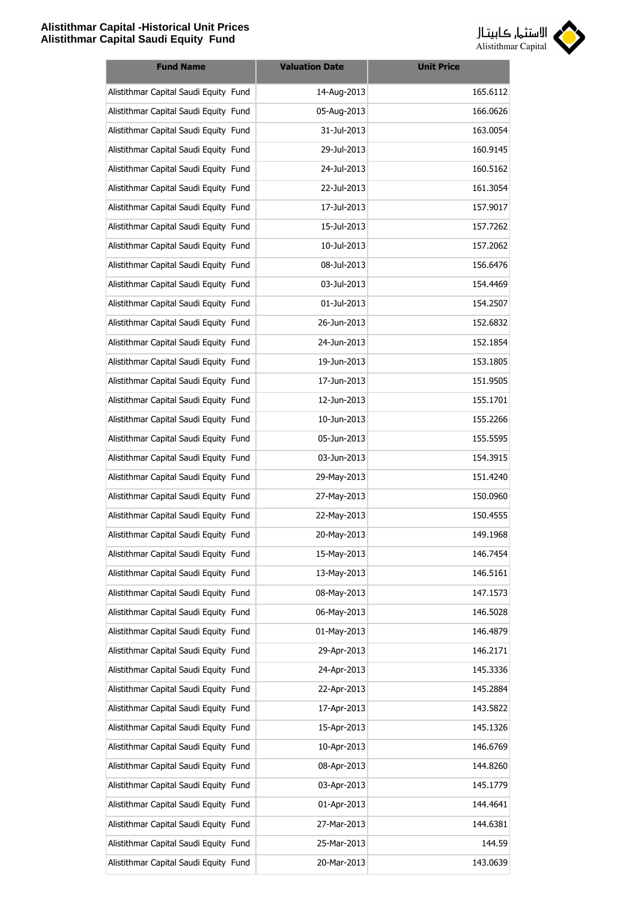| Fund Name | Valuation Date | Unit Price |
| --- | --- | --- |
| Alistithmar Capital Saudi Equity Fund | 14-Aug-2013 | 165.6112 |
| Alistithmar Capital Saudi Equity Fund | 05-Aug-2013 | 166.0626 |
| Alistithmar Capital Saudi Equity Fund | 31-Jul-2013 | 163.0054 |
| Alistithmar Capital Saudi Equity Fund | 29-Jul-2013 | 160.9145 |
| Alistithmar Capital Saudi Equity Fund | 24-Jul-2013 | 160.5162 |
| Alistithmar Capital Saudi Equity Fund | 22-Jul-2013 | 161.3054 |
| Alistithmar Capital Saudi Equity Fund | 17-Jul-2013 | 157.9017 |
| Alistithmar Capital Saudi Equity Fund | 15-Jul-2013 | 157.7262 |
| Alistithmar Capital Saudi Equity Fund | 10-Jul-2013 | 157.2062 |
| Alistithmar Capital Saudi Equity Fund | 08-Jul-2013 | 156.6476 |
| Alistithmar Capital Saudi Equity Fund | 03-Jul-2013 | 154.4469 |
| Alistithmar Capital Saudi Equity Fund | 01-Jul-2013 | 154.2507 |
| Alistithmar Capital Saudi Equity Fund | 26-Jun-2013 | 152.6832 |
| Alistithmar Capital Saudi Equity Fund | 24-Jun-2013 | 152.1854 |
| Alistithmar Capital Saudi Equity Fund | 19-Jun-2013 | 153.1805 |
| Alistithmar Capital Saudi Equity Fund | 17-Jun-2013 | 151.9505 |
| Alistithmar Capital Saudi Equity Fund | 12-Jun-2013 | 155.1701 |
| Alistithmar Capital Saudi Equity Fund | 10-Jun-2013 | 155.2266 |
| Alistithmar Capital Saudi Equity Fund | 05-Jun-2013 | 155.5595 |
| Alistithmar Capital Saudi Equity Fund | 03-Jun-2013 | 154.3915 |
| Alistithmar Capital Saudi Equity Fund | 29-May-2013 | 151.4240 |
| Alistithmar Capital Saudi Equity Fund | 27-May-2013 | 150.0960 |
| Alistithmar Capital Saudi Equity Fund | 22-May-2013 | 150.4555 |
| Alistithmar Capital Saudi Equity Fund | 20-May-2013 | 149.1968 |
| Alistithmar Capital Saudi Equity Fund | 15-May-2013 | 146.7454 |
| Alistithmar Capital Saudi Equity Fund | 13-May-2013 | 146.5161 |
| Alistithmar Capital Saudi Equity Fund | 08-May-2013 | 147.1573 |
| Alistithmar Capital Saudi Equity Fund | 06-May-2013 | 146.5028 |
| Alistithmar Capital Saudi Equity Fund | 01-May-2013 | 146.4879 |
| Alistithmar Capital Saudi Equity Fund | 29-Apr-2013 | 146.2171 |
| Alistithmar Capital Saudi Equity Fund | 24-Apr-2013 | 145.3336 |
| Alistithmar Capital Saudi Equity Fund | 22-Apr-2013 | 145.2884 |
| Alistithmar Capital Saudi Equity Fund | 17-Apr-2013 | 143.5822 |
| Alistithmar Capital Saudi Equity Fund | 15-Apr-2013 | 145.1326 |
| Alistithmar Capital Saudi Equity Fund | 10-Apr-2013 | 146.6769 |
| Alistithmar Capital Saudi Equity Fund | 08-Apr-2013 | 144.8260 |
| Alistithmar Capital Saudi Equity Fund | 03-Apr-2013 | 145.1779 |
| Alistithmar Capital Saudi Equity Fund | 01-Apr-2013 | 144.4641 |
| Alistithmar Capital Saudi Equity Fund | 27-Mar-2013 | 144.6381 |
| Alistithmar Capital Saudi Equity Fund | 25-Mar-2013 | 144.59 |
| Alistithmar Capital Saudi Equity Fund | 20-Mar-2013 | 143.0639 |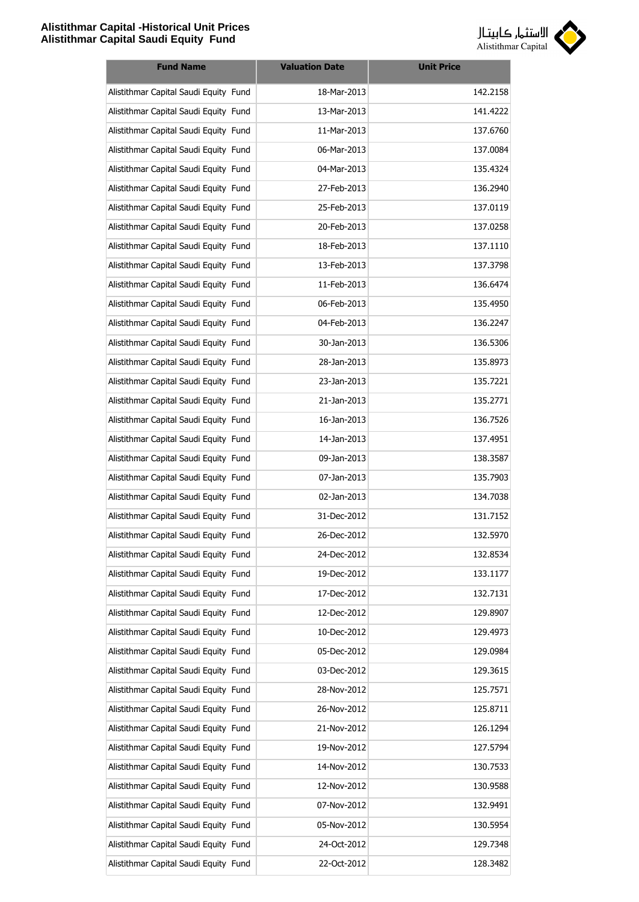| Fund Name | Valuation Date | Unit Price |
|---|---|---|
| Alistithmar Capital Saudi Equity Fund | 18-Mar-2013 | 142.2158 |
| Alistithmar Capital Saudi Equity Fund | 13-Mar-2013 | 141.4222 |
| Alistithmar Capital Saudi Equity Fund | 11-Mar-2013 | 137.6760 |
| Alistithmar Capital Saudi Equity Fund | 06-Mar-2013 | 137.0084 |
| Alistithmar Capital Saudi Equity Fund | 04-Mar-2013 | 135.4324 |
| Alistithmar Capital Saudi Equity Fund | 27-Feb-2013 | 136.2940 |
| Alistithmar Capital Saudi Equity Fund | 25-Feb-2013 | 137.0119 |
| Alistithmar Capital Saudi Equity Fund | 20-Feb-2013 | 137.0258 |
| Alistithmar Capital Saudi Equity Fund | 18-Feb-2013 | 137.1110 |
| Alistithmar Capital Saudi Equity Fund | 13-Feb-2013 | 137.3798 |
| Alistithmar Capital Saudi Equity Fund | 11-Feb-2013 | 136.6474 |
| Alistithmar Capital Saudi Equity Fund | 06-Feb-2013 | 135.4950 |
| Alistithmar Capital Saudi Equity Fund | 04-Feb-2013 | 136.2247 |
| Alistithmar Capital Saudi Equity Fund | 30-Jan-2013 | 136.5306 |
| Alistithmar Capital Saudi Equity Fund | 28-Jan-2013 | 135.8973 |
| Alistithmar Capital Saudi Equity Fund | 23-Jan-2013 | 135.7221 |
| Alistithmar Capital Saudi Equity Fund | 21-Jan-2013 | 135.2771 |
| Alistithmar Capital Saudi Equity Fund | 16-Jan-2013 | 136.7526 |
| Alistithmar Capital Saudi Equity Fund | 14-Jan-2013 | 137.4951 |
| Alistithmar Capital Saudi Equity Fund | 09-Jan-2013 | 138.3587 |
| Alistithmar Capital Saudi Equity Fund | 07-Jan-2013 | 135.7903 |
| Alistithmar Capital Saudi Equity Fund | 02-Jan-2013 | 134.7038 |
| Alistithmar Capital Saudi Equity Fund | 31-Dec-2012 | 131.7152 |
| Alistithmar Capital Saudi Equity Fund | 26-Dec-2012 | 132.5970 |
| Alistithmar Capital Saudi Equity Fund | 24-Dec-2012 | 132.8534 |
| Alistithmar Capital Saudi Equity Fund | 19-Dec-2012 | 133.1177 |
| Alistithmar Capital Saudi Equity Fund | 17-Dec-2012 | 132.7131 |
| Alistithmar Capital Saudi Equity Fund | 12-Dec-2012 | 129.8907 |
| Alistithmar Capital Saudi Equity Fund | 10-Dec-2012 | 129.4973 |
| Alistithmar Capital Saudi Equity Fund | 05-Dec-2012 | 129.0984 |
| Alistithmar Capital Saudi Equity Fund | 03-Dec-2012 | 129.3615 |
| Alistithmar Capital Saudi Equity Fund | 28-Nov-2012 | 125.7571 |
| Alistithmar Capital Saudi Equity Fund | 26-Nov-2012 | 125.8711 |
| Alistithmar Capital Saudi Equity Fund | 21-Nov-2012 | 126.1294 |
| Alistithmar Capital Saudi Equity Fund | 19-Nov-2012 | 127.5794 |
| Alistithmar Capital Saudi Equity Fund | 14-Nov-2012 | 130.7533 |
| Alistithmar Capital Saudi Equity Fund | 12-Nov-2012 | 130.9588 |
| Alistithmar Capital Saudi Equity Fund | 07-Nov-2012 | 132.9491 |
| Alistithmar Capital Saudi Equity Fund | 05-Nov-2012 | 130.5954 |
| Alistithmar Capital Saudi Equity Fund | 24-Oct-2012 | 129.7348 |
| Alistithmar Capital Saudi Equity Fund | 22-Oct-2012 | 128.3482 |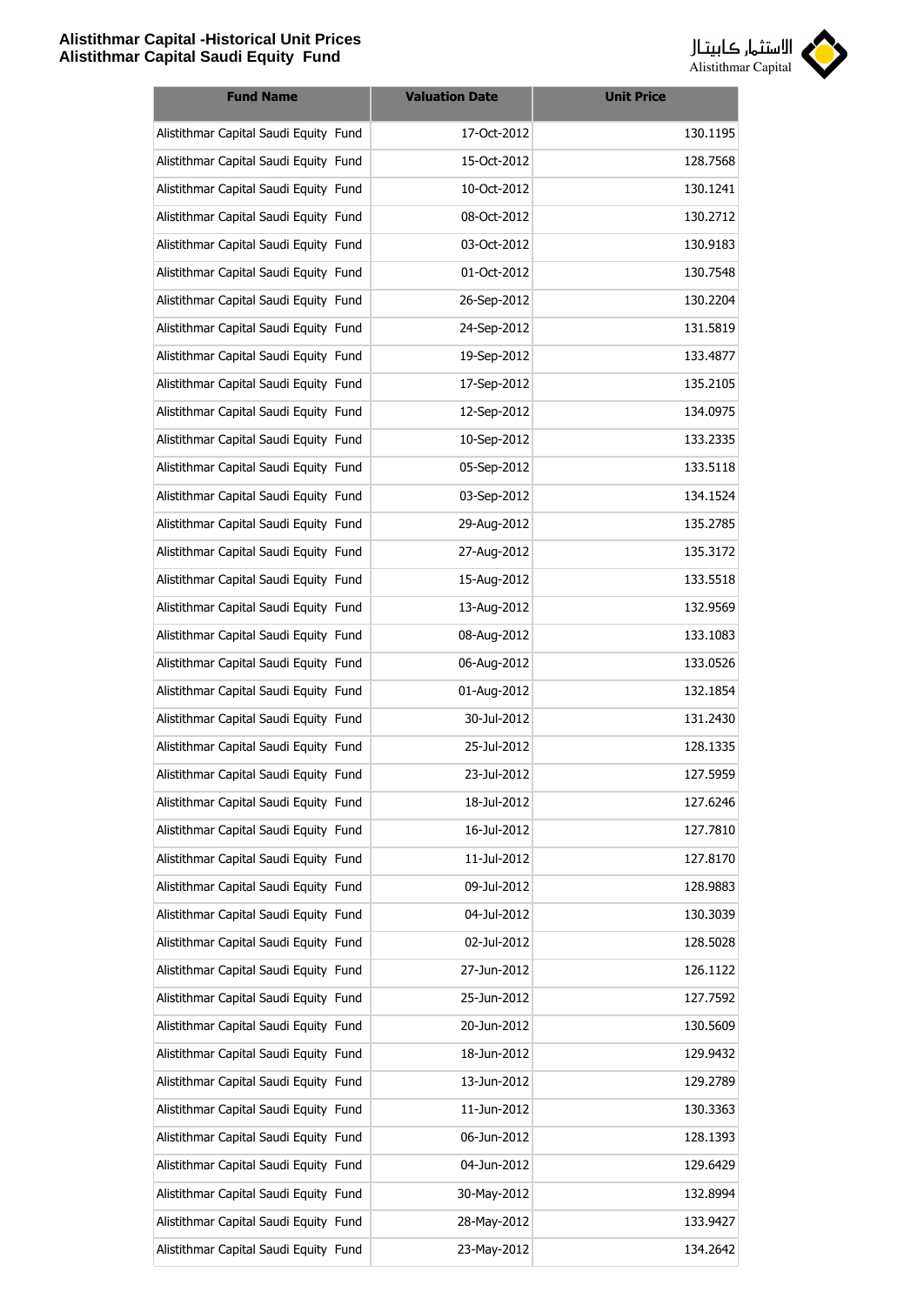| Fund Name | Valuation Date | Unit Price |
| --- | --- | --- |
| Alistithmar Capital Saudi Equity Fund | 17-Oct-2012 | 130.1195 |
| Alistithmar Capital Saudi Equity Fund | 15-Oct-2012 | 128.7568 |
| Alistithmar Capital Saudi Equity Fund | 10-Oct-2012 | 130.1241 |
| Alistithmar Capital Saudi Equity Fund | 08-Oct-2012 | 130.2712 |
| Alistithmar Capital Saudi Equity Fund | 03-Oct-2012 | 130.9183 |
| Alistithmar Capital Saudi Equity Fund | 01-Oct-2012 | 130.7548 |
| Alistithmar Capital Saudi Equity Fund | 26-Sep-2012 | 130.2204 |
| Alistithmar Capital Saudi Equity Fund | 24-Sep-2012 | 131.5819 |
| Alistithmar Capital Saudi Equity Fund | 19-Sep-2012 | 133.4877 |
| Alistithmar Capital Saudi Equity Fund | 17-Sep-2012 | 135.2105 |
| Alistithmar Capital Saudi Equity Fund | 12-Sep-2012 | 134.0975 |
| Alistithmar Capital Saudi Equity Fund | 10-Sep-2012 | 133.2335 |
| Alistithmar Capital Saudi Equity Fund | 05-Sep-2012 | 133.5118 |
| Alistithmar Capital Saudi Equity Fund | 03-Sep-2012 | 134.1524 |
| Alistithmar Capital Saudi Equity Fund | 29-Aug-2012 | 135.2785 |
| Alistithmar Capital Saudi Equity Fund | 27-Aug-2012 | 135.3172 |
| Alistithmar Capital Saudi Equity Fund | 15-Aug-2012 | 133.5518 |
| Alistithmar Capital Saudi Equity Fund | 13-Aug-2012 | 132.9569 |
| Alistithmar Capital Saudi Equity Fund | 08-Aug-2012 | 133.1083 |
| Alistithmar Capital Saudi Equity Fund | 06-Aug-2012 | 133.0526 |
| Alistithmar Capital Saudi Equity Fund | 01-Aug-2012 | 132.1854 |
| Alistithmar Capital Saudi Equity Fund | 30-Jul-2012 | 131.2430 |
| Alistithmar Capital Saudi Equity Fund | 25-Jul-2012 | 128.1335 |
| Alistithmar Capital Saudi Equity Fund | 23-Jul-2012 | 127.5959 |
| Alistithmar Capital Saudi Equity Fund | 18-Jul-2012 | 127.6246 |
| Alistithmar Capital Saudi Equity Fund | 16-Jul-2012 | 127.7810 |
| Alistithmar Capital Saudi Equity Fund | 11-Jul-2012 | 127.8170 |
| Alistithmar Capital Saudi Equity Fund | 09-Jul-2012 | 128.9883 |
| Alistithmar Capital Saudi Equity Fund | 04-Jul-2012 | 130.3039 |
| Alistithmar Capital Saudi Equity Fund | 02-Jul-2012 | 128.5028 |
| Alistithmar Capital Saudi Equity Fund | 27-Jun-2012 | 126.1122 |
| Alistithmar Capital Saudi Equity Fund | 25-Jun-2012 | 127.7592 |
| Alistithmar Capital Saudi Equity Fund | 20-Jun-2012 | 130.5609 |
| Alistithmar Capital Saudi Equity Fund | 18-Jun-2012 | 129.9432 |
| Alistithmar Capital Saudi Equity Fund | 13-Jun-2012 | 129.2789 |
| Alistithmar Capital Saudi Equity Fund | 11-Jun-2012 | 130.3363 |
| Alistithmar Capital Saudi Equity Fund | 06-Jun-2012 | 128.1393 |
| Alistithmar Capital Saudi Equity Fund | 04-Jun-2012 | 129.6429 |
| Alistithmar Capital Saudi Equity Fund | 30-May-2012 | 132.8994 |
| Alistithmar Capital Saudi Equity Fund | 28-May-2012 | 133.9427 |
| Alistithmar Capital Saudi Equity Fund | 23-May-2012 | 134.2642 |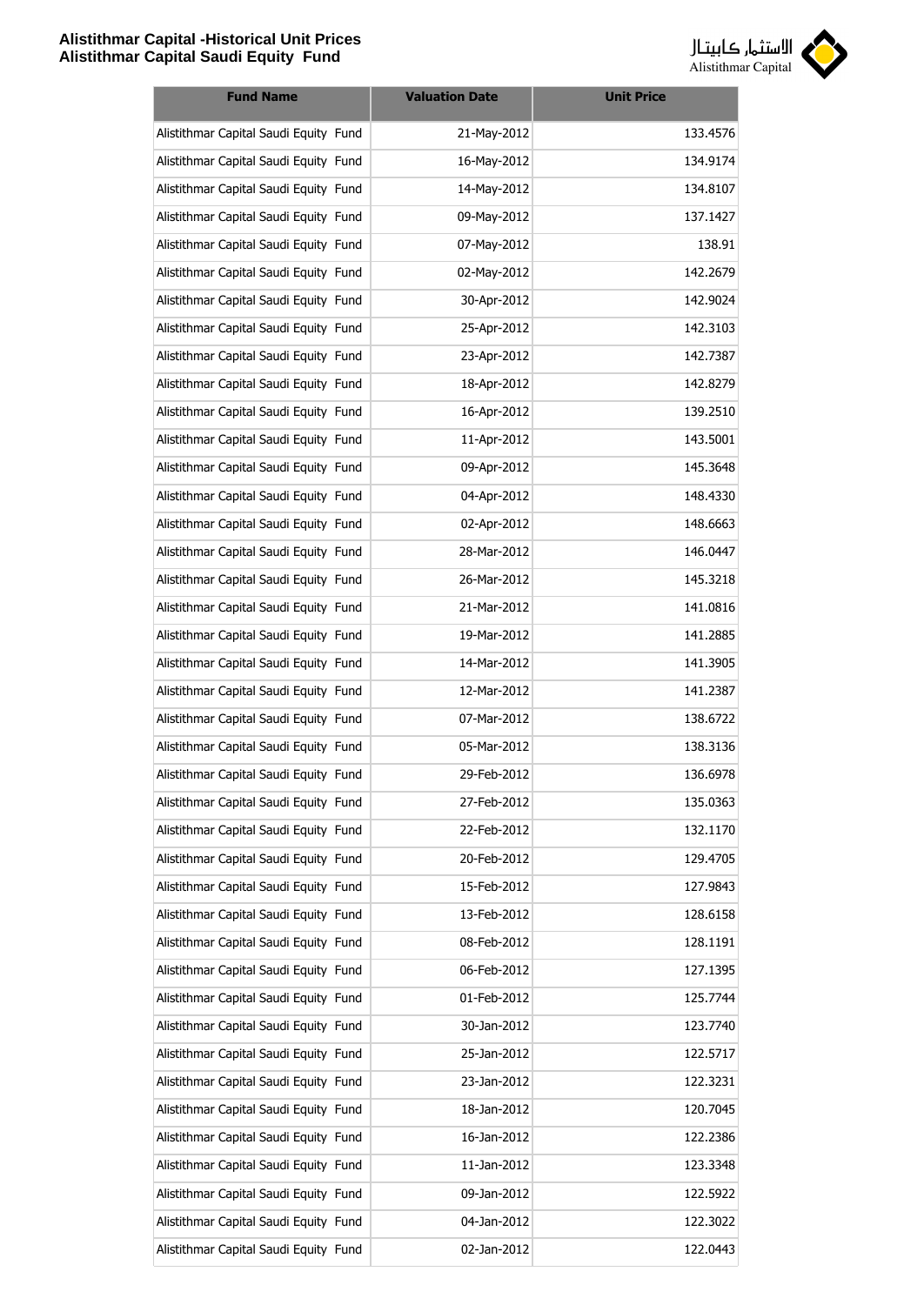| Fund Name | Valuation Date | Unit Price |
|---|---|---|
| Alistithmar Capital Saudi Equity Fund | 21-May-2012 | 133.4576 |
| Alistithmar Capital Saudi Equity Fund | 16-May-2012 | 134.9174 |
| Alistithmar Capital Saudi Equity Fund | 14-May-2012 | 134.8107 |
| Alistithmar Capital Saudi Equity Fund | 09-May-2012 | 137.1427 |
| Alistithmar Capital Saudi Equity Fund | 07-May-2012 | 138.91 |
| Alistithmar Capital Saudi Equity Fund | 02-May-2012 | 142.2679 |
| Alistithmar Capital Saudi Equity Fund | 30-Apr-2012 | 142.9024 |
| Alistithmar Capital Saudi Equity Fund | 25-Apr-2012 | 142.3103 |
| Alistithmar Capital Saudi Equity Fund | 23-Apr-2012 | 142.7387 |
| Alistithmar Capital Saudi Equity Fund | 18-Apr-2012 | 142.8279 |
| Alistithmar Capital Saudi Equity Fund | 16-Apr-2012 | 139.2510 |
| Alistithmar Capital Saudi Equity Fund | 11-Apr-2012 | 143.5001 |
| Alistithmar Capital Saudi Equity Fund | 09-Apr-2012 | 145.3648 |
| Alistithmar Capital Saudi Equity Fund | 04-Apr-2012 | 148.4330 |
| Alistithmar Capital Saudi Equity Fund | 02-Apr-2012 | 148.6663 |
| Alistithmar Capital Saudi Equity Fund | 28-Mar-2012 | 146.0447 |
| Alistithmar Capital Saudi Equity Fund | 26-Mar-2012 | 145.3218 |
| Alistithmar Capital Saudi Equity Fund | 21-Mar-2012 | 141.0816 |
| Alistithmar Capital Saudi Equity Fund | 19-Mar-2012 | 141.2885 |
| Alistithmar Capital Saudi Equity Fund | 14-Mar-2012 | 141.3905 |
| Alistithmar Capital Saudi Equity Fund | 12-Mar-2012 | 141.2387 |
| Alistithmar Capital Saudi Equity Fund | 07-Mar-2012 | 138.6722 |
| Alistithmar Capital Saudi Equity Fund | 05-Mar-2012 | 138.3136 |
| Alistithmar Capital Saudi Equity Fund | 29-Feb-2012 | 136.6978 |
| Alistithmar Capital Saudi Equity Fund | 27-Feb-2012 | 135.0363 |
| Alistithmar Capital Saudi Equity Fund | 22-Feb-2012 | 132.1170 |
| Alistithmar Capital Saudi Equity Fund | 20-Feb-2012 | 129.4705 |
| Alistithmar Capital Saudi Equity Fund | 15-Feb-2012 | 127.9843 |
| Alistithmar Capital Saudi Equity Fund | 13-Feb-2012 | 128.6158 |
| Alistithmar Capital Saudi Equity Fund | 08-Feb-2012 | 128.1191 |
| Alistithmar Capital Saudi Equity Fund | 06-Feb-2012 | 127.1395 |
| Alistithmar Capital Saudi Equity Fund | 01-Feb-2012 | 125.7744 |
| Alistithmar Capital Saudi Equity Fund | 30-Jan-2012 | 123.7740 |
| Alistithmar Capital Saudi Equity Fund | 25-Jan-2012 | 122.5717 |
| Alistithmar Capital Saudi Equity Fund | 23-Jan-2012 | 122.3231 |
| Alistithmar Capital Saudi Equity Fund | 18-Jan-2012 | 120.7045 |
| Alistithmar Capital Saudi Equity Fund | 16-Jan-2012 | 122.2386 |
| Alistithmar Capital Saudi Equity Fund | 11-Jan-2012 | 123.3348 |
| Alistithmar Capital Saudi Equity Fund | 09-Jan-2012 | 122.5922 |
| Alistithmar Capital Saudi Equity Fund | 04-Jan-2012 | 122.3022 |
| Alistithmar Capital Saudi Equity Fund | 02-Jan-2012 | 122.0443 |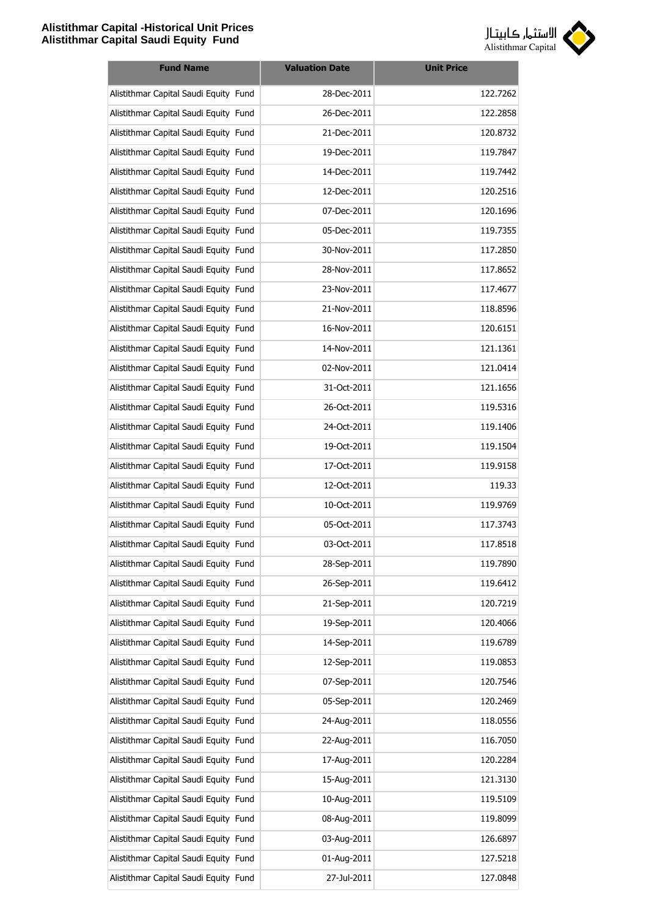# Alistithmar Capital -Historical Unit Prices
## Alistithmar Capital Saudi Equity Fund

| Fund Name | Valuation Date | Unit Price |
|---|---|---|
| Alistithmar Capital Saudi Equity Fund | 28-Dec-2011 | 122.7262 |
| Alistithmar Capital Saudi Equity Fund | 26-Dec-2011 | 122.2858 |
| Alistithmar Capital Saudi Equity Fund | 21-Dec-2011 | 120.8732 |
| Alistithmar Capital Saudi Equity Fund | 19-Dec-2011 | 119.7847 |
| Alistithmar Capital Saudi Equity Fund | 14-Dec-2011 | 119.7442 |
| Alistithmar Capital Saudi Equity Fund | 12-Dec-2011 | 120.2516 |
| Alistithmar Capital Saudi Equity Fund | 07-Dec-2011 | 120.1696 |
| Alistithmar Capital Saudi Equity Fund | 05-Dec-2011 | 119.7355 |
| Alistithmar Capital Saudi Equity Fund | 30-Nov-2011 | 117.2850 |
| Alistithmar Capital Saudi Equity Fund | 28-Nov-2011 | 117.8652 |
| Alistithmar Capital Saudi Equity Fund | 23-Nov-2011 | 117.4677 |
| Alistithmar Capital Saudi Equity Fund | 21-Nov-2011 | 118.8596 |
| Alistithmar Capital Saudi Equity Fund | 16-Nov-2011 | 120.6151 |
| Alistithmar Capital Saudi Equity Fund | 14-Nov-2011 | 121.1361 |
| Alistithmar Capital Saudi Equity Fund | 02-Nov-2011 | 121.0414 |
| Alistithmar Capital Saudi Equity Fund | 31-Oct-2011 | 121.1656 |
| Alistithmar Capital Saudi Equity Fund | 26-Oct-2011 | 119.5316 |
| Alistithmar Capital Saudi Equity Fund | 24-Oct-2011 | 119.1406 |
| Alistithmar Capital Saudi Equity Fund | 19-Oct-2011 | 119.1504 |
| Alistithmar Capital Saudi Equity Fund | 17-Oct-2011 | 119.9158 |
| Alistithmar Capital Saudi Equity Fund | 12-Oct-2011 | 119.33 |
| Alistithmar Capital Saudi Equity Fund | 10-Oct-2011 | 119.9769 |
| Alistithmar Capital Saudi Equity Fund | 05-Oct-2011 | 117.3743 |
| Alistithmar Capital Saudi Equity Fund | 03-Oct-2011 | 117.8518 |
| Alistithmar Capital Saudi Equity Fund | 28-Sep-2011 | 119.7890 |
| Alistithmar Capital Saudi Equity Fund | 26-Sep-2011 | 119.6412 |
| Alistithmar Capital Saudi Equity Fund | 21-Sep-2011 | 120.7219 |
| Alistithmar Capital Saudi Equity Fund | 19-Sep-2011 | 120.4066 |
| Alistithmar Capital Saudi Equity Fund | 14-Sep-2011 | 119.6789 |
| Alistithmar Capital Saudi Equity Fund | 12-Sep-2011 | 119.0853 |
| Alistithmar Capital Saudi Equity Fund | 07-Sep-2011 | 120.7546 |
| Alistithmar Capital Saudi Equity Fund | 05-Sep-2011 | 120.2469 |
| Alistithmar Capital Saudi Equity Fund | 24-Aug-2011 | 118.0556 |
| Alistithmar Capital Saudi Equity Fund | 22-Aug-2011 | 116.7050 |
| Alistithmar Capital Saudi Equity Fund | 17-Aug-2011 | 120.2284 |
| Alistithmar Capital Saudi Equity Fund | 15-Aug-2011 | 121.3130 |
| Alistithmar Capital Saudi Equity Fund | 10-Aug-2011 | 119.5109 |
| Alistithmar Capital Saudi Equity Fund | 08-Aug-2011 | 119.8099 |
| Alistithmar Capital Saudi Equity Fund | 03-Aug-2011 | 126.6897 |
| Alistithmar Capital Saudi Equity Fund | 01-Aug-2011 | 127.5218 |
| Alistithmar Capital Saudi Equity Fund | 27-Jul-2011 | 127.0848 |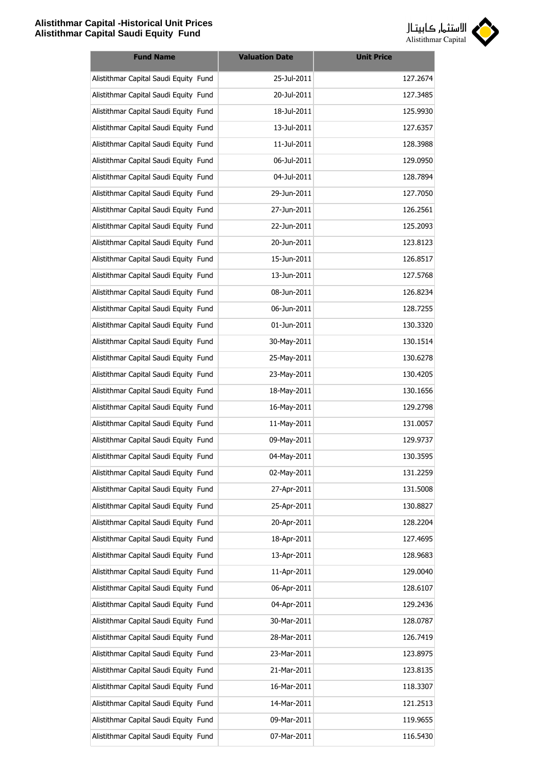| Fund Name | Valuation Date | Unit Price |
|---|---|---|
| Alistithmar Capital Saudi Equity Fund | 25-Jul-2011 | 127.2674 |
| Alistithmar Capital Saudi Equity Fund | 20-Jul-2011 | 127.3485 |
| Alistithmar Capital Saudi Equity Fund | 18-Jul-2011 | 125.9930 |
| Alistithmar Capital Saudi Equity Fund | 13-Jul-2011 | 127.6357 |
| Alistithmar Capital Saudi Equity Fund | 11-Jul-2011 | 128.3988 |
| Alistithmar Capital Saudi Equity Fund | 06-Jul-2011 | 129.0950 |
| Alistithmar Capital Saudi Equity Fund | 04-Jul-2011 | 128.7894 |
| Alistithmar Capital Saudi Equity Fund | 29-Jun-2011 | 127.7050 |
| Alistithmar Capital Saudi Equity Fund | 27-Jun-2011 | 126.2561 |
| Alistithmar Capital Saudi Equity Fund | 22-Jun-2011 | 125.2093 |
| Alistithmar Capital Saudi Equity Fund | 20-Jun-2011 | 123.8123 |
| Alistithmar Capital Saudi Equity Fund | 15-Jun-2011 | 126.8517 |
| Alistithmar Capital Saudi Equity Fund | 13-Jun-2011 | 127.5768 |
| Alistithmar Capital Saudi Equity Fund | 08-Jun-2011 | 126.8234 |
| Alistithmar Capital Saudi Equity Fund | 06-Jun-2011 | 128.7255 |
| Alistithmar Capital Saudi Equity Fund | 01-Jun-2011 | 130.3320 |
| Alistithmar Capital Saudi Equity Fund | 30-May-2011 | 130.1514 |
| Alistithmar Capital Saudi Equity Fund | 25-May-2011 | 130.6278 |
| Alistithmar Capital Saudi Equity Fund | 23-May-2011 | 130.4205 |
| Alistithmar Capital Saudi Equity Fund | 18-May-2011 | 130.1656 |
| Alistithmar Capital Saudi Equity Fund | 16-May-2011 | 129.2798 |
| Alistithmar Capital Saudi Equity Fund | 11-May-2011 | 131.0057 |
| Alistithmar Capital Saudi Equity Fund | 09-May-2011 | 129.9737 |
| Alistithmar Capital Saudi Equity Fund | 04-May-2011 | 130.3595 |
| Alistithmar Capital Saudi Equity Fund | 02-May-2011 | 131.2259 |
| Alistithmar Capital Saudi Equity Fund | 27-Apr-2011 | 131.5008 |
| Alistithmar Capital Saudi Equity Fund | 25-Apr-2011 | 130.8827 |
| Alistithmar Capital Saudi Equity Fund | 20-Apr-2011 | 128.2204 |
| Alistithmar Capital Saudi Equity Fund | 18-Apr-2011 | 127.4695 |
| Alistithmar Capital Saudi Equity Fund | 13-Apr-2011 | 128.9683 |
| Alistithmar Capital Saudi Equity Fund | 11-Apr-2011 | 129.0040 |
| Alistithmar Capital Saudi Equity Fund | 06-Apr-2011 | 128.6107 |
| Alistithmar Capital Saudi Equity Fund | 04-Apr-2011 | 129.2436 |
| Alistithmar Capital Saudi Equity Fund | 30-Mar-2011 | 128.0787 |
| Alistithmar Capital Saudi Equity Fund | 28-Mar-2011 | 126.7419 |
| Alistithmar Capital Saudi Equity Fund | 23-Mar-2011 | 123.8975 |
| Alistithmar Capital Saudi Equity Fund | 21-Mar-2011 | 123.8135 |
| Alistithmar Capital Saudi Equity Fund | 16-Mar-2011 | 118.3307 |
| Alistithmar Capital Saudi Equity Fund | 14-Mar-2011 | 121.2513 |
| Alistithmar Capital Saudi Equity Fund | 09-Mar-2011 | 119.9655 |
| Alistithmar Capital Saudi Equity Fund | 07-Mar-2011 | 116.5430 |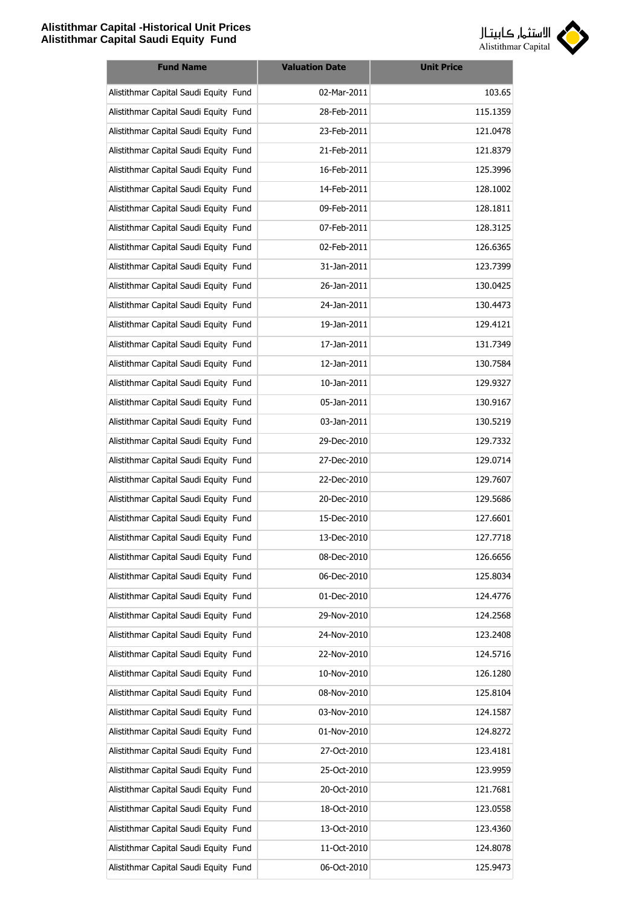| Fund Name | Valuation Date | Unit Price |
| --- | --- | --- |
| Alistithmar Capital Saudi Equity Fund | 02-Mar-2011 | 103.65 |
| Alistithmar Capital Saudi Equity Fund | 28-Feb-2011 | 115.1359 |
| Alistithmar Capital Saudi Equity Fund | 23-Feb-2011 | 121.0478 |
| Alistithmar Capital Saudi Equity Fund | 21-Feb-2011 | 121.8379 |
| Alistithmar Capital Saudi Equity Fund | 16-Feb-2011 | 125.3996 |
| Alistithmar Capital Saudi Equity Fund | 14-Feb-2011 | 128.1002 |
| Alistithmar Capital Saudi Equity Fund | 09-Feb-2011 | 128.1811 |
| Alistithmar Capital Saudi Equity Fund | 07-Feb-2011 | 128.3125 |
| Alistithmar Capital Saudi Equity Fund | 02-Feb-2011 | 126.6365 |
| Alistithmar Capital Saudi Equity Fund | 31-Jan-2011 | 123.7399 |
| Alistithmar Capital Saudi Equity Fund | 26-Jan-2011 | 130.0425 |
| Alistithmar Capital Saudi Equity Fund | 24-Jan-2011 | 130.4473 |
| Alistithmar Capital Saudi Equity Fund | 19-Jan-2011 | 129.4121 |
| Alistithmar Capital Saudi Equity Fund | 17-Jan-2011 | 131.7349 |
| Alistithmar Capital Saudi Equity Fund | 12-Jan-2011 | 130.7584 |
| Alistithmar Capital Saudi Equity Fund | 10-Jan-2011 | 129.9327 |
| Alistithmar Capital Saudi Equity Fund | 05-Jan-2011 | 130.9167 |
| Alistithmar Capital Saudi Equity Fund | 03-Jan-2011 | 130.5219 |
| Alistithmar Capital Saudi Equity Fund | 29-Dec-2010 | 129.7332 |
| Alistithmar Capital Saudi Equity Fund | 27-Dec-2010 | 129.0714 |
| Alistithmar Capital Saudi Equity Fund | 22-Dec-2010 | 129.7607 |
| Alistithmar Capital Saudi Equity Fund | 20-Dec-2010 | 129.5686 |
| Alistithmar Capital Saudi Equity Fund | 15-Dec-2010 | 127.6601 |
| Alistithmar Capital Saudi Equity Fund | 13-Dec-2010 | 127.7718 |
| Alistithmar Capital Saudi Equity Fund | 08-Dec-2010 | 126.6656 |
| Alistithmar Capital Saudi Equity Fund | 06-Dec-2010 | 125.8034 |
| Alistithmar Capital Saudi Equity Fund | 01-Dec-2010 | 124.4776 |
| Alistithmar Capital Saudi Equity Fund | 29-Nov-2010 | 124.2568 |
| Alistithmar Capital Saudi Equity Fund | 24-Nov-2010 | 123.2408 |
| Alistithmar Capital Saudi Equity Fund | 22-Nov-2010 | 124.5716 |
| Alistithmar Capital Saudi Equity Fund | 10-Nov-2010 | 126.1280 |
| Alistithmar Capital Saudi Equity Fund | 08-Nov-2010 | 125.8104 |
| Alistithmar Capital Saudi Equity Fund | 03-Nov-2010 | 124.1587 |
| Alistithmar Capital Saudi Equity Fund | 01-Nov-2010 | 124.8272 |
| Alistithmar Capital Saudi Equity Fund | 27-Oct-2010 | 123.4181 |
| Alistithmar Capital Saudi Equity Fund | 25-Oct-2010 | 123.9959 |
| Alistithmar Capital Saudi Equity Fund | 20-Oct-2010 | 121.7681 |
| Alistithmar Capital Saudi Equity Fund | 18-Oct-2010 | 123.0558 |
| Alistithmar Capital Saudi Equity Fund | 13-Oct-2010 | 123.4360 |
| Alistithmar Capital Saudi Equity Fund | 11-Oct-2010 | 124.8078 |
| Alistithmar Capital Saudi Equity Fund | 06-Oct-2010 | 125.9473 |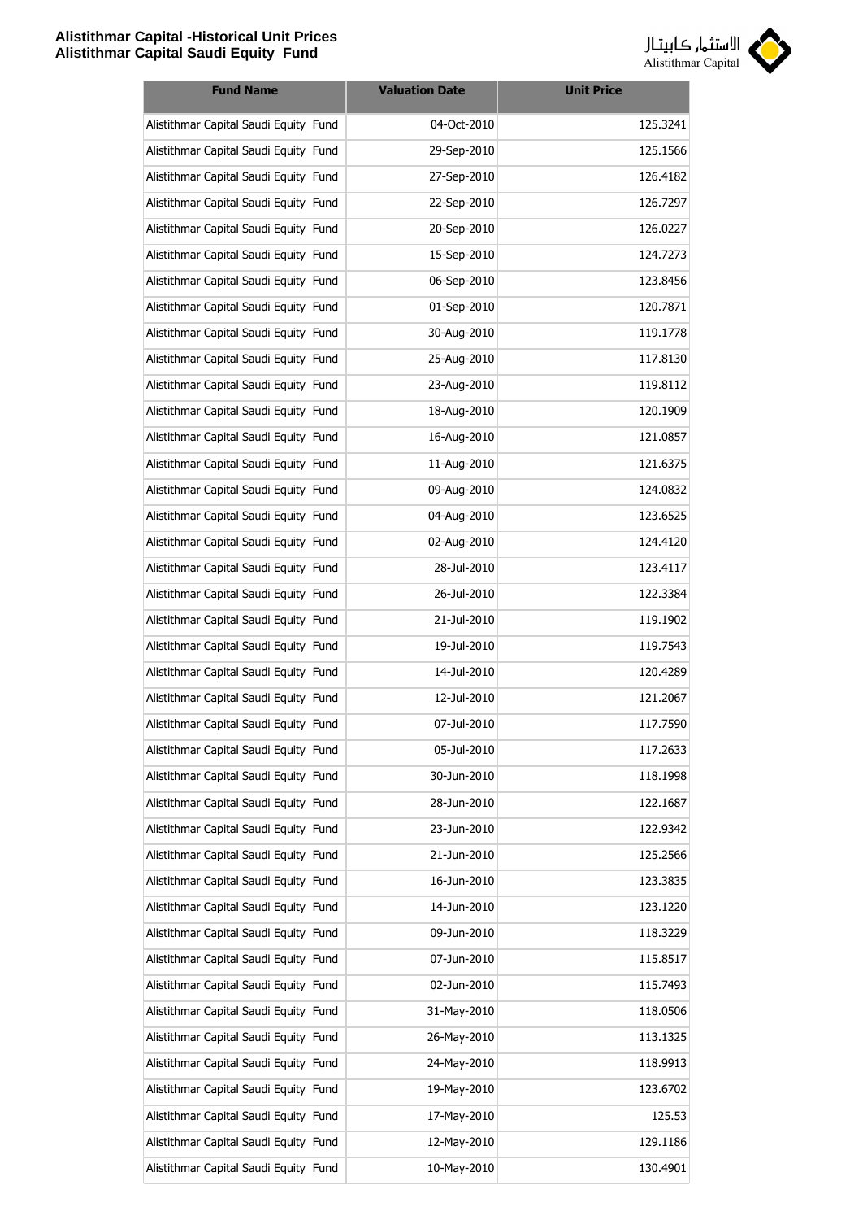| Fund Name | Valuation Date | Unit Price |
|---|---|---|
| Alistithmar Capital Saudi Equity Fund | 04-Oct-2010 | 125.3241 |
| Alistithmar Capital Saudi Equity Fund | 29-Sep-2010 | 125.1566 |
| Alistithmar Capital Saudi Equity Fund | 27-Sep-2010 | 126.4182 |
| Alistithmar Capital Saudi Equity Fund | 22-Sep-2010 | 126.7297 |
| Alistithmar Capital Saudi Equity Fund | 20-Sep-2010 | 126.0227 |
| Alistithmar Capital Saudi Equity Fund | 15-Sep-2010 | 124.7273 |
| Alistithmar Capital Saudi Equity Fund | 06-Sep-2010 | 123.8456 |
| Alistithmar Capital Saudi Equity Fund | 01-Sep-2010 | 120.7871 |
| Alistithmar Capital Saudi Equity Fund | 30-Aug-2010 | 119.1778 |
| Alistithmar Capital Saudi Equity Fund | 25-Aug-2010 | 117.8130 |
| Alistithmar Capital Saudi Equity Fund | 23-Aug-2010 | 119.8112 |
| Alistithmar Capital Saudi Equity Fund | 18-Aug-2010 | 120.1909 |
| Alistithmar Capital Saudi Equity Fund | 16-Aug-2010 | 121.0857 |
| Alistithmar Capital Saudi Equity Fund | 11-Aug-2010 | 121.6375 |
| Alistithmar Capital Saudi Equity Fund | 09-Aug-2010 | 124.0832 |
| Alistithmar Capital Saudi Equity Fund | 04-Aug-2010 | 123.6525 |
| Alistithmar Capital Saudi Equity Fund | 02-Aug-2010 | 124.4120 |
| Alistithmar Capital Saudi Equity Fund | 28-Jul-2010 | 123.4117 |
| Alistithmar Capital Saudi Equity Fund | 26-Jul-2010 | 122.3384 |
| Alistithmar Capital Saudi Equity Fund | 21-Jul-2010 | 119.1902 |
| Alistithmar Capital Saudi Equity Fund | 19-Jul-2010 | 119.7543 |
| Alistithmar Capital Saudi Equity Fund | 14-Jul-2010 | 120.4289 |
| Alistithmar Capital Saudi Equity Fund | 12-Jul-2010 | 121.2067 |
| Alistithmar Capital Saudi Equity Fund | 07-Jul-2010 | 117.7590 |
| Alistithmar Capital Saudi Equity Fund | 05-Jul-2010 | 117.2633 |
| Alistithmar Capital Saudi Equity Fund | 30-Jun-2010 | 118.1998 |
| Alistithmar Capital Saudi Equity Fund | 28-Jun-2010 | 122.1687 |
| Alistithmar Capital Saudi Equity Fund | 23-Jun-2010 | 122.9342 |
| Alistithmar Capital Saudi Equity Fund | 21-Jun-2010 | 125.2566 |
| Alistithmar Capital Saudi Equity Fund | 16-Jun-2010 | 123.3835 |
| Alistithmar Capital Saudi Equity Fund | 14-Jun-2010 | 123.1220 |
| Alistithmar Capital Saudi Equity Fund | 09-Jun-2010 | 118.3229 |
| Alistithmar Capital Saudi Equity Fund | 07-Jun-2010 | 115.8517 |
| Alistithmar Capital Saudi Equity Fund | 02-Jun-2010 | 115.7493 |
| Alistithmar Capital Saudi Equity Fund | 31-May-2010 | 118.0506 |
| Alistithmar Capital Saudi Equity Fund | 26-May-2010 | 113.1325 |
| Alistithmar Capital Saudi Equity Fund | 24-May-2010 | 118.9913 |
| Alistithmar Capital Saudi Equity Fund | 19-May-2010 | 123.6702 |
| Alistithmar Capital Saudi Equity Fund | 17-May-2010 | 125.53 |
| Alistithmar Capital Saudi Equity Fund | 12-May-2010 | 129.1186 |
| Alistithmar Capital Saudi Equity Fund | 10-May-2010 | 130.4901 |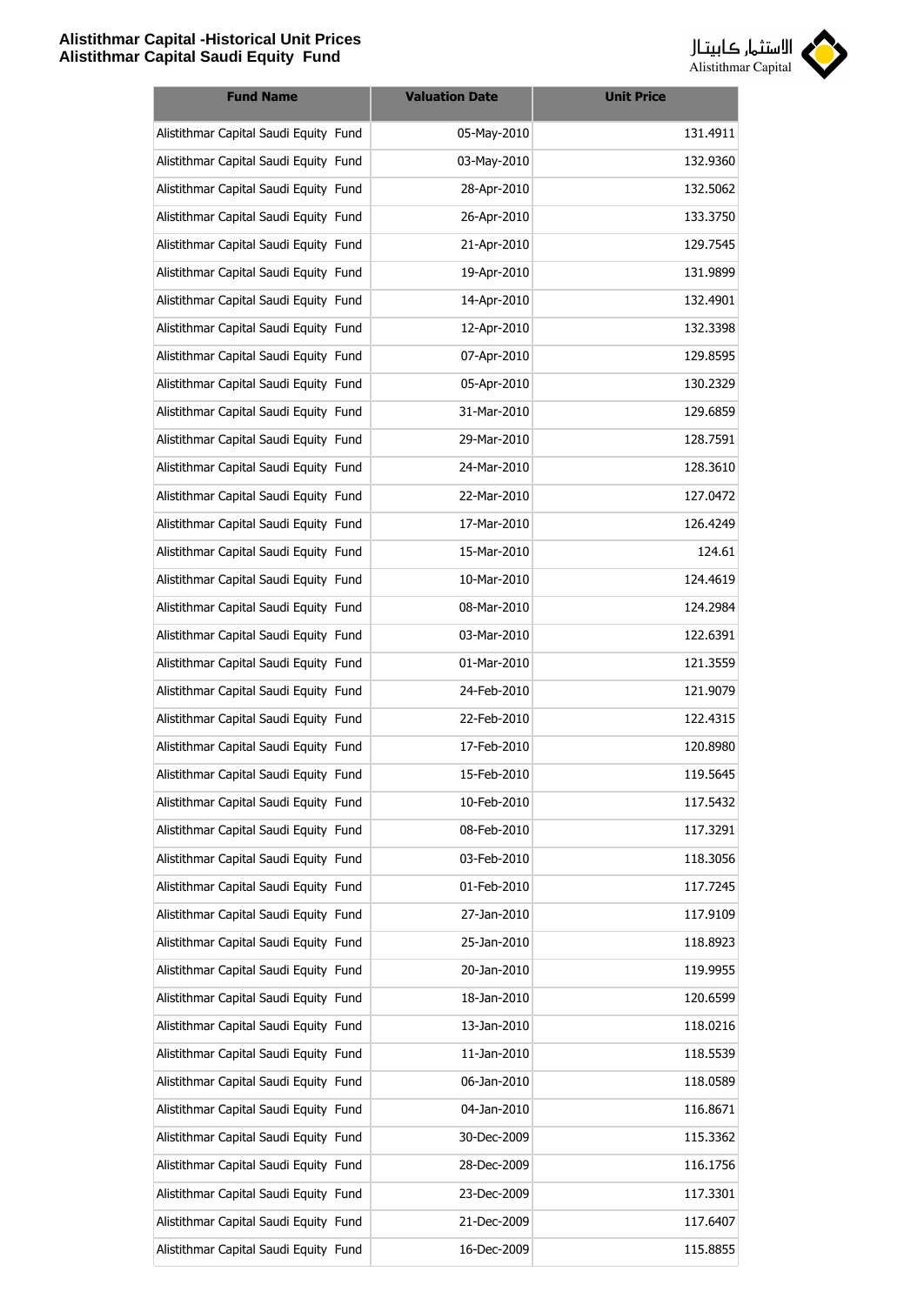| Fund Name | Valuation Date | Unit Price |
|---|---|---|
| Alistithmar Capital Saudi Equity Fund | 05-May-2010 | 131.4911 |
| Alistithmar Capital Saudi Equity Fund | 03-May-2010 | 132.9360 |
| Alistithmar Capital Saudi Equity Fund | 28-Apr-2010 | 132.5062 |
| Alistithmar Capital Saudi Equity Fund | 26-Apr-2010 | 133.3750 |
| Alistithmar Capital Saudi Equity Fund | 21-Apr-2010 | 129.7545 |
| Alistithmar Capital Saudi Equity Fund | 19-Apr-2010 | 131.9899 |
| Alistithmar Capital Saudi Equity Fund | 14-Apr-2010 | 132.4901 |
| Alistithmar Capital Saudi Equity Fund | 12-Apr-2010 | 132.3398 |
| Alistithmar Capital Saudi Equity Fund | 07-Apr-2010 | 129.8595 |
| Alistithmar Capital Saudi Equity Fund | 05-Apr-2010 | 130.2329 |
| Alistithmar Capital Saudi Equity Fund | 31-Mar-2010 | 129.6859 |
| Alistithmar Capital Saudi Equity Fund | 29-Mar-2010 | 128.7591 |
| Alistithmar Capital Saudi Equity Fund | 24-Mar-2010 | 128.3610 |
| Alistithmar Capital Saudi Equity Fund | 22-Mar-2010 | 127.0472 |
| Alistithmar Capital Saudi Equity Fund | 17-Mar-2010 | 126.4249 |
| Alistithmar Capital Saudi Equity Fund | 15-Mar-2010 | 124.61 |
| Alistithmar Capital Saudi Equity Fund | 10-Mar-2010 | 124.4619 |
| Alistithmar Capital Saudi Equity Fund | 08-Mar-2010 | 124.2984 |
| Alistithmar Capital Saudi Equity Fund | 03-Mar-2010 | 122.6391 |
| Alistithmar Capital Saudi Equity Fund | 01-Mar-2010 | 121.3559 |
| Alistithmar Capital Saudi Equity Fund | 24-Feb-2010 | 121.9079 |
| Alistithmar Capital Saudi Equity Fund | 22-Feb-2010 | 122.4315 |
| Alistithmar Capital Saudi Equity Fund | 17-Feb-2010 | 120.8980 |
| Alistithmar Capital Saudi Equity Fund | 15-Feb-2010 | 119.5645 |
| Alistithmar Capital Saudi Equity Fund | 10-Feb-2010 | 117.5432 |
| Alistithmar Capital Saudi Equity Fund | 08-Feb-2010 | 117.3291 |
| Alistithmar Capital Saudi Equity Fund | 03-Feb-2010 | 118.3056 |
| Alistithmar Capital Saudi Equity Fund | 01-Feb-2010 | 117.7245 |
| Alistithmar Capital Saudi Equity Fund | 27-Jan-2010 | 117.9109 |
| Alistithmar Capital Saudi Equity Fund | 25-Jan-2010 | 118.8923 |
| Alistithmar Capital Saudi Equity Fund | 20-Jan-2010 | 119.9955 |
| Alistithmar Capital Saudi Equity Fund | 18-Jan-2010 | 120.6599 |
| Alistithmar Capital Saudi Equity Fund | 13-Jan-2010 | 118.0216 |
| Alistithmar Capital Saudi Equity Fund | 11-Jan-2010 | 118.5539 |
| Alistithmar Capital Saudi Equity Fund | 06-Jan-2010 | 118.0589 |
| Alistithmar Capital Saudi Equity Fund | 04-Jan-2010 | 116.8671 |
| Alistithmar Capital Saudi Equity Fund | 30-Dec-2009 | 115.3362 |
| Alistithmar Capital Saudi Equity Fund | 28-Dec-2009 | 116.1756 |
| Alistithmar Capital Saudi Equity Fund | 23-Dec-2009 | 117.3301 |
| Alistithmar Capital Saudi Equity Fund | 21-Dec-2009 | 117.6407 |
| Alistithmar Capital Saudi Equity Fund | 16-Dec-2009 | 115.8855 |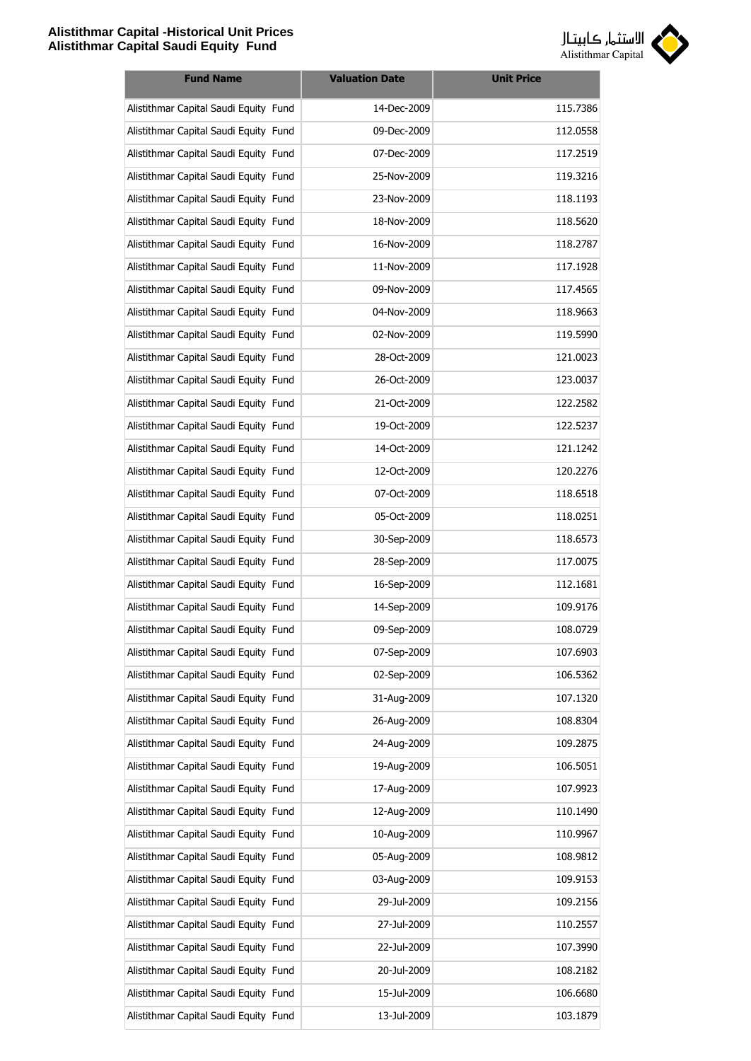| Fund Name | Valuation Date | Unit Price |
|---|---|---|
| Alistithmar Capital Saudi Equity Fund | 14-Dec-2009 | 115.7386 |
| Alistithmar Capital Saudi Equity Fund | 09-Dec-2009 | 112.0558 |
| Alistithmar Capital Saudi Equity Fund | 07-Dec-2009 | 117.2519 |
| Alistithmar Capital Saudi Equity Fund | 25-Nov-2009 | 119.3216 |
| Alistithmar Capital Saudi Equity Fund | 23-Nov-2009 | 118.1193 |
| Alistithmar Capital Saudi Equity Fund | 18-Nov-2009 | 118.5620 |
| Alistithmar Capital Saudi Equity Fund | 16-Nov-2009 | 118.2787 |
| Alistithmar Capital Saudi Equity Fund | 11-Nov-2009 | 117.1928 |
| Alistithmar Capital Saudi Equity Fund | 09-Nov-2009 | 117.4565 |
| Alistithmar Capital Saudi Equity Fund | 04-Nov-2009 | 118.9663 |
| Alistithmar Capital Saudi Equity Fund | 02-Nov-2009 | 119.5990 |
| Alistithmar Capital Saudi Equity Fund | 28-Oct-2009 | 121.0023 |
| Alistithmar Capital Saudi Equity Fund | 26-Oct-2009 | 123.0037 |
| Alistithmar Capital Saudi Equity Fund | 21-Oct-2009 | 122.2582 |
| Alistithmar Capital Saudi Equity Fund | 19-Oct-2009 | 122.5237 |
| Alistithmar Capital Saudi Equity Fund | 14-Oct-2009 | 121.1242 |
| Alistithmar Capital Saudi Equity Fund | 12-Oct-2009 | 120.2276 |
| Alistithmar Capital Saudi Equity Fund | 07-Oct-2009 | 118.6518 |
| Alistithmar Capital Saudi Equity Fund | 05-Oct-2009 | 118.0251 |
| Alistithmar Capital Saudi Equity Fund | 30-Sep-2009 | 118.6573 |
| Alistithmar Capital Saudi Equity Fund | 28-Sep-2009 | 117.0075 |
| Alistithmar Capital Saudi Equity Fund | 16-Sep-2009 | 112.1681 |
| Alistithmar Capital Saudi Equity Fund | 14-Sep-2009 | 109.9176 |
| Alistithmar Capital Saudi Equity Fund | 09-Sep-2009 | 108.0729 |
| Alistithmar Capital Saudi Equity Fund | 07-Sep-2009 | 107.6903 |
| Alistithmar Capital Saudi Equity Fund | 02-Sep-2009 | 106.5362 |
| Alistithmar Capital Saudi Equity Fund | 31-Aug-2009 | 107.1320 |
| Alistithmar Capital Saudi Equity Fund | 26-Aug-2009 | 108.8304 |
| Alistithmar Capital Saudi Equity Fund | 24-Aug-2009 | 109.2875 |
| Alistithmar Capital Saudi Equity Fund | 19-Aug-2009 | 106.5051 |
| Alistithmar Capital Saudi Equity Fund | 17-Aug-2009 | 107.9923 |
| Alistithmar Capital Saudi Equity Fund | 12-Aug-2009 | 110.1490 |
| Alistithmar Capital Saudi Equity Fund | 10-Aug-2009 | 110.9967 |
| Alistithmar Capital Saudi Equity Fund | 05-Aug-2009 | 108.9812 |
| Alistithmar Capital Saudi Equity Fund | 03-Aug-2009 | 109.9153 |
| Alistithmar Capital Saudi Equity Fund | 29-Jul-2009 | 109.2156 |
| Alistithmar Capital Saudi Equity Fund | 27-Jul-2009 | 110.2557 |
| Alistithmar Capital Saudi Equity Fund | 22-Jul-2009 | 107.3990 |
| Alistithmar Capital Saudi Equity Fund | 20-Jul-2009 | 108.2182 |
| Alistithmar Capital Saudi Equity Fund | 15-Jul-2009 | 106.6680 |
| Alistithmar Capital Saudi Equity Fund | 13-Jul-2009 | 103.1879 |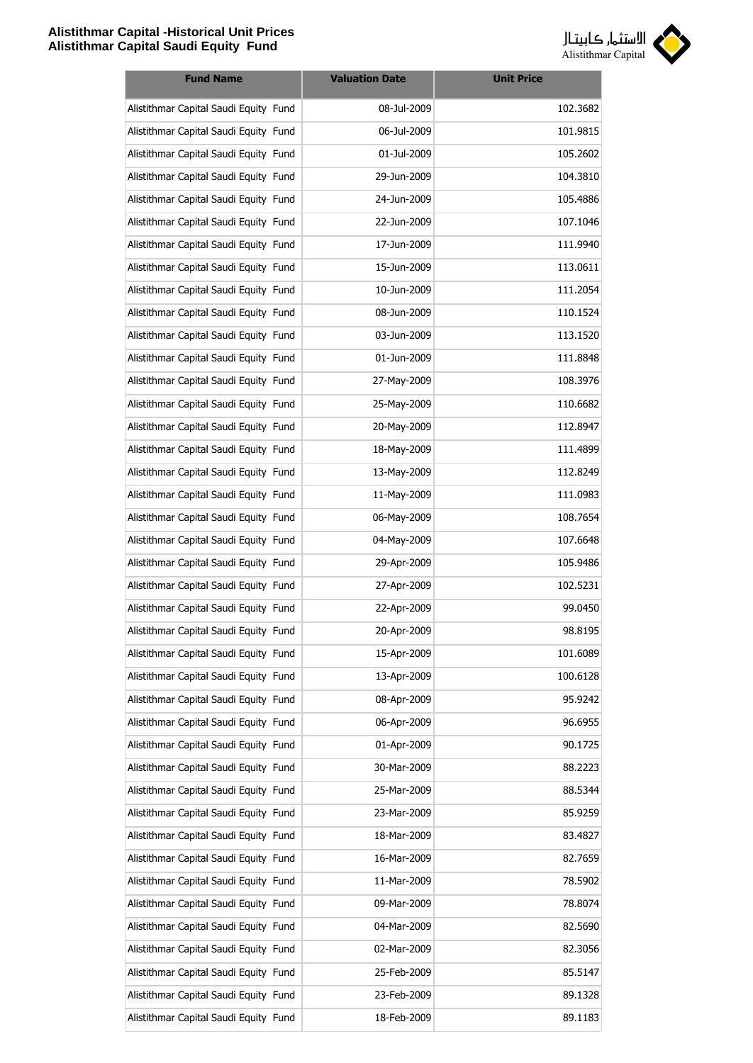# Alistithmar Capital -Historical Unit Prices
# Alistithmar Capital Saudi Equity Fund

| Fund Name | Valuation Date | Unit Price |
| --- | --- | --- |
| Alistithmar Capital Saudi Equity Fund | 08-Jul-2009 | 102.3682 |
| Alistithmar Capital Saudi Equity Fund | 06-Jul-2009 | 101.9815 |
| Alistithmar Capital Saudi Equity Fund | 01-Jul-2009 | 105.2602 |
| Alistithmar Capital Saudi Equity Fund | 29-Jun-2009 | 104.3810 |
| Alistithmar Capital Saudi Equity Fund | 24-Jun-2009 | 105.4886 |
| Alistithmar Capital Saudi Equity Fund | 22-Jun-2009 | 107.1046 |
| Alistithmar Capital Saudi Equity Fund | 17-Jun-2009 | 111.9940 |
| Alistithmar Capital Saudi Equity Fund | 15-Jun-2009 | 113.0611 |
| Alistithmar Capital Saudi Equity Fund | 10-Jun-2009 | 111.2054 |
| Alistithmar Capital Saudi Equity Fund | 08-Jun-2009 | 110.1524 |
| Alistithmar Capital Saudi Equity Fund | 03-Jun-2009 | 113.1520 |
| Alistithmar Capital Saudi Equity Fund | 01-Jun-2009 | 111.8848 |
| Alistithmar Capital Saudi Equity Fund | 27-May-2009 | 108.3976 |
| Alistithmar Capital Saudi Equity Fund | 25-May-2009 | 110.6682 |
| Alistithmar Capital Saudi Equity Fund | 20-May-2009 | 112.8947 |
| Alistithmar Capital Saudi Equity Fund | 18-May-2009 | 111.4899 |
| Alistithmar Capital Saudi Equity Fund | 13-May-2009 | 112.8249 |
| Alistithmar Capital Saudi Equity Fund | 11-May-2009 | 111.0983 |
| Alistithmar Capital Saudi Equity Fund | 06-May-2009 | 108.7654 |
| Alistithmar Capital Saudi Equity Fund | 04-May-2009 | 107.6648 |
| Alistithmar Capital Saudi Equity Fund | 29-Apr-2009 | 105.9486 |
| Alistithmar Capital Saudi Equity Fund | 27-Apr-2009 | 102.5231 |
| Alistithmar Capital Saudi Equity Fund | 22-Apr-2009 | 99.0450 |
| Alistithmar Capital Saudi Equity Fund | 20-Apr-2009 | 98.8195 |
| Alistithmar Capital Saudi Equity Fund | 15-Apr-2009 | 101.6089 |
| Alistithmar Capital Saudi Equity Fund | 13-Apr-2009 | 100.6128 |
| Alistithmar Capital Saudi Equity Fund | 08-Apr-2009 | 95.9242 |
| Alistithmar Capital Saudi Equity Fund | 06-Apr-2009 | 96.6955 |
| Alistithmar Capital Saudi Equity Fund | 01-Apr-2009 | 90.1725 |
| Alistithmar Capital Saudi Equity Fund | 30-Mar-2009 | 88.2223 |
| Alistithmar Capital Saudi Equity Fund | 25-Mar-2009 | 88.5344 |
| Alistithmar Capital Saudi Equity Fund | 23-Mar-2009 | 85.9259 |
| Alistithmar Capital Saudi Equity Fund | 18-Mar-2009 | 83.4827 |
| Alistithmar Capital Saudi Equity Fund | 16-Mar-2009 | 82.7659 |
| Alistithmar Capital Saudi Equity Fund | 11-Mar-2009 | 78.5902 |
| Alistithmar Capital Saudi Equity Fund | 09-Mar-2009 | 78.8074 |
| Alistithmar Capital Saudi Equity Fund | 04-Mar-2009 | 82.5690 |
| Alistithmar Capital Saudi Equity Fund | 02-Mar-2009 | 82.3056 |
| Alistithmar Capital Saudi Equity Fund | 25-Feb-2009 | 85.5147 |
| Alistithmar Capital Saudi Equity Fund | 23-Feb-2009 | 89.1328 |
| Alistithmar Capital Saudi Equity Fund | 18-Feb-2009 | 89.1183 |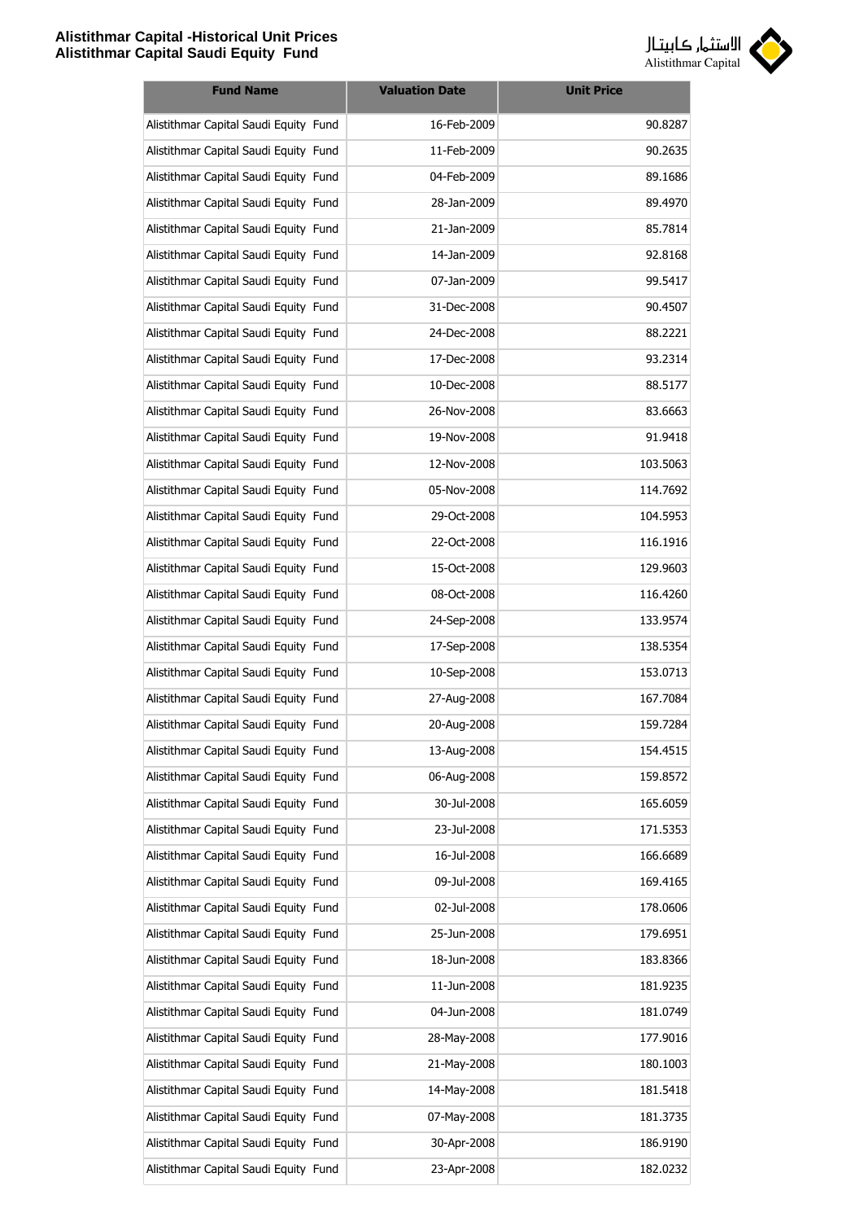| Fund Name | Valuation Date | Unit Price |
|---|---|---|
| Alistithmar Capital Saudi Equity Fund | 16-Feb-2009 | 90.8287 |
| Alistithmar Capital Saudi Equity Fund | 11-Feb-2009 | 90.2635 |
| Alistithmar Capital Saudi Equity Fund | 04-Feb-2009 | 89.1686 |
| Alistithmar Capital Saudi Equity Fund | 28-Jan-2009 | 89.4970 |
| Alistithmar Capital Saudi Equity Fund | 21-Jan-2009 | 85.7814 |
| Alistithmar Capital Saudi Equity Fund | 14-Jan-2009 | 92.8168 |
| Alistithmar Capital Saudi Equity Fund | 07-Jan-2009 | 99.5417 |
| Alistithmar Capital Saudi Equity Fund | 31-Dec-2008 | 90.4507 |
| Alistithmar Capital Saudi Equity Fund | 24-Dec-2008 | 88.2221 |
| Alistithmar Capital Saudi Equity Fund | 17-Dec-2008 | 93.2314 |
| Alistithmar Capital Saudi Equity Fund | 10-Dec-2008 | 88.5177 |
| Alistithmar Capital Saudi Equity Fund | 26-Nov-2008 | 83.6663 |
| Alistithmar Capital Saudi Equity Fund | 19-Nov-2008 | 91.9418 |
| Alistithmar Capital Saudi Equity Fund | 12-Nov-2008 | 103.5063 |
| Alistithmar Capital Saudi Equity Fund | 05-Nov-2008 | 114.7692 |
| Alistithmar Capital Saudi Equity Fund | 29-Oct-2008 | 104.5953 |
| Alistithmar Capital Saudi Equity Fund | 22-Oct-2008 | 116.1916 |
| Alistithmar Capital Saudi Equity Fund | 15-Oct-2008 | 129.9603 |
| Alistithmar Capital Saudi Equity Fund | 08-Oct-2008 | 116.4260 |
| Alistithmar Capital Saudi Equity Fund | 24-Sep-2008 | 133.9574 |
| Alistithmar Capital Saudi Equity Fund | 17-Sep-2008 | 138.5354 |
| Alistithmar Capital Saudi Equity Fund | 10-Sep-2008 | 153.0713 |
| Alistithmar Capital Saudi Equity Fund | 27-Aug-2008 | 167.7084 |
| Alistithmar Capital Saudi Equity Fund | 20-Aug-2008 | 159.7284 |
| Alistithmar Capital Saudi Equity Fund | 13-Aug-2008 | 154.4515 |
| Alistithmar Capital Saudi Equity Fund | 06-Aug-2008 | 159.8572 |
| Alistithmar Capital Saudi Equity Fund | 30-Jul-2008 | 165.6059 |
| Alistithmar Capital Saudi Equity Fund | 23-Jul-2008 | 171.5353 |
| Alistithmar Capital Saudi Equity Fund | 16-Jul-2008 | 166.6689 |
| Alistithmar Capital Saudi Equity Fund | 09-Jul-2008 | 169.4165 |
| Alistithmar Capital Saudi Equity Fund | 02-Jul-2008 | 178.0606 |
| Alistithmar Capital Saudi Equity Fund | 25-Jun-2008 | 179.6951 |
| Alistithmar Capital Saudi Equity Fund | 18-Jun-2008 | 183.8366 |
| Alistithmar Capital Saudi Equity Fund | 11-Jun-2008 | 181.9235 |
| Alistithmar Capital Saudi Equity Fund | 04-Jun-2008 | 181.0749 |
| Alistithmar Capital Saudi Equity Fund | 28-May-2008 | 177.9016 |
| Alistithmar Capital Saudi Equity Fund | 21-May-2008 | 180.1003 |
| Alistithmar Capital Saudi Equity Fund | 14-May-2008 | 181.5418 |
| Alistithmar Capital Saudi Equity Fund | 07-May-2008 | 181.3735 |
| Alistithmar Capital Saudi Equity Fund | 30-Apr-2008 | 186.9190 |
| Alistithmar Capital Saudi Equity Fund | 23-Apr-2008 | 182.0232 |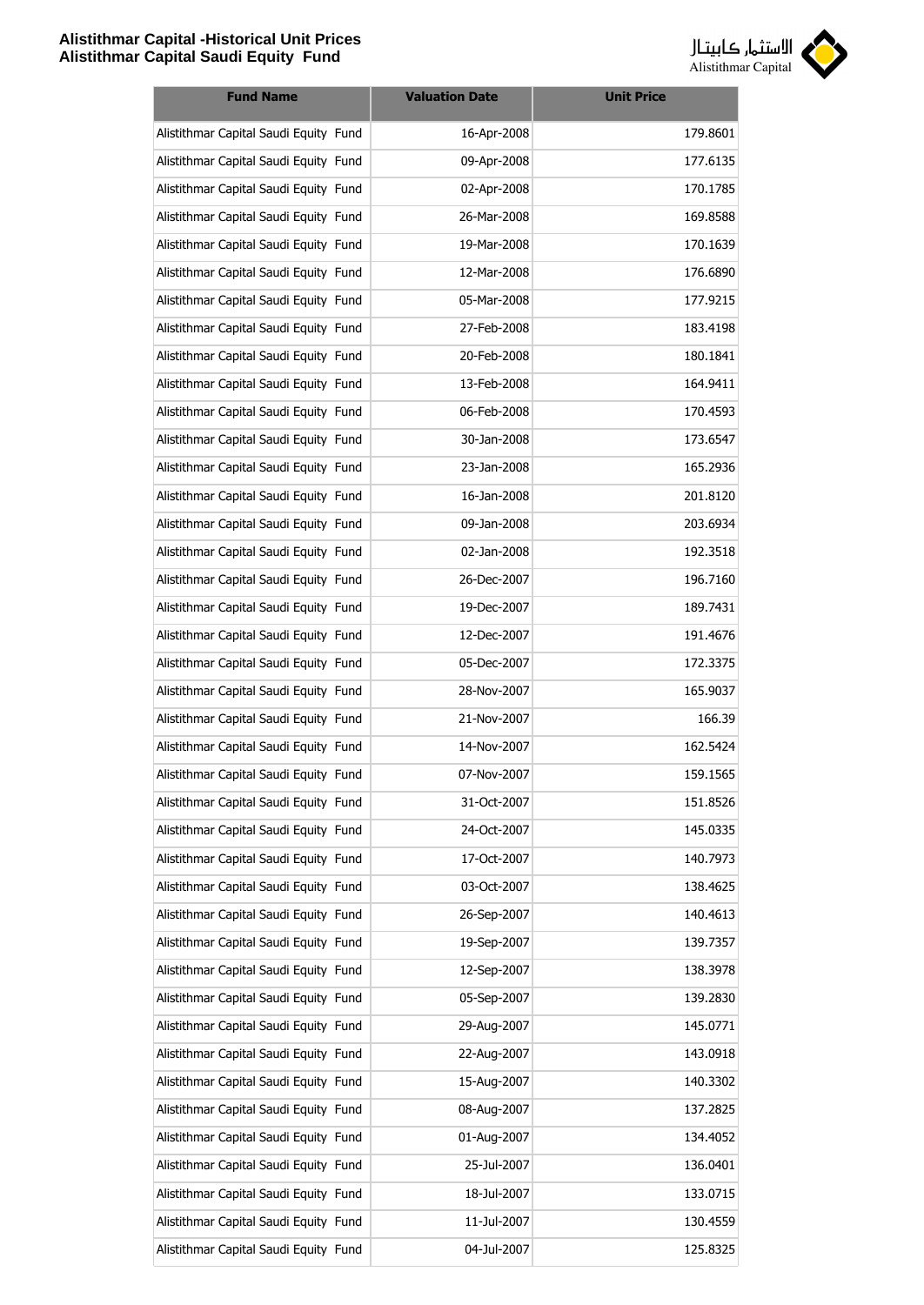| Fund Name | Valuation Date | Unit Price |
|---|---|---|
| Alistithmar Capital Saudi Equity Fund | 16-Apr-2008 | 179.8601 |
| Alistithmar Capital Saudi Equity Fund | 09-Apr-2008 | 177.6135 |
| Alistithmar Capital Saudi Equity Fund | 02-Apr-2008 | 170.1785 |
| Alistithmar Capital Saudi Equity Fund | 26-Mar-2008 | 169.8588 |
| Alistithmar Capital Saudi Equity Fund | 19-Mar-2008 | 170.1639 |
| Alistithmar Capital Saudi Equity Fund | 12-Mar-2008 | 176.6890 |
| Alistithmar Capital Saudi Equity Fund | 05-Mar-2008 | 177.9215 |
| Alistithmar Capital Saudi Equity Fund | 27-Feb-2008 | 183.4198 |
| Alistithmar Capital Saudi Equity Fund | 20-Feb-2008 | 180.1841 |
| Alistithmar Capital Saudi Equity Fund | 13-Feb-2008 | 164.9411 |
| Alistithmar Capital Saudi Equity Fund | 06-Feb-2008 | 170.4593 |
| Alistithmar Capital Saudi Equity Fund | 30-Jan-2008 | 173.6547 |
| Alistithmar Capital Saudi Equity Fund | 23-Jan-2008 | 165.2936 |
| Alistithmar Capital Saudi Equity Fund | 16-Jan-2008 | 201.8120 |
| Alistithmar Capital Saudi Equity Fund | 09-Jan-2008 | 203.6934 |
| Alistithmar Capital Saudi Equity Fund | 02-Jan-2008 | 192.3518 |
| Alistithmar Capital Saudi Equity Fund | 26-Dec-2007 | 196.7160 |
| Alistithmar Capital Saudi Equity Fund | 19-Dec-2007 | 189.7431 |
| Alistithmar Capital Saudi Equity Fund | 12-Dec-2007 | 191.4676 |
| Alistithmar Capital Saudi Equity Fund | 05-Dec-2007 | 172.3375 |
| Alistithmar Capital Saudi Equity Fund | 28-Nov-2007 | 165.9037 |
| Alistithmar Capital Saudi Equity Fund | 21-Nov-2007 | 166.39 |
| Alistithmar Capital Saudi Equity Fund | 14-Nov-2007 | 162.5424 |
| Alistithmar Capital Saudi Equity Fund | 07-Nov-2007 | 159.1565 |
| Alistithmar Capital Saudi Equity Fund | 31-Oct-2007 | 151.8526 |
| Alistithmar Capital Saudi Equity Fund | 24-Oct-2007 | 145.0335 |
| Alistithmar Capital Saudi Equity Fund | 17-Oct-2007 | 140.7973 |
| Alistithmar Capital Saudi Equity Fund | 03-Oct-2007 | 138.4625 |
| Alistithmar Capital Saudi Equity Fund | 26-Sep-2007 | 140.4613 |
| Alistithmar Capital Saudi Equity Fund | 19-Sep-2007 | 139.7357 |
| Alistithmar Capital Saudi Equity Fund | 12-Sep-2007 | 138.3978 |
| Alistithmar Capital Saudi Equity Fund | 05-Sep-2007 | 139.2830 |
| Alistithmar Capital Saudi Equity Fund | 29-Aug-2007 | 145.0771 |
| Alistithmar Capital Saudi Equity Fund | 22-Aug-2007 | 143.0918 |
| Alistithmar Capital Saudi Equity Fund | 15-Aug-2007 | 140.3302 |
| Alistithmar Capital Saudi Equity Fund | 08-Aug-2007 | 137.2825 |
| Alistithmar Capital Saudi Equity Fund | 01-Aug-2007 | 134.4052 |
| Alistithmar Capital Saudi Equity Fund | 25-Jul-2007 | 136.0401 |
| Alistithmar Capital Saudi Equity Fund | 18-Jul-2007 | 133.0715 |
| Alistithmar Capital Saudi Equity Fund | 11-Jul-2007 | 130.4559 |
| Alistithmar Capital Saudi Equity Fund | 04-Jul-2007 | 125.8325 |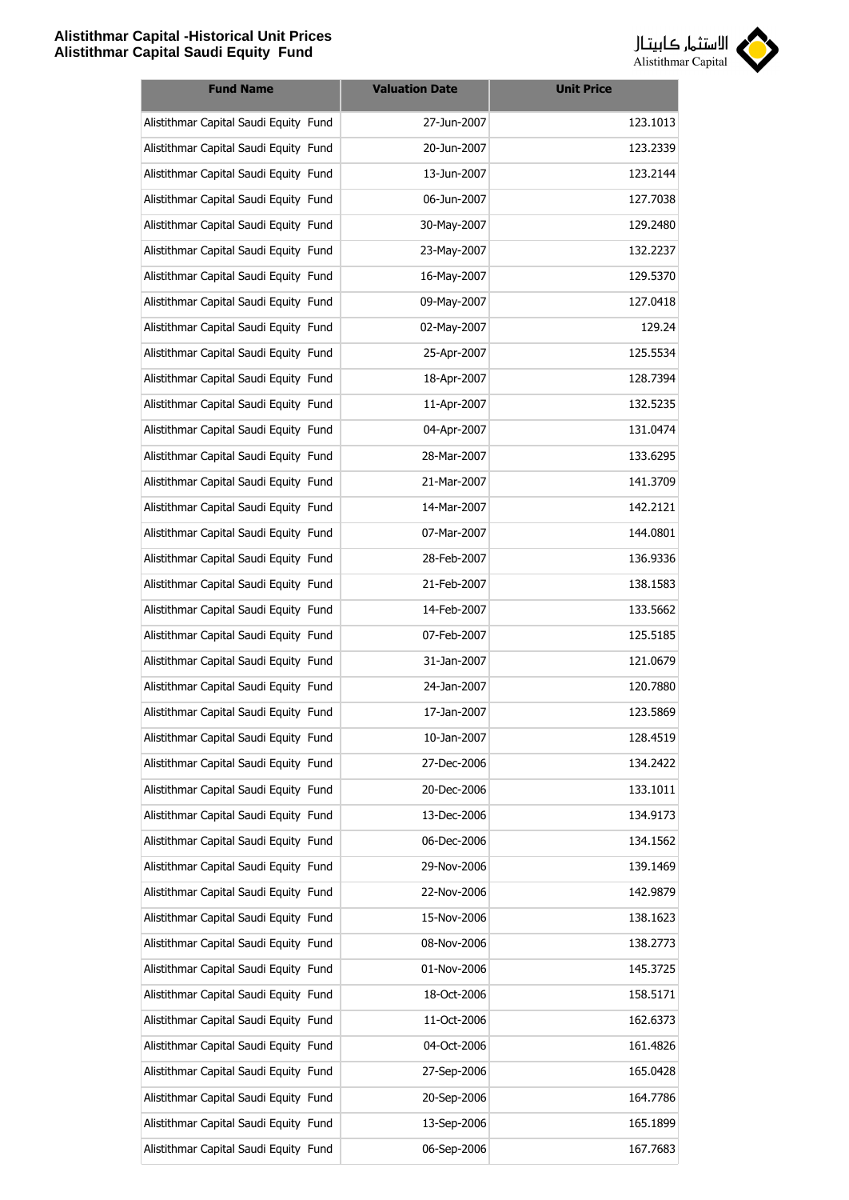| Fund Name | Valuation Date | Unit Price |
|---|---|---|
| Alistithmar Capital Saudi Equity Fund | 27-Jun-2007 | 123.1013 |
| Alistithmar Capital Saudi Equity Fund | 20-Jun-2007 | 123.2339 |
| Alistithmar Capital Saudi Equity Fund | 13-Jun-2007 | 123.2144 |
| Alistithmar Capital Saudi Equity Fund | 06-Jun-2007 | 127.7038 |
| Alistithmar Capital Saudi Equity Fund | 30-May-2007 | 129.2480 |
| Alistithmar Capital Saudi Equity Fund | 23-May-2007 | 132.2237 |
| Alistithmar Capital Saudi Equity Fund | 16-May-2007 | 129.5370 |
| Alistithmar Capital Saudi Equity Fund | 09-May-2007 | 127.0418 |
| Alistithmar Capital Saudi Equity Fund | 02-May-2007 | 129.24 |
| Alistithmar Capital Saudi Equity Fund | 25-Apr-2007 | 125.5534 |
| Alistithmar Capital Saudi Equity Fund | 18-Apr-2007 | 128.7394 |
| Alistithmar Capital Saudi Equity Fund | 11-Apr-2007 | 132.5235 |
| Alistithmar Capital Saudi Equity Fund | 04-Apr-2007 | 131.0474 |
| Alistithmar Capital Saudi Equity Fund | 28-Mar-2007 | 133.6295 |
| Alistithmar Capital Saudi Equity Fund | 21-Mar-2007 | 141.3709 |
| Alistithmar Capital Saudi Equity Fund | 14-Mar-2007 | 142.2121 |
| Alistithmar Capital Saudi Equity Fund | 07-Mar-2007 | 144.0801 |
| Alistithmar Capital Saudi Equity Fund | 28-Feb-2007 | 136.9336 |
| Alistithmar Capital Saudi Equity Fund | 21-Feb-2007 | 138.1583 |
| Alistithmar Capital Saudi Equity Fund | 14-Feb-2007 | 133.5662 |
| Alistithmar Capital Saudi Equity Fund | 07-Feb-2007 | 125.5185 |
| Alistithmar Capital Saudi Equity Fund | 31-Jan-2007 | 121.0679 |
| Alistithmar Capital Saudi Equity Fund | 24-Jan-2007 | 120.7880 |
| Alistithmar Capital Saudi Equity Fund | 17-Jan-2007 | 123.5869 |
| Alistithmar Capital Saudi Equity Fund | 10-Jan-2007 | 128.4519 |
| Alistithmar Capital Saudi Equity Fund | 27-Dec-2006 | 134.2422 |
| Alistithmar Capital Saudi Equity Fund | 20-Dec-2006 | 133.1011 |
| Alistithmar Capital Saudi Equity Fund | 13-Dec-2006 | 134.9173 |
| Alistithmar Capital Saudi Equity Fund | 06-Dec-2006 | 134.1562 |
| Alistithmar Capital Saudi Equity Fund | 29-Nov-2006 | 139.1469 |
| Alistithmar Capital Saudi Equity Fund | 22-Nov-2006 | 142.9879 |
| Alistithmar Capital Saudi Equity Fund | 15-Nov-2006 | 138.1623 |
| Alistithmar Capital Saudi Equity Fund | 08-Nov-2006 | 138.2773 |
| Alistithmar Capital Saudi Equity Fund | 01-Nov-2006 | 145.3725 |
| Alistithmar Capital Saudi Equity Fund | 18-Oct-2006 | 158.5171 |
| Alistithmar Capital Saudi Equity Fund | 11-Oct-2006 | 162.6373 |
| Alistithmar Capital Saudi Equity Fund | 04-Oct-2006 | 161.4826 |
| Alistithmar Capital Saudi Equity Fund | 27-Sep-2006 | 165.0428 |
| Alistithmar Capital Saudi Equity Fund | 20-Sep-2006 | 164.7786 |
| Alistithmar Capital Saudi Equity Fund | 13-Sep-2006 | 165.1899 |
| Alistithmar Capital Saudi Equity Fund | 06-Sep-2006 | 167.7683 |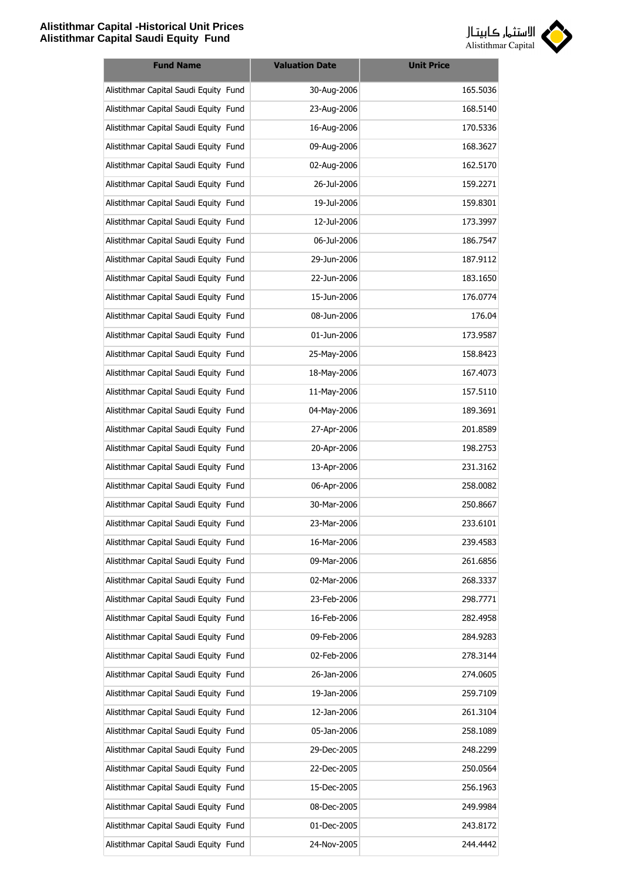| Fund Name | Valuation Date | Unit Price |
|---|---|---|
| Alistithmar Capital Saudi Equity Fund | 30-Aug-2006 | 165.5036 |
| Alistithmar Capital Saudi Equity Fund | 23-Aug-2006 | 168.5140 |
| Alistithmar Capital Saudi Equity Fund | 16-Aug-2006 | 170.5336 |
| Alistithmar Capital Saudi Equity Fund | 09-Aug-2006 | 168.3627 |
| Alistithmar Capital Saudi Equity Fund | 02-Aug-2006 | 162.5170 |
| Alistithmar Capital Saudi Equity Fund | 26-Jul-2006 | 159.2271 |
| Alistithmar Capital Saudi Equity Fund | 19-Jul-2006 | 159.8301 |
| Alistithmar Capital Saudi Equity Fund | 12-Jul-2006 | 173.3997 |
| Alistithmar Capital Saudi Equity Fund | 06-Jul-2006 | 186.7547 |
| Alistithmar Capital Saudi Equity Fund | 29-Jun-2006 | 187.9112 |
| Alistithmar Capital Saudi Equity Fund | 22-Jun-2006 | 183.1650 |
| Alistithmar Capital Saudi Equity Fund | 15-Jun-2006 | 176.0774 |
| Alistithmar Capital Saudi Equity Fund | 08-Jun-2006 | 176.04 |
| Alistithmar Capital Saudi Equity Fund | 01-Jun-2006 | 173.9587 |
| Alistithmar Capital Saudi Equity Fund | 25-May-2006 | 158.8423 |
| Alistithmar Capital Saudi Equity Fund | 18-May-2006 | 167.4073 |
| Alistithmar Capital Saudi Equity Fund | 11-May-2006 | 157.5110 |
| Alistithmar Capital Saudi Equity Fund | 04-May-2006 | 189.3691 |
| Alistithmar Capital Saudi Equity Fund | 27-Apr-2006 | 201.8589 |
| Alistithmar Capital Saudi Equity Fund | 20-Apr-2006 | 198.2753 |
| Alistithmar Capital Saudi Equity Fund | 13-Apr-2006 | 231.3162 |
| Alistithmar Capital Saudi Equity Fund | 06-Apr-2006 | 258.0082 |
| Alistithmar Capital Saudi Equity Fund | 30-Mar-2006 | 250.8667 |
| Alistithmar Capital Saudi Equity Fund | 23-Mar-2006 | 233.6101 |
| Alistithmar Capital Saudi Equity Fund | 16-Mar-2006 | 239.4583 |
| Alistithmar Capital Saudi Equity Fund | 09-Mar-2006 | 261.6856 |
| Alistithmar Capital Saudi Equity Fund | 02-Mar-2006 | 268.3337 |
| Alistithmar Capital Saudi Equity Fund | 23-Feb-2006 | 298.7771 |
| Alistithmar Capital Saudi Equity Fund | 16-Feb-2006 | 282.4958 |
| Alistithmar Capital Saudi Equity Fund | 09-Feb-2006 | 284.9283 |
| Alistithmar Capital Saudi Equity Fund | 02-Feb-2006 | 278.3144 |
| Alistithmar Capital Saudi Equity Fund | 26-Jan-2006 | 274.0605 |
| Alistithmar Capital Saudi Equity Fund | 19-Jan-2006 | 259.7109 |
| Alistithmar Capital Saudi Equity Fund | 12-Jan-2006 | 261.3104 |
| Alistithmar Capital Saudi Equity Fund | 05-Jan-2006 | 258.1089 |
| Alistithmar Capital Saudi Equity Fund | 29-Dec-2005 | 248.2299 |
| Alistithmar Capital Saudi Equity Fund | 22-Dec-2005 | 250.0564 |
| Alistithmar Capital Saudi Equity Fund | 15-Dec-2005 | 256.1963 |
| Alistithmar Capital Saudi Equity Fund | 08-Dec-2005 | 249.9984 |
| Alistithmar Capital Saudi Equity Fund | 01-Dec-2005 | 243.8172 |
| Alistithmar Capital Saudi Equity Fund | 24-Nov-2005 | 244.4442 |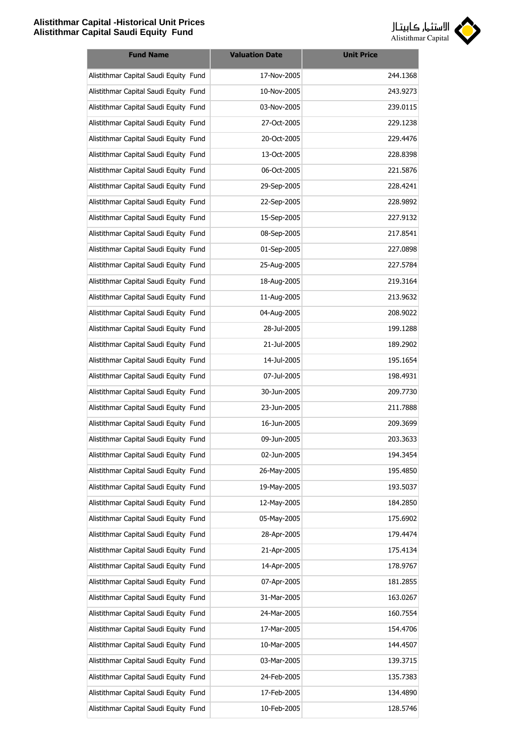| Fund Name | Valuation Date | Unit Price |
|---|---|---|
| Alistithmar Capital Saudi Equity Fund | 17-Nov-2005 | 244.1368 |
| Alistithmar Capital Saudi Equity Fund | 10-Nov-2005 | 243.9273 |
| Alistithmar Capital Saudi Equity Fund | 03-Nov-2005 | 239.0115 |
| Alistithmar Capital Saudi Equity Fund | 27-Oct-2005 | 229.1238 |
| Alistithmar Capital Saudi Equity Fund | 20-Oct-2005 | 229.4476 |
| Alistithmar Capital Saudi Equity Fund | 13-Oct-2005 | 228.8398 |
| Alistithmar Capital Saudi Equity Fund | 06-Oct-2005 | 221.5876 |
| Alistithmar Capital Saudi Equity Fund | 29-Sep-2005 | 228.4241 |
| Alistithmar Capital Saudi Equity Fund | 22-Sep-2005 | 228.9892 |
| Alistithmar Capital Saudi Equity Fund | 15-Sep-2005 | 227.9132 |
| Alistithmar Capital Saudi Equity Fund | 08-Sep-2005 | 217.8541 |
| Alistithmar Capital Saudi Equity Fund | 01-Sep-2005 | 227.0898 |
| Alistithmar Capital Saudi Equity Fund | 25-Aug-2005 | 227.5784 |
| Alistithmar Capital Saudi Equity Fund | 18-Aug-2005 | 219.3164 |
| Alistithmar Capital Saudi Equity Fund | 11-Aug-2005 | 213.9632 |
| Alistithmar Capital Saudi Equity Fund | 04-Aug-2005 | 208.9022 |
| Alistithmar Capital Saudi Equity Fund | 28-Jul-2005 | 199.1288 |
| Alistithmar Capital Saudi Equity Fund | 21-Jul-2005 | 189.2902 |
| Alistithmar Capital Saudi Equity Fund | 14-Jul-2005 | 195.1654 |
| Alistithmar Capital Saudi Equity Fund | 07-Jul-2005 | 198.4931 |
| Alistithmar Capital Saudi Equity Fund | 30-Jun-2005 | 209.7730 |
| Alistithmar Capital Saudi Equity Fund | 23-Jun-2005 | 211.7888 |
| Alistithmar Capital Saudi Equity Fund | 16-Jun-2005 | 209.3699 |
| Alistithmar Capital Saudi Equity Fund | 09-Jun-2005 | 203.3633 |
| Alistithmar Capital Saudi Equity Fund | 02-Jun-2005 | 194.3454 |
| Alistithmar Capital Saudi Equity Fund | 26-May-2005 | 195.4850 |
| Alistithmar Capital Saudi Equity Fund | 19-May-2005 | 193.5037 |
| Alistithmar Capital Saudi Equity Fund | 12-May-2005 | 184.2850 |
| Alistithmar Capital Saudi Equity Fund | 05-May-2005 | 175.6902 |
| Alistithmar Capital Saudi Equity Fund | 28-Apr-2005 | 179.4474 |
| Alistithmar Capital Saudi Equity Fund | 21-Apr-2005 | 175.4134 |
| Alistithmar Capital Saudi Equity Fund | 14-Apr-2005 | 178.9767 |
| Alistithmar Capital Saudi Equity Fund | 07-Apr-2005 | 181.2855 |
| Alistithmar Capital Saudi Equity Fund | 31-Mar-2005 | 163.0267 |
| Alistithmar Capital Saudi Equity Fund | 24-Mar-2005 | 160.7554 |
| Alistithmar Capital Saudi Equity Fund | 17-Mar-2005 | 154.4706 |
| Alistithmar Capital Saudi Equity Fund | 10-Mar-2005 | 144.4507 |
| Alistithmar Capital Saudi Equity Fund | 03-Mar-2005 | 139.3715 |
| Alistithmar Capital Saudi Equity Fund | 24-Feb-2005 | 135.7383 |
| Alistithmar Capital Saudi Equity Fund | 17-Feb-2005 | 134.4890 |
| Alistithmar Capital Saudi Equity Fund | 10-Feb-2005 | 128.5746 |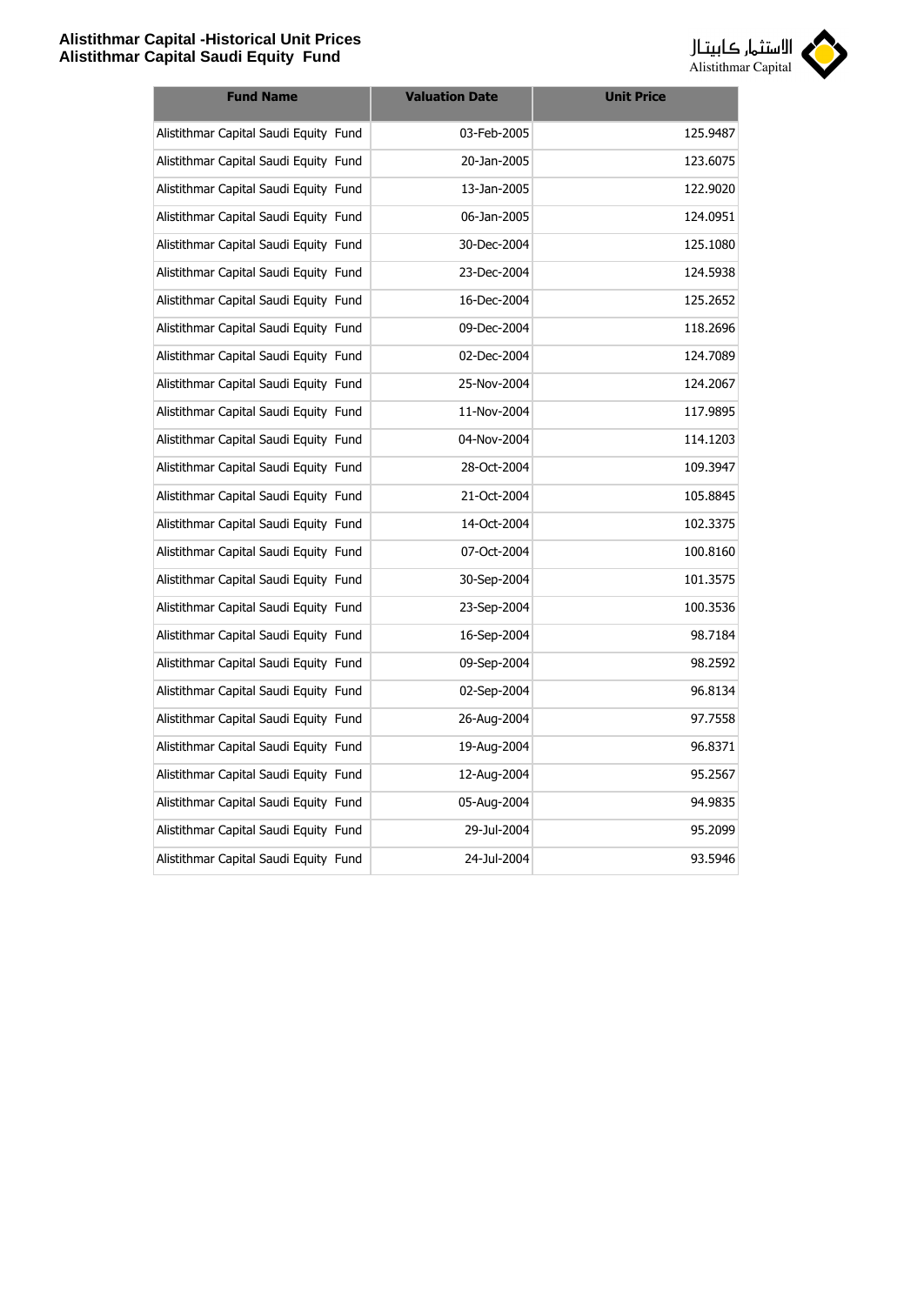# Alistithmar Capital -Historical Unit Prices
## Alistithmar Capital Saudi Equity Fund

| Fund Name | Valuation Date | Unit Price |
|---|---|---|
| Alistithmar Capital Saudi Equity Fund | 03-Feb-2005 | 125.9487 |
| Alistithmar Capital Saudi Equity Fund | 20-Jan-2005 | 123.6075 |
| Alistithmar Capital Saudi Equity Fund | 13-Jan-2005 | 122.9020 |
| Alistithmar Capital Saudi Equity Fund | 06-Jan-2005 | 124.0951 |
| Alistithmar Capital Saudi Equity Fund | 30-Dec-2004 | 125.1080 |
| Alistithmar Capital Saudi Equity Fund | 23-Dec-2004 | 124.5938 |
| Alistithmar Capital Saudi Equity Fund | 16-Dec-2004 | 125.2652 |
| Alistithmar Capital Saudi Equity Fund | 09-Dec-2004 | 118.2696 |
| Alistithmar Capital Saudi Equity Fund | 02-Dec-2004 | 124.7089 |
| Alistithmar Capital Saudi Equity Fund | 25-Nov-2004 | 124.2067 |
| Alistithmar Capital Saudi Equity Fund | 11-Nov-2004 | 117.9895 |
| Alistithmar Capital Saudi Equity Fund | 04-Nov-2004 | 114.1203 |
| Alistithmar Capital Saudi Equity Fund | 28-Oct-2004 | 109.3947 |
| Alistithmar Capital Saudi Equity Fund | 21-Oct-2004 | 105.8845 |
| Alistithmar Capital Saudi Equity Fund | 14-Oct-2004 | 102.3375 |
| Alistithmar Capital Saudi Equity Fund | 07-Oct-2004 | 100.8160 |
| Alistithmar Capital Saudi Equity Fund | 30-Sep-2004 | 101.3575 |
| Alistithmar Capital Saudi Equity Fund | 23-Sep-2004 | 100.3536 |
| Alistithmar Capital Saudi Equity Fund | 16-Sep-2004 | 98.7184 |
| Alistithmar Capital Saudi Equity Fund | 09-Sep-2004 | 98.2592 |
| Alistithmar Capital Saudi Equity Fund | 02-Sep-2004 | 96.8134 |
| Alistithmar Capital Saudi Equity Fund | 26-Aug-2004 | 97.7558 |
| Alistithmar Capital Saudi Equity Fund | 19-Aug-2004 | 96.8371 |
| Alistithmar Capital Saudi Equity Fund | 12-Aug-2004 | 95.2567 |
| Alistithmar Capital Saudi Equity Fund | 05-Aug-2004 | 94.9835 |
| Alistithmar Capital Saudi Equity Fund | 29-Jul-2004 | 95.2099 |
| Alistithmar Capital Saudi Equity Fund | 24-Jul-2004 | 93.5946 |